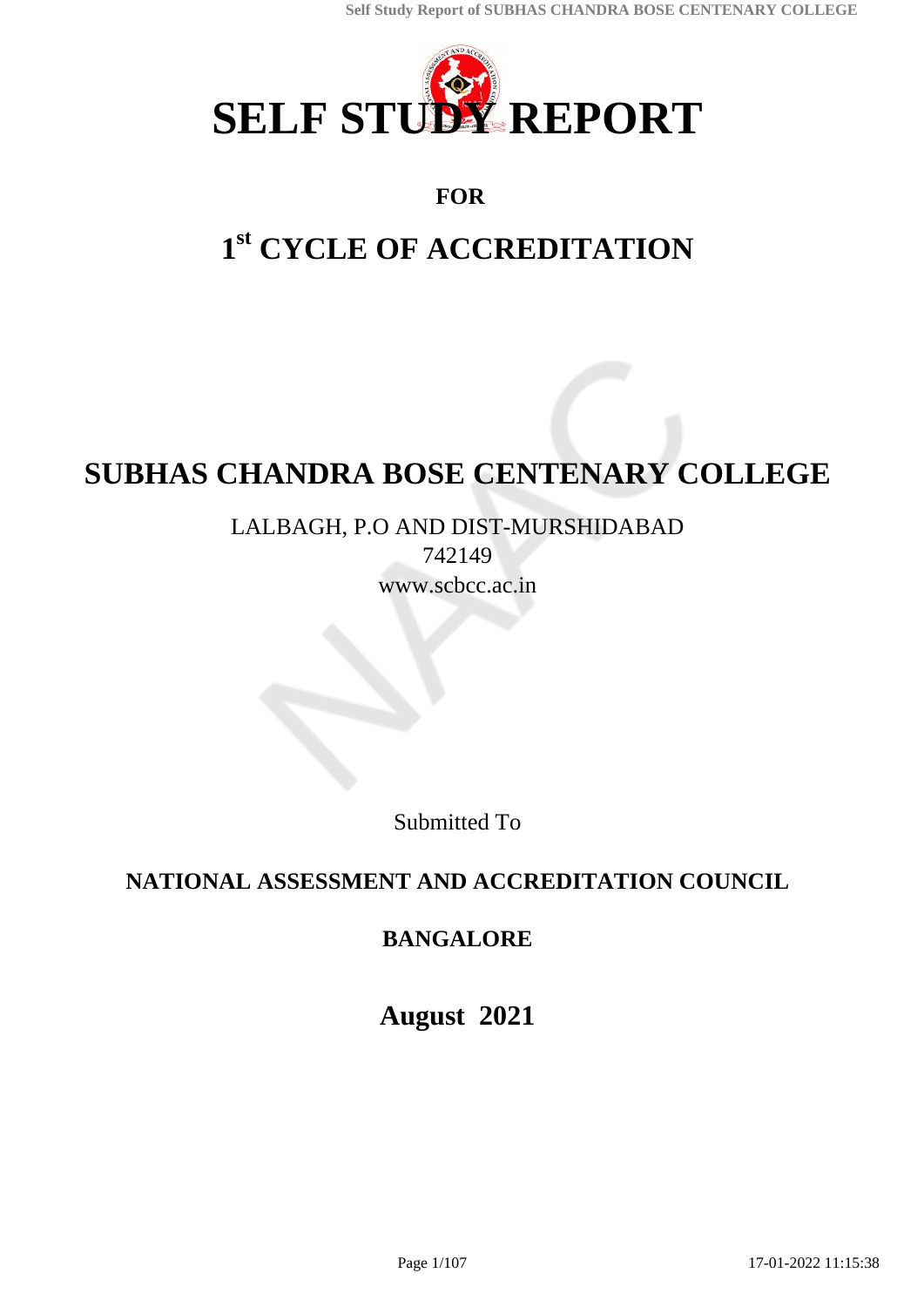# SELF STUDY REPORT

**FOR**

## 1st CYCLE OF ACCREDITATION

# SUBHAS CHANDRA BOSE CENTENARY COLLEGE

LALBAGH, P.O AND DIST-MURSHIDABAD
742149
www.scbcc.ac.in

Submitted To

**NATIONAL ASSESSMENT AND ACCREDITATION COUNCIL**

**BANGALORE**

**August 2021**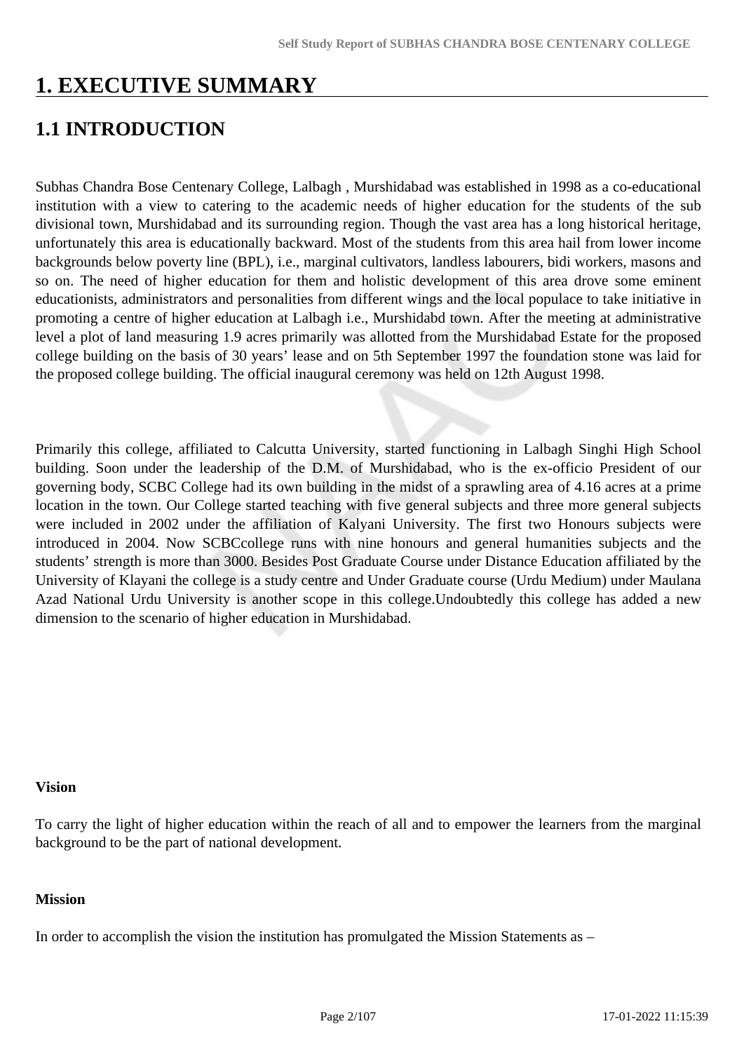# 1. EXECUTIVE SUMMARY

## 1.1 INTRODUCTION

Subhas Chandra Bose Centenary College, Lalbagh , Murshidabad was established in 1998 as a co-educational institution with a view to catering to the academic needs of higher education for the students of the sub divisional town, Murshidabad and its surrounding region. Though the vast area has a long historical heritage, unfortunately this area is educationally backward. Most of the students from this area hail from lower income backgrounds below poverty line (BPL), i.e., marginal cultivators, landless labourers, bidi workers, masons and so on. The need of higher education for them and holistic development of this area drove some eminent educationists, administrators and personalities from different wings and the local populace to take initiative in promoting a centre of higher education at Lalbagh i.e., Murshidabd town. After the meeting at administrative level a plot of land measuring 1.9 acres primarily was allotted from the Murshidabad Estate for the proposed college building on the basis of 30 years' lease and on 5th September 1997 the foundation stone was laid for the proposed college building. The official inaugural ceremony was held on 12th August 1998.

Primarily this college, affiliated to Calcutta University, started functioning in Lalbagh Singhi High School building. Soon under the leadership of the D.M. of Murshidabad, who is the ex-officio President of our governing body, SCBC College had its own building in the midst of a sprawling area of 4.16 acres at a prime location in the town. Our College started teaching with five general subjects and three more general subjects were included in 2002 under the affiliation of Kalyani University. The first two Honours subjects were introduced in 2004. Now SCBCcollege runs with nine honours and general humanities subjects and the students' strength is more than 3000. Besides Post Graduate Course under Distance Education affiliated by the University of Klayani the college is a study centre and Under Graduate course (Urdu Medium) under Maulana Azad National Urdu University is another scope in this college.Undoubtedly this college has added a new dimension to the scenario of higher education in Murshidabad.

**Vision**

To carry the light of higher education within the reach of all and to empower the learners from the marginal background to be the part of national development.

**Mission**

In order to accomplish the vision the institution has promulgated the Mission Statements as –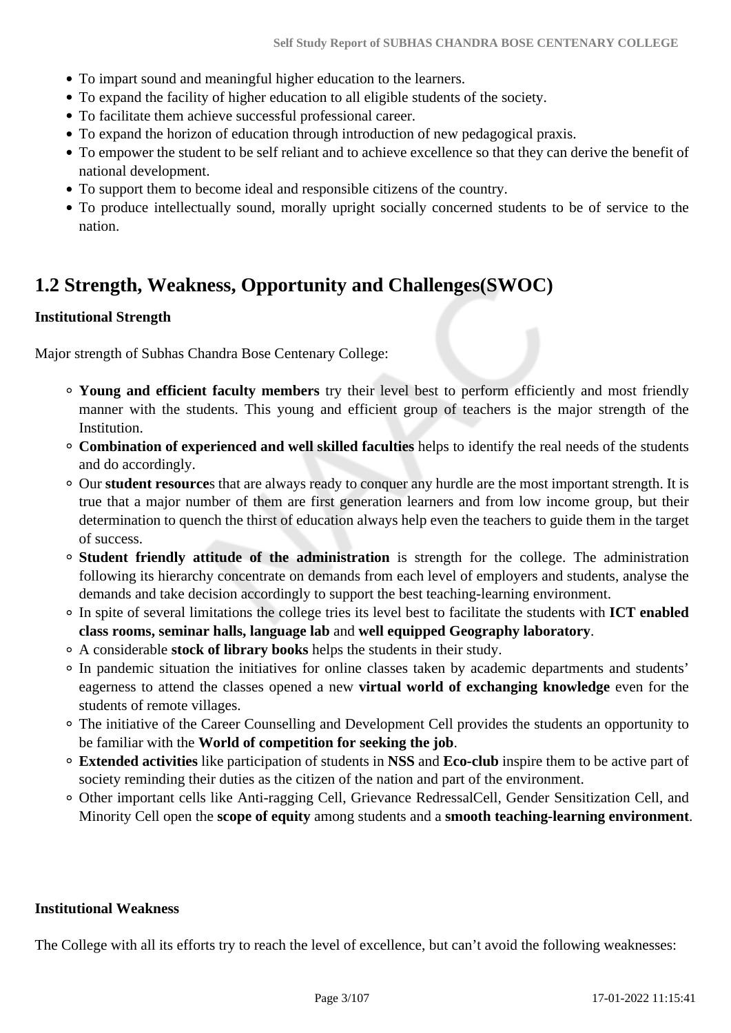- To impart sound and meaningful higher education to the learners.
- To expand the facility of higher education to all eligible students of the society.
- To facilitate them achieve successful professional career.
- To expand the horizon of education through introduction of new pedagogical praxis.
- To empower the student to be self reliant and to achieve excellence so that they can derive the benefit of national development.
- To support them to become ideal and responsible citizens of the country.
- To produce intellectually sound, morally upright socially concerned students to be of service to the nation.

## 1.2 Strength, Weakness, Opportunity and Challenges(SWOC)

**Institutional Strength**

Major strength of Subhas Chandra Bose Centenary College:

- **Young and efficient faculty members** try their level best to perform efficiently and most friendly manner with the students. This young and efficient group of teachers is the major strength of the Institution.
- **Combination of experienced and well skilled faculties** helps to identify the real needs of the students and do accordingly.
- Our **student resource**s that are always ready to conquer any hurdle are the most important strength. It is true that a major number of them are first generation learners and from low income group, but their determination to quench the thirst of education always help even the teachers to guide them in the target of success.
- **Student friendly attitude of the administration** is strength for the college. The administration following its hierarchy concentrate on demands from each level of employers and students, analyse the demands and take decision accordingly to support the best teaching-learning environment.
- In spite of several limitations the college tries its level best to facilitate the students with **ICT enabled class rooms, seminar halls, language lab** and **well equipped Geography laboratory**.
- A considerable **stock of library books** helps the students in their study.
- In pandemic situation the initiatives for online classes taken by academic departments and students' eagerness to attend the classes opened a new **virtual world of exchanging knowledge** even for the students of remote villages.
- The initiative of the Career Counselling and Development Cell provides the students an opportunity to be familiar with the **World of competition for seeking the job**.
- **Extended activities** like participation of students in **NSS** and **Eco-club** inspire them to be active part of society reminding their duties as the citizen of the nation and part of the environment.
- Other important cells like Anti-ragging Cell, Grievance RedressalCell, Gender Sensitization Cell, and Minority Cell open the **scope of equity** among students and a **smooth teaching-learning environment**.

**Institutional Weakness**

The College with all its efforts try to reach the level of excellence, but can't avoid the following weaknesses: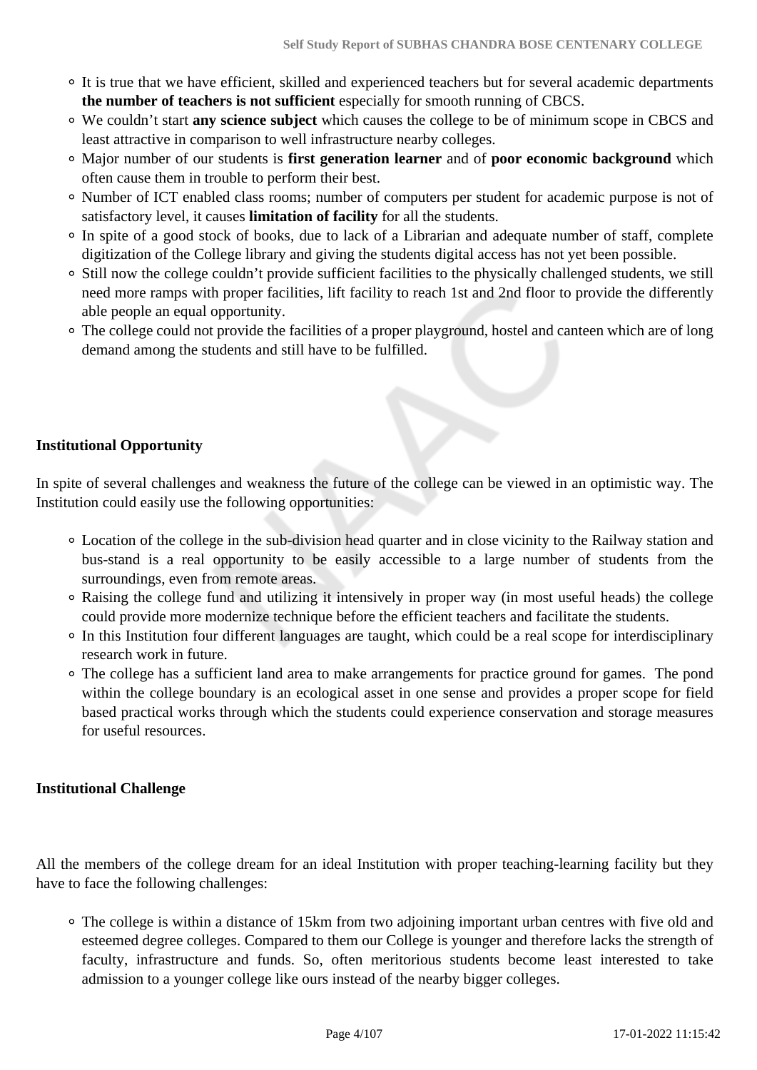- It is true that we have efficient, skilled and experienced teachers but for several academic departments **the number of teachers is not sufficient** especially for smooth running of CBCS.
- We couldn't start **any science subject** which causes the college to be of minimum scope in CBCS and least attractive in comparison to well infrastructure nearby colleges.
- Major number of our students is **first generation learner** and of **poor economic background** which often cause them in trouble to perform their best.
- Number of ICT enabled class rooms; number of computers per student for academic purpose is not of satisfactory level, it causes **limitation of facility** for all the students.
- In spite of a good stock of books, due to lack of a Librarian and adequate number of staff, complete digitization of the College library and giving the students digital access has not yet been possible.
- Still now the college couldn't provide sufficient facilities to the physically challenged students, we still need more ramps with proper facilities, lift facility to reach 1st and 2nd floor to provide the differently able people an equal opportunity.
- The college could not provide the facilities of a proper playground, hostel and canteen which are of long demand among the students and still have to be fulfilled.

**Institutional Opportunity**

In spite of several challenges and weakness the future of the college can be viewed in an optimistic way. The Institution could easily use the following opportunities:

- Location of the college in the sub-division head quarter and in close vicinity to the Railway station and bus-stand is a real opportunity to be easily accessible to a large number of students from the surroundings, even from remote areas.
- Raising the college fund and utilizing it intensively in proper way (in most useful heads) the college could provide more modernize technique before the efficient teachers and facilitate the students.
- In this Institution four different languages are taught, which could be a real scope for interdisciplinary research work in future.
- The college has a sufficient land area to make arrangements for practice ground for games. The pond within the college boundary is an ecological asset in one sense and provides a proper scope for field based practical works through which the students could experience conservation and storage measures for useful resources.

**Institutional Challenge**

All the members of the college dream for an ideal Institution with proper teaching-learning facility but they have to face the following challenges:

- The college is within a distance of 15km from two adjoining important urban centres with five old and esteemed degree colleges. Compared to them our College is younger and therefore lacks the strength of faculty, infrastructure and funds. So, often meritorious students become least interested to take admission to a younger college like ours instead of the nearby bigger colleges.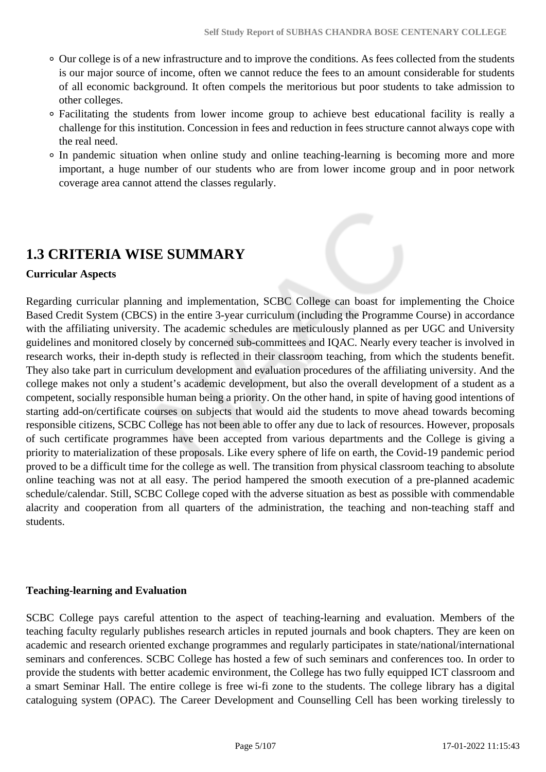- Our college is of a new infrastructure and to improve the conditions. As fees collected from the students is our major source of income, often we cannot reduce the fees to an amount considerable for students of all economic background. It often compels the meritorious but poor students to take admission to other colleges.
- Facilitating the students from lower income group to achieve best educational facility is really a challenge for this institution. Concession in fees and reduction in fees structure cannot always cope with the real need.
- In pandemic situation when online study and online teaching-learning is becoming more and more important, a huge number of our students who are from lower income group and in poor network coverage area cannot attend the classes regularly.

## 1.3 CRITERIA WISE SUMMARY

**Curricular Aspects**

Regarding curricular planning and implementation, SCBC College can boast for implementing the Choice Based Credit System (CBCS) in the entire 3-year curriculum (including the Programme Course) in accordance with the affiliating university. The academic schedules are meticulously planned as per UGC and University guidelines and monitored closely by concerned sub-committees and IQAC. Nearly every teacher is involved in research works, their in-depth study is reflected in their classroom teaching, from which the students benefit. They also take part in curriculum development and evaluation procedures of the affiliating university. And the college makes not only a student's academic development, but also the overall development of a student as a competent, socially responsible human being a priority. On the other hand, in spite of having good intentions of starting add-on/certificate courses on subjects that would aid the students to move ahead towards becoming responsible citizens, SCBC College has not been able to offer any due to lack of resources. However, proposals of such certificate programmes have been accepted from various departments and the College is giving a priority to materialization of these proposals. Like every sphere of life on earth, the Covid-19 pandemic period proved to be a difficult time for the college as well. The transition from physical classroom teaching to absolute online teaching was not at all easy. The period hampered the smooth execution of a pre-planned academic schedule/calendar. Still, SCBC College coped with the adverse situation as best as possible with commendable alacrity and cooperation from all quarters of the administration, the teaching and non-teaching staff and students.

**Teaching-learning and Evaluation**

SCBC College pays careful attention to the aspect of teaching-learning and evaluation. Members of the teaching faculty regularly publishes research articles in reputed journals and book chapters. They are keen on academic and research oriented exchange programmes and regularly participates in state/national/international seminars and conferences. SCBC College has hosted a few of such seminars and conferences too. In order to provide the students with better academic environment, the College has two fully equipped ICT classroom and a smart Seminar Hall. The entire college is free wi-fi zone to the students. The college library has a digital cataloguing system (OPAC). The Career Development and Counselling Cell has been working tirelessly to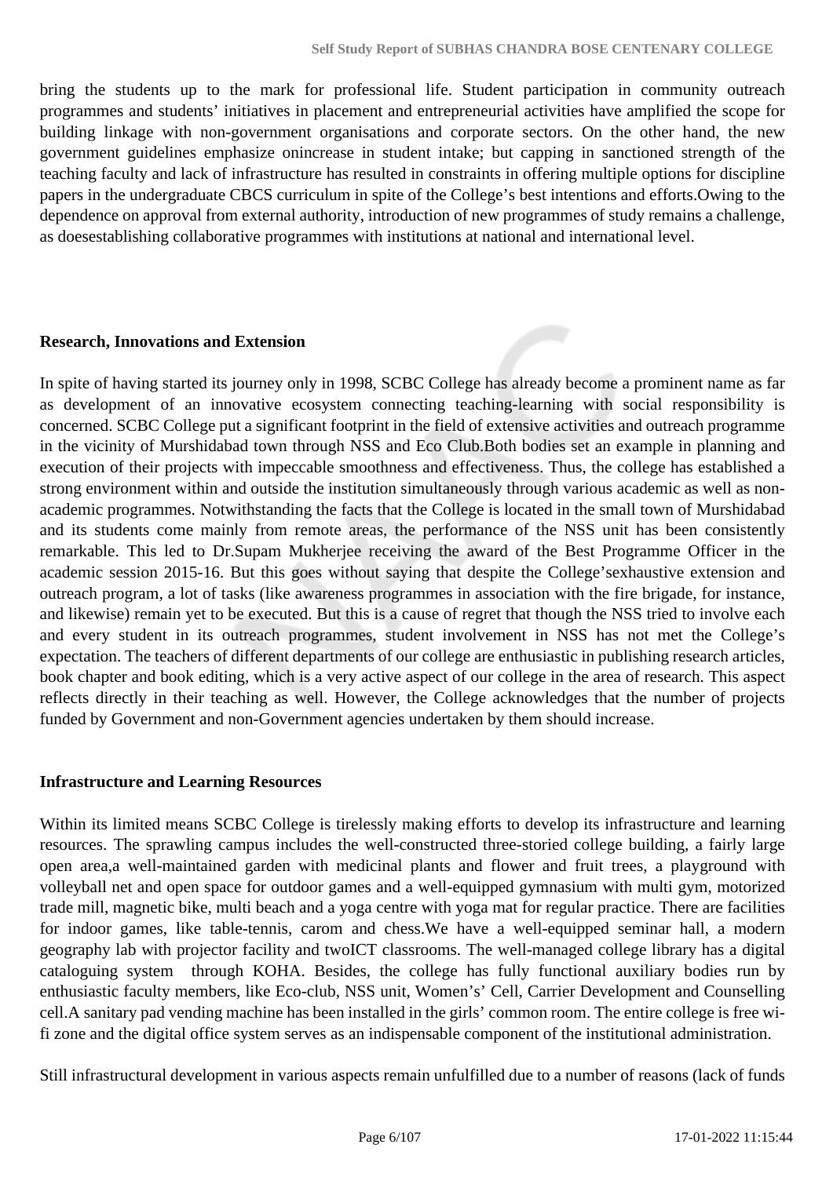bring the students up to the mark for professional life. Student participation in community outreach programmes and students' initiatives in placement and entrepreneurial activities have amplified the scope for building linkage with non-government organisations and corporate sectors. On the other hand, the new government guidelines emphasize onincrease in student intake; but capping in sanctioned strength of the teaching faculty and lack of infrastructure has resulted in constraints in offering multiple options for discipline papers in the undergraduate CBCS curriculum in spite of the College's best intentions and efforts.Owing to the dependence on approval from external authority, introduction of new programmes of study remains a challenge, as doesestablishing collaborative programmes with institutions at national and international level.

**Research, Innovations and Extension**

In spite of having started its journey only in 1998, SCBC College has already become a prominent name as far as development of an innovative ecosystem connecting teaching-learning with social responsibility is concerned. SCBC College put a significant footprint in the field of extensive activities and outreach programme in the vicinity of Murshidabad town through NSS and Eco Club.Both bodies set an example in planning and execution of their projects with impeccable smoothness and effectiveness. Thus, the college has established a strong environment within and outside the institution simultaneously through various academic as well as non-academic programmes. Notwithstanding the facts that the College is located in the small town of Murshidabad and its students come mainly from remote areas, the performance of the NSS unit has been consistently remarkable. This led to Dr.Supam Mukherjee receiving the award of the Best Programme Officer in the academic session 2015-16. But this goes without saying that despite the College'sexhaustive extension and outreach program, a lot of tasks (like awareness programmes in association with the fire brigade, for instance, and likewise) remain yet to be executed. But this is a cause of regret that though the NSS tried to involve each and every student in its outreach programmes, student involvement in NSS has not met the College's expectation. The teachers of different departments of our college are enthusiastic in publishing research articles, book chapter and book editing, which is a very active aspect of our college in the area of research. This aspect reflects directly in their teaching as well. However, the College acknowledges that the number of projects funded by Government and non-Government agencies undertaken by them should increase.

**Infrastructure and Learning Resources**

Within its limited means SCBC College is tirelessly making efforts to develop its infrastructure and learning resources. The sprawling campus includes the well-constructed three-storied college building, a fairly large open area,a well-maintained garden with medicinal plants and flower and fruit trees, a playground with volleyball net and open space for outdoor games and a well-equipped gymnasium with multi gym, motorized trade mill, magnetic bike, multi beach and a yoga centre with yoga mat for regular practice. There are facilities for indoor games, like table-tennis, carom and chess.We have a well-equipped seminar hall, a modern geography lab with projector facility and twoICT classrooms. The well-managed college library has a digital cataloguing system through KOHA. Besides, the college has fully functional auxiliary bodies run by enthusiastic faculty members, like Eco-club, NSS unit, Women's' Cell, Carrier Development and Counselling cell.A sanitary pad vending machine has been installed in the girls' common room. The entire college is free wi-fi zone and the digital office system serves as an indispensable component of the institutional administration.

Still infrastructural development in various aspects remain unfulfilled due to a number of reasons (lack of funds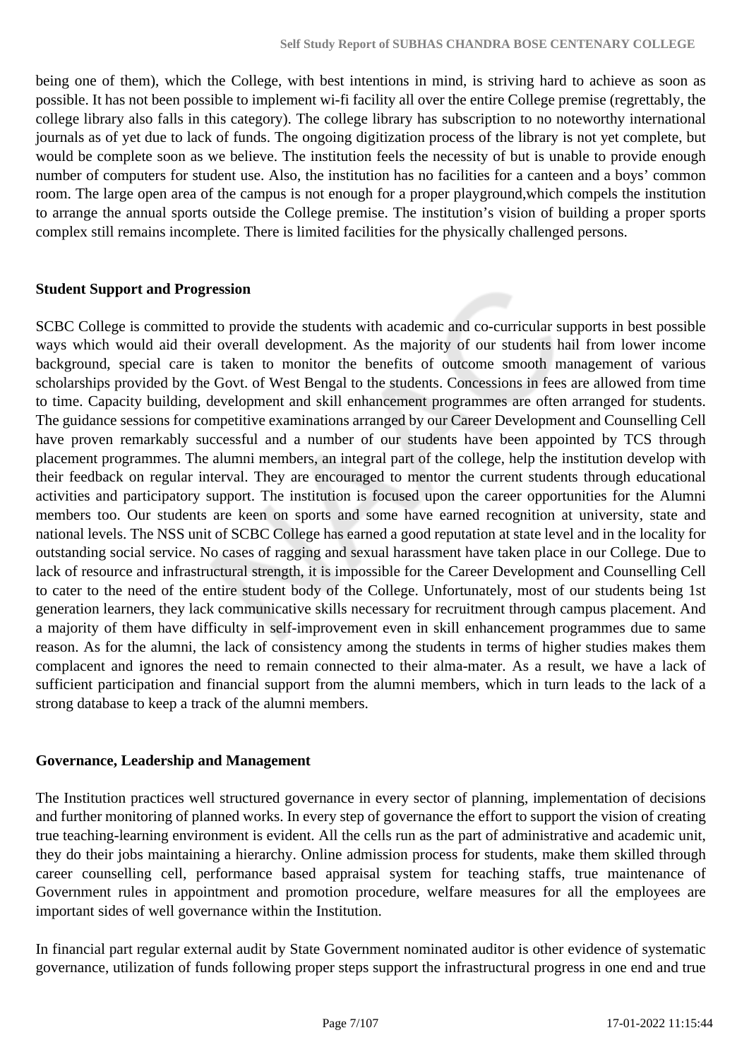being one of them), which the College, with best intentions in mind, is striving hard to achieve as soon as possible. It has not been possible to implement wi-fi facility all over the entire College premise (regrettably, the college library also falls in this category). The college library has subscription to no noteworthy international journals as of yet due to lack of funds. The ongoing digitization process of the library is not yet complete, but would be complete soon as we believe. The institution feels the necessity of but is unable to provide enough number of computers for student use. Also, the institution has no facilities for a canteen and a boys' common room. The large open area of the campus is not enough for a proper playground,which compels the institution to arrange the annual sports outside the College premise. The institution's vision of building a proper sports complex still remains incomplete. There is limited facilities for the physically challenged persons.

**Student Support and Progression**

SCBC College is committed to provide the students with academic and co-curricular supports in best possible ways which would aid their overall development. As the majority of our students hail from lower income background, special care is taken to monitor the benefits of outcome smooth management of various scholarships provided by the Govt. of West Bengal to the students. Concessions in fees are allowed from time to time. Capacity building, development and skill enhancement programmes are often arranged for students. The guidance sessions for competitive examinations arranged by our Career Development and Counselling Cell have proven remarkably successful and a number of our students have been appointed by TCS through placement programmes. The alumni members, an integral part of the college, help the institution develop with their feedback on regular interval. They are encouraged to mentor the current students through educational activities and participatory support. The institution is focused upon the career opportunities for the Alumni members too. Our students are keen on sports and some have earned recognition at university, state and national levels. The NSS unit of SCBC College has earned a good reputation at state level and in the locality for outstanding social service. No cases of ragging and sexual harassment have taken place in our College. Due to lack of resource and infrastructural strength, it is impossible for the Career Development and Counselling Cell to cater to the need of the entire student body of the College. Unfortunately, most of our students being 1st generation learners, they lack communicative skills necessary for recruitment through campus placement. And a majority of them have difficulty in self-improvement even in skill enhancement programmes due to same reason. As for the alumni, the lack of consistency among the students in terms of higher studies makes them complacent and ignores the need to remain connected to their alma-mater. As a result, we have a lack of sufficient participation and financial support from the alumni members, which in turn leads to the lack of a strong database to keep a track of the alumni members.

**Governance, Leadership and Management**

The Institution practices well structured governance in every sector of planning, implementation of decisions and further monitoring of planned works. In every step of governance the effort to support the vision of creating true teaching-learning environment is evident. All the cells run as the part of administrative and academic unit, they do their jobs maintaining a hierarchy. Online admission process for students, make them skilled through career counselling cell, performance based appraisal system for teaching staffs, true maintenance of Government rules in appointment and promotion procedure, welfare measures for all the employees are important sides of well governance within the Institution.

In financial part regular external audit by State Government nominated auditor is other evidence of systematic governance, utilization of funds following proper steps support the infrastructural progress in one end and true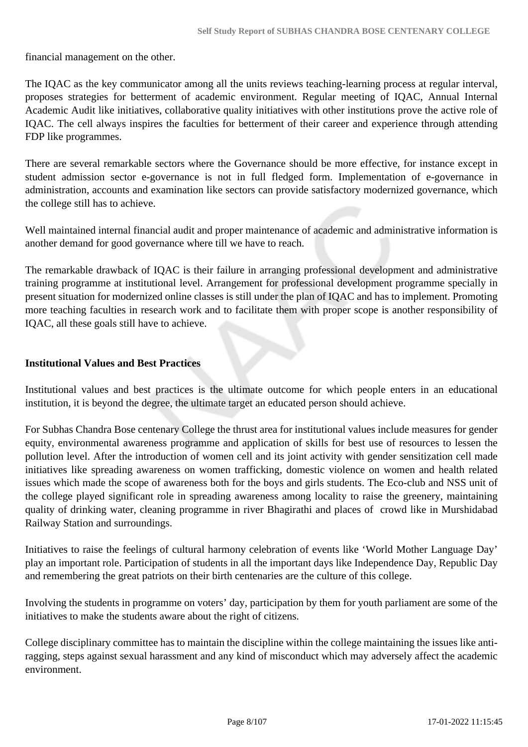financial management on the other.

The IQAC as the key communicator among all the units reviews teaching-learning process at regular interval, proposes strategies for betterment of academic environment. Regular meeting of IQAC, Annual Internal Academic Audit like initiatives, collaborative quality initiatives with other institutions prove the active role of IQAC. The cell always inspires the faculties for betterment of their career and experience through attending FDP like programmes.

There are several remarkable sectors where the Governance should be more effective, for instance except in student admission sector e-governance is not in full fledged form. Implementation of e-governance in administration, accounts and examination like sectors can provide satisfactory modernized governance, which the college still has to achieve.

Well maintained internal financial audit and proper maintenance of academic and administrative information is another demand for good governance where till we have to reach.

The remarkable drawback of IQAC is their failure in arranging professional development and administrative training programme at institutional level. Arrangement for professional development programme specially in present situation for modernized online classes is still under the plan of IQAC and has to implement. Promoting more teaching faculties in research work and to facilitate them with proper scope is another responsibility of IQAC, all these goals still have to achieve.

**Institutional Values and Best Practices**

Institutional values and best practices is the ultimate outcome for which people enters in an educational institution, it is beyond the degree, the ultimate target an educated person should achieve.

For Subhas Chandra Bose centenary College the thrust area for institutional values include measures for gender equity, environmental awareness programme and application of skills for best use of resources to lessen the pollution level. After the introduction of women cell and its joint activity with gender sensitization cell made initiatives like spreading awareness on women trafficking, domestic violence on women and health related issues which made the scope of awareness both for the boys and girls students. The Eco-club and NSS unit of the college played significant role in spreading awareness among locality to raise the greenery, maintaining quality of drinking water, cleaning programme in river Bhagirathi and places of crowd like in Murshidabad Railway Station and surroundings.

Initiatives to raise the feelings of cultural harmony celebration of events like 'World Mother Language Day' play an important role. Participation of students in all the important days like Independence Day, Republic Day and remembering the great patriots on their birth centenaries are the culture of this college.

Involving the students in programme on voters' day, participation by them for youth parliament are some of the initiatives to make the students aware about the right of citizens.

College disciplinary committee has to maintain the discipline within the college maintaining the issues like anti-ragging, steps against sexual harassment and any kind of misconduct which may adversely affect the academic environment.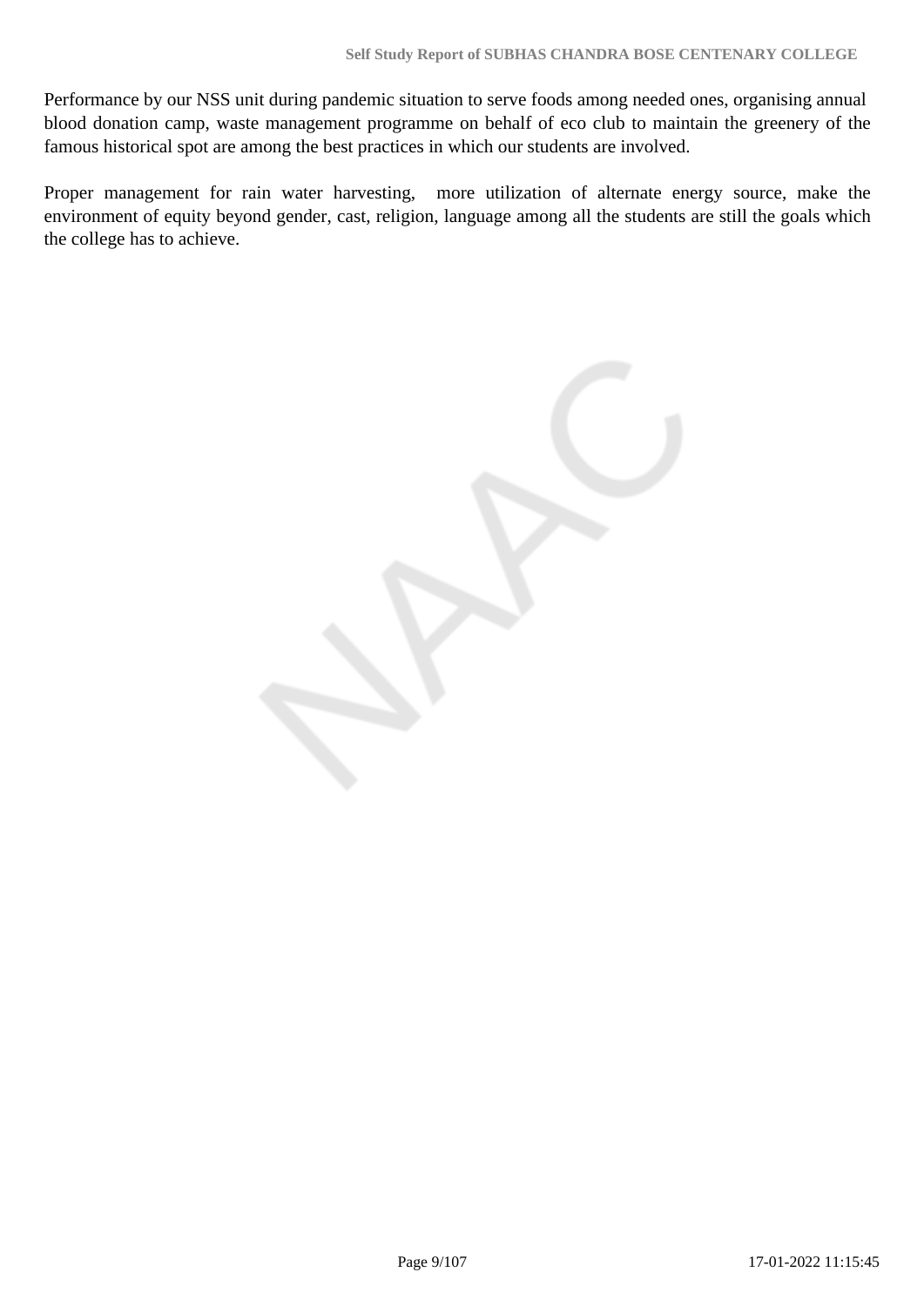Performance by our NSS unit during pandemic situation to serve foods among needed ones, organising annual blood donation camp, waste management programme on behalf of eco club to maintain the greenery of the famous historical spot are among the best practices in which our students are involved.

Proper management for rain water harvesting, more utilization of alternate energy source, make the environment of equity beyond gender, cast, religion, language among all the students are still the goals which the college has to achieve.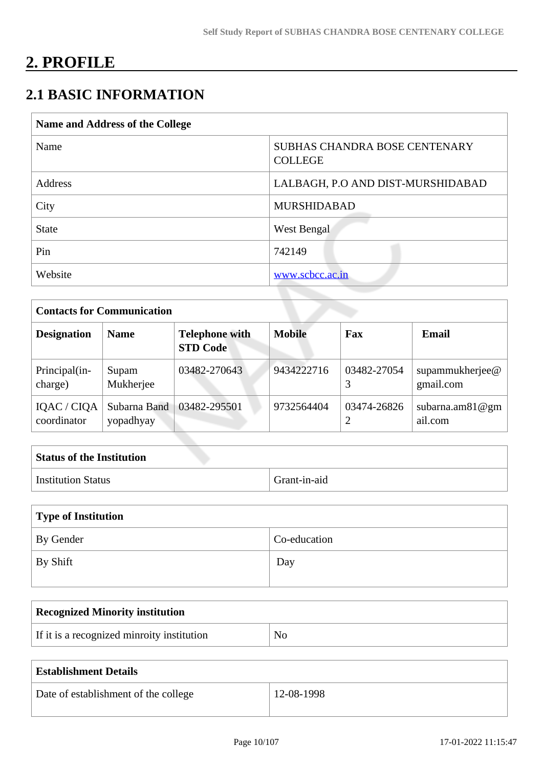# 2. PROFILE

## 2.1 BASIC INFORMATION

| Name and Address of the College | |
|---|---|
| Name | SUBHAS CHANDRA BOSE CENTENARY COLLEGE |
| Address | LALBAGH, P.O AND DIST-MURSHIDABAD |
| City | MURSHIDABAD |
| State | West Bengal |
| Pin | 742149 |
| Website | www.scbcc.ac.in |

| Contacts for Communication | | | | | |
|---|---|---|---|---|---|
| **Designation** | **Name** | **Telephone with STD Code** | **Mobile** | **Fax** | **Email** |
| Principal(in-charge) | Supam Mukherjee | 03482-270643 | 9434222716 | 03482-270543 | supammukherjee@gmail.com |
| IQAC / CIQA coordinator | Subarna Bandyopadhyay | 03482-295501 | 9732564404 | 03474-268262 | subarna.am81@gmail.com |

| Status of the Institution | |
|---|---|
| Institution Status | Grant-in-aid |

| Type of Institution | |
|---|---|
| By Gender | Co-education |
| By Shift | Day |

| Recognized Minority institution | |
|---|---|
| If it is a recognized minroity institution | No |

| Establishment Details | |
|---|---|
| Date of establishment of the college | 12-08-1998 |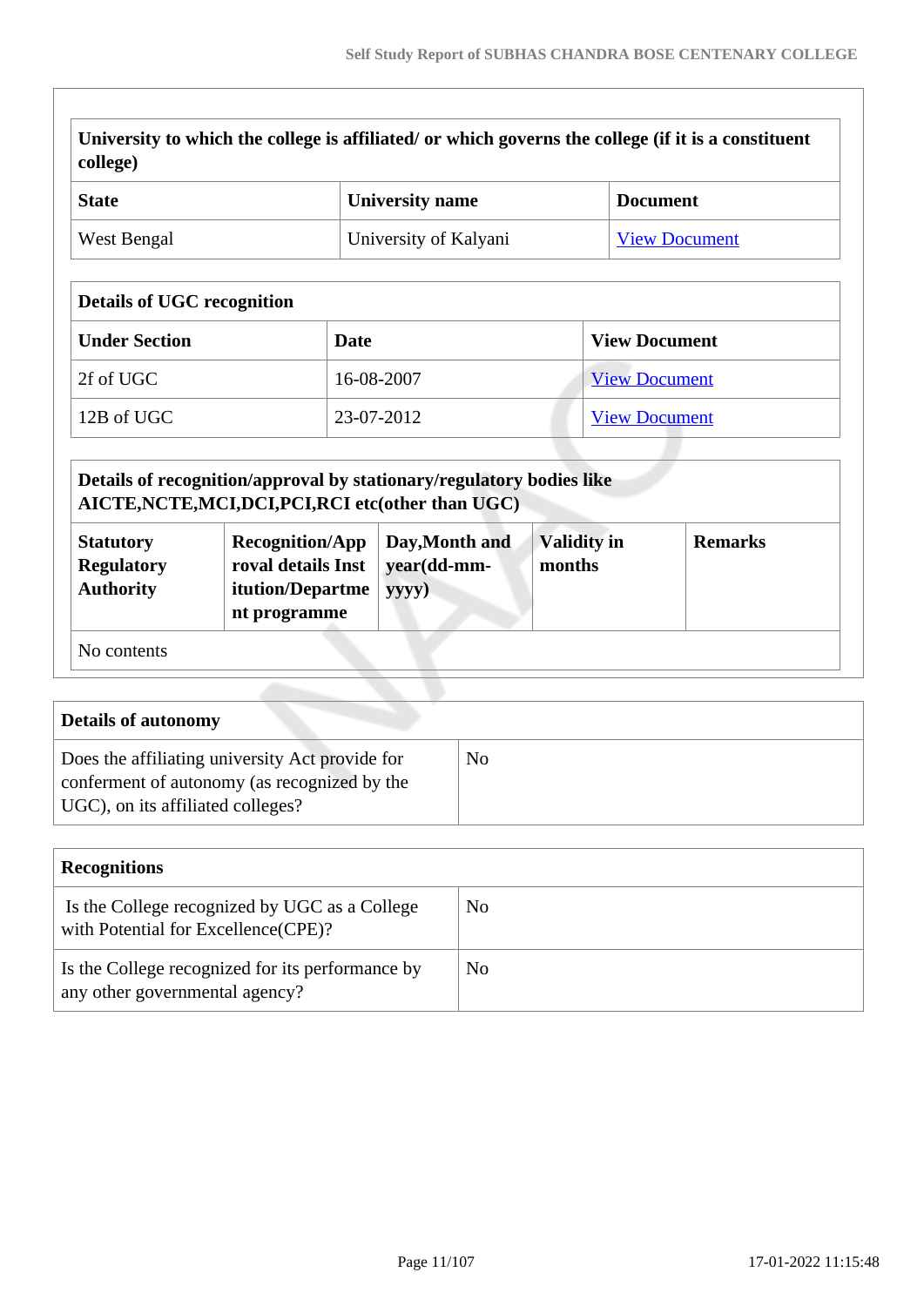| University to which the college is affiliated/ or which governs the college (if it is a constituent college) | | |
|---|---|---|
| **State** | **University name** | **Document** |
| West Bengal | University of Kalyani | View Document |

| Details of UGC recognition | | |
|---|---|---|
| **Under Section** | **Date** | **View Document** |
| 2f of UGC | 16-08-2007 | View Document |
| 12B of UGC | 23-07-2012 | View Document |

| Details of recognition/approval by stationary/regulatory bodies like AICTE,NCTE,MCI,DCI,PCI,RCI etc(other than UGC) | | | | |
|---|---|---|---|---|
| **Statutory Regulatory Authority** | **Recognition/Approval details Institution/Department programme** | **Day,Month and year(dd-mm-yyyy)** | **Validity in months** | **Remarks** |
| No contents | | | | |

| Details of autonomy | |
|---|---|
| Does the affiliating university Act provide for conferment of autonomy (as recognized by the UGC), on its affiliated colleges? | No |

| Recognitions | |
|---|---|
| Is the College recognized by UGC as a College with Potential for Excellence(CPE)? | No |
| Is the College recognized for its performance by any other governmental agency? | No |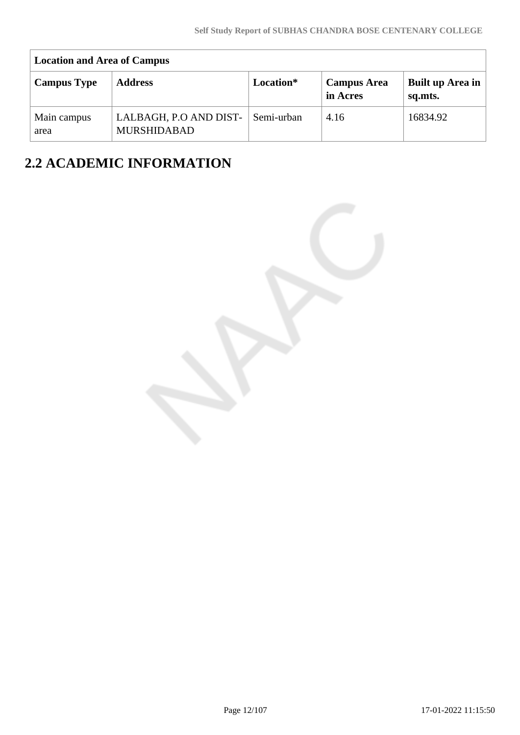| Location and Area of Campus | | | | |
|---|---|---|---|---|
| **Campus Type** | **Address** | **Location*** | **Campus Area in Acres** | **Built up Area in sq.mts.** |
| Main campus area | LALBAGH, P.O AND DIST-MURSHIDABAD | Semi-urban | 4.16 | 16834.92 |

# 2.2 ACADEMIC INFORMATION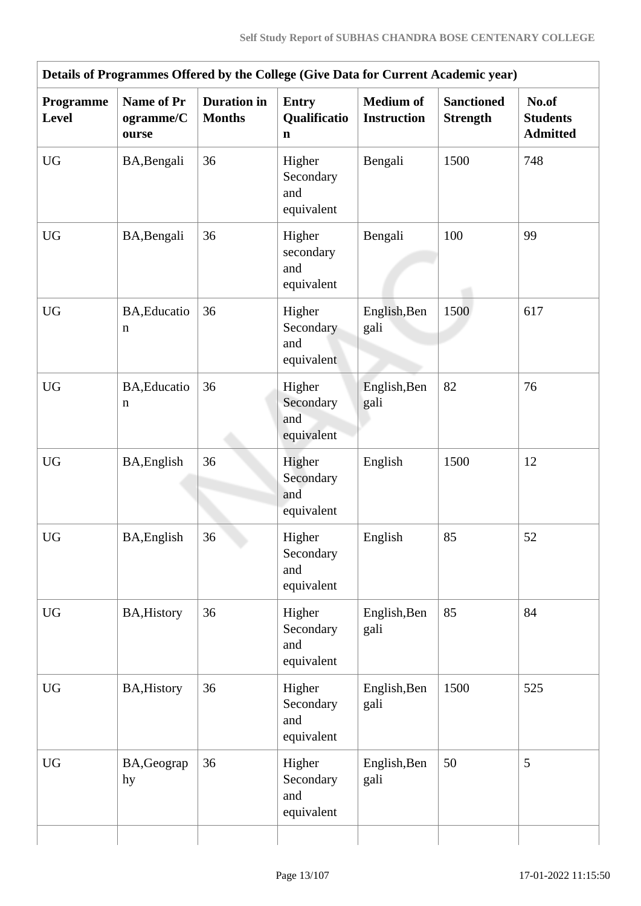| Details of Programmes Offered by the College (Give Data for Current Academic year) | | | | | | |
|---|---|---|---|---|---|---|
| **Programme Level** | **Name of Programme/Course** | **Duration in Months** | **Entry Qualification** | **Medium of Instruction** | **Sanctioned Strength** | **No.of Students Admitted** |
| UG | BA,Bengali | 36 | Higher Secondary and equivalent | Bengali | 1500 | 748 |
| UG | BA,Bengali | 36 | Higher secondary and equivalent | Bengali | 100 | 99 |
| UG | BA,Education | 36 | Higher Secondary and equivalent | English,Bengali | 1500 | 617 |
| UG | BA,Education | 36 | Higher Secondary and equivalent | English,Bengali | 82 | 76 |
| UG | BA,English | 36 | Higher Secondary and equivalent | English | 1500 | 12 |
| UG | BA,English | 36 | Higher Secondary and equivalent | English | 85 | 52 |
| UG | BA,History | 36 | Higher Secondary and equivalent | English,Bengali | 85 | 84 |
| UG | BA,History | 36 | Higher Secondary and equivalent | English,Bengali | 1500 | 525 |
| UG | BA,Geography | 36 | Higher Secondary and equivalent | English,Bengali | 50 | 5 |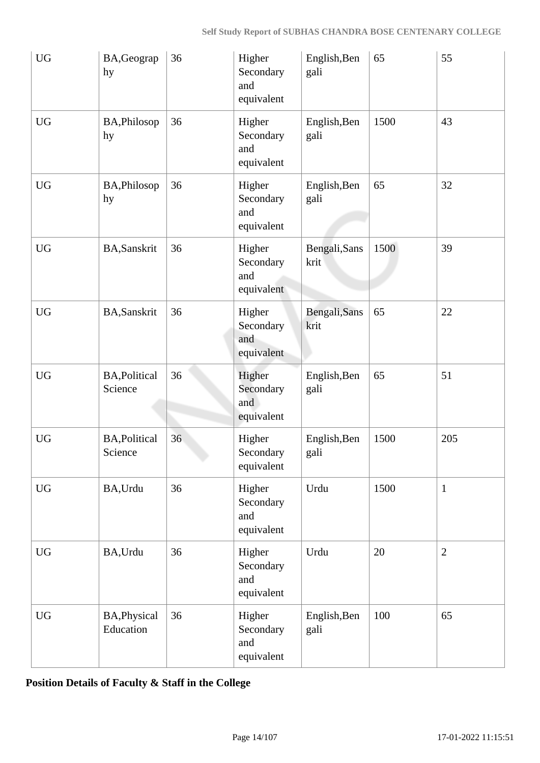| UG | BA,Geography | 36 | Higher Secondary and equivalent | English,Bengali | 65 | 55 |
|---|---|---|---|---|---|---|
| UG | BA,Philosophy | 36 | Higher Secondary and equivalent | English,Bengali | 1500 | 43 |
| UG | BA,Philosophy | 36 | Higher Secondary and equivalent | English,Bengali | 65 | 32 |
| UG | BA,Sanskrit | 36 | Higher Secondary and equivalent | Bengali,Sanskrit | 1500 | 39 |
| UG | BA,Sanskrit | 36 | Higher Secondary and equivalent | Bengali,Sanskrit | 65 | 22 |
| UG | BA,Political Science | 36 | Higher Secondary and equivalent | English,Bengali | 65 | 51 |
| UG | BA,Political Science | 36 | Higher Secondary equivalent | English,Bengali | 1500 | 205 |
| UG | BA,Urdu | 36 | Higher Secondary and equivalent | Urdu | 1500 | 1 |
| UG | BA,Urdu | 36 | Higher Secondary and equivalent | Urdu | 20 | 2 |
| UG | BA,Physical Education | 36 | Higher Secondary and equivalent | English,Bengali | 100 | 65 |

**Position Details of Faculty & Staff in the College**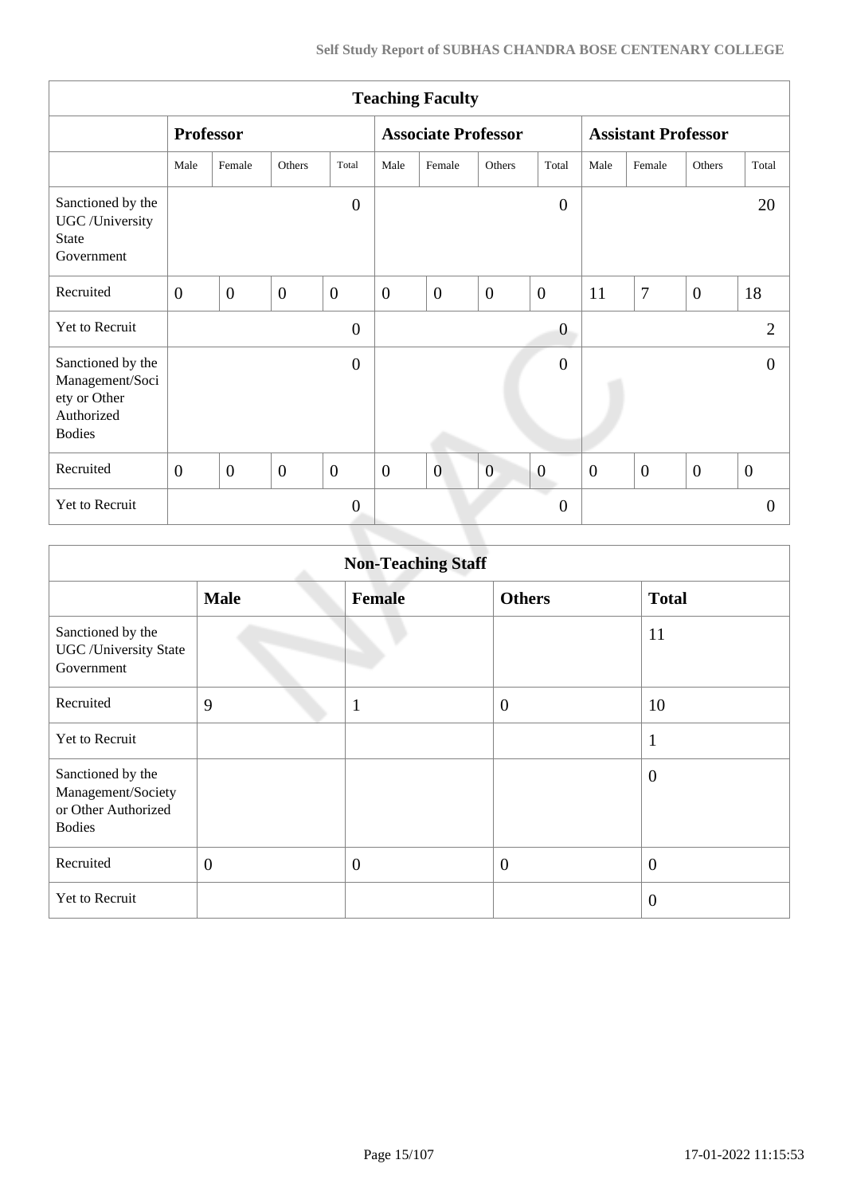| Teaching Faculty | | | | | | | | | | | | |
|---|---|---|---|---|---|---|---|---|---|---|---|---|
| | Professor | | | | Associate Professor | | | | Assistant Professor | | | |
| | Male | Female | Others | Total | Male | Female | Others | Total | Male | Female | Others | Total |
| Sanctioned by the UGC /University State Government | | | | 0 | | | | 0 | | | | 20 |
| Recruited | 0 | 0 | 0 | 0 | 0 | 0 | 0 | 0 | 11 | 7 | 0 | 18 |
| Yet to Recruit | | | | 0 | | | | 0 | | | | 2 |
| Sanctioned by the Management/Society or Other Authorized Bodies | | | | 0 | | | | 0 | | | | 0 |
| Recruited | 0 | 0 | 0 | 0 | 0 | 0 | 0 | 0 | 0 | 0 | 0 | 0 |
| Yet to Recruit | | | | 0 | | | | 0 | | | | 0 |

| Non-Teaching Staff | | | | |
|---|---|---|---|---|
| | Male | Female | Others | Total |
| Sanctioned by the UGC /University State Government | | | | 11 |
| Recruited | 9 | 1 | 0 | 10 |
| Yet to Recruit | | | | 1 |
| Sanctioned by the Management/Society or Other Authorized Bodies | | | | 0 |
| Recruited | 0 | 0 | 0 | 0 |
| Yet to Recruit | | | | 0 |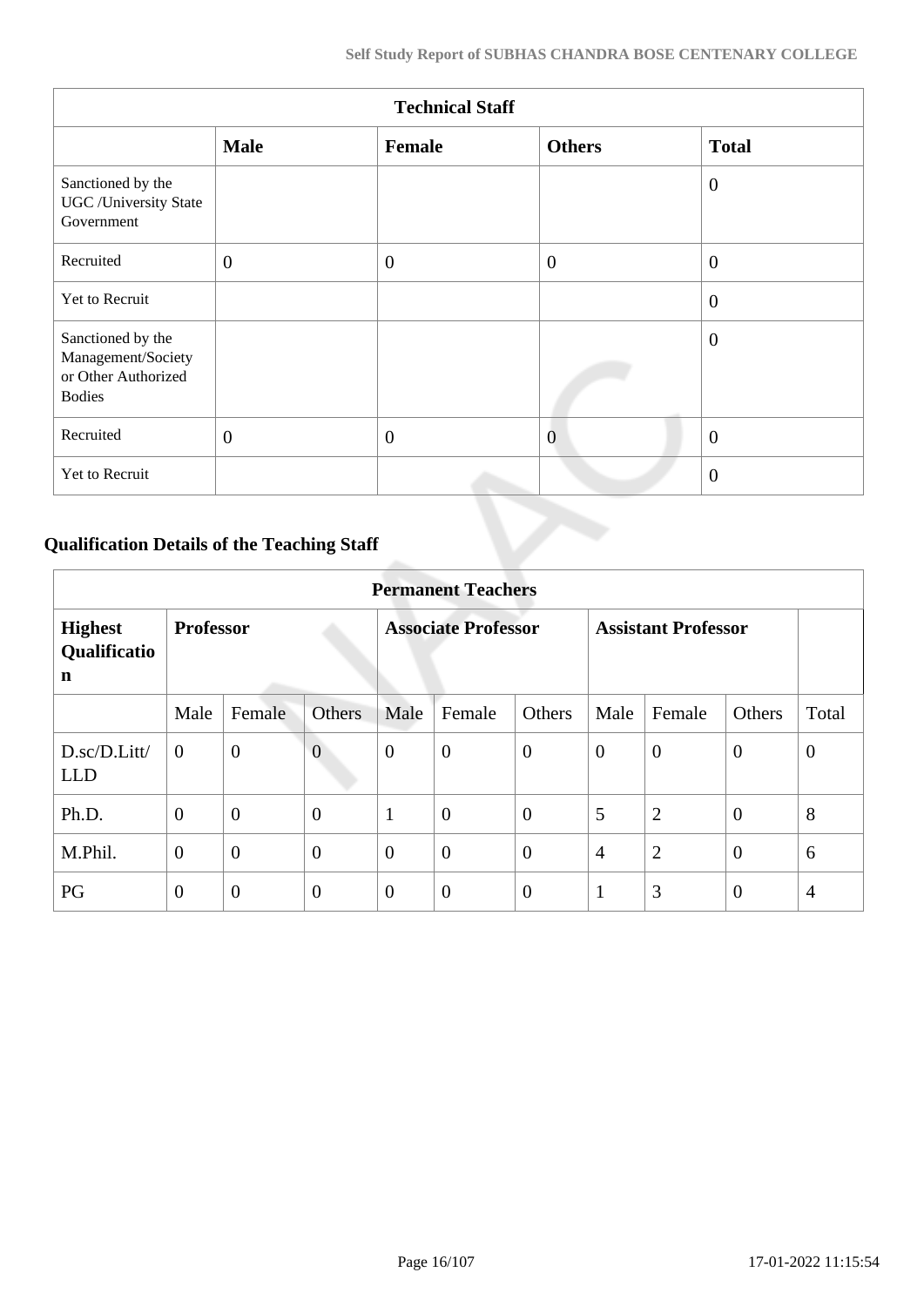| Technical Staff | | | | |
|---|---|---|---|---|
| | **Male** | **Female** | **Others** | **Total** |
| Sanctioned by the UGC /University State Government | | | | 0 |
| Recruited | 0 | 0 | 0 | 0 |
| Yet to Recruit | | | | 0 |
| Sanctioned by the Management/Society or Other Authorized Bodies | | | | 0 |
| Recruited | 0 | 0 | 0 | 0 |
| Yet to Recruit | | | | 0 |

### Qualification Details of the Teaching Staff

| Permanent Teachers | | | | | | | | | |
|---|---|---|---|---|---|---|---|---|---|
| **Highest Qualification** | **Professor** | | | **Associate Professor** | | | **Assistant Professor** | | | |
| | Male | Female | Others | Male | Female | Others | Male | Female | Others | Total |
| D.sc/D.Litt/LLD | 0 | 0 | 0 | 0 | 0 | 0 | 0 | 0 | 0 | 0 |
| Ph.D. | 0 | 0 | 0 | 1 | 0 | 0 | 5 | 2 | 0 | 8 |
| M.Phil. | 0 | 0 | 0 | 0 | 0 | 0 | 4 | 2 | 0 | 6 |
| PG | 0 | 0 | 0 | 0 | 0 | 0 | 1 | 3 | 0 | 4 |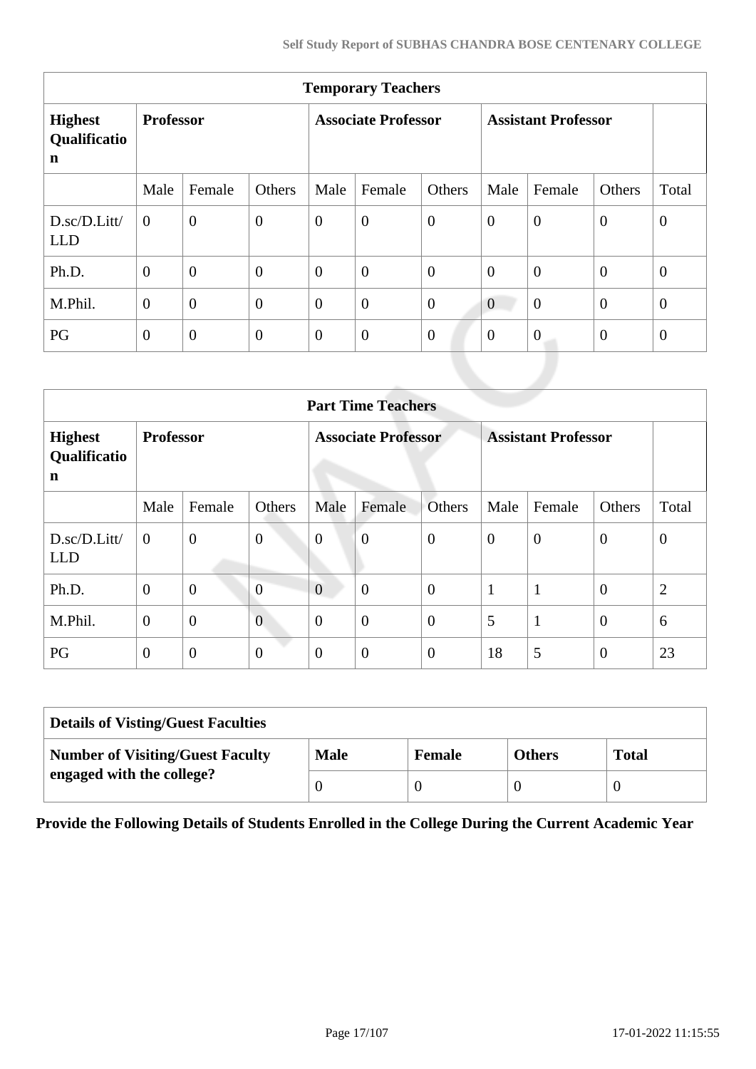| Temporary Teachers | | | | | | | | | | |
|---|---|---|---|---|---|---|---|---|---|---|
| **Highest Qualification** | **Professor** | | | **Associate Professor** | | | **Assistant Professor** | | | |
| | Male | Female | Others | Male | Female | Others | Male | Female | Others | Total |
| D.sc/D.Litt/LLD | 0 | 0 | 0 | 0 | 0 | 0 | 0 | 0 | 0 | 0 |
| Ph.D. | 0 | 0 | 0 | 0 | 0 | 0 | 0 | 0 | 0 | 0 |
| M.Phil. | 0 | 0 | 0 | 0 | 0 | 0 | 0 | 0 | 0 | 0 |
| PG | 0 | 0 | 0 | 0 | 0 | 0 | 0 | 0 | 0 | 0 |

| Part Time Teachers | | | | | | | | | | |
|---|---|---|---|---|---|---|---|---|---|---|
| **Highest Qualification** | **Professor** | | | **Associate Professor** | | | **Assistant Professor** | | | |
| | Male | Female | Others | Male | Female | Others | Male | Female | Others | Total |
| D.sc/D.Litt/LLD | 0 | 0 | 0 | 0 | 0 | 0 | 0 | 0 | 0 | 0 |
| Ph.D. | 0 | 0 | 0 | 0 | 0 | 0 | 1 | 1 | 0 | 2 |
| M.Phil. | 0 | 0 | 0 | 0 | 0 | 0 | 5 | 1 | 0 | 6 |
| PG | 0 | 0 | 0 | 0 | 0 | 0 | 18 | 5 | 0 | 23 |

| Details of Visting/Guest Faculties | | | | |
|---|---|---|---|---|
| **Number of Visiting/Guest Faculty engaged with the college?** | **Male** | **Female** | **Others** | **Total** |
| | 0 | 0 | 0 | 0 |

**Provide the Following Details of Students Enrolled in the College During the Current Academic Year**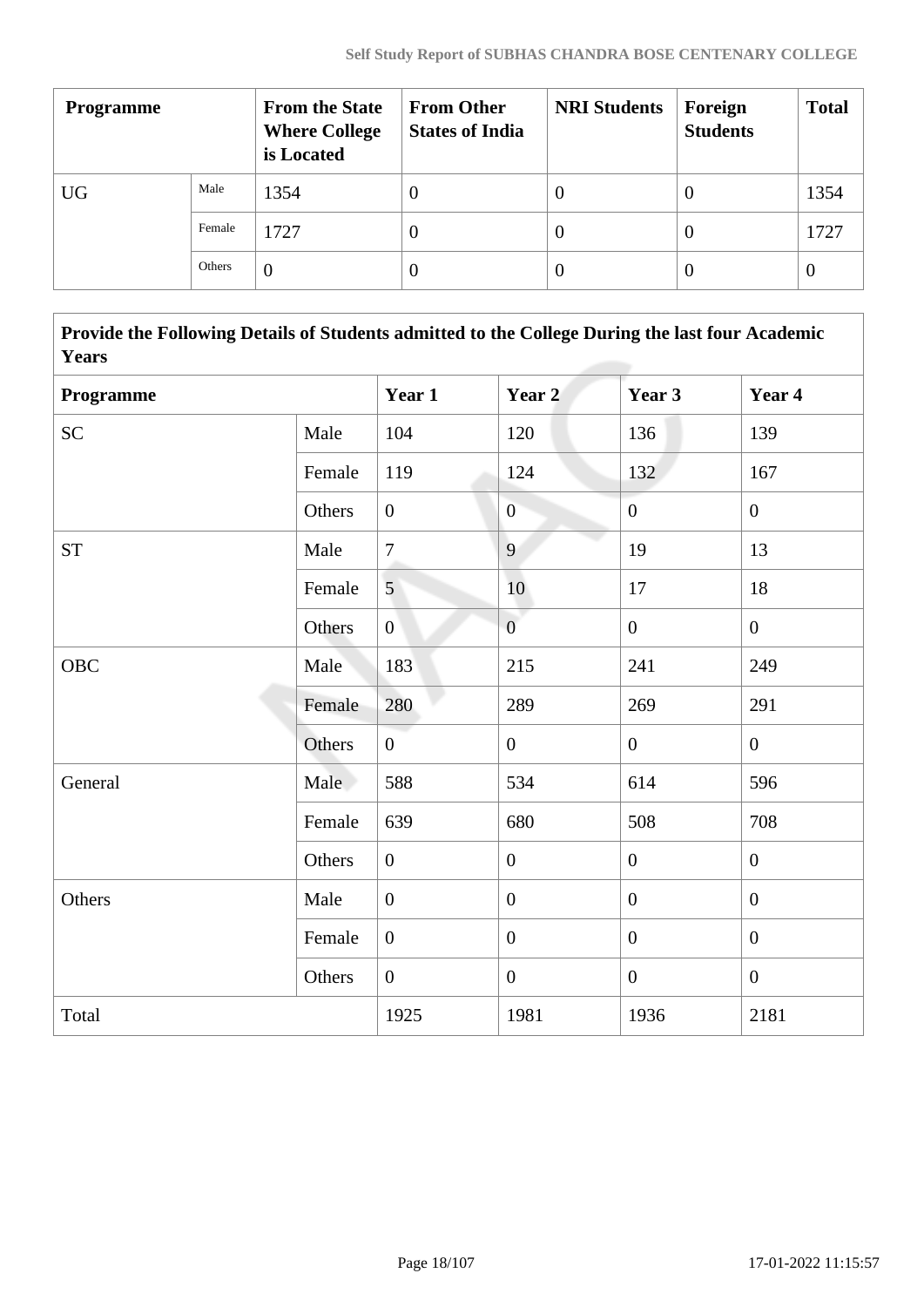| Programme | | From the State Where College is Located | From Other States of India | NRI Students | Foreign Students | Total |
|---|---|---|---|---|---|---|
| UG | Male | 1354 | 0 | 0 | 0 | 1354 |
| | Female | 1727 | 0 | 0 | 0 | 1727 |
| | Others | 0 | 0 | 0 | 0 | 0 |

| Provide the Following Details of Students admitted to the College During the last four Academic Years | | | | | |
|---|---|---|---|---|---|
| **Programme** | | **Year 1** | **Year 2** | **Year 3** | **Year 4** |
| SC | Male | 104 | 120 | 136 | 139 |
| | Female | 119 | 124 | 132 | 167 |
| | Others | 0 | 0 | 0 | 0 |
| ST | Male | 7 | 9 | 19 | 13 |
| | Female | 5 | 10 | 17 | 18 |
| | Others | 0 | 0 | 0 | 0 |
| OBC | Male | 183 | 215 | 241 | 249 |
| | Female | 280 | 289 | 269 | 291 |
| | Others | 0 | 0 | 0 | 0 |
| General | Male | 588 | 534 | 614 | 596 |
| | Female | 639 | 680 | 508 | 708 |
| | Others | 0 | 0 | 0 | 0 |
| Others | Male | 0 | 0 | 0 | 0 |
| | Female | 0 | 0 | 0 | 0 |
| | Others | 0 | 0 | 0 | 0 |
| Total | | 1925 | 1981 | 1936 | 2181 |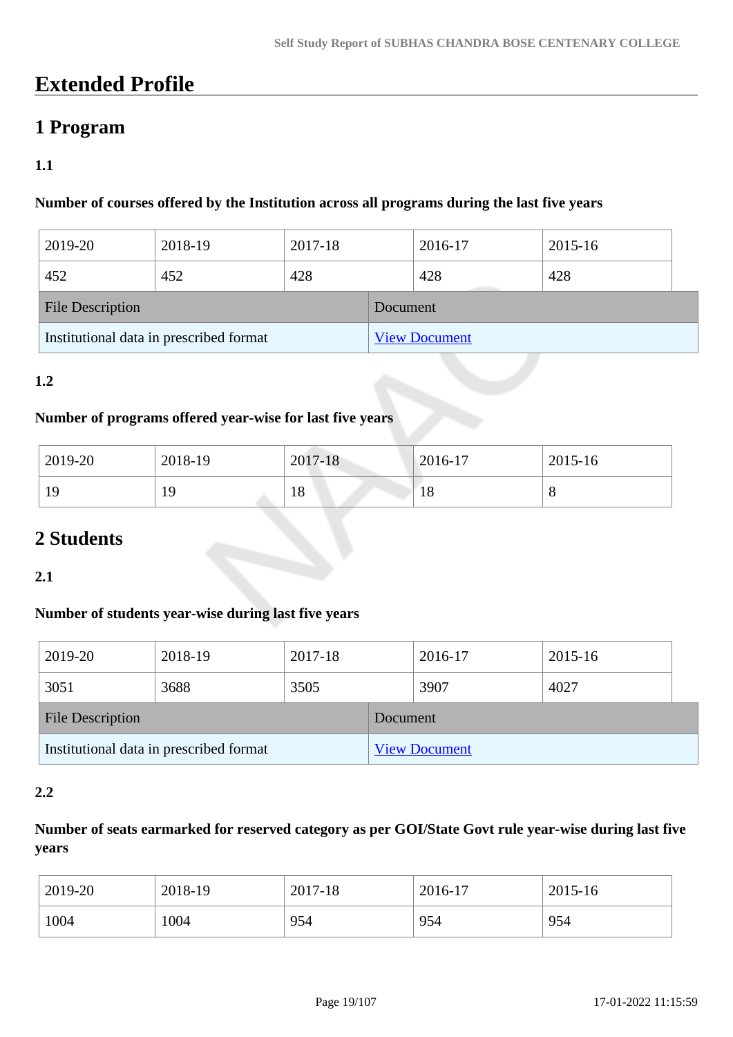# Extended Profile

## 1 Program

### 1.1

**Number of courses offered by the Institution across all programs during the last five years**

| 2019-20 | 2018-19 | 2017-18 | 2016-17 | 2015-16 |
|---|---|---|---|---|
| 452 | 452 | 428 | 428 | 428 |

| File Description | Document |
|---|---|
| Institutional data in prescribed format | View Document |

### 1.2

**Number of programs offered year-wise for last five years**

| 2019-20 | 2018-19 | 2017-18 | 2016-17 | 2015-16 |
|---|---|---|---|---|
| 19 | 19 | 18 | 18 | 8 |

## 2 Students

### 2.1

**Number of students year-wise during last five years**

| 2019-20 | 2018-19 | 2017-18 | 2016-17 | 2015-16 |
|---|---|---|---|---|
| 3051 | 3688 | 3505 | 3907 | 4027 |

| File Description | Document |
|---|---|
| Institutional data in prescribed format | View Document |

### 2.2

**Number of seats earmarked for reserved category as per GOI/State Govt rule year-wise during last five years**

| 2019-20 | 2018-19 | 2017-18 | 2016-17 | 2015-16 |
|---|---|---|---|---|
| 1004 | 1004 | 954 | 954 | 954 |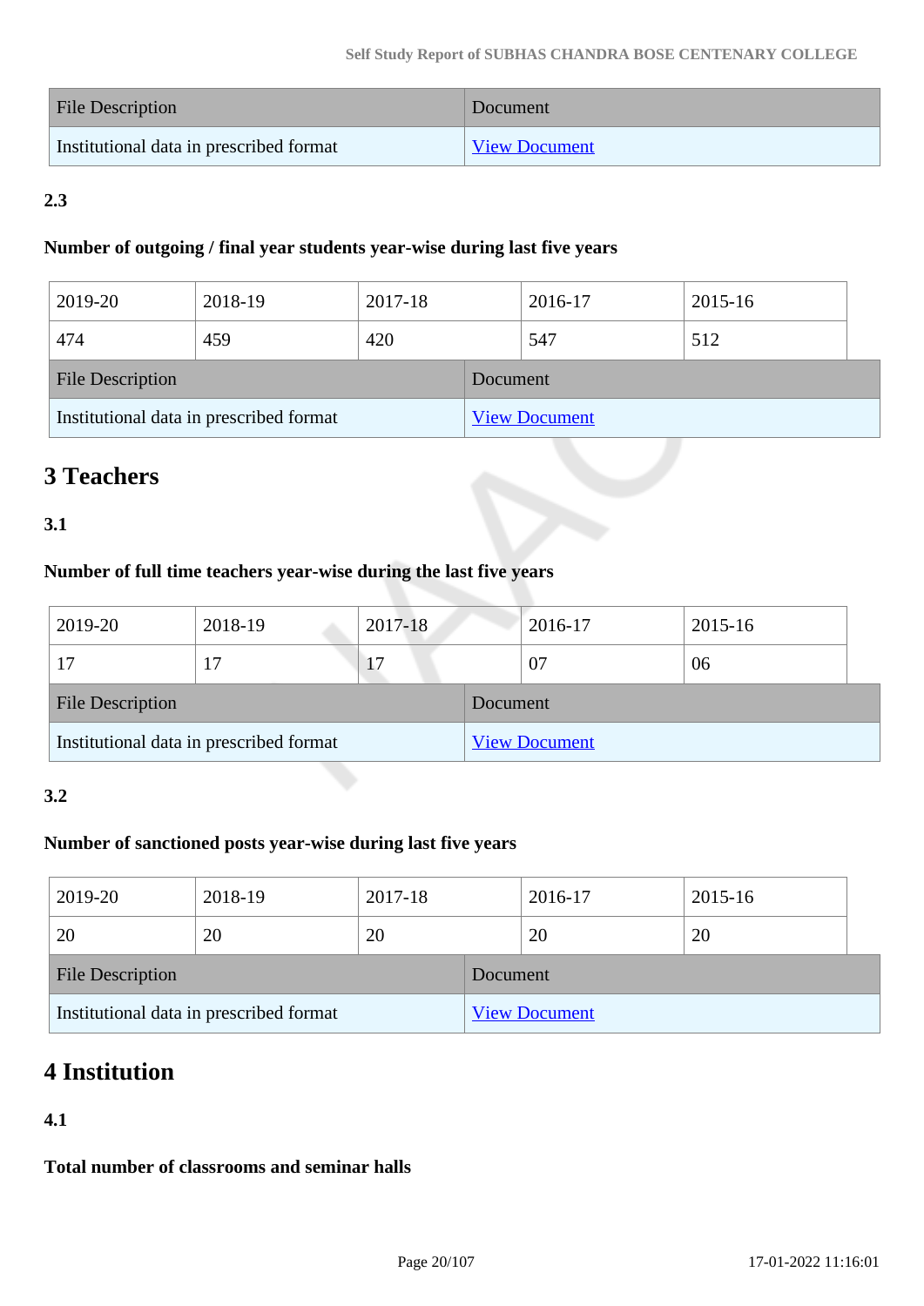| File Description | Document |
|---|---|
| Institutional data in prescribed format | View Document |

**2.3**

**Number of outgoing / final year students year-wise during last five years**

| 2019-20 | 2018-19 | 2017-18 | 2016-17 | 2015-16 |
|---|---|---|---|---|
| 474 | 459 | 420 | 547 | 512 |

| File Description | Document |
|---|---|
| Institutional data in prescribed format | View Document |

## 3 Teachers

**3.1**

**Number of full time teachers year-wise during the last five years**

| 2019-20 | 2018-19 | 2017-18 | 2016-17 | 2015-16 |
|---|---|---|---|---|
| 17 | 17 | 17 | 07 | 06 |

| File Description | Document |
|---|---|
| Institutional data in prescribed format | View Document |

**3.2**

**Number of sanctioned posts year-wise during last five years**

| 2019-20 | 2018-19 | 2017-18 | 2016-17 | 2015-16 |
|---|---|---|---|---|
| 20 | 20 | 20 | 20 | 20 |

| File Description | Document |
|---|---|
| Institutional data in prescribed format | View Document |

## 4 Institution

**4.1**

**Total number of classrooms and seminar halls**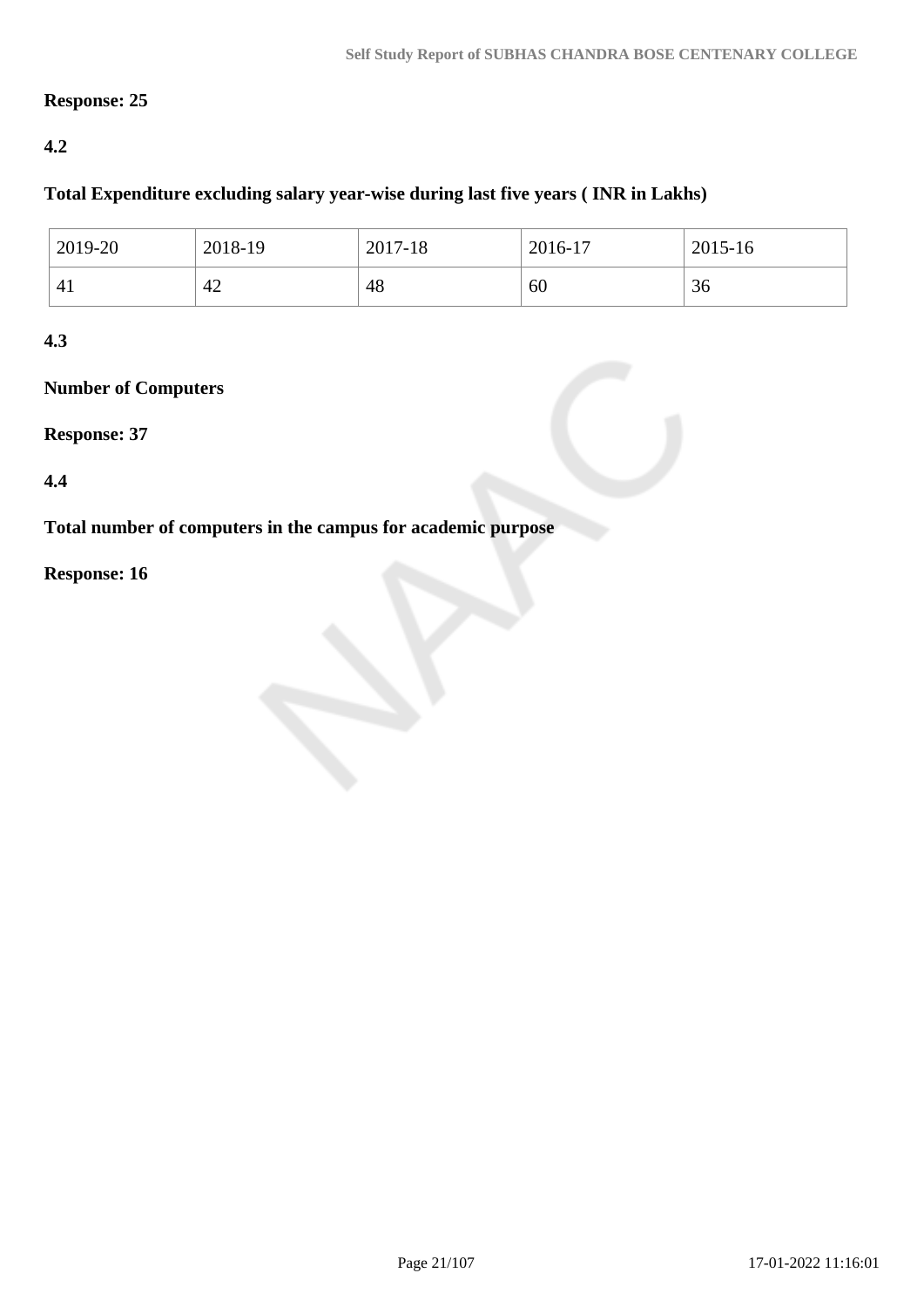**Response: 25**

**4.2**

**Total Expenditure excluding salary year-wise during last five years ( INR in Lakhs)**

| 2019-20 | 2018-19 | 2017-18 | 2016-17 | 2015-16 |
|---|---|---|---|---|
| 41 | 42 | 48 | 60 | 36 |

**4.3**

**Number of Computers**

**Response: 37**

**4.4**

**Total number of computers in the campus for academic purpose**

**Response: 16**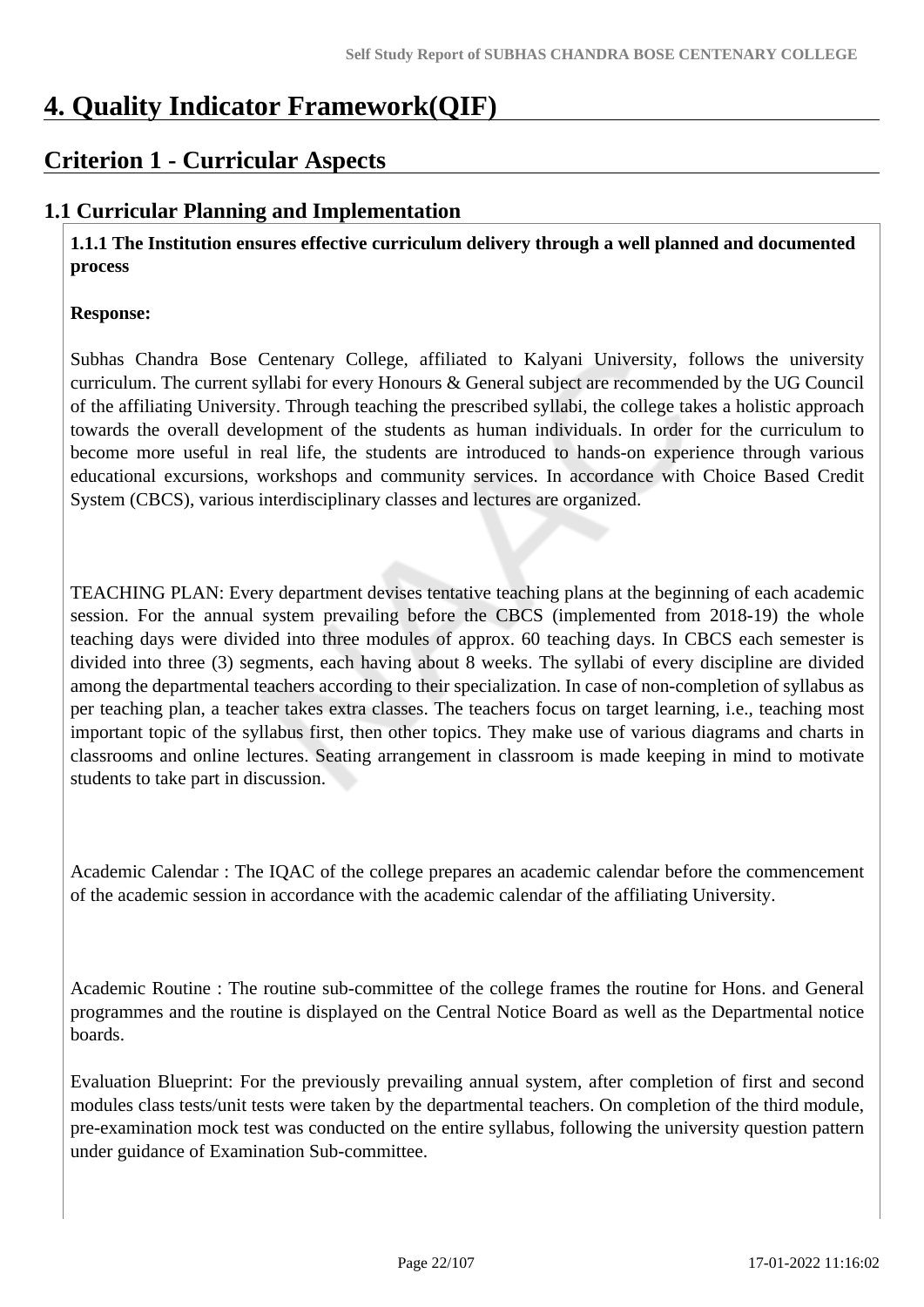# 4. Quality Indicator Framework(QIF)

## Criterion 1 - Curricular Aspects

### 1.1 Curricular Planning and Implementation

**1.1.1 The Institution ensures effective curriculum delivery through a well planned and documented process**

**Response:**

Subhas Chandra Bose Centenary College, affiliated to Kalyani University, follows the university curriculum. The current syllabi for every Honours & General subject are recommended by the UG Council of the affiliating University. Through teaching the prescribed syllabi, the college takes a holistic approach towards the overall development of the students as human individuals. In order for the curriculum to become more useful in real life, the students are introduced to hands-on experience through various educational excursions, workshops and community services. In accordance with Choice Based Credit System (CBCS), various interdisciplinary classes and lectures are organized.

TEACHING PLAN: Every department devises tentative teaching plans at the beginning of each academic session. For the annual system prevailing before the CBCS (implemented from 2018-19) the whole teaching days were divided into three modules of approx. 60 teaching days. In CBCS each semester is divided into three (3) segments, each having about 8 weeks. The syllabi of every discipline are divided among the departmental teachers according to their specialization. In case of non-completion of syllabus as per teaching plan, a teacher takes extra classes. The teachers focus on target learning, i.e., teaching most important topic of the syllabus first, then other topics. They make use of various diagrams and charts in classrooms and online lectures. Seating arrangement in classroom is made keeping in mind to motivate students to take part in discussion.

Academic Calendar : The IQAC of the college prepares an academic calendar before the commencement of the academic session in accordance with the academic calendar of the affiliating University.

Academic Routine : The routine sub-committee of the college frames the routine for Hons. and General programmes and the routine is displayed on the Central Notice Board as well as the Departmental notice boards.

Evaluation Blueprint: For the previously prevailing annual system, after completion of first and second modules class tests/unit tests were taken by the departmental teachers. On completion of the third module, pre-examination mock test was conducted on the entire syllabus, following the university question pattern under guidance of Examination Sub-committee.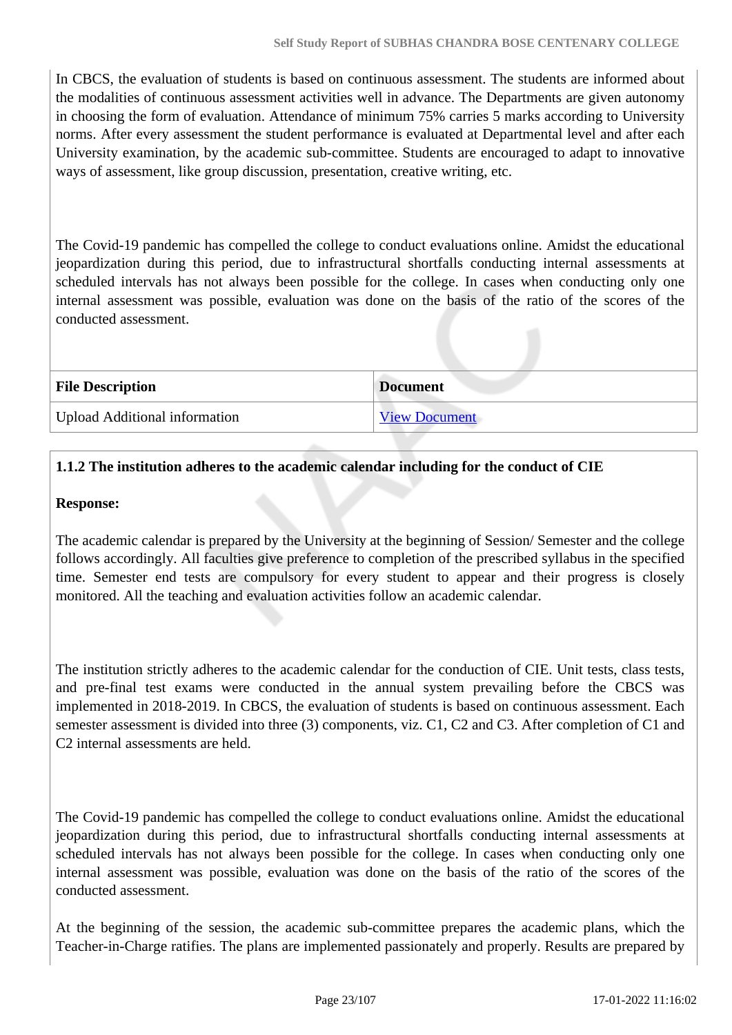In CBCS, the evaluation of students is based on continuous assessment. The students are informed about the modalities of continuous assessment activities well in advance. The Departments are given autonomy in choosing the form of evaluation. Attendance of minimum 75% carries 5 marks according to University norms. After every assessment the student performance is evaluated at Departmental level and after each University examination, by the academic sub-committee. Students are encouraged to adapt to innovative ways of assessment, like group discussion, presentation, creative writing, etc.

The Covid-19 pandemic has compelled the college to conduct evaluations online. Amidst the educational jeopardization during this period, due to infrastructural shortfalls conducting internal assessments at scheduled intervals has not always been possible for the college. In cases when conducting only one internal assessment was possible, evaluation was done on the basis of the ratio of the scores of the conducted assessment.

| File Description | Document |
| --- | --- |
| Upload Additional information | View Document |

**1.1.2 The institution adheres to the academic calendar including for the conduct of CIE**

**Response:**

The academic calendar is prepared by the University at the beginning of Session/ Semester and the college follows accordingly. All faculties give preference to completion of the prescribed syllabus in the specified time. Semester end tests are compulsory for every student to appear and their progress is closely monitored. All the teaching and evaluation activities follow an academic calendar.

The institution strictly adheres to the academic calendar for the conduction of CIE. Unit tests, class tests, and pre-final test exams were conducted in the annual system prevailing before the CBCS was implemented in 2018-2019. In CBCS, the evaluation of students is based on continuous assessment. Each semester assessment is divided into three (3) components, viz. C1, C2 and C3. After completion of C1 and C2 internal assessments are held.

The Covid-19 pandemic has compelled the college to conduct evaluations online. Amidst the educational jeopardization during this period, due to infrastructural shortfalls conducting internal assessments at scheduled intervals has not always been possible for the college. In cases when conducting only one internal assessment was possible, evaluation was done on the basis of the ratio of the scores of the conducted assessment.

At the beginning of the session, the academic sub-committee prepares the academic plans, which the Teacher-in-Charge ratifies. The plans are implemented passionately and properly. Results are prepared by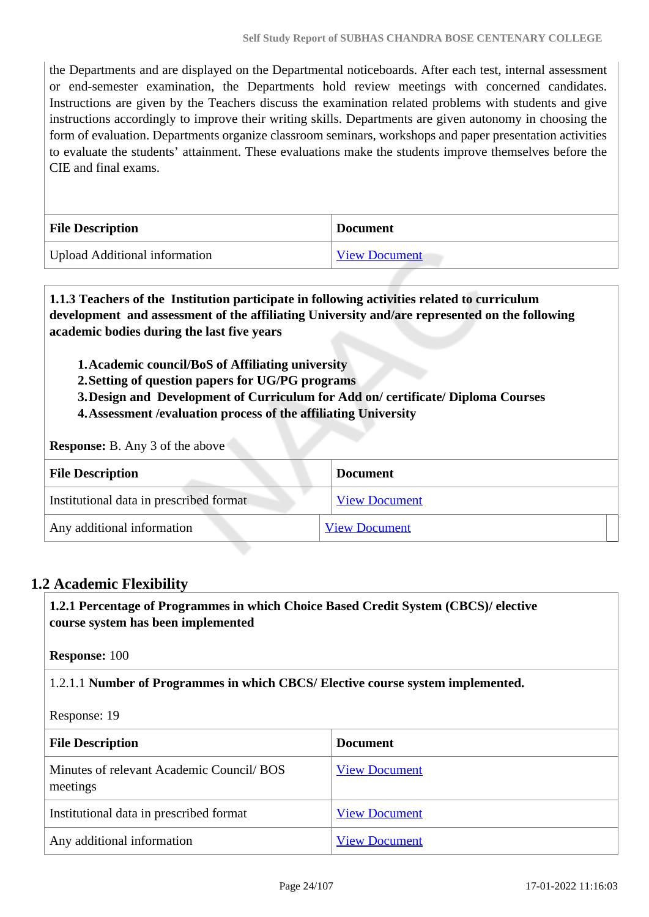the Departments and are displayed on the Departmental noticeboards. After each test, internal assessment or end-semester examination, the Departments hold review meetings with concerned candidates. Instructions are given by the Teachers discuss the examination related problems with students and give instructions accordingly to improve their writing skills. Departments are given autonomy in choosing the form of evaluation. Departments organize classroom seminars, workshops and paper presentation activities to evaluate the students' attainment. These evaluations make the students improve themselves before the CIE and final exams.

| File Description | Document |
| --- | --- |
| Upload Additional information | View Document |

**1.1.3 Teachers of the Institution participate in following activities related to curriculum development and assessment of the affiliating University and/are represented on the following academic bodies during the last five years**

1. **Academic council/BoS of Affiliating university**
2. **Setting of question papers for UG/PG programs**
3. **Design and Development of Curriculum for Add on/ certificate/ Diploma Courses**
4. **Assessment /evaluation process of the affiliating University**

**Response:** B. Any 3 of the above

| File Description | Document |
| --- | --- |
| Institutional data in prescribed format | View Document |
| Any additional information | View Document |

## 1.2 Academic Flexibility

**1.2.1 Percentage of Programmes in which Choice Based Credit System (CBCS)/ elective course system has been implemented**

**Response:** 100

1.2.1.1 **Number of Programmes in which CBCS/ Elective course system implemented.**

Response: 19

| File Description | Document |
| --- | --- |
| Minutes of relevant Academic Council/ BOS meetings | View Document |
| Institutional data in prescribed format | View Document |
| Any additional information | View Document |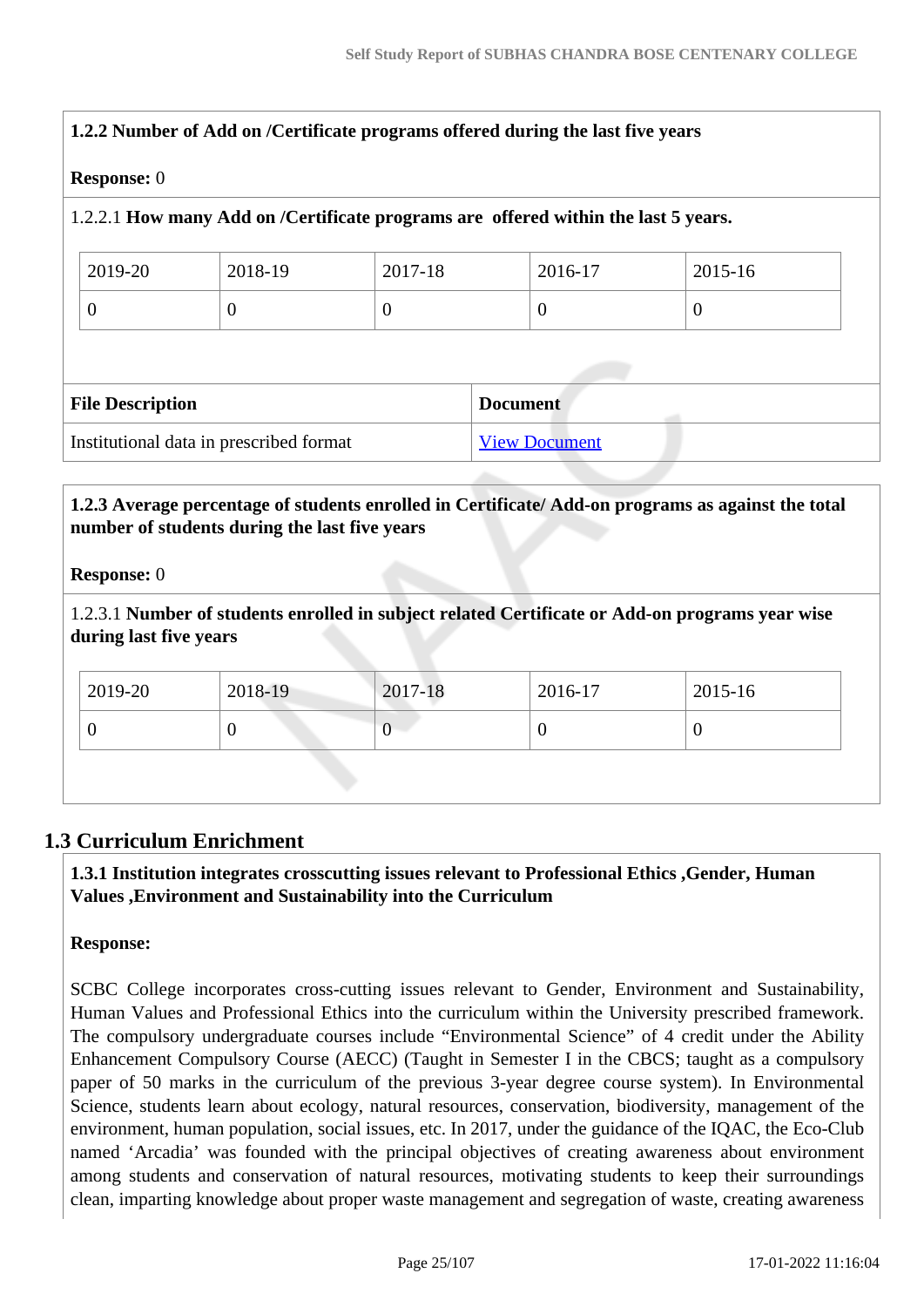**1.2.2 Number of Add on /Certificate programs offered during the last five years**

**Response:** 0

1.2.2.1 **How many Add on /Certificate programs are offered within the last 5 years.**

| 2019-20 | 2018-19 | 2017-18 | 2016-17 | 2015-16 |
|---|---|---|---|---|
| 0 | 0 | 0 | 0 | 0 |

| File Description | Document |
|---|---|
| Institutional data in prescribed format | View Document |

**1.2.3 Average percentage of students enrolled in Certificate/ Add-on programs as against the total number of students during the last five years**

**Response:** 0

1.2.3.1 **Number of students enrolled in subject related Certificate or Add-on programs year wise during last five years**

| 2019-20 | 2018-19 | 2017-18 | 2016-17 | 2015-16 |
|---|---|---|---|---|
| 0 | 0 | 0 | 0 | 0 |

## 1.3 Curriculum Enrichment

**1.3.1 Institution integrates crosscutting issues relevant to Professional Ethics ,Gender, Human Values ,Environment and Sustainability into the Curriculum**

**Response:**

SCBC College incorporates cross-cutting issues relevant to Gender, Environment and Sustainability, Human Values and Professional Ethics into the curriculum within the University prescribed framework. The compulsory undergraduate courses include “Environmental Science” of 4 credit under the Ability Enhancement Compulsory Course (AECC) (Taught in Semester I in the CBCS; taught as a compulsory paper of 50 marks in the curriculum of the previous 3-year degree course system). In Environmental Science, students learn about ecology, natural resources, conservation, biodiversity, management of the environment, human population, social issues, etc. In 2017, under the guidance of the IQAC, the Eco-Club named ‘Arcadia’ was founded with the principal objectives of creating awareness about environment among students and conservation of natural resources, motivating students to keep their surroundings clean, imparting knowledge about proper waste management and segregation of waste, creating awareness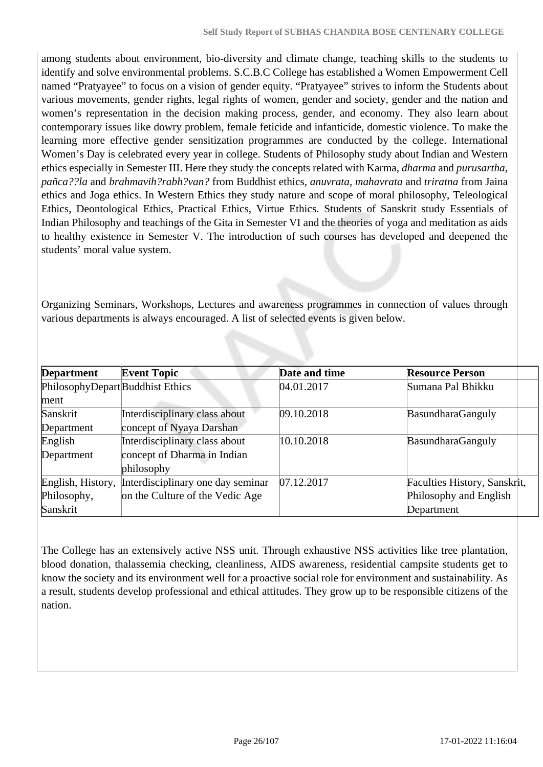among students about environment, bio-diversity and climate change, teaching skills to the students to identify and solve environmental problems. S.C.B.C College has established a Women Empowerment Cell named "Pratyayee" to focus on a vision of gender equity. "Pratyayee" strives to inform the Students about various movements, gender rights, legal rights of women, gender and society, gender and the nation and women's representation in the decision making process, gender, and economy. They also learn about contemporary issues like dowry problem, female feticide and infanticide, domestic violence. To make the learning more effective gender sensitization programmes are conducted by the college. International Women's Day is celebrated every year in college. Students of Philosophy study about Indian and Western ethics especially in Semester III. Here they study the concepts related with Karma, *dharma* and *purusartha*, *pañca??la* and *brahmavih?rabh?van?* from Buddhist ethics, *anuvrata*, *mahavrata* and *triratna* from Jaina ethics and Joga ethics. In Western Ethics they study nature and scope of moral philosophy, Teleological Ethics, Deontological Ethics, Practical Ethics, Virtue Ethics. Students of Sanskrit study Essentials of Indian Philosophy and teachings of the Gita in Semester VI and the theories of yoga and meditation as aids to healthy existence in Semester V. The introduction of such courses has developed and deepened the students' moral value system.

Organizing Seminars, Workshops, Lectures and awareness programmes in connection of values through various departments is always encouraged. A list of selected events is given below.

| Department | Event Topic | Date and time | Resource Person |
|---|---|---|---|
| PhilosophyDepartment | Buddhist Ethics | 04.01.2017 | Sumana Pal Bhikku |
| Sanskrit Department | Interdisciplinary class about concept of Nyaya Darshan | 09.10.2018 | BasundharaGanguly |
| English Department | Interdisciplinary class about concept of Dharma in Indian philosophy | 10.10.2018 | BasundharaGanguly |
| English, History, Philosophy, Sanskrit | Interdisciplinary one day seminar on the Culture of the Vedic Age | 07.12.2017 | Faculties History, Sanskrit, Philosophy and English Department |

The College has an extensively active NSS unit. Through exhaustive NSS activities like tree plantation, blood donation, thalassemia checking, cleanliness, AIDS awareness, residential campsite students get to know the society and its environment well for a proactive social role for environment and sustainability. As a result, students develop professional and ethical attitudes. They grow up to be responsible citizens of the nation.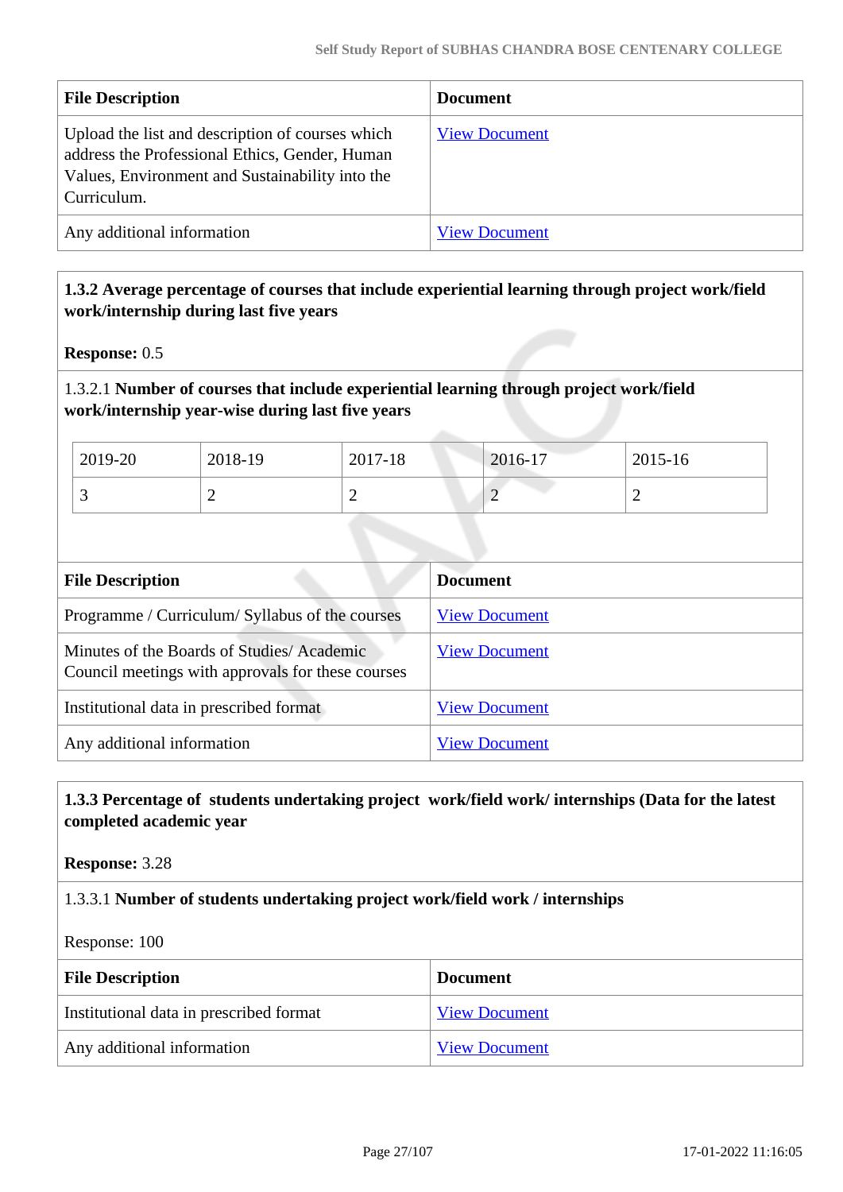| File Description | Document |
|---|---|
| Upload the list and description of courses which address the Professional Ethics, Gender, Human Values, Environment and Sustainability into the Curriculum. | View Document |
| Any additional information | View Document |

**1.3.2 Average percentage of courses that include experiential learning through project work/field work/internship during last five years**

**Response:** 0.5

1.3.2.1 **Number of courses that include experiential learning through project work/field work/internship year-wise during last five years**

| 2019-20 | 2018-19 | 2017-18 | 2016-17 | 2015-16 |
|---|---|---|---|---|
| 3 | 2 | 2 | 2 | 2 |

| File Description | Document |
|---|---|
| Programme / Curriculum/ Syllabus of the courses | View Document |
| Minutes of the Boards of Studies/ Academic Council meetings with approvals for these courses | View Document |
| Institutional data in prescribed format | View Document |
| Any additional information | View Document |

**1.3.3 Percentage of students undertaking project work/field work/ internships (Data for the latest completed academic year**

**Response:** 3.28

1.3.3.1 **Number of students undertaking project work/field work / internships**

Response: 100

| File Description | Document |
|---|---|
| Institutional data in prescribed format | View Document |
| Any additional information | View Document |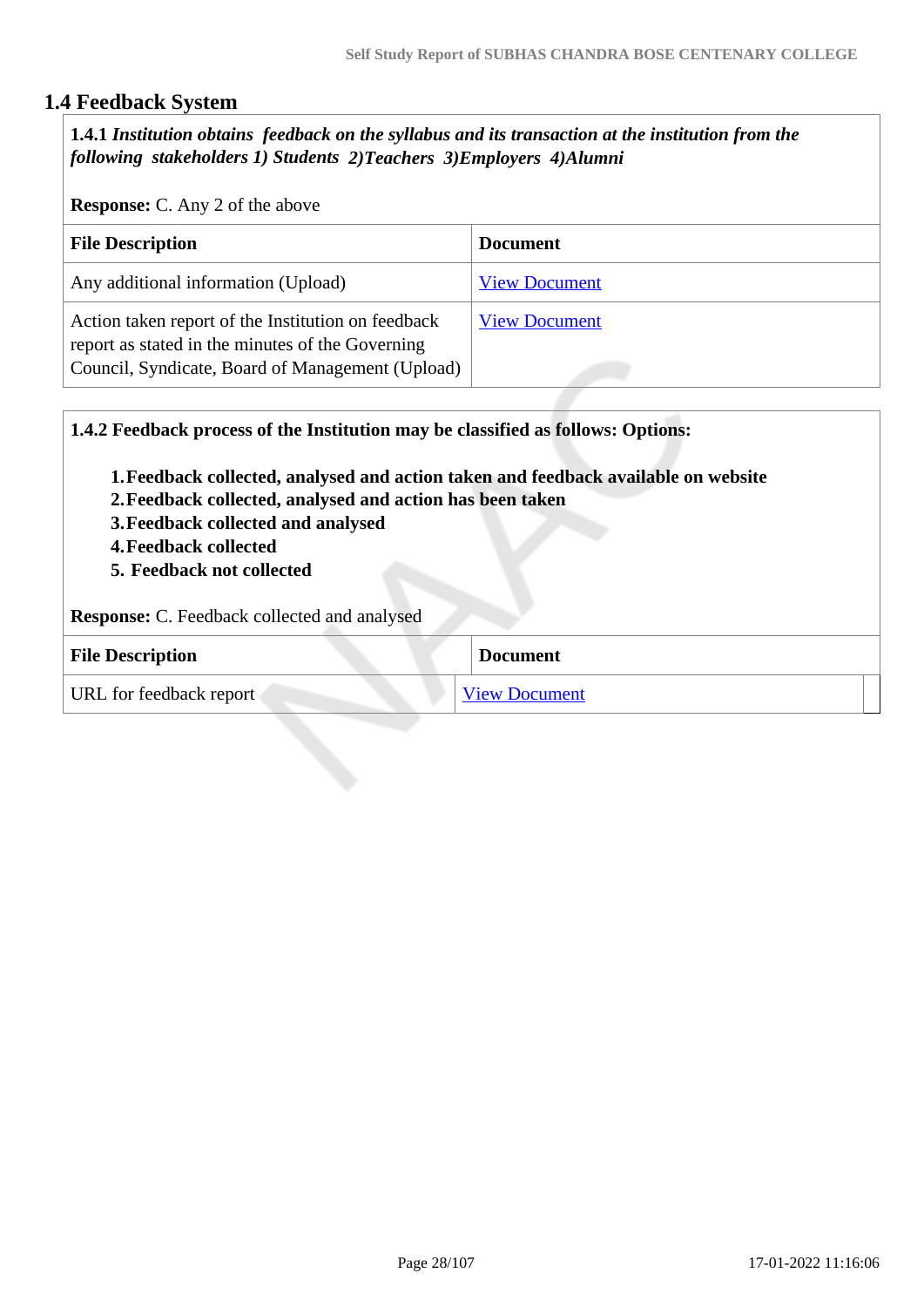## 1.4 Feedback System

**1.4.1** ***Institution obtains feedback on the syllabus and its transaction at the institution from the following stakeholders 1) Students 2)Teachers 3)Employers 4)Alumni***

**Response:** C. Any 2 of the above

| File Description | Document |
|---|---|
| Any additional information (Upload) | View Document |
| Action taken report of the Institution on feedback report as stated in the minutes of the Governing Council, Syndicate, Board of Management (Upload) | View Document |

**1.4.2 Feedback process of the Institution may be classified as follows: Options:**

1. **Feedback collected, analysed and action taken and feedback available on website**
2. **Feedback collected, analysed and action has been taken**
3. **Feedback collected and analysed**
4. **Feedback collected**
5. **Feedback not collected**

**Response:** C. Feedback collected and analysed

| File Description | Document |
|---|---|
| URL for feedback report | View Document |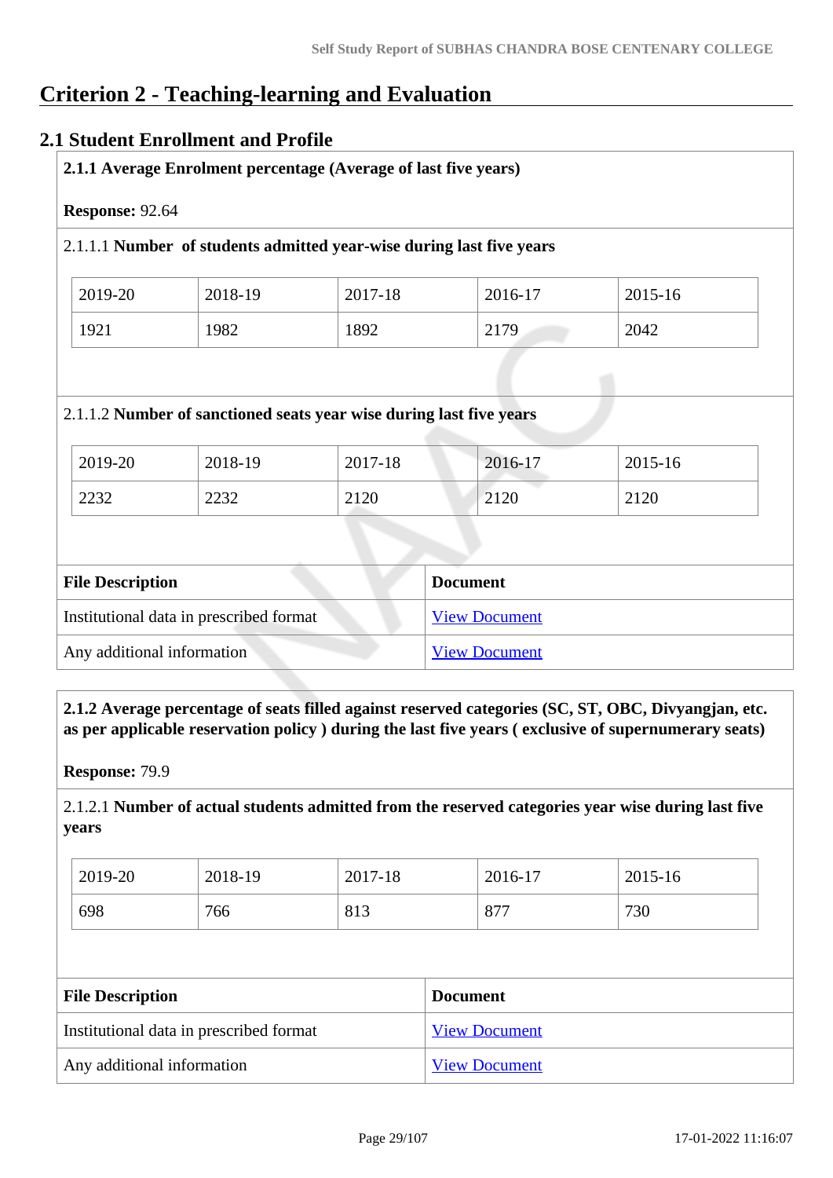# Criterion 2 - Teaching-learning and Evaluation

## 2.1 Student Enrollment and Profile

**2.1.1 Average Enrolment percentage (Average of last five years)**

**Response:** 92.64

2.1.1.1 **Number of students admitted year-wise during last five years**

| 2019-20 | 2018-19 | 2017-18 | 2016-17 | 2015-16 |
|---|---|---|---|---|
| 1921 | 1982 | 1892 | 2179 | 2042 |

2.1.1.2 **Number of sanctioned seats year wise during last five years**

| 2019-20 | 2018-19 | 2017-18 | 2016-17 | 2015-16 |
|---|---|---|---|---|
| 2232 | 2232 | 2120 | 2120 | 2120 |

| File Description | Document |
|---|---|
| Institutional data in prescribed format | View Document |
| Any additional information | View Document |

**2.1.2 Average percentage of seats filled against reserved categories (SC, ST, OBC, Divyangjan, etc. as per applicable reservation policy ) during the last five years ( exclusive of supernumerary seats)**

**Response:** 79.9

2.1.2.1 **Number of actual students admitted from the reserved categories year wise during last five years**

| 2019-20 | 2018-19 | 2017-18 | 2016-17 | 2015-16 |
|---|---|---|---|---|
| 698 | 766 | 813 | 877 | 730 |

| File Description | Document |
|---|---|
| Institutional data in prescribed format | View Document |
| Any additional information | View Document |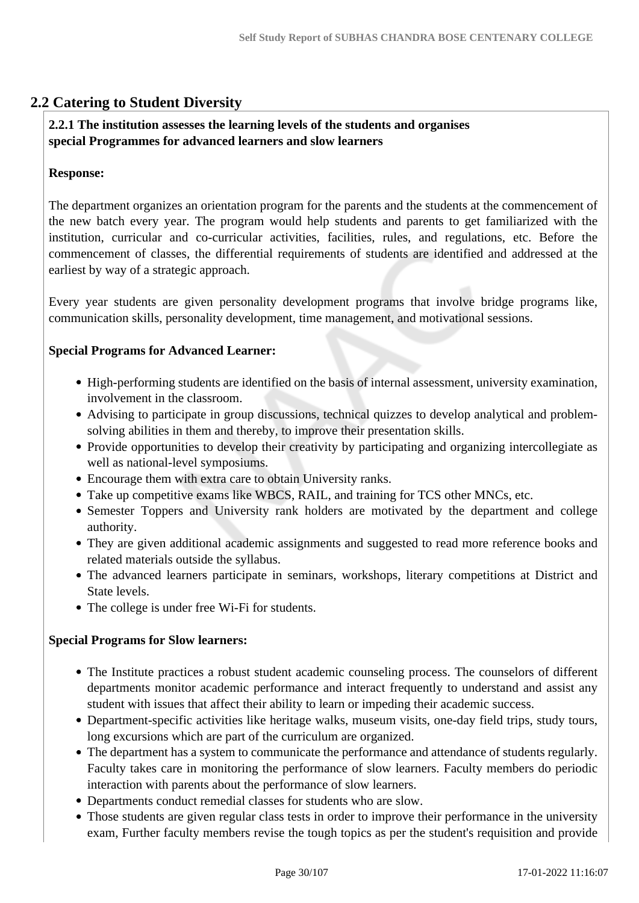## 2.2 Catering to Student Diversity

**2.2.1 The institution assesses the learning levels of the students and organises special Programmes for advanced learners and slow learners**

**Response:**

The department organizes an orientation program for the parents and the students at the commencement of the new batch every year. The program would help students and parents to get familiarized with the institution, curricular and co-curricular activities, facilities, rules, and regulations, etc. Before the commencement of classes, the differential requirements of students are identified and addressed at the earliest by way of a strategic approach.

Every year students are given personality development programs that involve bridge programs like, communication skills, personality development, time management, and motivational sessions.

**Special Programs for Advanced Learner:**

- High-performing students are identified on the basis of internal assessment, university examination, involvement in the classroom.
- Advising to participate in group discussions, technical quizzes to develop analytical and problem-solving abilities in them and thereby, to improve their presentation skills.
- Provide opportunities to develop their creativity by participating and organizing intercollegiate as well as national-level symposiums.
- Encourage them with extra care to obtain University ranks.
- Take up competitive exams like WBCS, RAIL, and training for TCS other MNCs, etc.
- Semester Toppers and University rank holders are motivated by the department and college authority.
- They are given additional academic assignments and suggested to read more reference books and related materials outside the syllabus.
- The advanced learners participate in seminars, workshops, literary competitions at District and State levels.
- The college is under free Wi-Fi for students.

**Special Programs for Slow learners:**

- The Institute practices a robust student academic counseling process. The counselors of different departments monitor academic performance and interact frequently to understand and assist any student with issues that affect their ability to learn or impeding their academic success.
- Department-specific activities like heritage walks, museum visits, one-day field trips, study tours, long excursions which are part of the curriculum are organized.
- The department has a system to communicate the performance and attendance of students regularly. Faculty takes care in monitoring the performance of slow learners. Faculty members do periodic interaction with parents about the performance of slow learners.
- Departments conduct remedial classes for students who are slow.
- Those students are given regular class tests in order to improve their performance in the university exam, Further faculty members revise the tough topics as per the student's requisition and provide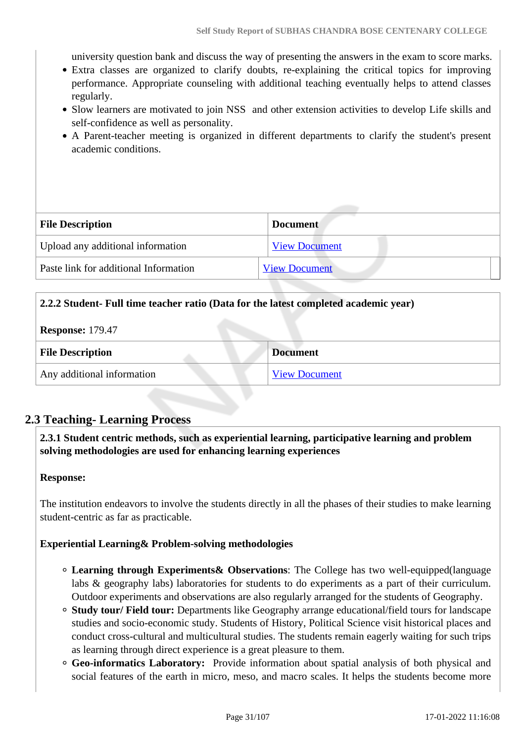university question bank and discuss the way of presenting the answers in the exam to score marks.

- Extra classes are organized to clarify doubts, re-explaining the critical topics for improving performance. Appropriate counseling with additional teaching eventually helps to attend classes regularly.
- Slow learners are motivated to join NSS and other extension activities to develop Life skills and self-confidence as well as personality.
- A Parent-teacher meeting is organized in different departments to clarify the student's present academic conditions.

| File Description | Document |
|---|---|
| Upload any additional information | View Document |
| Paste link for additional Information | View Document |

**2.2.2 Student- Full time teacher ratio (Data for the latest completed academic year)**

**Response:** 179.47

| File Description | Document |
|---|---|
| Any additional information | View Document |

## 2.3 Teaching- Learning Process

**2.3.1 Student centric methods, such as experiential learning, participative learning and problem solving methodologies are used for enhancing learning experiences**

**Response:**

The institution endeavors to involve the students directly in all the phases of their studies to make learning student-centric as far as practicable.

**Experiential Learning& Problem-solving methodologies**

- **Learning through Experiments& Observations**: The College has two well-equipped(language labs & geography labs) laboratories for students to do experiments as a part of their curriculum. Outdoor experiments and observations are also regularly arranged for the students of Geography.
- **Study tour/ Field tour:** Departments like Geography arrange educational/field tours for landscape studies and socio-economic study. Students of History, Political Science visit historical places and conduct cross-cultural and multicultural studies. The students remain eagerly waiting for such trips as learning through direct experience is a great pleasure to them.
- **Geo-informatics Laboratory:** Provide information about spatial analysis of both physical and social features of the earth in micro, meso, and macro scales. It helps the students become more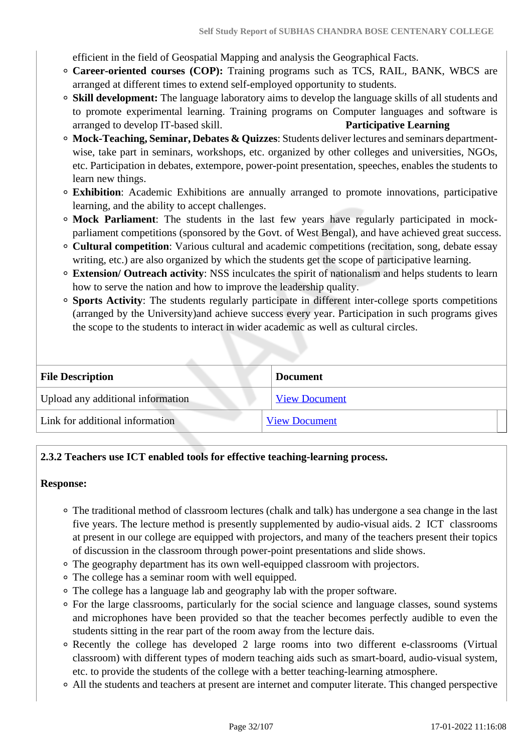efficient in the field of Geospatial Mapping and analysis the Geographical Facts.

- **Career-oriented courses (COP):** Training programs such as TCS, RAIL, BANK, WBCS are arranged at different times to extend self-employed opportunity to students.
- **Skill development:** The language laboratory aims to develop the language skills of all students and to promote experimental learning. Training programs on Computer languages and software is arranged to develop IT-based skill. **Participative Learning**
- **Mock-Teaching, Seminar, Debates & Quizzes**: Students deliver lectures and seminars department-wise, take part in seminars, workshops, etc. organized by other colleges and universities, NGOs, etc. Participation in debates, extempore, power-point presentation, speeches, enables the students to learn new things.
- **Exhibition**: Academic Exhibitions are annually arranged to promote innovations, participative learning, and the ability to accept challenges.
- **Mock Parliament**: The students in the last few years have regularly participated in mock-parliament competitions (sponsored by the Govt. of West Bengal), and have achieved great success.
- **Cultural competition**: Various cultural and academic competitions (recitation, song, debate essay writing, etc.) are also organized by which the students get the scope of participative learning.
- **Extension/ Outreach activity**: NSS inculcates the spirit of nationalism and helps students to learn how to serve the nation and how to improve the leadership quality.
- **Sports Activity**: The students regularly participate in different inter-college sports competitions (arranged by the University)and achieve success every year. Participation in such programs gives the scope to the students to interact in wider academic as well as cultural circles.

| File Description | Document |
|---|---|
| Upload any additional information | View Document |
| Link for additional information | View Document |

**2.3.2 Teachers use ICT enabled tools for effective teaching-learning process.**

**Response:**

- The traditional method of classroom lectures (chalk and talk) has undergone a sea change in the last five years. The lecture method is presently supplemented by audio-visual aids. 2 ICT classrooms at present in our college are equipped with projectors, and many of the teachers present their topics of discussion in the classroom through power-point presentations and slide shows.
- The geography department has its own well-equipped classroom with projectors.
- The college has a seminar room with well equipped.
- The college has a language lab and geography lab with the proper software.
- For the large classrooms, particularly for the social science and language classes, sound systems and microphones have been provided so that the teacher becomes perfectly audible to even the students sitting in the rear part of the room away from the lecture dais.
- Recently the college has developed 2 large rooms into two different e-classrooms (Virtual classroom) with different types of modern teaching aids such as smart-board, audio-visual system, etc. to provide the students of the college with a better teaching-learning atmosphere.
- All the students and teachers at present are internet and computer literate. This changed perspective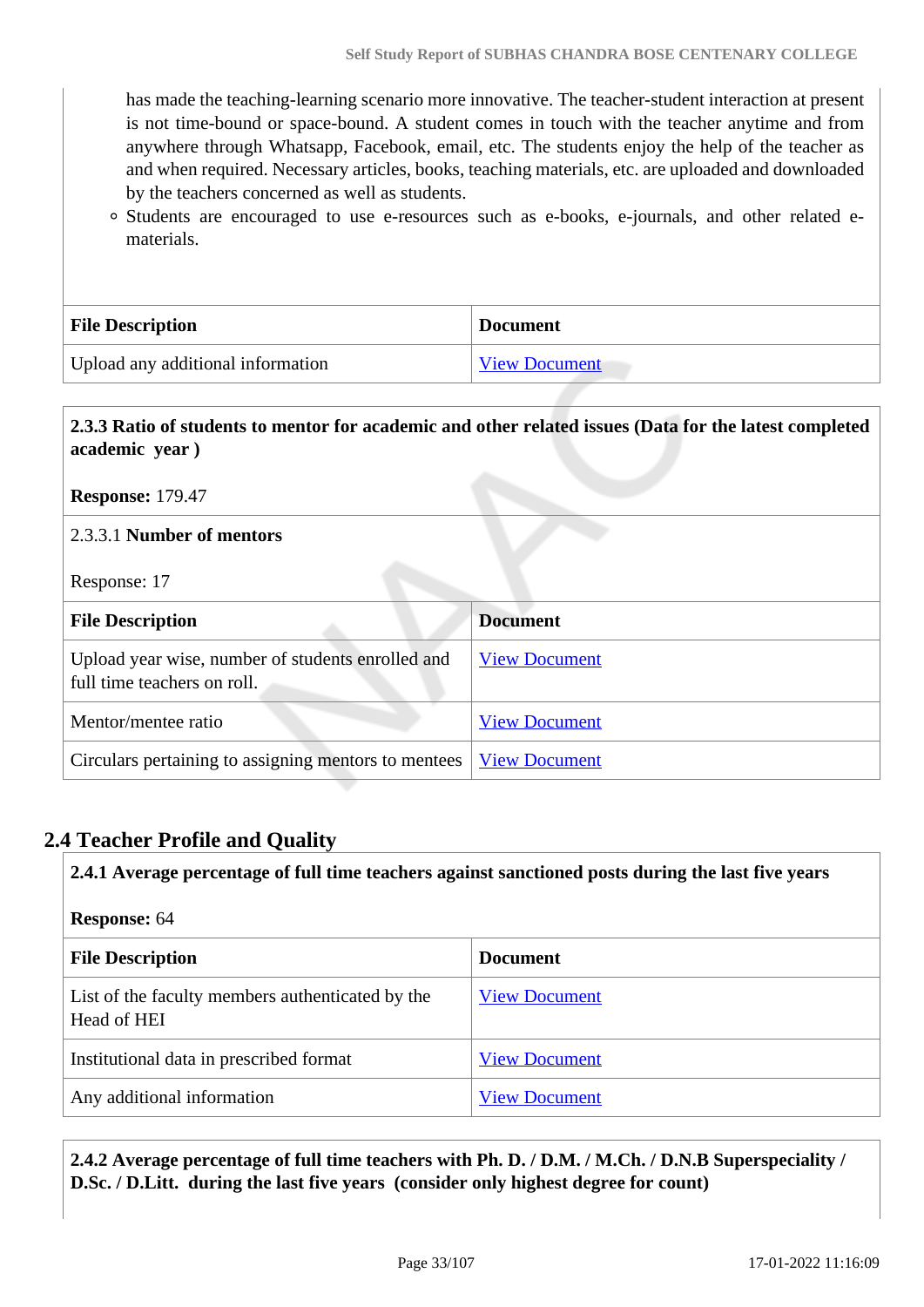has made the teaching-learning scenario more innovative. The teacher-student interaction at present is not time-bound or space-bound. A student comes in touch with the teacher anytime and from anywhere through Whatsapp, Facebook, email, etc. The students enjoy the help of the teacher as and when required. Necessary articles, books, teaching materials, etc. are uploaded and downloaded by the teachers concerned as well as students.

- Students are encouraged to use e-resources such as e-books, e-journals, and other related e-materials.

| File Description | Document |
| --- | --- |
| Upload any additional information | View Document |

**2.3.3 Ratio of students to mentor for academic and other related issues (Data for the latest completed academic year )**

**Response:** 179.47

2.3.3.1 **Number of mentors**

Response: 17

| File Description | Document |
| --- | --- |
| Upload year wise, number of students enrolled and full time teachers on roll. | View Document |
| Mentor/mentee ratio | View Document |
| Circulars pertaining to assigning mentors to mentees | View Document |

## 2.4 Teacher Profile and Quality

**2.4.1 Average percentage of full time teachers against sanctioned posts during the last five years**

**Response:** 64

| File Description | Document |
| --- | --- |
| List of the faculty members authenticated by the Head of HEI | View Document |
| Institutional data in prescribed format | View Document |
| Any additional information | View Document |

**2.4.2 Average percentage of full time teachers with Ph. D. / D.M. / M.Ch. / D.N.B Superspeciality / D.Sc. / D.Litt. during the last five years (consider only highest degree for count)**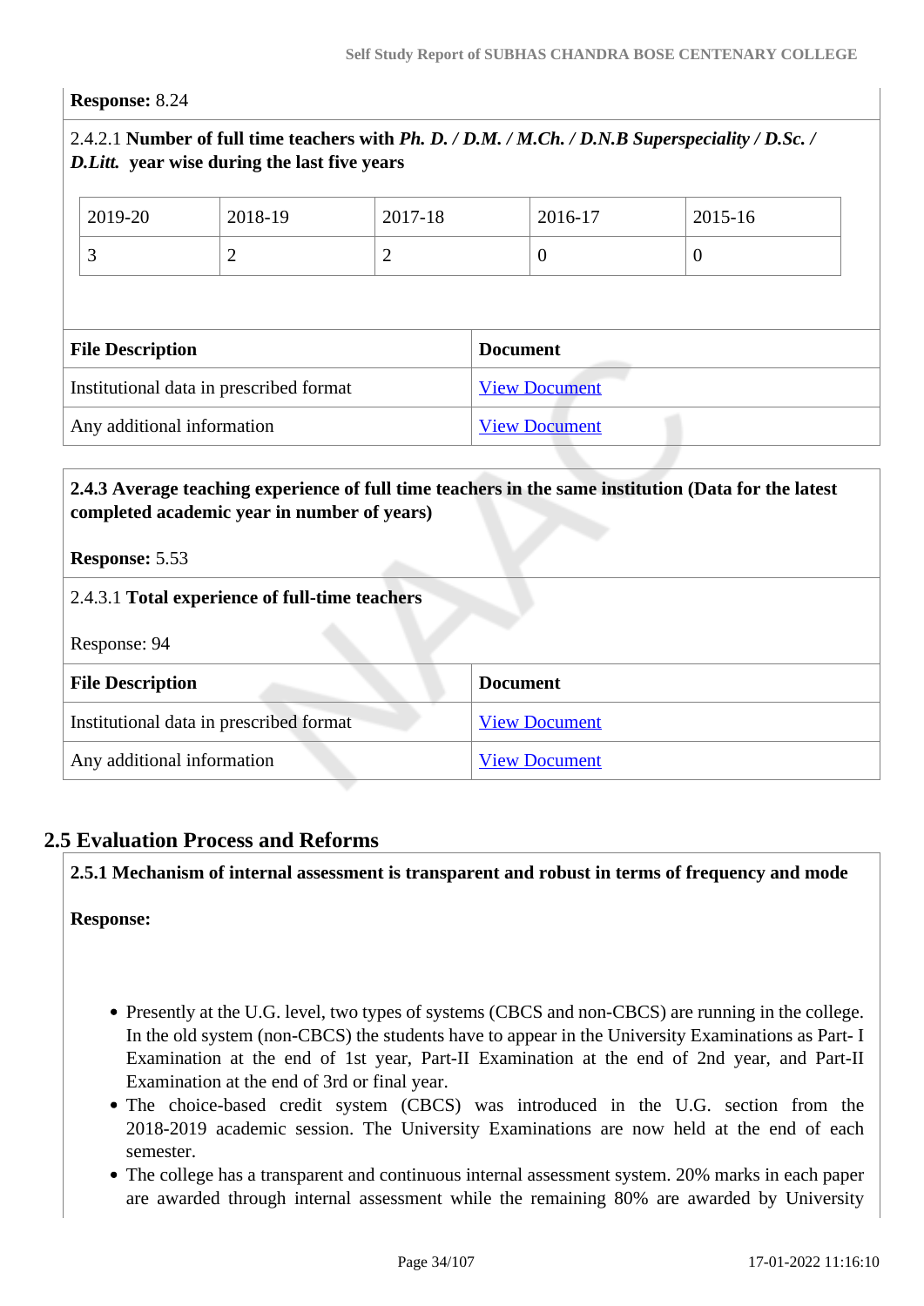**Response:** 8.24

2.4.2.1 **Number of full time teachers with *Ph. D. / D.M. / M.Ch. / D.N.B Superspeciality / D.Sc. / D.Litt.* year wise during the last five years**

| 2019-20 | 2018-19 | 2017-18 | 2016-17 | 2015-16 |
|---|---|---|---|---|
| 3 | 2 | 2 | 0 | 0 |

| File Description | Document |
|---|---|
| Institutional data in prescribed format | View Document |
| Any additional information | View Document |

**2.4.3 Average teaching experience of full time teachers in the same institution (Data for the latest completed academic year in number of years)**

**Response:** 5.53

2.4.3.1 **Total experience of full-time teachers**

Response: 94

| File Description | Document |
|---|---|
| Institutional data in prescribed format | View Document |
| Any additional information | View Document |

## 2.5 Evaluation Process and Reforms

**2.5.1 Mechanism of internal assessment is transparent and robust in terms of frequency and mode**

**Response:**

- Presently at the U.G. level, two types of systems (CBCS and non-CBCS) are running in the college. In the old system (non-CBCS) the students have to appear in the University Examinations as Part- I Examination at the end of 1st year, Part-II Examination at the end of 2nd year, and Part-II Examination at the end of 3rd or final year.
- The choice-based credit system (CBCS) was introduced in the U.G. section from the 2018-2019 academic session. The University Examinations are now held at the end of each semester.
- The college has a transparent and continuous internal assessment system. 20% marks in each paper are awarded through internal assessment while the remaining 80% are awarded by University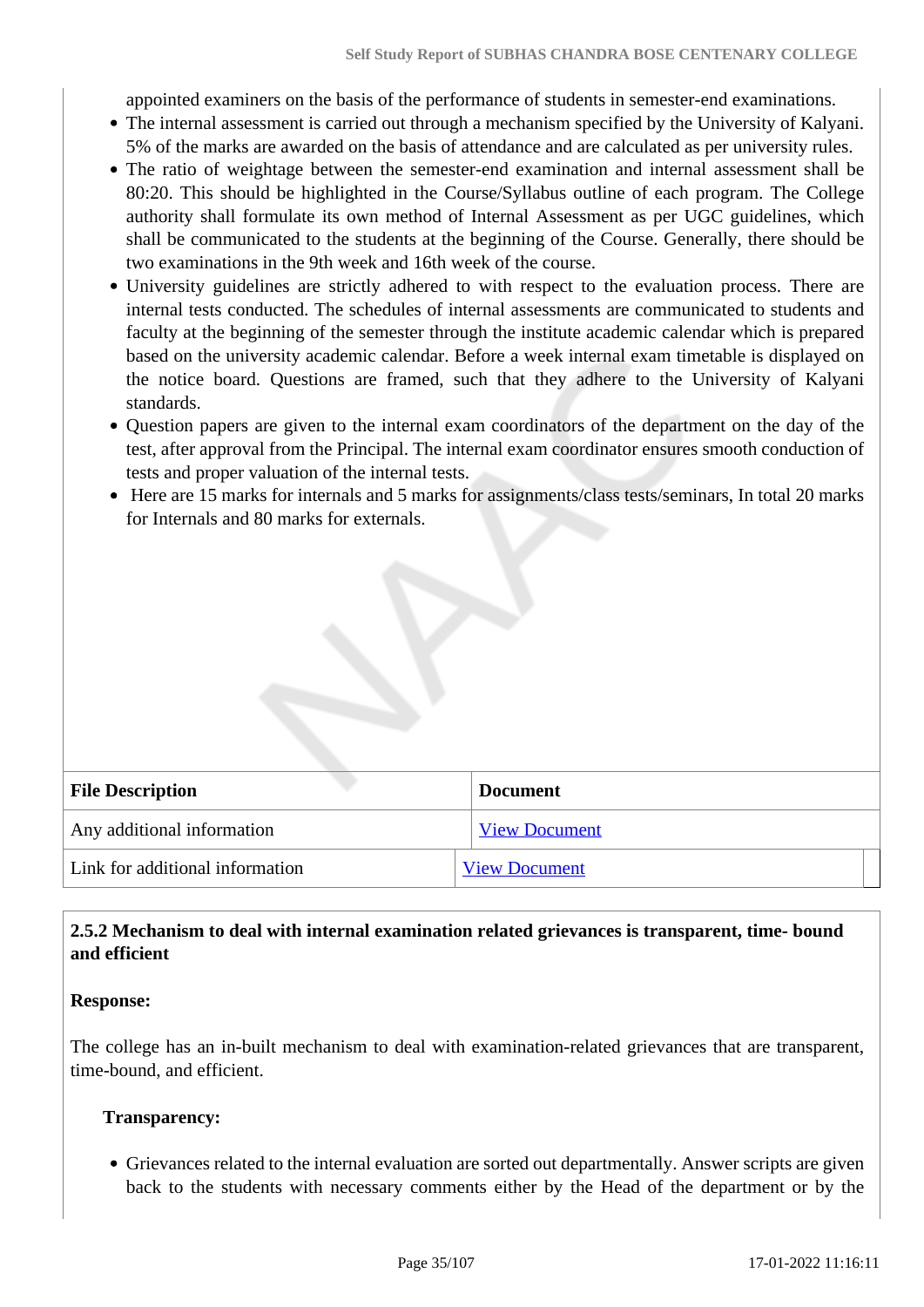appointed examiners on the basis of the performance of students in semester-end examinations.

- The internal assessment is carried out through a mechanism specified by the University of Kalyani. 5% of the marks are awarded on the basis of attendance and are calculated as per university rules.
- The ratio of weightage between the semester-end examination and internal assessment shall be 80:20. This should be highlighted in the Course/Syllabus outline of each program. The College authority shall formulate its own method of Internal Assessment as per UGC guidelines, which shall be communicated to the students at the beginning of the Course. Generally, there should be two examinations in the 9th week and 16th week of the course.
- University guidelines are strictly adhered to with respect to the evaluation process. There are internal tests conducted. The schedules of internal assessments are communicated to students and faculty at the beginning of the semester through the institute academic calendar which is prepared based on the university academic calendar. Before a week internal exam timetable is displayed on the notice board. Questions are framed, such that they adhere to the University of Kalyani standards.
- Question papers are given to the internal exam coordinators of the department on the day of the test, after approval from the Principal. The internal exam coordinator ensures smooth conduction of tests and proper valuation of the internal tests.
- Here are 15 marks for internals and 5 marks for assignments/class tests/seminars, In total 20 marks for Internals and 80 marks for externals.

| File Description | Document |
|---|---|
| Any additional information | View Document |
| Link for additional information | View Document |

**2.5.2 Mechanism to deal with internal examination related grievances is transparent, time- bound and efficient**

**Response:**

The college has an in-built mechanism to deal with examination-related grievances that are transparent, time-bound, and efficient.

**Transparency:**

- Grievances related to the internal evaluation are sorted out departmentally. Answer scripts are given back to the students with necessary comments either by the Head of the department or by the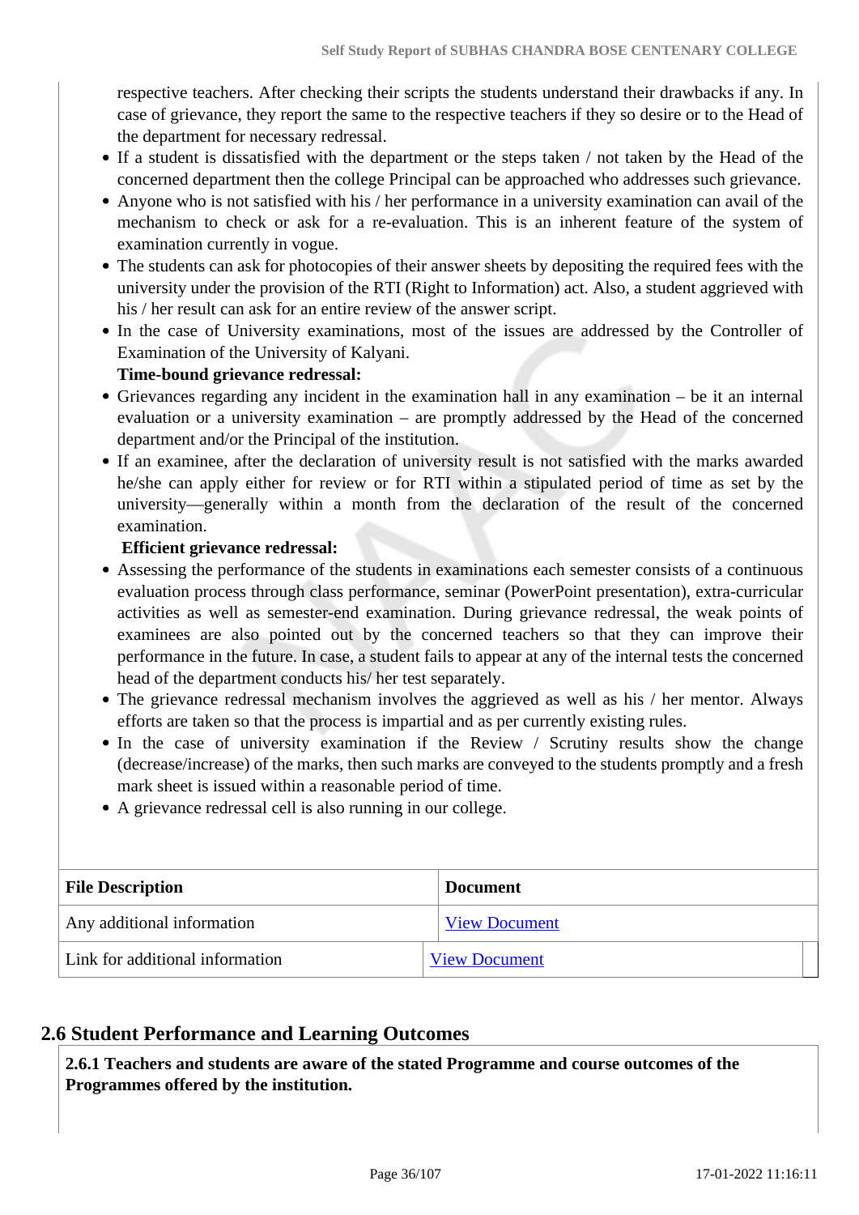respective teachers. After checking their scripts the students understand their drawbacks if any. In case of grievance, they report the same to the respective teachers if they so desire or to the Head of the department for necessary redressal.

- If a student is dissatisfied with the department or the steps taken / not taken by the Head of the concerned department then the college Principal can be approached who addresses such grievance.
- Anyone who is not satisfied with his / her performance in a university examination can avail of the mechanism to check or ask for a re-evaluation. This is an inherent feature of the system of examination currently in vogue.
- The students can ask for photocopies of their answer sheets by depositing the required fees with the university under the provision of the RTI (Right to Information) act. Also, a student aggrieved with his / her result can ask for an entire review of the answer script.
- In the case of University examinations, most of the issues are addressed by the Controller of Examination of the University of Kalyani.

**Time-bound grievance redressal:**

- Grievances regarding any incident in the examination hall in any examination – be it an internal evaluation or a university examination – are promptly addressed by the Head of the concerned department and/or the Principal of the institution.
- If an examinee, after the declaration of university result is not satisfied with the marks awarded he/she can apply either for review or for RTI within a stipulated period of time as set by the university—generally within a month from the declaration of the result of the concerned examination.

**Efficient grievance redressal:**

- Assessing the performance of the students in examinations each semester consists of a continuous evaluation process through class performance, seminar (PowerPoint presentation), extra-curricular activities as well as semester-end examination. During grievance redressal, the weak points of examinees are also pointed out by the concerned teachers so that they can improve their performance in the future. In case, a student fails to appear at any of the internal tests the concerned head of the department conducts his/ her test separately.
- The grievance redressal mechanism involves the aggrieved as well as his / her mentor. Always efforts are taken so that the process is impartial and as per currently existing rules.
- In the case of university examination if the Review / Scrutiny results show the change (decrease/increase) of the marks, then such marks are conveyed to the students promptly and a fresh mark sheet is issued within a reasonable period of time.
- A grievance redressal cell is also running in our college.

| File Description | Document |
|---|---|
| Any additional information | View Document |
| Link for additional information | View Document |

## 2.6 Student Performance and Learning Outcomes

**2.6.1 Teachers and students are aware of the stated Programme and course outcomes of the Programmes offered by the institution.**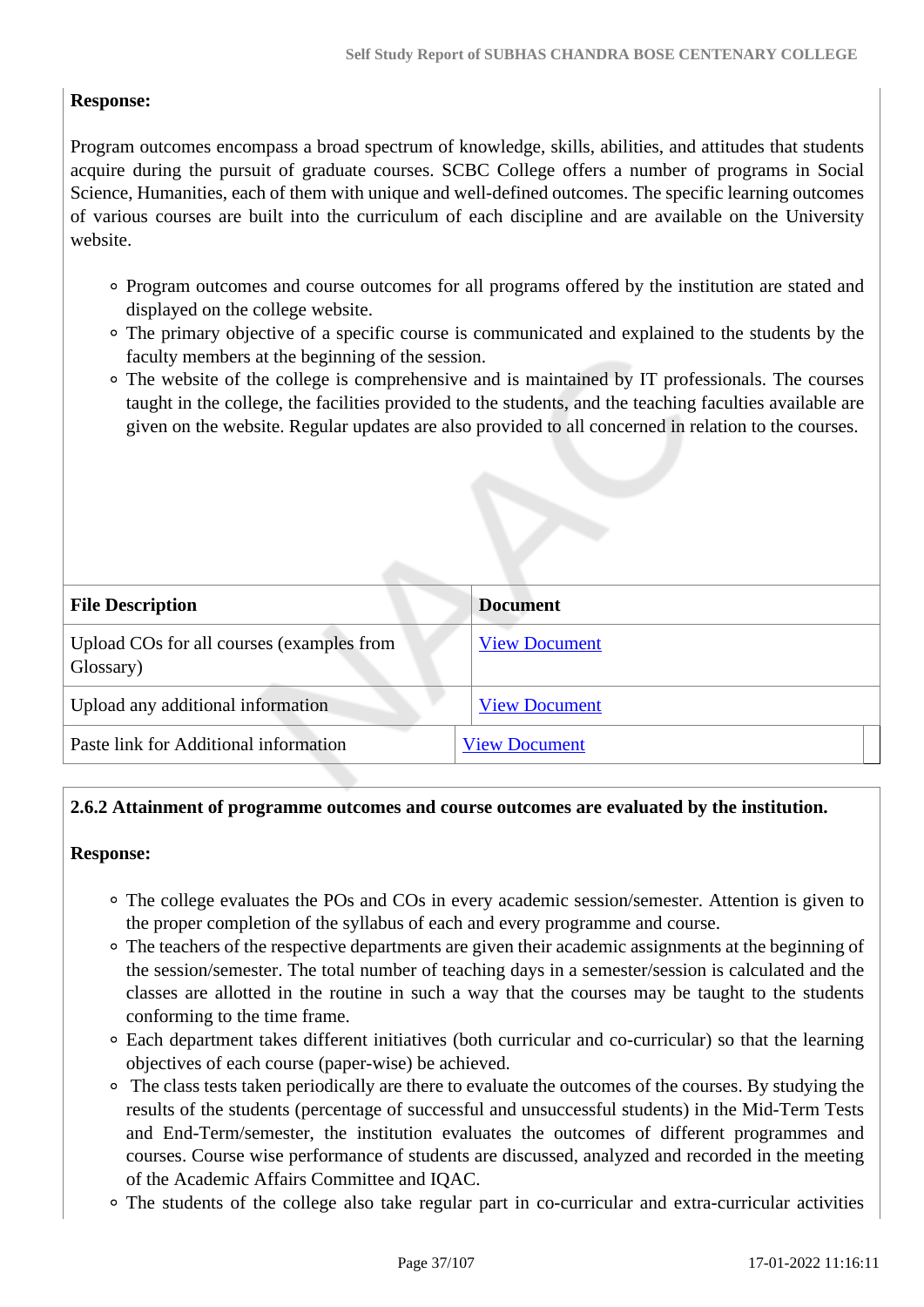**Response:**

Program outcomes encompass a broad spectrum of knowledge, skills, abilities, and attitudes that students acquire during the pursuit of graduate courses. SCBC College offers a number of programs in Social Science, Humanities, each of them with unique and well-defined outcomes. The specific learning outcomes of various courses are built into the curriculum of each discipline and are available on the University website.

- Program outcomes and course outcomes for all programs offered by the institution are stated and displayed on the college website.
- The primary objective of a specific course is communicated and explained to the students by the faculty members at the beginning of the session.
- The website of the college is comprehensive and is maintained by IT professionals. The courses taught in the college, the facilities provided to the students, and the teaching faculties available are given on the website. Regular updates are also provided to all concerned in relation to the courses.

| File Description | Document |
| --- | --- |
| Upload COs for all courses (examples from Glossary) | View Document |
| Upload any additional information | View Document |
| Paste link for Additional information | View Document |

**2.6.2 Attainment of programme outcomes and course outcomes are evaluated by the institution.**

**Response:**

- The college evaluates the POs and COs in every academic session/semester. Attention is given to the proper completion of the syllabus of each and every programme and course.
- The teachers of the respective departments are given their academic assignments at the beginning of the session/semester. The total number of teaching days in a semester/session is calculated and the classes are allotted in the routine in such a way that the courses may be taught to the students conforming to the time frame.
- Each department takes different initiatives (both curricular and co-curricular) so that the learning objectives of each course (paper-wise) be achieved.
- The class tests taken periodically are there to evaluate the outcomes of the courses. By studying the results of the students (percentage of successful and unsuccessful students) in the Mid-Term Tests and End-Term/semester, the institution evaluates the outcomes of different programmes and courses. Course wise performance of students are discussed, analyzed and recorded in the meeting of the Academic Affairs Committee and IQAC.
- The students of the college also take regular part in co-curricular and extra-curricular activities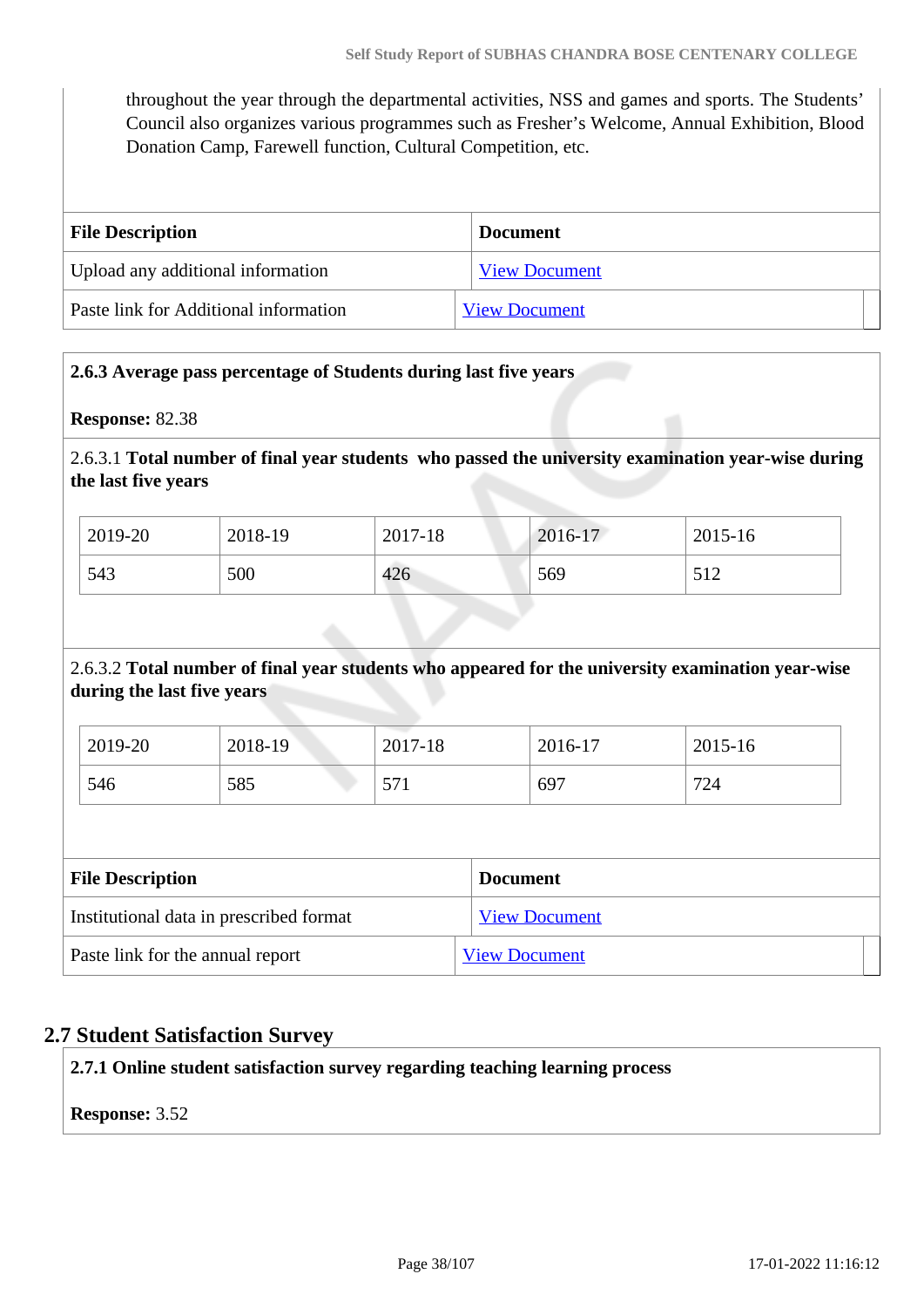throughout the year through the departmental activities, NSS and games and sports. The Students' Council also organizes various programmes such as Fresher's Welcome, Annual Exhibition, Blood Donation Camp, Farewell function, Cultural Competition, etc.

| File Description | Document |
|---|---|
| Upload any additional information | View Document |
| Paste link for Additional information | View Document |

**2.6.3 Average pass percentage of Students during last five years**

**Response:** 82.38

2.6.3.1 **Total number of final year students who passed the university examination year-wise during the last five years**

| 2019-20 | 2018-19 | 2017-18 | 2016-17 | 2015-16 |
|---|---|---|---|---|
| 543 | 500 | 426 | 569 | 512 |

2.6.3.2 **Total number of final year students who appeared for the university examination year-wise during the last five years**

| 2019-20 | 2018-19 | 2017-18 | 2016-17 | 2015-16 |
|---|---|---|---|---|
| 546 | 585 | 571 | 697 | 724 |

| File Description | Document |
|---|---|
| Institutional data in prescribed format | View Document |
| Paste link for the annual report | View Document |

## 2.7 Student Satisfaction Survey

**2.7.1 Online student satisfaction survey regarding teaching learning process**

**Response:** 3.52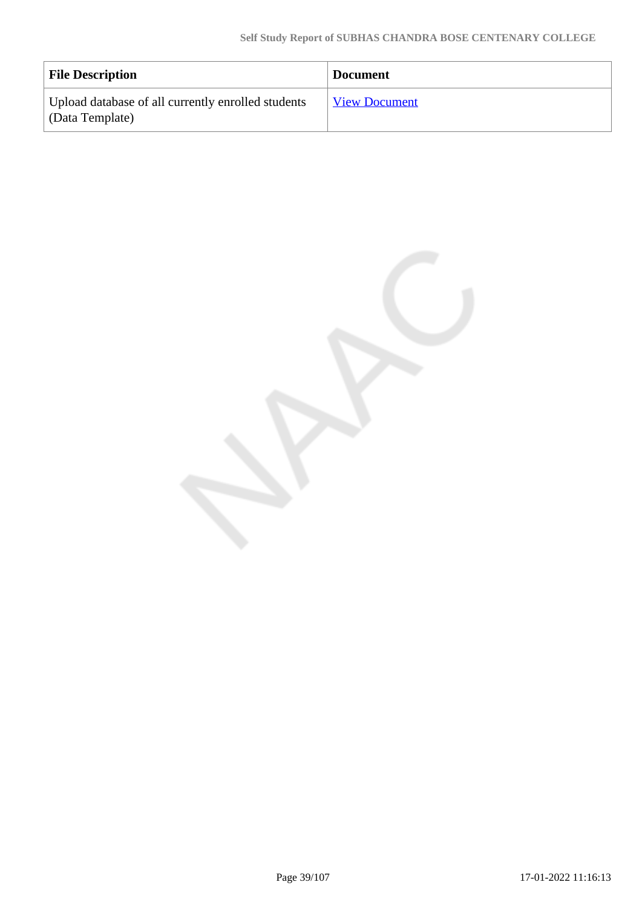| File Description | Document |
| --- | --- |
| Upload database of all currently enrolled students (Data Template) | View Document |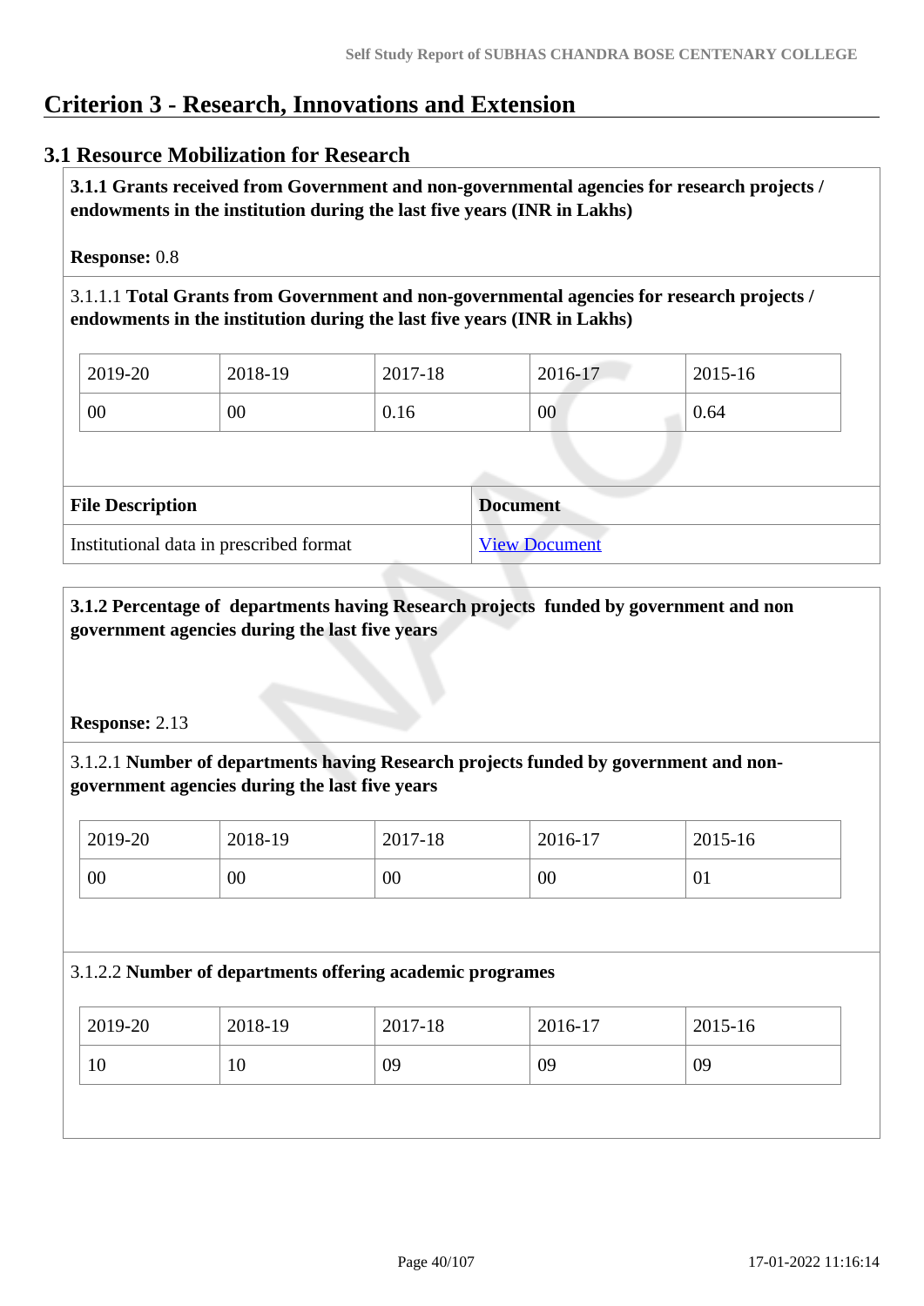# Criterion 3 - Research, Innovations and Extension

## 3.1 Resource Mobilization for Research

**3.1.1 Grants received from Government and non-governmental agencies for research projects / endowments in the institution during the last five years (INR in Lakhs)**

**Response:** 0.8

3.1.1.1 **Total Grants from Government and non-governmental agencies for research projects / endowments in the institution during the last five years (INR in Lakhs)**

| 2019-20 | 2018-19 | 2017-18 | 2016-17 | 2015-16 |
|---|---|---|---|---|
| 00 | 00 | 0.16 | 00 | 0.64 |

| File Description | Document |
|---|---|
| Institutional data in prescribed format | View Document |

**3.1.2 Percentage of departments having Research projects funded by government and non government agencies during the last five years**

**Response:** 2.13

3.1.2.1 **Number of departments having Research projects funded by government and non-government agencies during the last five years**

| 2019-20 | 2018-19 | 2017-18 | 2016-17 | 2015-16 |
|---|---|---|---|---|
| 00 | 00 | 00 | 00 | 01 |

3.1.2.2 **Number of departments offering academic programes**

| 2019-20 | 2018-19 | 2017-18 | 2016-17 | 2015-16 |
|---|---|---|---|---|
| 10 | 10 | 09 | 09 | 09 |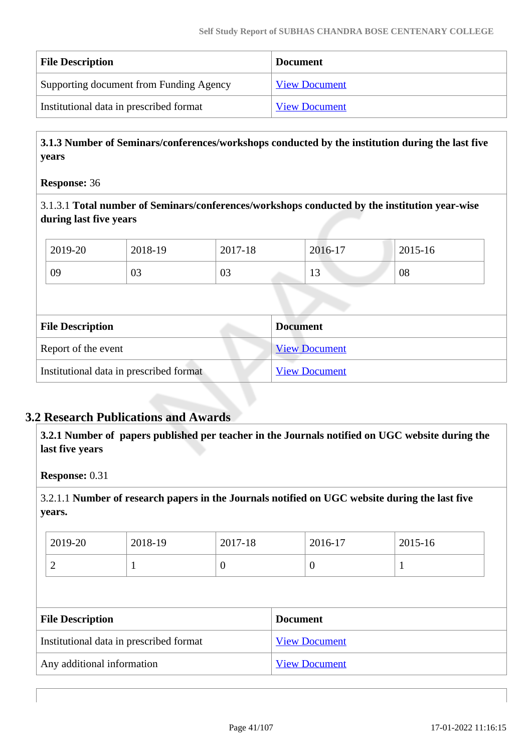| File Description | Document |
|---|---|
| Supporting document from Funding Agency | View Document |
| Institutional data in prescribed format | View Document |

**3.1.3 Number of Seminars/conferences/workshops conducted by the institution during the last five years**

**Response:** 36

3.1.3.1 **Total number of Seminars/conferences/workshops conducted by the institution year-wise during last five years**

| 2019-20 | 2018-19 | 2017-18 | 2016-17 | 2015-16 |
|---|---|---|---|---|
| 09 | 03 | 03 | 13 | 08 |

| File Description | Document |
|---|---|
| Report of the event | View Document |
| Institutional data in prescribed format | View Document |

## 3.2 Research Publications and Awards

**3.2.1 Number of papers published per teacher in the Journals notified on UGC website during the last five years**

**Response:** 0.31

3.2.1.1 **Number of research papers in the Journals notified on UGC website during the last five years.**

| 2019-20 | 2018-19 | 2017-18 | 2016-17 | 2015-16 |
|---|---|---|---|---|
| 2 | 1 | 0 | 0 | 1 |

| File Description | Document |
|---|---|
| Institutional data in prescribed format | View Document |
| Any additional information | View Document |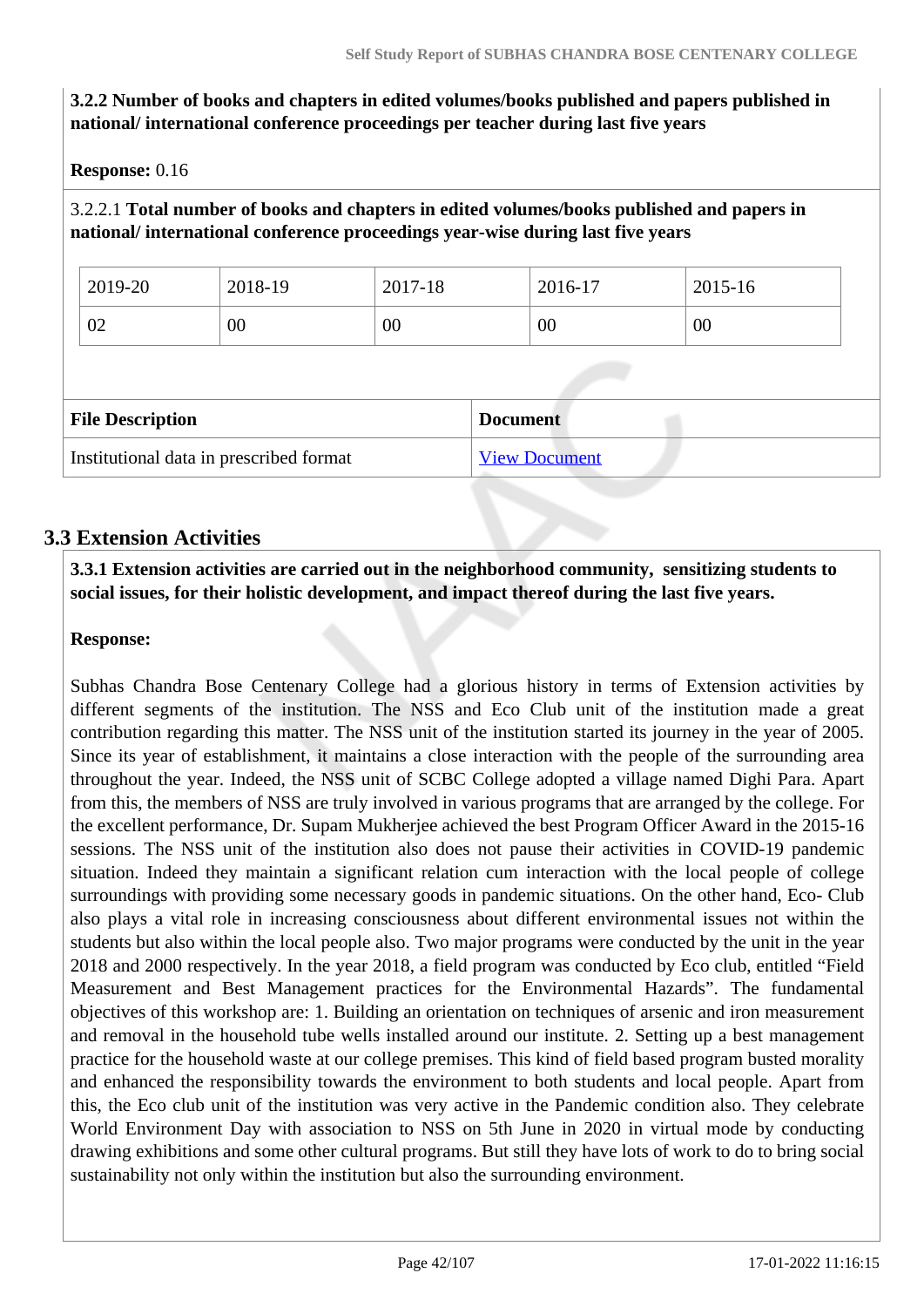**3.2.2 Number of books and chapters in edited volumes/books published and papers published in national/ international conference proceedings per teacher during last five years**

**Response:** 0.16

3.2.2.1 **Total number of books and chapters in edited volumes/books published and papers in national/ international conference proceedings year-wise during last five years**

| 2019-20 | 2018-19 | 2017-18 | 2016-17 | 2015-16 |
|---|---|---|---|---|
| 02 | 00 | 00 | 00 | 00 |

| File Description | Document |
|---|---|
| Institutional data in prescribed format | View Document |

## 3.3 Extension Activities

**3.3.1 Extension activities are carried out in the neighborhood community, sensitizing students to social issues, for their holistic development, and impact thereof during the last five years.**

**Response:**

Subhas Chandra Bose Centenary College had a glorious history in terms of Extension activities by different segments of the institution. The NSS and Eco Club unit of the institution made a great contribution regarding this matter. The NSS unit of the institution started its journey in the year of 2005. Since its year of establishment, it maintains a close interaction with the people of the surrounding area throughout the year. Indeed, the NSS unit of SCBC College adopted a village named Dighi Para. Apart from this, the members of NSS are truly involved in various programs that are arranged by the college. For the excellent performance, Dr. Supam Mukherjee achieved the best Program Officer Award in the 2015-16 sessions. The NSS unit of the institution also does not pause their activities in COVID-19 pandemic situation. Indeed they maintain a significant relation cum interaction with the local people of college surroundings with providing some necessary goods in pandemic situations. On the other hand, Eco- Club also plays a vital role in increasing consciousness about different environmental issues not within the students but also within the local people also. Two major programs were conducted by the unit in the year 2018 and 2000 respectively. In the year 2018, a field program was conducted by Eco club, entitled "Field Measurement and Best Management practices for the Environmental Hazards". The fundamental objectives of this workshop are: 1. Building an orientation on techniques of arsenic and iron measurement and removal in the household tube wells installed around our institute. 2. Setting up a best management practice for the household waste at our college premises. This kind of field based program busted morality and enhanced the responsibility towards the environment to both students and local people. Apart from this, the Eco club unit of the institution was very active in the Pandemic condition also. They celebrate World Environment Day with association to NSS on 5th June in 2020 in virtual mode by conducting drawing exhibitions and some other cultural programs. But still they have lots of work to do to bring social sustainability not only within the institution but also the surrounding environment.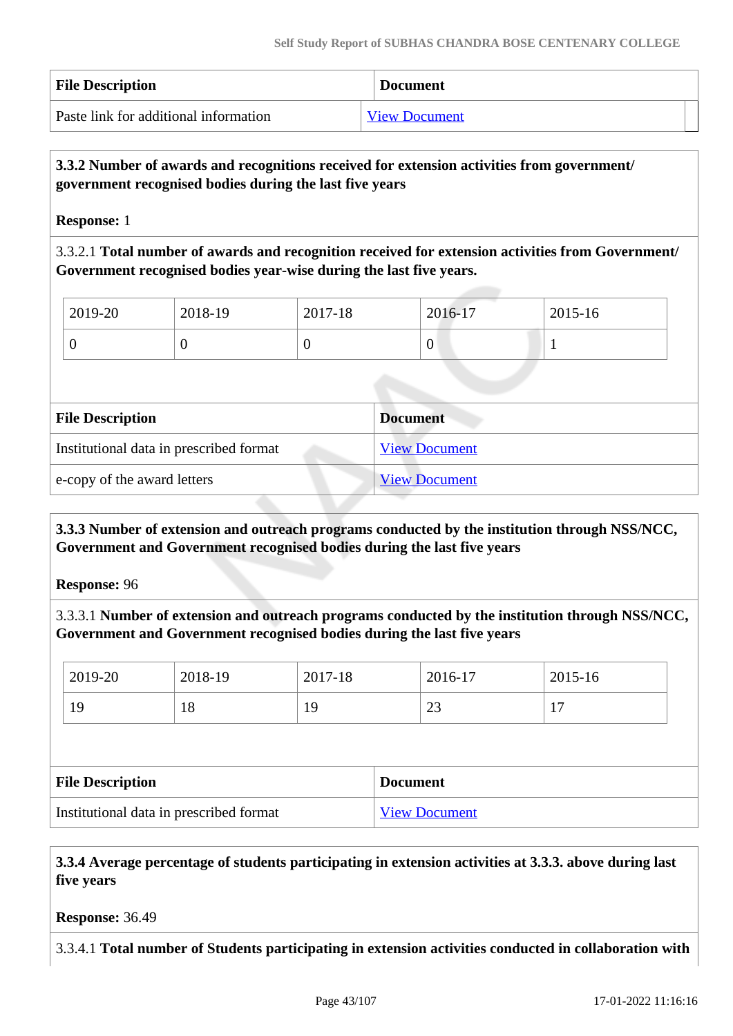| File Description | Document |
|---|---|
| Paste link for additional information | View Document |

**3.3.2 Number of awards and recognitions received for extension activities from government/ government recognised bodies during the last five years**

**Response:** 1

3.3.2.1 **Total number of awards and recognition received for extension activities from Government/ Government recognised bodies year-wise during the last five years.**

| 2019-20 | 2018-19 | 2017-18 | 2016-17 | 2015-16 |
|---|---|---|---|---|
| 0 | 0 | 0 | 0 | 1 |

| File Description | Document |
|---|---|
| Institutional data in prescribed format | View Document |
| e-copy of the award letters | View Document |

**3.3.3 Number of extension and outreach programs conducted by the institution through NSS/NCC, Government and Government recognised bodies during the last five years**

**Response:** 96

3.3.3.1 **Number of extension and outreach programs conducted by the institution through NSS/NCC, Government and Government recognised bodies during the last five years**

| 2019-20 | 2018-19 | 2017-18 | 2016-17 | 2015-16 |
|---|---|---|---|---|
| 19 | 18 | 19 | 23 | 17 |

| File Description | Document |
|---|---|
| Institutional data in prescribed format | View Document |

**3.3.4 Average percentage of students participating in extension activities at 3.3.3. above during last five years**

**Response:** 36.49

3.3.4.1 **Total number of Students participating in extension activities conducted in collaboration with**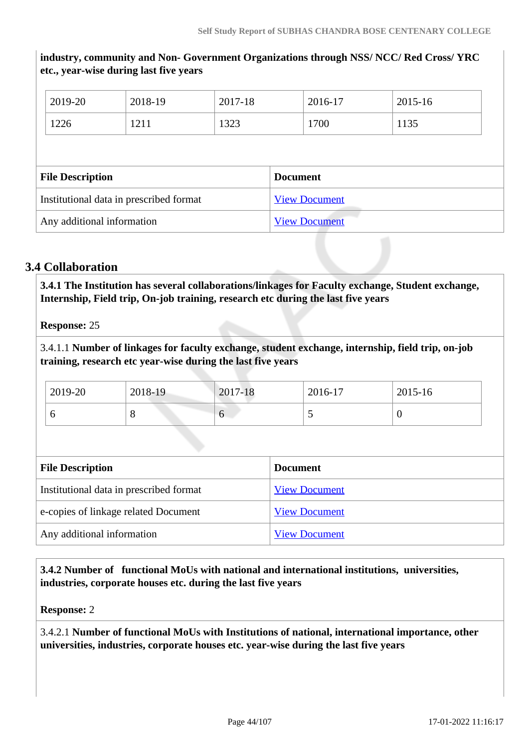**industry, community and Non- Government Organizations through NSS/ NCC/ Red Cross/ YRC etc., year-wise during last five years**

| 2019-20 | 2018-19 | 2017-18 | 2016-17 | 2015-16 |
|---|---|---|---|---|
| 1226 | 1211 | 1323 | 1700 | 1135 |

| File Description | Document |
|---|---|
| Institutional data in prescribed format | View Document |
| Any additional information | View Document |

## 3.4 Collaboration

**3.4.1 The Institution has several collaborations/linkages for Faculty exchange, Student exchange, Internship, Field trip, On-job training, research etc during the last five years**

**Response:** 25

3.4.1.1 **Number of linkages for faculty exchange, student exchange, internship, field trip, on-job training, research etc year-wise during the last five years**

| 2019-20 | 2018-19 | 2017-18 | 2016-17 | 2015-16 |
|---|---|---|---|---|
| 6 | 8 | 6 | 5 | 0 |

| File Description | Document |
|---|---|
| Institutional data in prescribed format | View Document |
| e-copies of linkage related Document | View Document |
| Any additional information | View Document |

**3.4.2 Number of functional MoUs with national and international institutions, universities, industries, corporate houses etc. during the last five years**

**Response:** 2

3.4.2.1 **Number of functional MoUs with Institutions of national, international importance, other universities, industries, corporate houses etc. year-wise during the last five years**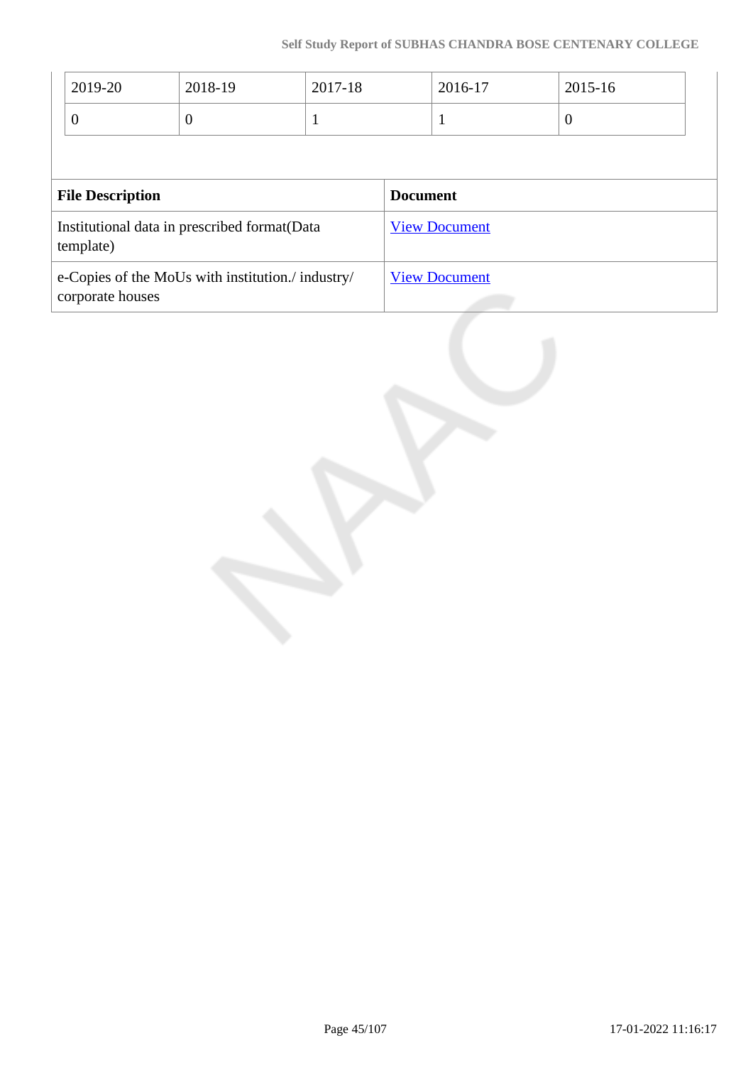| 2019-20 | 2018-19 | 2017-18 | 2016-17 | 2015-16 |
|---|---|---|---|---|
| 0 | 0 | 1 | 1 | 0 |

| File Description | Document |
|---|---|
| Institutional data in prescribed format(Data template) | View Document |
| e-Copies of the MoUs with institution./ industry/ corporate houses | View Document |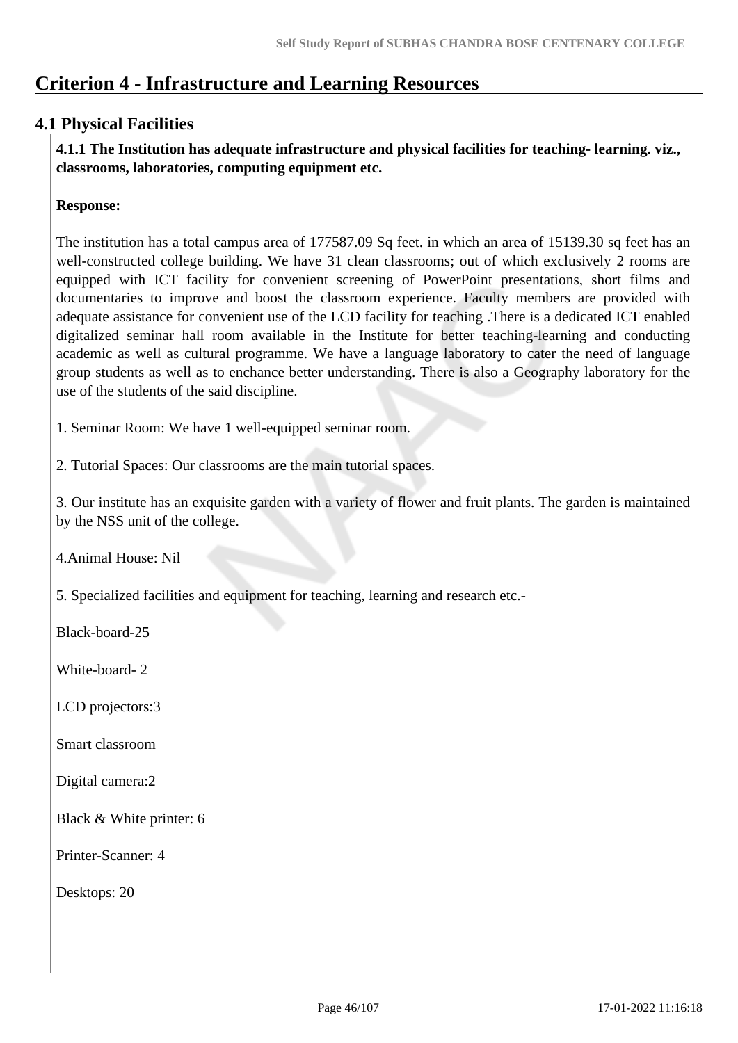# Criterion 4 - Infrastructure and Learning Resources

## 4.1 Physical Facilities

**4.1.1 The Institution has adequate infrastructure and physical facilities for teaching- learning. viz., classrooms, laboratories, computing equipment etc.**

**Response:**

The institution has a total campus area of 177587.09 Sq feet. in which an area of 15139.30 sq feet has an well-constructed college building. We have 31 clean classrooms; out of which exclusively 2 rooms are equipped with ICT facility for convenient screening of PowerPoint presentations, short films and documentaries to improve and boost the classroom experience. Faculty members are provided with adequate assistance for convenient use of the LCD facility for teaching .There is a dedicated ICT enabled digitalized seminar hall room available in the Institute for better teaching-learning and conducting academic as well as cultural programme. We have a language laboratory to cater the need of language group students as well as to enchance better understanding. There is also a Geography laboratory for the use of the students of the said discipline.

1. Seminar Room: We have 1 well-equipped seminar room.

2. Tutorial Spaces: Our classrooms are the main tutorial spaces.

3. Our institute has an exquisite garden with a variety of flower and fruit plants. The garden is maintained by the NSS unit of the college.

4.Animal House: Nil

5. Specialized facilities and equipment for teaching, learning and research etc.-

Black-board-25

White-board- 2

LCD projectors:3

Smart classroom

Digital camera:2

Black & White printer: 6

Printer-Scanner: 4

Desktops: 20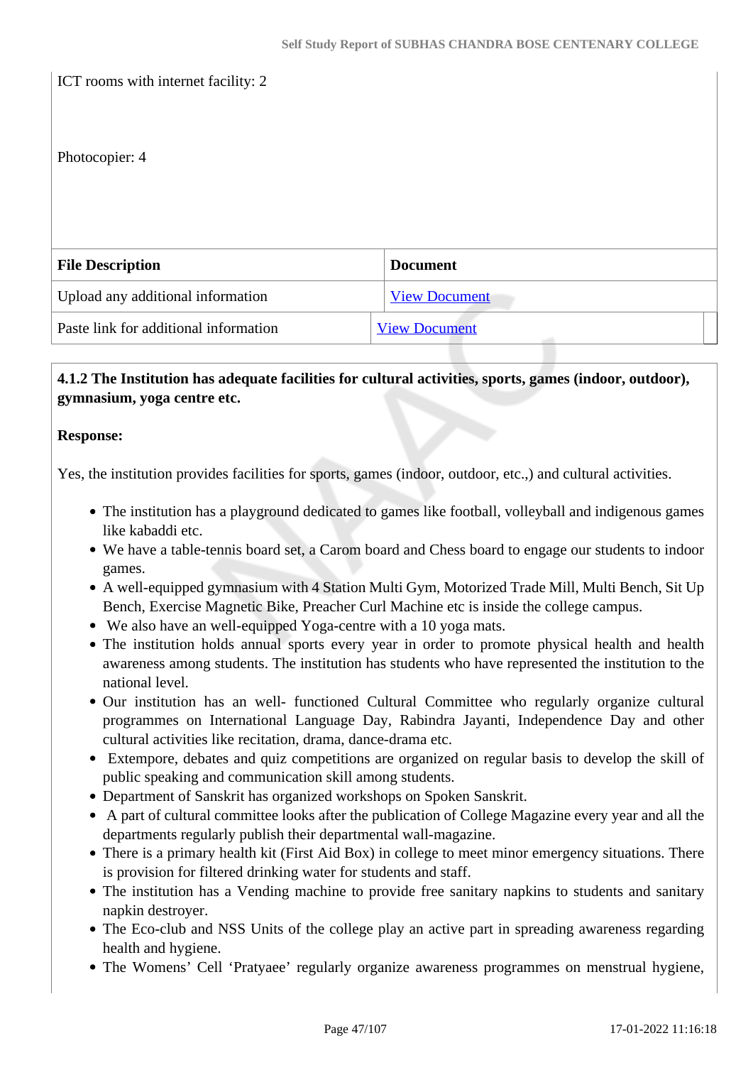ICT rooms with internet facility: 2

Photocopier: 4

| File Description | Document |
|---|---|
| Upload any additional information | View Document |
| Paste link for additional information | View Document |

**4.1.2 The Institution has adequate facilities for cultural activities, sports, games (indoor, outdoor), gymnasium, yoga centre etc.**

**Response:**

Yes, the institution provides facilities for sports, games (indoor, outdoor, etc.,) and cultural activities.

- The institution has a playground dedicated to games like football, volleyball and indigenous games like kabaddi etc.
- We have a table-tennis board set, a Carom board and Chess board to engage our students to indoor games.
- A well-equipped gymnasium with 4 Station Multi Gym, Motorized Trade Mill, Multi Bench, Sit Up Bench, Exercise Magnetic Bike, Preacher Curl Machine etc is inside the college campus.
- We also have an well-equipped Yoga-centre with a 10 yoga mats.
- The institution holds annual sports every year in order to promote physical health and health awareness among students. The institution has students who have represented the institution to the national level.
- Our institution has an well- functioned Cultural Committee who regularly organize cultural programmes on International Language Day, Rabindra Jayanti, Independence Day and other cultural activities like recitation, drama, dance-drama etc.
- Extempore, debates and quiz competitions are organized on regular basis to develop the skill of public speaking and communication skill among students.
- Department of Sanskrit has organized workshops on Spoken Sanskrit.
- A part of cultural committee looks after the publication of College Magazine every year and all the departments regularly publish their departmental wall-magazine.
- There is a primary health kit (First Aid Box) in college to meet minor emergency situations. There is provision for filtered drinking water for students and staff.
- The institution has a Vending machine to provide free sanitary napkins to students and sanitary napkin destroyer.
- The Eco-club and NSS Units of the college play an active part in spreading awareness regarding health and hygiene.
- The Womens' Cell 'Pratyaee' regularly organize awareness programmes on menstrual hygiene,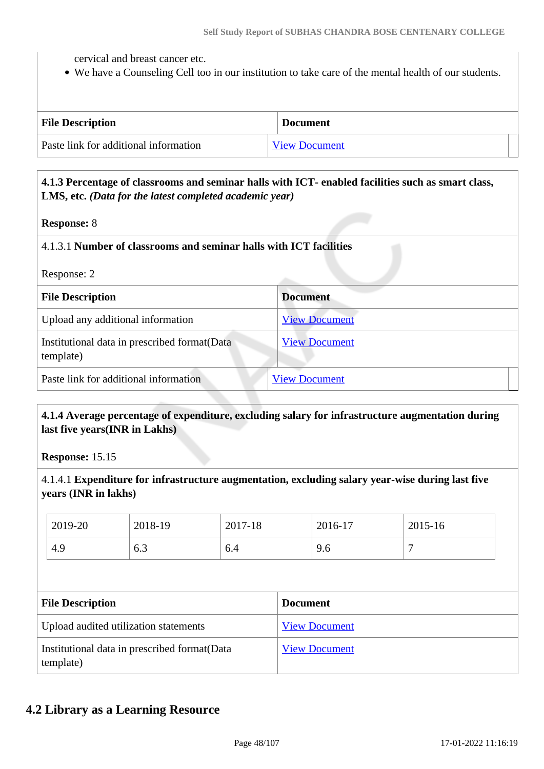cervical and breast cancer etc.

- We have a Counseling Cell too in our institution to take care of the mental health of our students.

| File Description | Document |
|---|---|
| Paste link for additional information | View Document |

**4.1.3 Percentage of classrooms and seminar halls with ICT- enabled facilities such as smart class, LMS, etc.** ***(Data for the latest completed academic year)***

**Response:** 8

4.1.3.1 **Number of classrooms and seminar halls with ICT facilities**

Response: 2

| File Description | Document |
|---|---|
| Upload any additional information | View Document |
| Institutional data in prescribed format(Data template) | View Document |
| Paste link for additional information | View Document |

**4.1.4 Average percentage of expenditure, excluding salary for infrastructure augmentation during last five years(INR in Lakhs)**

**Response:** 15.15

4.1.4.1 **Expenditure for infrastructure augmentation, excluding salary year-wise during last five years (INR in lakhs)**

| 2019-20 | 2018-19 | 2017-18 | 2016-17 | 2015-16 |
|---|---|---|---|---|
| 4.9 | 6.3 | 6.4 | 9.6 | 7 |

| File Description | Document |
|---|---|
| Upload audited utilization statements | View Document |
| Institutional data in prescribed format(Data template) | View Document |

## 4.2 Library as a Learning Resource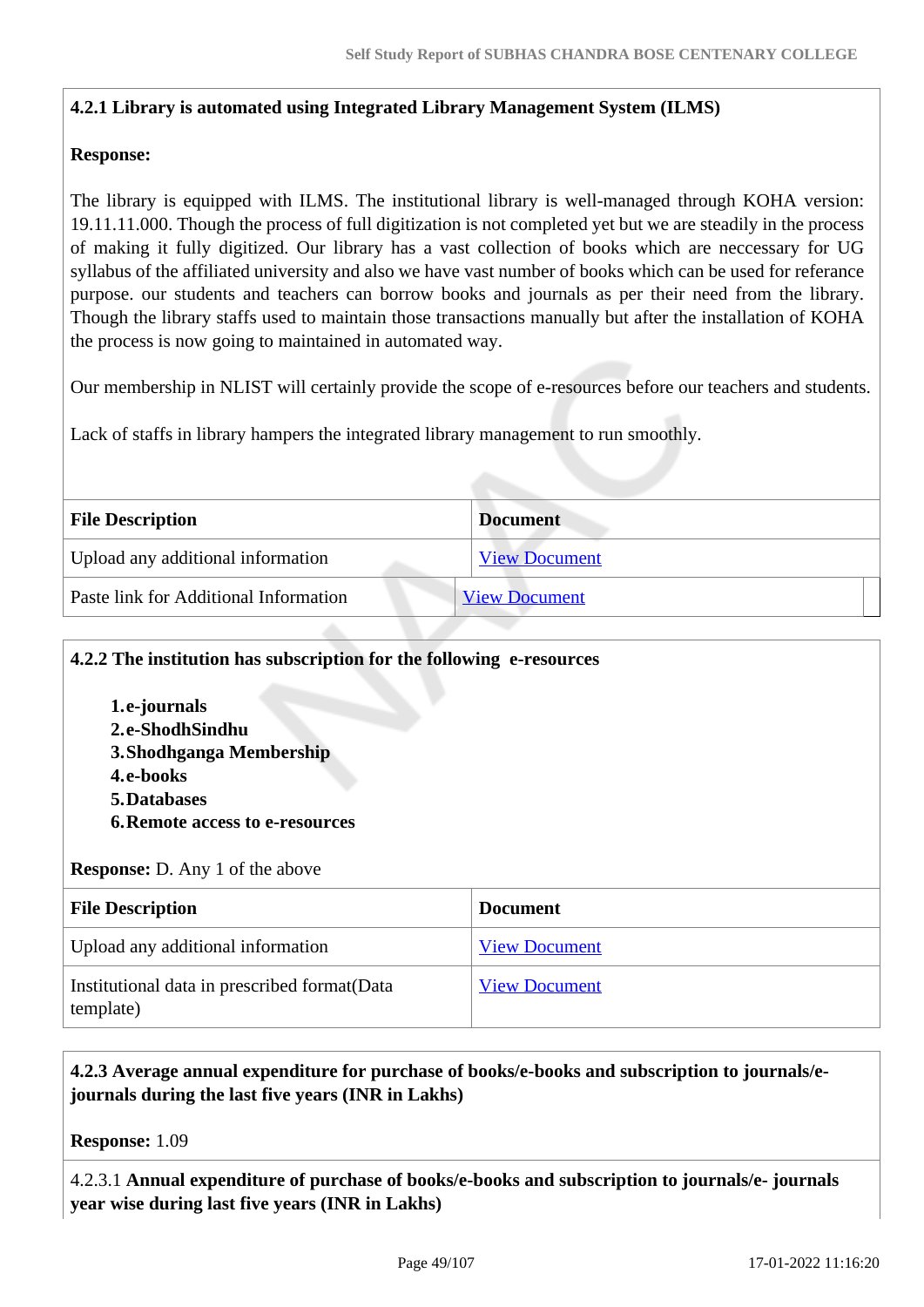**4.2.1 Library is automated using Integrated Library Management System (ILMS)**

**Response:**

The library is equipped with ILMS. The institutional library is well-managed through KOHA version: 19.11.11.000. Though the process of full digitization is not completed yet but we are steadily in the process of making it fully digitized. Our library has a vast collection of books which are neccessary for UG syllabus of the affiliated university and also we have vast number of books which can be used for referance purpose. our students and teachers can borrow books and journals as per their need from the library. Though the library staffs used to maintain those transactions manually but after the installation of KOHA the process is now going to maintained in automated way.

Our membership in NLIST will certainly provide the scope of e-resources before our teachers and students.

Lack of staffs in library hampers the integrated library management to run smoothly.

| File Description | Document |
|---|---|
| Upload any additional information | View Document |
| Paste link for Additional Information | View Document |

**4.2.2 The institution has subscription for the following e-resources**

1. **e-journals**
2. **e-ShodhSindhu**
3. **Shodhganga Membership**
4. **e-books**
5. **Databases**
6. **Remote access to e-resources**

**Response:** D. Any 1 of the above

| File Description | Document |
|---|---|
| Upload any additional information | View Document |
| Institutional data in prescribed format(Data template) | View Document |

**4.2.3 Average annual expenditure for purchase of books/e-books and subscription to journals/e-journals during the last five years (INR in Lakhs)**

**Response:** 1.09

4.2.3.1 **Annual expenditure of purchase of books/e-books and subscription to journals/e- journals year wise during last five years (INR in Lakhs)**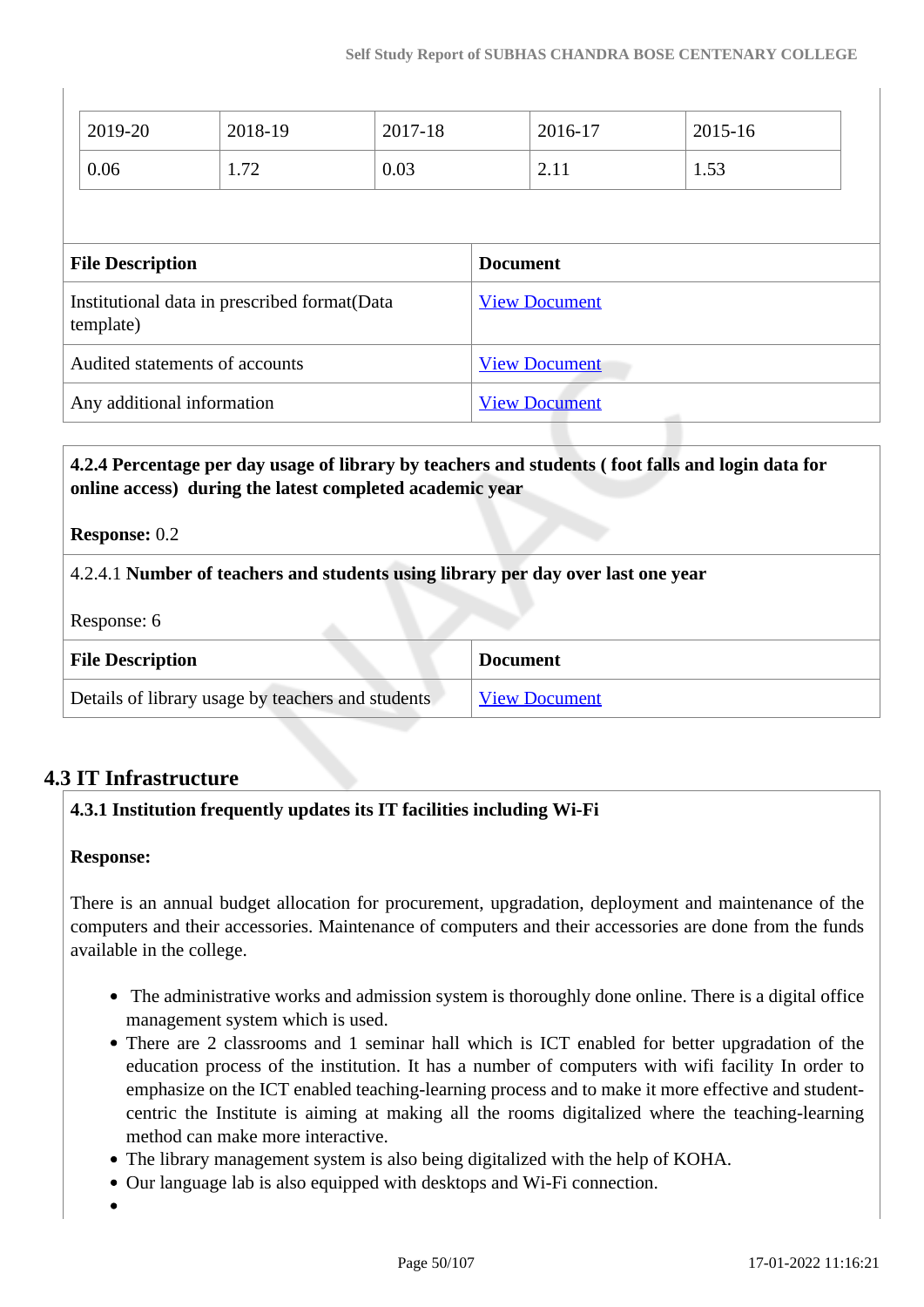| 2019-20 | 2018-19 | 2017-18 | 2016-17 | 2015-16 |
|---|---|---|---|---|
| 0.06 | 1.72 | 0.03 | 2.11 | 1.53 |

| File Description | Document |
|---|---|
| Institutional data in prescribed format(Data template) | View Document |
| Audited statements of accounts | View Document |
| Any additional information | View Document |

**4.2.4 Percentage per day usage of library by teachers and students ( foot falls and login data for online access) during the latest completed academic year**

**Response:** 0.2

4.2.4.1 **Number of teachers and students using library per day over last one year**

Response: 6

| File Description | Document |
|---|---|
| Details of library usage by teachers and students | View Document |

## 4.3 IT Infrastructure

**4.3.1 Institution frequently updates its IT facilities including Wi-Fi**

**Response:**

There is an annual budget allocation for procurement, upgradation, deployment and maintenance of the computers and their accessories. Maintenance of computers and their accessories are done from the funds available in the college.

- The administrative works and admission system is thoroughly done online. There is a digital office management system which is used.
- There are 2 classrooms and 1 seminar hall which is ICT enabled for better upgradation of the education process of the institution. It has a number of computers with wifi facility In order to emphasize on the ICT enabled teaching-learning process and to make it more effective and student-centric the Institute is aiming at making all the rooms digitalized where the teaching-learning method can make more interactive.
- The library management system is also being digitalized with the help of KOHA.
- Our language lab is also equipped with desktops and Wi-Fi connection.
-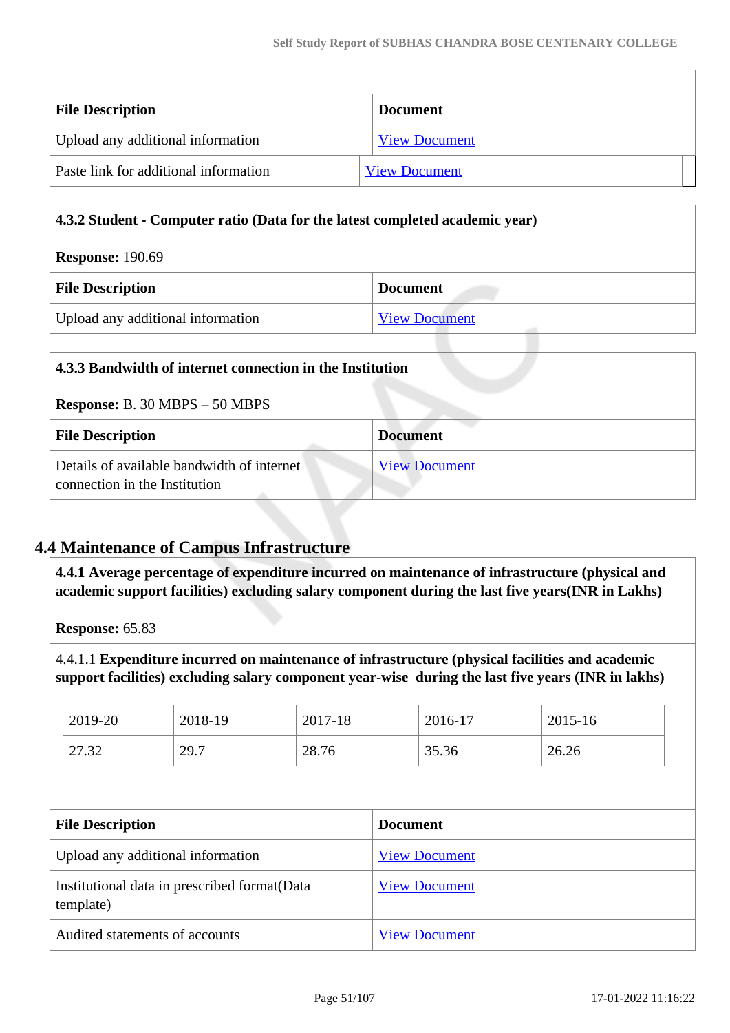| File Description | Document |
|---|---|
| Upload any additional information | View Document |
| Paste link for additional information | View Document |

**4.3.2 Student - Computer ratio (Data for the latest completed academic year)**

**Response:** 190.69

| File Description | Document |
|---|---|
| Upload any additional information | View Document |

**4.3.3 Bandwidth of internet connection in the Institution**

**Response:** B. 30 MBPS – 50 MBPS

| File Description | Document |
|---|---|
| Details of available bandwidth of internet connection in the Institution | View Document |

## 4.4 Maintenance of Campus Infrastructure

**4.4.1 Average percentage of expenditure incurred on maintenance of infrastructure (physical and academic support facilities) excluding salary component during the last five years(INR in Lakhs)**

**Response:** 65.83

4.4.1.1 **Expenditure incurred on maintenance of infrastructure (physical facilities and academic support facilities) excluding salary component year-wise during the last five years (INR in lakhs)**

| 2019-20 | 2018-19 | 2017-18 | 2016-17 | 2015-16 |
|---|---|---|---|---|
| 27.32 | 29.7 | 28.76 | 35.36 | 26.26 |

| File Description | Document |
|---|---|
| Upload any additional information | View Document |
| Institutional data in prescribed format(Data template) | View Document |
| Audited statements of accounts | View Document |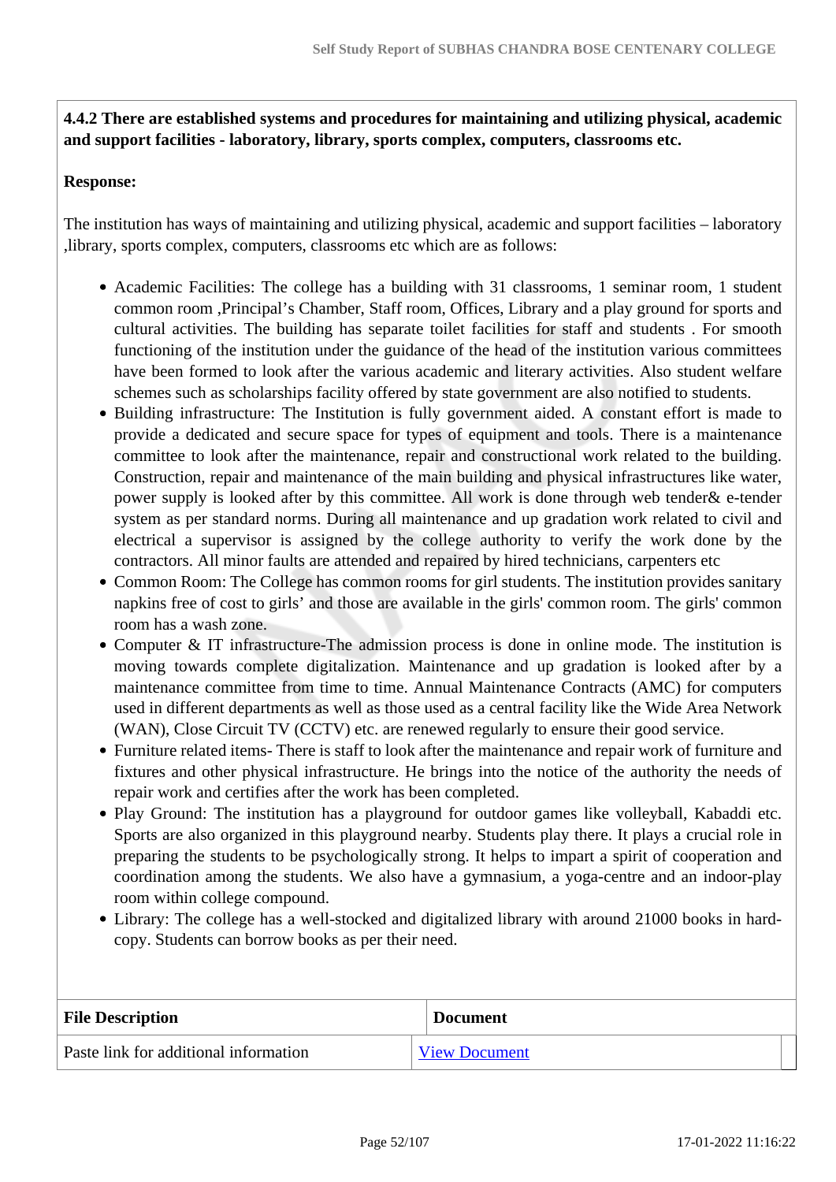**4.4.2 There are established systems and procedures for maintaining and utilizing physical, academic and support facilities - laboratory, library, sports complex, computers, classrooms etc.**

**Response:**

The institution has ways of maintaining and utilizing physical, academic and support facilities – laboratory ,library, sports complex, computers, classrooms etc which are as follows:

- Academic Facilities: The college has a building with 31 classrooms, 1 seminar room, 1 student common room ,Principal's Chamber, Staff room, Offices, Library and a play ground for sports and cultural activities. The building has separate toilet facilities for staff and students . For smooth functioning of the institution under the guidance of the head of the institution various committees have been formed to look after the various academic and literary activities. Also student welfare schemes such as scholarships facility offered by state government are also notified to students.
- Building infrastructure: The Institution is fully government aided. A constant effort is made to provide a dedicated and secure space for types of equipment and tools. There is a maintenance committee to look after the maintenance, repair and constructional work related to the building. Construction, repair and maintenance of the main building and physical infrastructures like water, power supply is looked after by this committee. All work is done through web tender& e-tender system as per standard norms. During all maintenance and up gradation work related to civil and electrical a supervisor is assigned by the college authority to verify the work done by the contractors. All minor faults are attended and repaired by hired technicians, carpenters etc
- Common Room: The College has common rooms for girl students. The institution provides sanitary napkins free of cost to girls' and those are available in the girls' common room. The girls' common room has a wash zone.
- Computer & IT infrastructure-The admission process is done in online mode. The institution is moving towards complete digitalization. Maintenance and up gradation is looked after by a maintenance committee from time to time. Annual Maintenance Contracts (AMC) for computers used in different departments as well as those used as a central facility like the Wide Area Network (WAN), Close Circuit TV (CCTV) etc. are renewed regularly to ensure their good service.
- Furniture related items- There is staff to look after the maintenance and repair work of furniture and fixtures and other physical infrastructure. He brings into the notice of the authority the needs of repair work and certifies after the work has been completed.
- Play Ground: The institution has a playground for outdoor games like volleyball, Kabaddi etc. Sports are also organized in this playground nearby. Students play there. It plays a crucial role in preparing the students to be psychologically strong. It helps to impart a spirit of cooperation and coordination among the students. We also have a gymnasium, a yoga-centre and an indoor-play room within college compound.
- Library: The college has a well-stocked and digitalized library with around 21000 books in hard-copy. Students can borrow books as per their need.

| File Description | Document |
|---|---|
| Paste link for additional information | View Document |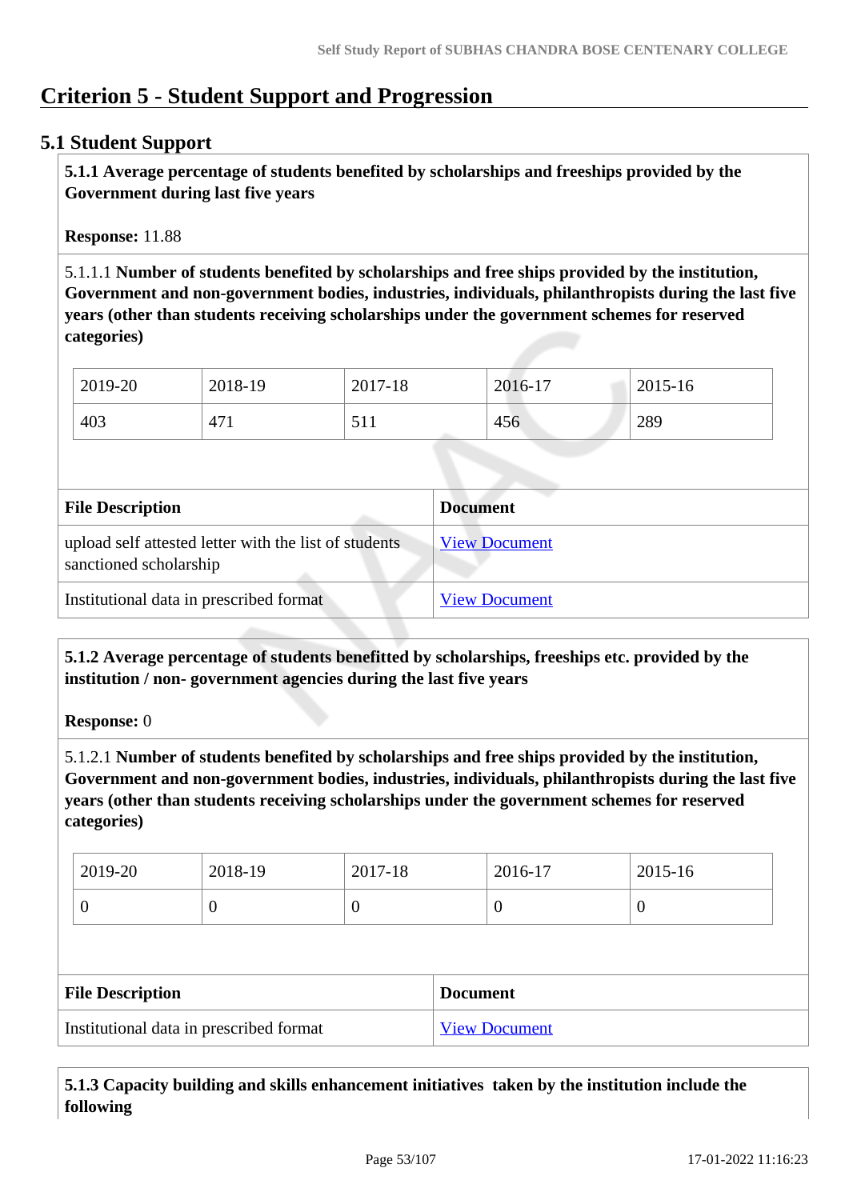# Criterion 5 - Student Support and Progression

## 5.1 Student Support

**5.1.1 Average percentage of students benefited by scholarships and freeships provided by the Government during last five years**

**Response:** 11.88

5.1.1.1 **Number of students benefited by scholarships and free ships provided by the institution, Government and non-government bodies, industries, individuals, philanthropists during the last five years (other than students receiving scholarships under the government schemes for reserved categories)**

| 2019-20 | 2018-19 | 2017-18 | 2016-17 | 2015-16 |
|---|---|---|---|---|
| 403 | 471 | 511 | 456 | 289 |

| File Description | Document |
|---|---|
| upload self attested letter with the list of students sanctioned scholarship | View Document |
| Institutional data in prescribed format | View Document |

**5.1.2 Average percentage of students benefitted by scholarships, freeships etc. provided by the institution / non- government agencies during the last five years**

**Response:** 0

5.1.2.1 **Number of students benefited by scholarships and free ships provided by the institution, Government and non-government bodies, industries, individuals, philanthropists during the last five years (other than students receiving scholarships under the government schemes for reserved categories)**

| 2019-20 | 2018-19 | 2017-18 | 2016-17 | 2015-16 |
|---|---|---|---|---|
| 0 | 0 | 0 | 0 | 0 |

| File Description | Document |
|---|---|
| Institutional data in prescribed format | View Document |

**5.1.3 Capacity building and skills enhancement initiatives taken by the institution include the following**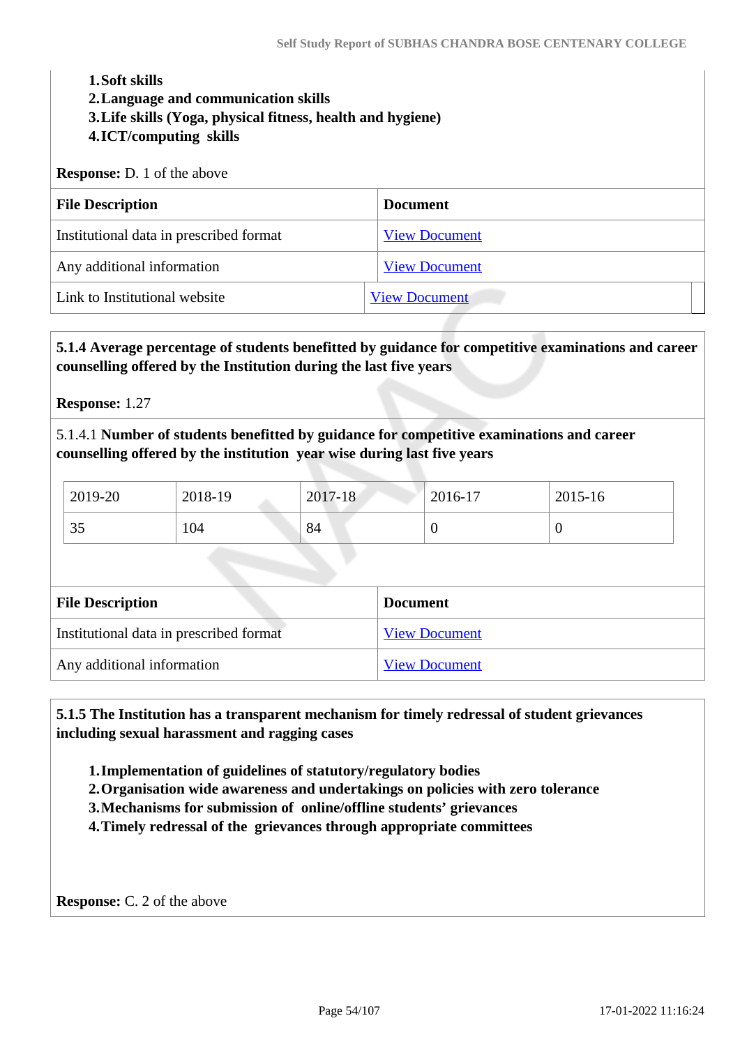1. **Soft skills**
2. **Language and communication skills**
3. **Life skills (Yoga, physical fitness, health and hygiene)**
4. **ICT/computing skills**

**Response:** D. 1 of the above

| File Description | Document |
|---|---|
| Institutional data in prescribed format | View Document |
| Any additional information | View Document |
| Link to Institutional website | View Document |

**5.1.4 Average percentage of students benefitted by guidance for competitive examinations and career counselling offered by the Institution during the last five years**

**Response:** 1.27

5.1.4.1 **Number of students benefitted by guidance for competitive examinations and career counselling offered by the institution year wise during last five years**

| 2019-20 | 2018-19 | 2017-18 | 2016-17 | 2015-16 |
|---|---|---|---|---|
| 35 | 104 | 84 | 0 | 0 |

| File Description | Document |
|---|---|
| Institutional data in prescribed format | View Document |
| Any additional information | View Document |

**5.1.5 The Institution has a transparent mechanism for timely redressal of student grievances including sexual harassment and ragging cases**

1. **Implementation of guidelines of statutory/regulatory bodies**
2. **Organisation wide awareness and undertakings on policies with zero tolerance**
3. **Mechanisms for submission of online/offline students' grievances**
4. **Timely redressal of the grievances through appropriate committees**

**Response:** C. 2 of the above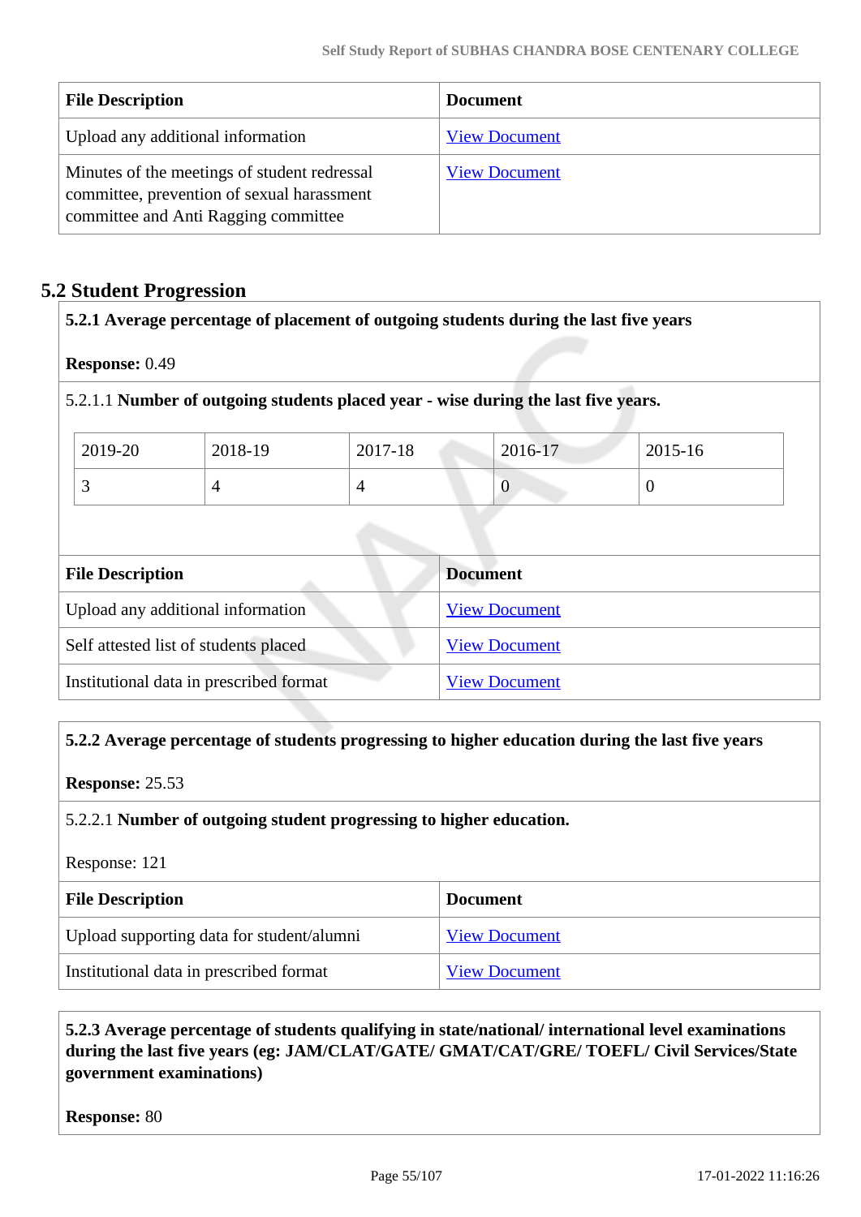| File Description | Document |
|---|---|
| Upload any additional information | View Document |
| Minutes of the meetings of student redressal committee, prevention of sexual harassment committee and Anti Ragging committee | View Document |

## 5.2 Student Progression

**5.2.1 Average percentage of placement of outgoing students during the last five years**

**Response:** 0.49

5.2.1.1 **Number of outgoing students placed year - wise during the last five years.**

| 2019-20 | 2018-19 | 2017-18 | 2016-17 | 2015-16 |
|---|---|---|---|---|
| 3 | 4 | 4 | 0 | 0 |

| File Description | Document |
|---|---|
| Upload any additional information | View Document |
| Self attested list of students placed | View Document |
| Institutional data in prescribed format | View Document |

**5.2.2 Average percentage of students progressing to higher education during the last five years**

**Response:** 25.53

5.2.2.1 **Number of outgoing student progressing to higher education.**

Response: 121

| File Description | Document |
|---|---|
| Upload supporting data for student/alumni | View Document |
| Institutional data in prescribed format | View Document |

**5.2.3 Average percentage of students qualifying in state/national/ international level examinations during the last five years (eg: JAM/CLAT/GATE/ GMAT/CAT/GRE/ TOEFL/ Civil Services/State government examinations)**

**Response:** 80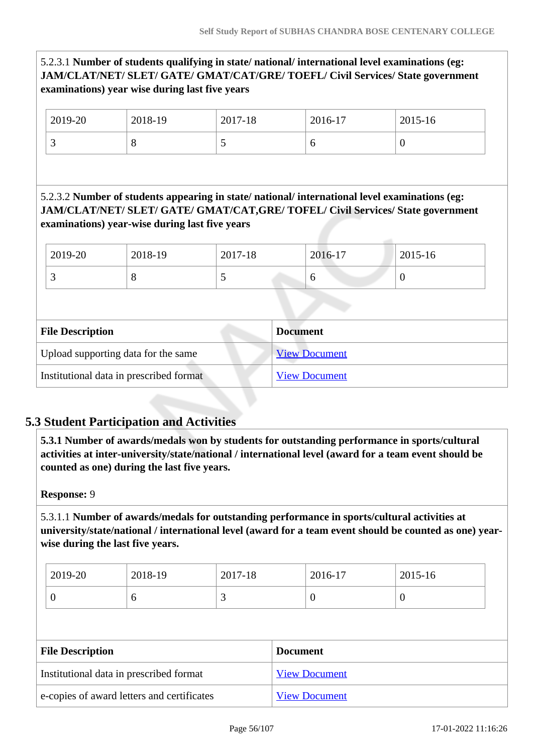5.2.3.1 **Number of students qualifying in state/ national/ international level examinations (eg: JAM/CLAT/NET/ SLET/ GATE/ GMAT/CAT/GRE/ TOEFL/ Civil Services/ State government examinations) year wise during last five years**

| 2019-20 | 2018-19 | 2017-18 | 2016-17 | 2015-16 |
|---|---|---|---|---|
| 3 | 8 | 5 | 6 | 0 |

5.2.3.2 **Number of students appearing in state/ national/ international level examinations (eg: JAM/CLAT/NET/ SLET/ GATE/ GMAT/CAT,GRE/ TOFEL/ Civil Services/ State government examinations) year-wise during last five years**

| 2019-20 | 2018-19 | 2017-18 | 2016-17 | 2015-16 |
|---|---|---|---|---|
| 3 | 8 | 5 | 6 | 0 |

| File Description | Document |
|---|---|
| Upload supporting data for the same | View Document |
| Institutional data in prescribed format | View Document |

## 5.3 Student Participation and Activities

**5.3.1 Number of awards/medals won by students for outstanding performance in sports/cultural activities at inter-university/state/national / international level (award for a team event should be counted as one) during the last five years.**

**Response:** 9

5.3.1.1 **Number of awards/medals for outstanding performance in sports/cultural activities at university/state/national / international level (award for a team event should be counted as one) year-wise during the last five years.**

| 2019-20 | 2018-19 | 2017-18 | 2016-17 | 2015-16 |
|---|---|---|---|---|
| 0 | 6 | 3 | 0 | 0 |

| File Description | Document |
|---|---|
| Institutional data in prescribed format | View Document |
| e-copies of award letters and certificates | View Document |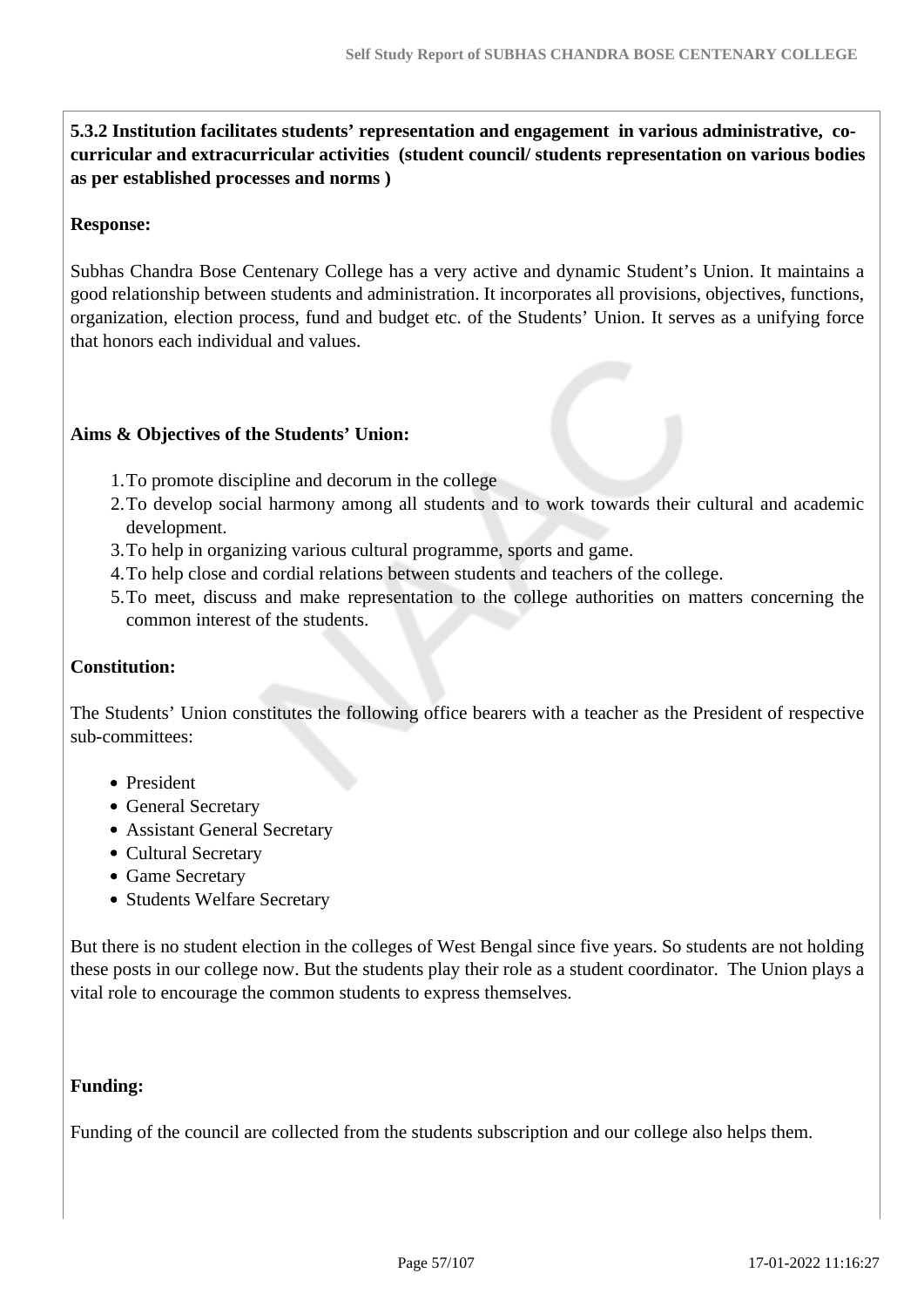**5.3.2 Institution facilitates students' representation and engagement in various administrative, co-curricular and extracurricular activities (student council/ students representation on various bodies as per established processes and norms )**

**Response:**

Subhas Chandra Bose Centenary College has a very active and dynamic Student's Union. It maintains a good relationship between students and administration. It incorporates all provisions, objectives, functions, organization, election process, fund and budget etc. of the Students' Union. It serves as a unifying force that honors each individual and values.

**Aims & Objectives of the Students' Union:**

1. To promote discipline and decorum in the college
2. To develop social harmony among all students and to work towards their cultural and academic development.
3. To help in organizing various cultural programme, sports and game.
4. To help close and cordial relations between students and teachers of the college.
5. To meet, discuss and make representation to the college authorities on matters concerning the common interest of the students.

**Constitution:**

The Students' Union constitutes the following office bearers with a teacher as the President of respective sub-committees:

- President
- General Secretary
- Assistant General Secretary
- Cultural Secretary
- Game Secretary
- Students Welfare Secretary

But there is no student election in the colleges of West Bengal since five years. So students are not holding these posts in our college now. But the students play their role as a student coordinator. The Union plays a vital role to encourage the common students to express themselves.

**Funding:**

Funding of the council are collected from the students subscription and our college also helps them.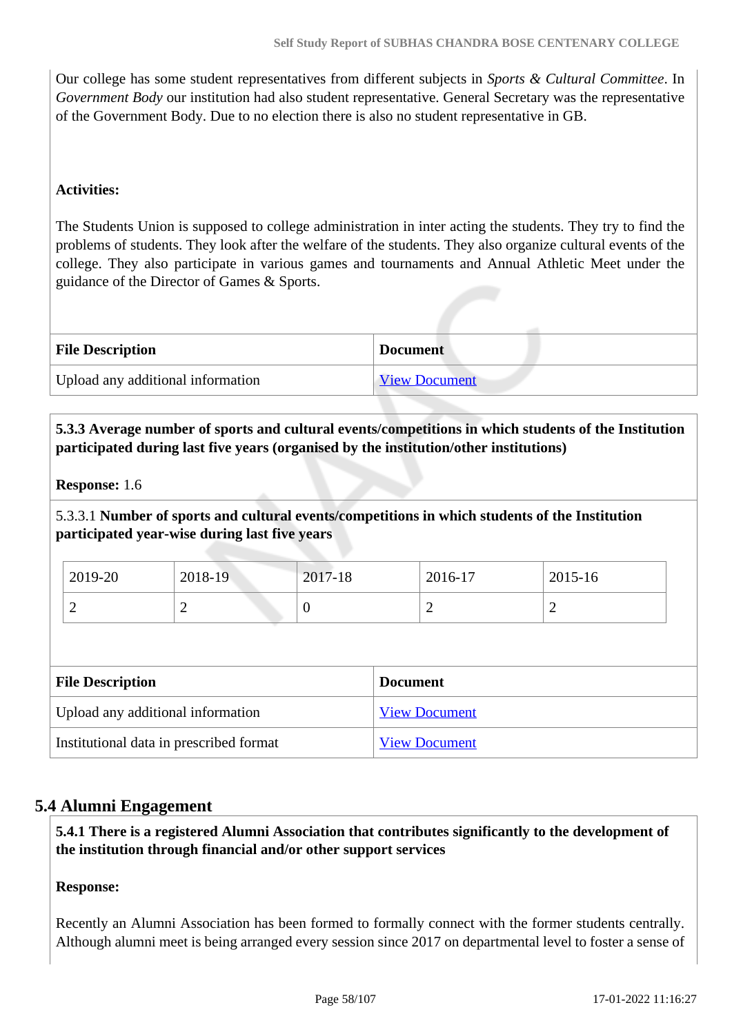Our college has some student representatives from different subjects in *Sports & Cultural Committee*. In *Government Body* our institution had also student representative. General Secretary was the representative of the Government Body. Due to no election there is also no student representative in GB.

**Activities:**

The Students Union is supposed to college administration in inter acting the students. They try to find the problems of students. They look after the welfare of the students. They also organize cultural events of the college. They also participate in various games and tournaments and Annual Athletic Meet under the guidance of the Director of Games & Sports.

| File Description | Document |
|---|---|
| Upload any additional information | View Document |

**5.3.3 Average number of sports and cultural events/competitions in which students of the Institution participated during last five years (organised by the institution/other institutions)**

**Response:** 1.6

5.3.3.1 **Number of sports and cultural events/competitions in which students of the Institution participated year-wise during last five years**

| 2019-20 | 2018-19 | 2017-18 | 2016-17 | 2015-16 |
|---|---|---|---|---|
| 2 | 2 | 0 | 2 | 2 |

| File Description | Document |
|---|---|
| Upload any additional information | View Document |
| Institutional data in prescribed format | View Document |

## 5.4 Alumni Engagement

**5.4.1 There is a registered Alumni Association that contributes significantly to the development of the institution through financial and/or other support services**

**Response:**

Recently an Alumni Association has been formed to formally connect with the former students centrally. Although alumni meet is being arranged every session since 2017 on departmental level to foster a sense of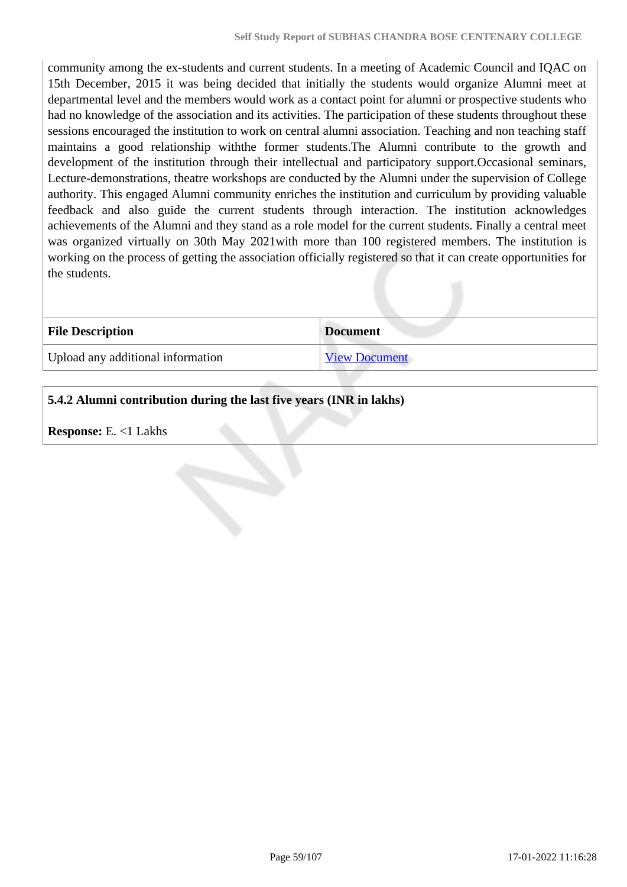community among the ex-students and current students. In a meeting of Academic Council and IQAC on 15th December, 2015 it was being decided that initially the students would organize Alumni meet at departmental level and the members would work as a contact point for alumni or prospective students who had no knowledge of the association and its activities. The participation of these students throughout these sessions encouraged the institution to work on central alumni association. Teaching and non teaching staff maintains a good relationship withthe former students.The Alumni contribute to the growth and development of the institution through their intellectual and participatory support.Occasional seminars, Lecture-demonstrations, theatre workshops are conducted by the Alumni under the supervision of College authority. This engaged Alumni community enriches the institution and curriculum by providing valuable feedback and also guide the current students through interaction. The institution acknowledges achievements of the Alumni and they stand as a role model for the current students. Finally a central meet was organized virtually on 30th May 2021with more than 100 registered members. The institution is working on the process of getting the association officially registered so that it can create opportunities for the students.

| File Description | Document |
|---|---|
| Upload any additional information | View Document |

**5.4.2 Alumni contribution during the last five years (INR in lakhs)**

**Response:** E. <1 Lakhs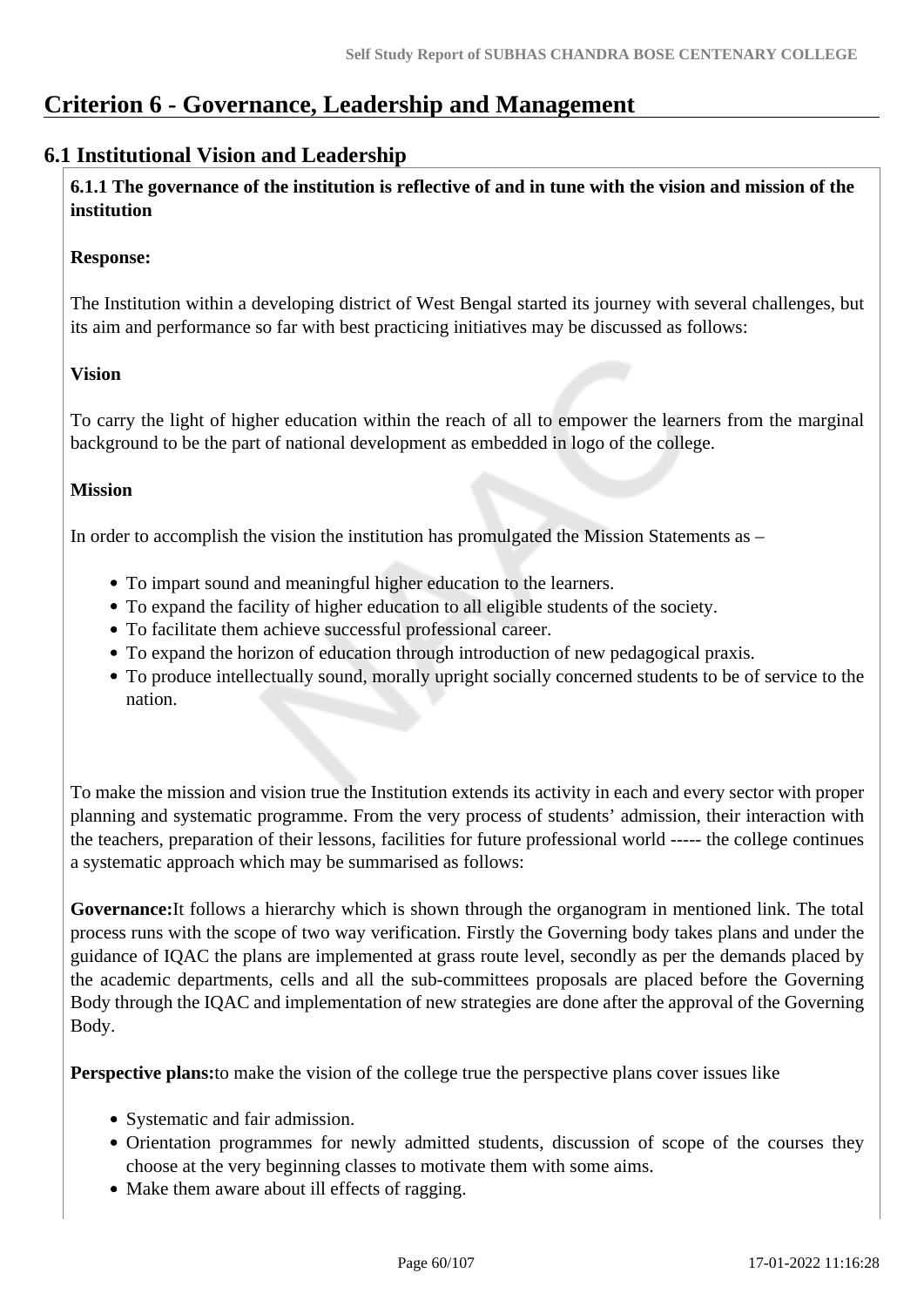# Criterion 6 - Governance, Leadership and Management

## 6.1 Institutional Vision and Leadership

**6.1.1 The governance of the institution is reflective of and in tune with the vision and mission of the institution**

**Response:**

The Institution within a developing district of West Bengal started its journey with several challenges, but its aim and performance so far with best practicing initiatives may be discussed as follows:

**Vision**

To carry the light of higher education within the reach of all to empower the learners from the marginal background to be the part of national development as embedded in logo of the college.

**Mission**

In order to accomplish the vision the institution has promulgated the Mission Statements as –

- To impart sound and meaningful higher education to the learners.
- To expand the facility of higher education to all eligible students of the society.
- To facilitate them achieve successful professional career.
- To expand the horizon of education through introduction of new pedagogical praxis.
- To produce intellectually sound, morally upright socially concerned students to be of service to the nation.

To make the mission and vision true the Institution extends its activity in each and every sector with proper planning and systematic programme. From the very process of students' admission, their interaction with the teachers, preparation of their lessons, facilities for future professional world ----- the college continues a systematic approach which may be summarised as follows:

**Governance:**It follows a hierarchy which is shown through the organogram in mentioned link. The total process runs with the scope of two way verification. Firstly the Governing body takes plans and under the guidance of IQAC the plans are implemented at grass route level, secondly as per the demands placed by the academic departments, cells and all the sub-committees proposals are placed before the Governing Body through the IQAC and implementation of new strategies are done after the approval of the Governing Body.

**Perspective plans:**to make the vision of the college true the perspective plans cover issues like

- Systematic and fair admission.
- Orientation programmes for newly admitted students, discussion of scope of the courses they choose at the very beginning classes to motivate them with some aims.
- Make them aware about ill effects of ragging.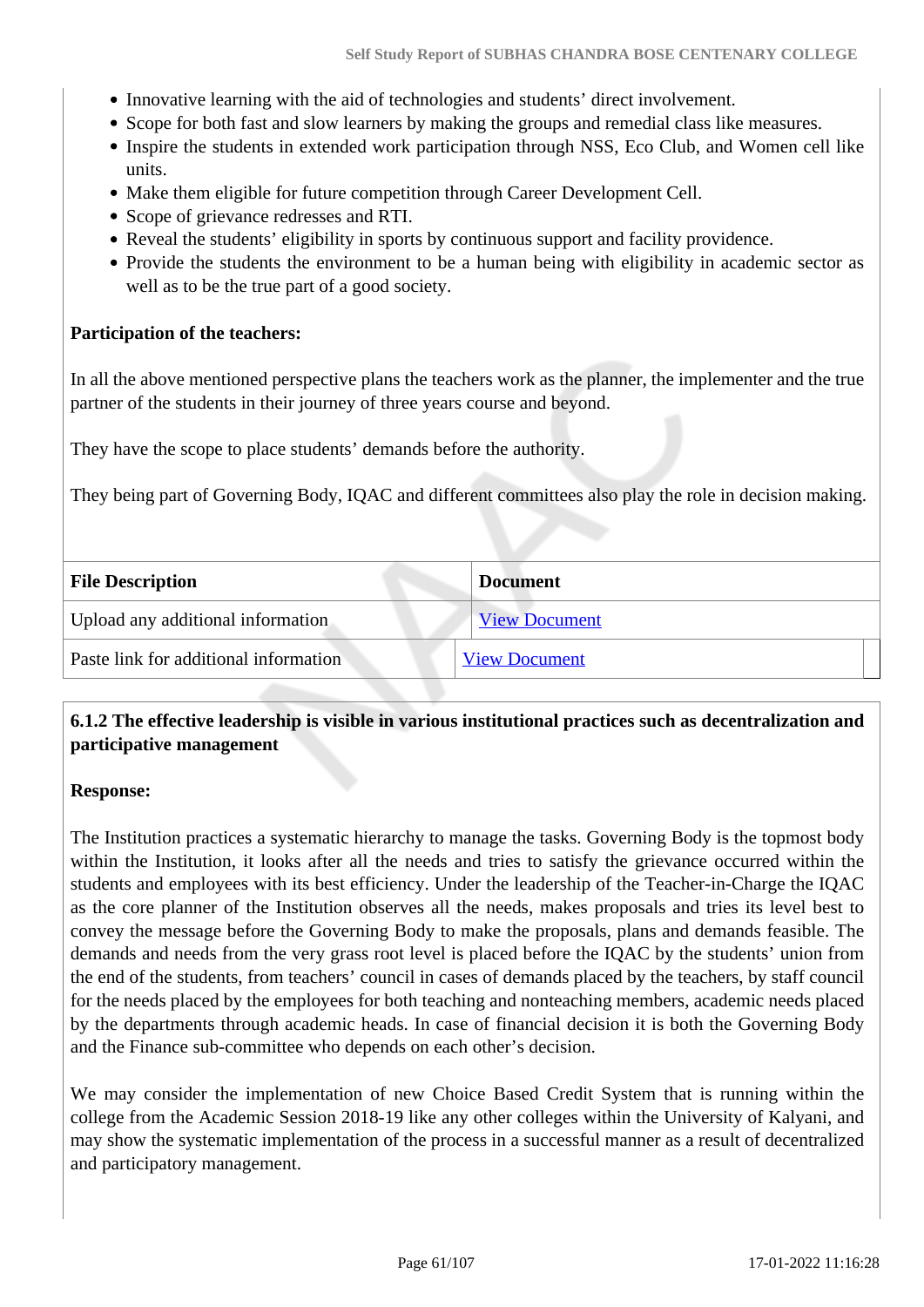- Innovative learning with the aid of technologies and students' direct involvement.
- Scope for both fast and slow learners by making the groups and remedial class like measures.
- Inspire the students in extended work participation through NSS, Eco Club, and Women cell like units.
- Make them eligible for future competition through Career Development Cell.
- Scope of grievance redresses and RTI.
- Reveal the students' eligibility in sports by continuous support and facility providence.
- Provide the students the environment to be a human being with eligibility in academic sector as well as to be the true part of a good society.

**Participation of the teachers:**

In all the above mentioned perspective plans the teachers work as the planner, the implementer and the true partner of the students in their journey of three years course and beyond.

They have the scope to place students' demands before the authority.

They being part of Governing Body, IQAC and different committees also play the role in decision making.

| File Description | Document |
| --- | --- |
| Upload any additional information | View Document |
| Paste link for additional information | View Document |

**6.1.2 The effective leadership is visible in various institutional practices such as decentralization and participative management**

**Response:**

The Institution practices a systematic hierarchy to manage the tasks. Governing Body is the topmost body within the Institution, it looks after all the needs and tries to satisfy the grievance occurred within the students and employees with its best efficiency. Under the leadership of the Teacher-in-Charge the IQAC as the core planner of the Institution observes all the needs, makes proposals and tries its level best to convey the message before the Governing Body to make the proposals, plans and demands feasible. The demands and needs from the very grass root level is placed before the IQAC by the students' union from the end of the students, from teachers' council in cases of demands placed by the teachers, by staff council for the needs placed by the employees for both teaching and nonteaching members, academic needs placed by the departments through academic heads. In case of financial decision it is both the Governing Body and the Finance sub-committee who depends on each other's decision.

We may consider the implementation of new Choice Based Credit System that is running within the college from the Academic Session 2018-19 like any other colleges within the University of Kalyani, and may show the systematic implementation of the process in a successful manner as a result of decentralized and participatory management.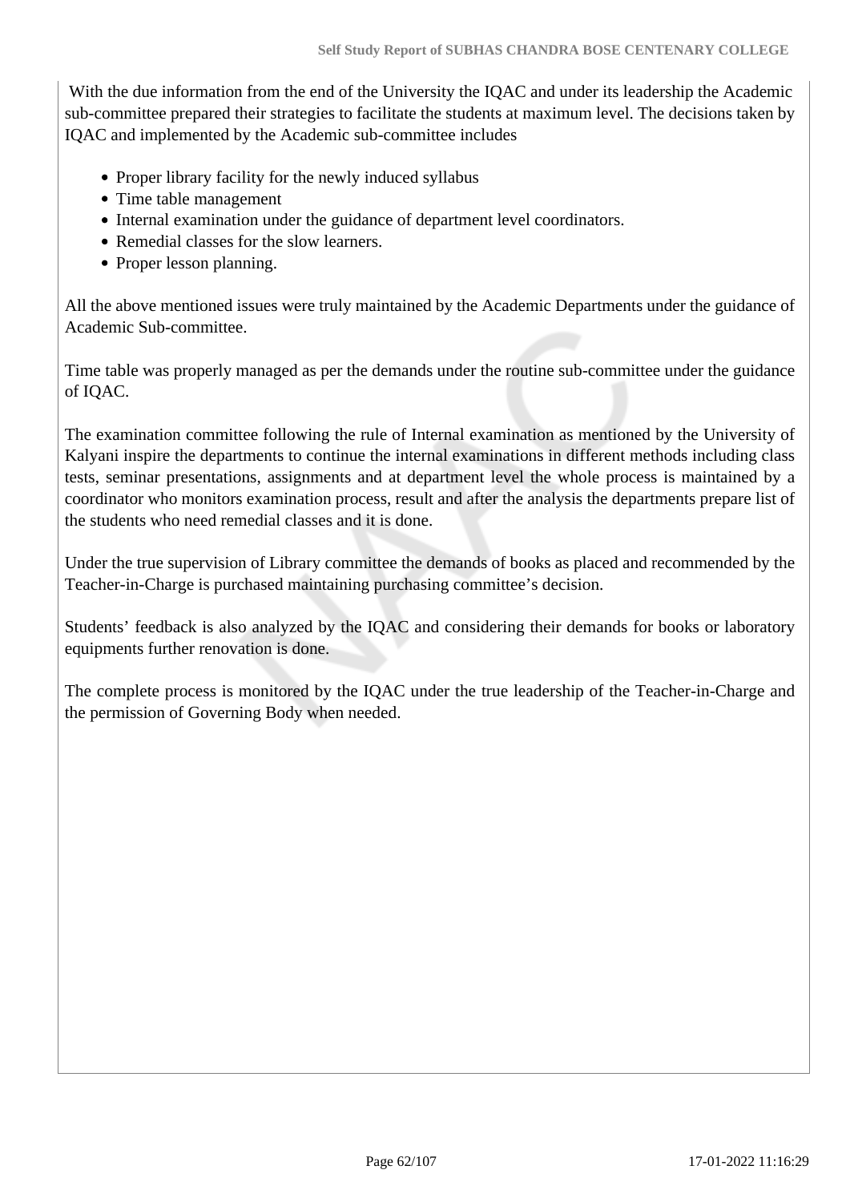With the due information from the end of the University the IQAC and under its leadership the Academic sub-committee prepared their strategies to facilitate the students at maximum level. The decisions taken by IQAC and implemented by the Academic sub-committee includes

- Proper library facility for the newly induced syllabus
- Time table management
- Internal examination under the guidance of department level coordinators.
- Remedial classes for the slow learners.
- Proper lesson planning.

All the above mentioned issues were truly maintained by the Academic Departments under the guidance of Academic Sub-committee.

Time table was properly managed as per the demands under the routine sub-committee under the guidance of IQAC.

The examination committee following the rule of Internal examination as mentioned by the University of Kalyani inspire the departments to continue the internal examinations in different methods including class tests, seminar presentations, assignments and at department level the whole process is maintained by a coordinator who monitors examination process, result and after the analysis the departments prepare list of the students who need remedial classes and it is done.

Under the true supervision of Library committee the demands of books as placed and recommended by the Teacher-in-Charge is purchased maintaining purchasing committee's decision.

Students' feedback is also analyzed by the IQAC and considering their demands for books or laboratory equipments further renovation is done.

The complete process is monitored by the IQAC under the true leadership of the Teacher-in-Charge and the permission of Governing Body when needed.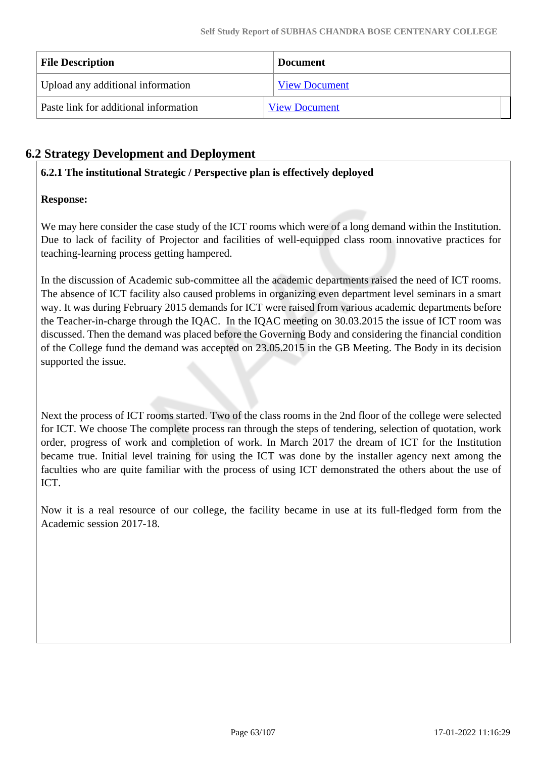| File Description | Document |
|---|---|
| Upload any additional information | View Document |
| Paste link for additional information | View Document |

## 6.2 Strategy Development and Deployment

**6.2.1 The institutional Strategic / Perspective plan is effectively deployed**

**Response:**

We may here consider the case study of the ICT rooms which were of a long demand within the Institution. Due to lack of facility of Projector and facilities of well-equipped class room innovative practices for teaching-learning process getting hampered.

In the discussion of Academic sub-committee all the academic departments raised the need of ICT rooms. The absence of ICT facility also caused problems in organizing even department level seminars in a smart way. It was during February 2015 demands for ICT were raised from various academic departments before the Teacher-in-charge through the IQAC. In the IQAC meeting on 30.03.2015 the issue of ICT room was discussed. Then the demand was placed before the Governing Body and considering the financial condition of the College fund the demand was accepted on 23.05.2015 in the GB Meeting. The Body in its decision supported the issue.

Next the process of ICT rooms started. Two of the class rooms in the 2nd floor of the college were selected for ICT. We choose The complete process ran through the steps of tendering, selection of quotation, work order, progress of work and completion of work. In March 2017 the dream of ICT for the Institution became true. Initial level training for using the ICT was done by the installer agency next among the faculties who are quite familiar with the process of using ICT demonstrated the others about the use of ICT.

Now it is a real resource of our college, the facility became in use at its full-fledged form from the Academic session 2017-18.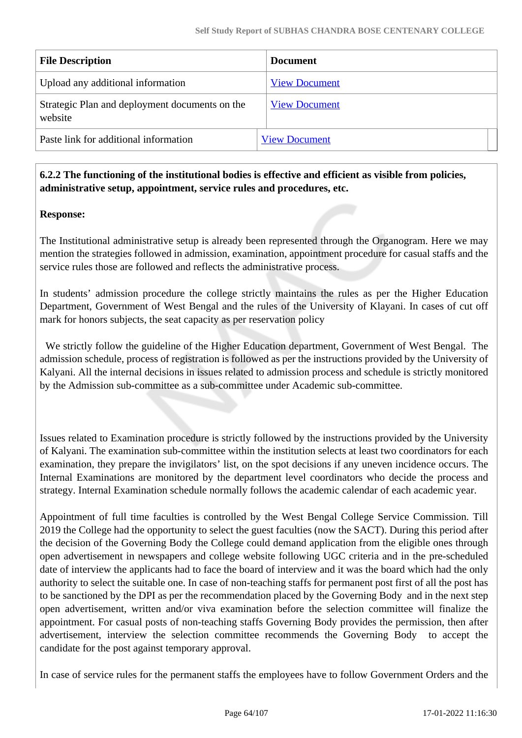| File Description | Document |
|---|---|
| Upload any additional information | View Document |
| Strategic Plan and deployment documents on the website | View Document |
| Paste link for additional information | View Document |

**6.2.2 The functioning of the institutional bodies is effective and efficient as visible from policies, administrative setup, appointment, service rules and procedures, etc.**

**Response:**

The Institutional administrative setup is already been represented through the Organogram. Here we may mention the strategies followed in admission, examination, appointment procedure for casual staffs and the service rules those are followed and reflects the administrative process.

In students' admission procedure the college strictly maintains the rules as per the Higher Education Department, Government of West Bengal and the rules of the University of Klayani. In cases of cut off mark for honors subjects, the seat capacity as per reservation policy

We strictly follow the guideline of the Higher Education department, Government of West Bengal. The admission schedule, process of registration is followed as per the instructions provided by the University of Kalyani. All the internal decisions in issues related to admission process and schedule is strictly monitored by the Admission sub-committee as a sub-committee under Academic sub-committee.

Issues related to Examination procedure is strictly followed by the instructions provided by the University of Kalyani. The examination sub-committee within the institution selects at least two coordinators for each examination, they prepare the invigilators' list, on the spot decisions if any uneven incidence occurs. The Internal Examinations are monitored by the department level coordinators who decide the process and strategy. Internal Examination schedule normally follows the academic calendar of each academic year.

Appointment of full time faculties is controlled by the West Bengal College Service Commission. Till 2019 the College had the opportunity to select the guest faculties (now the SACT). During this period after the decision of the Governing Body the College could demand application from the eligible ones through open advertisement in newspapers and college website following UGC criteria and in the pre-scheduled date of interview the applicants had to face the board of interview and it was the board which had the only authority to select the suitable one. In case of non-teaching staffs for permanent post first of all the post has to be sanctioned by the DPI as per the recommendation placed by the Governing Body and in the next step open advertisement, written and/or viva examination before the selection committee will finalize the appointment. For casual posts of non-teaching staffs Governing Body provides the permission, then after advertisement, interview the selection committee recommends the Governing Body to accept the candidate for the post against temporary approval.

In case of service rules for the permanent staffs the employees have to follow Government Orders and the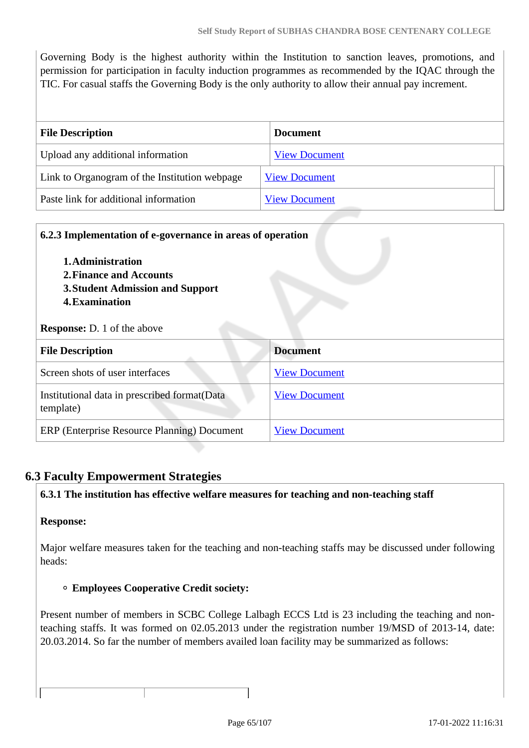Governing Body is the highest authority within the Institution to sanction leaves, promotions, and permission for participation in faculty induction programmes as recommended by the IQAC through the TIC. For casual staffs the Governing Body is the only authority to allow their annual pay increment.

| File Description | Document |
|---|---|
| Upload any additional information | View Document |
| Link to Organogram of the Institution webpage | View Document |
| Paste link for additional information | View Document |

**6.2.3 Implementation of e-governance in areas of operation**

1. **Administration**
2. **Finance and Accounts**
3. **Student Admission and Support**
4. **Examination**

**Response:** D. 1 of the above

| File Description | Document |
|---|---|
| Screen shots of user interfaces | View Document |
| Institutional data in prescribed format(Data template) | View Document |
| ERP (Enterprise Resource Planning) Document | View Document |

## 6.3 Faculty Empowerment Strategies

**6.3.1 The institution has effective welfare measures for teaching and non-teaching staff**

**Response:**

Major welfare measures taken for the teaching and non-teaching staffs may be discussed under following heads:

- **Employees Cooperative Credit society:**

Present number of members in SCBC College Lalbagh ECCS Ltd is 23 including the teaching and non-teaching staffs. It was formed on 02.05.2013 under the registration number 19/MSD of 2013-14, date: 20.03.2014. So far the number of members availed loan facility may be summarized as follows: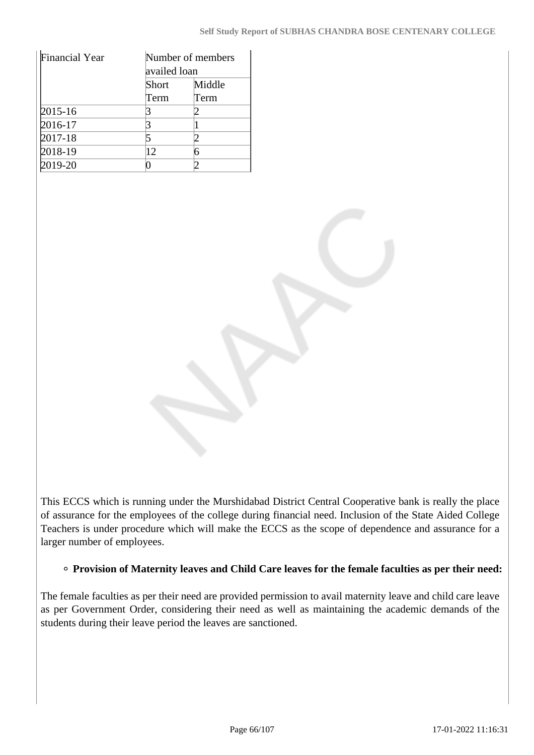| Financial Year | Number of members availed loan | |
|---|---|---|
| | Short Term | Middle Term |
| 2015-16 | 3 | 2 |
| 2016-17 | 3 | 1 |
| 2017-18 | 5 | 2 |
| 2018-19 | 12 | 6 |
| 2019-20 | 0 | 2 |

This ECCS which is running under the Murshidabad District Central Cooperative bank is really the place of assurance for the employees of the college during financial need. Inclusion of the State Aided College Teachers is under procedure which will make the ECCS as the scope of dependence and assurance for a larger number of employees.

- **Provision of Maternity leaves and Child Care leaves for the female faculties as per their need:**

The female faculties as per their need are provided permission to avail maternity leave and child care leave as per Government Order, considering their need as well as maintaining the academic demands of the students during their leave period the leaves are sanctioned.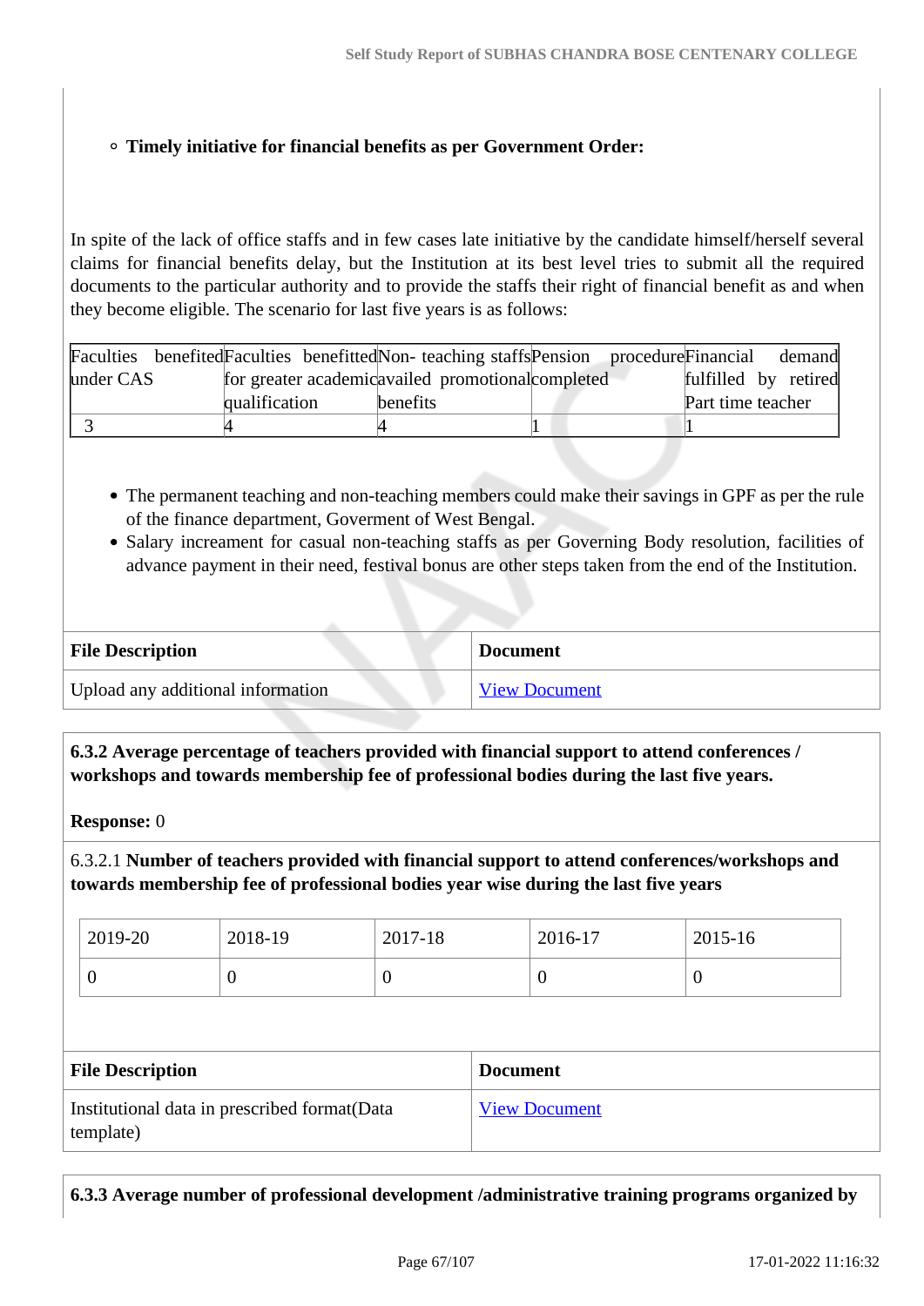- **Timely initiative for financial benefits as per Government Order:**

In spite of the lack of office staffs and in few cases late initiative by the candidate himself/herself several claims for financial benefits delay, but the Institution at its best level tries to submit all the required documents to the particular authority and to provide the staffs their right of financial benefit as and when they become eligible. The scenario for last five years is as follows:

| Faculties benefited under CAS | Faculties benefitted for greater academic qualification | Non- teaching staffs availed promotional benefits | Pension procedure completed | Financial demand fulfilled by retired Part time teacher |
|---|---|---|---|---|
| 3 | 4 | 4 | 1 | 1 |

- The permanent teaching and non-teaching members could make their savings in GPF as per the rule of the finance department, Goverment of West Bengal.
- Salary increament for casual non-teaching staffs as per Governing Body resolution, facilities of advance payment in their need, festival bonus are other steps taken from the end of the Institution.

| File Description | Document |
|---|---|
| Upload any additional information | View Document |

**6.3.2 Average percentage of teachers provided with financial support to attend conferences / workshops and towards membership fee of professional bodies during the last five years.**

**Response:** 0

6.3.2.1 **Number of teachers provided with financial support to attend conferences/workshops and towards membership fee of professional bodies year wise during the last five years**

| 2019-20 | 2018-19 | 2017-18 | 2016-17 | 2015-16 |
|---|---|---|---|---|
| 0 | 0 | 0 | 0 | 0 |

| File Description | Document |
|---|---|
| Institutional data in prescribed format(Data template) | View Document |

**6.3.3 Average number of professional development /administrative training programs organized by**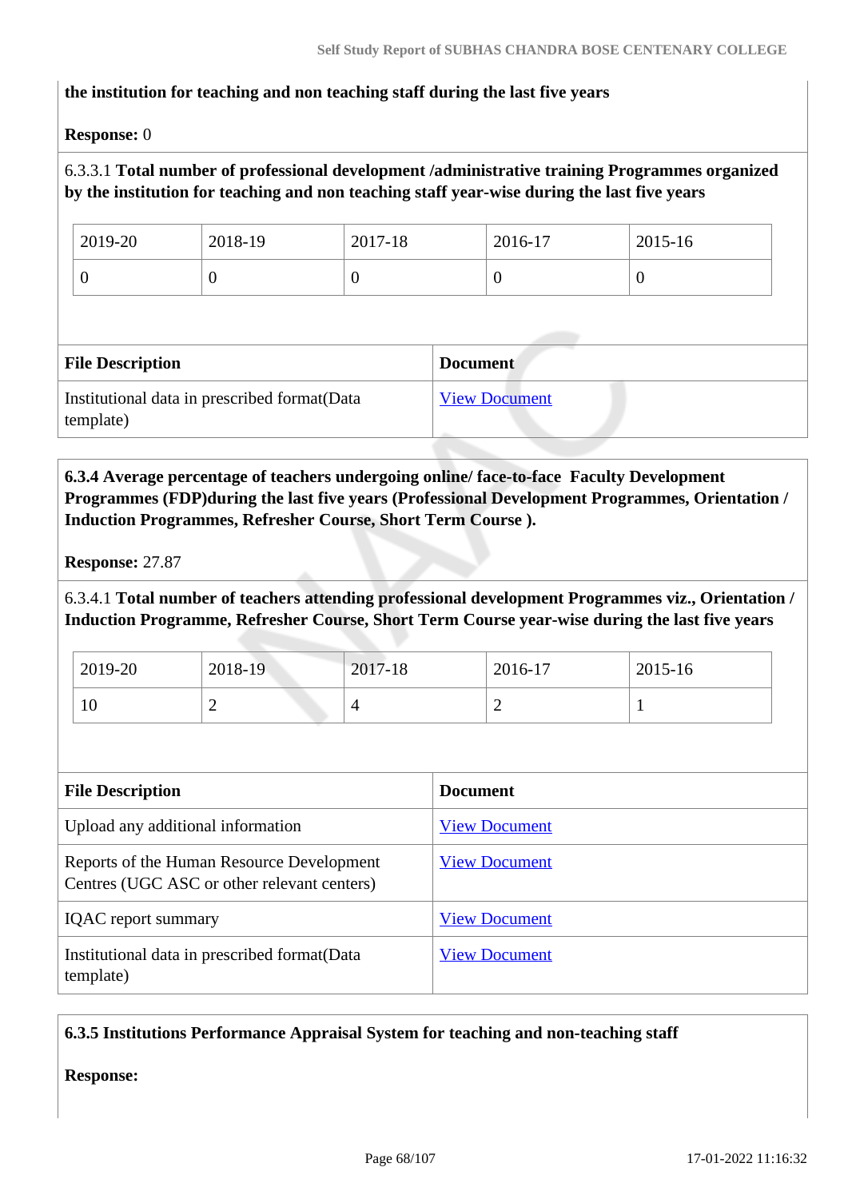**the institution for teaching and non teaching staff during the last five years**

**Response:** 0

6.3.3.1 **Total number of professional development /administrative training Programmes organized by the institution for teaching and non teaching staff year-wise during the last five years**

| 2019-20 | 2018-19 | 2017-18 | 2016-17 | 2015-16 |
|---|---|---|---|---|
| 0 | 0 | 0 | 0 | 0 |

| File Description | Document |
|---|---|
| Institutional data in prescribed format(Data template) | View Document |

**6.3.4 Average percentage of teachers undergoing online/ face-to-face Faculty Development Programmes (FDP)during the last five years (Professional Development Programmes, Orientation / Induction Programmes, Refresher Course, Short Term Course ).**

**Response:** 27.87

6.3.4.1 **Total number of teachers attending professional development Programmes viz., Orientation / Induction Programme, Refresher Course, Short Term Course year-wise during the last five years**

| 2019-20 | 2018-19 | 2017-18 | 2016-17 | 2015-16 |
|---|---|---|---|---|
| 10 | 2 | 4 | 2 | 1 |

| File Description | Document |
|---|---|
| Upload any additional information | View Document |
| Reports of the Human Resource Development Centres (UGC ASC or other relevant centers) | View Document |
| IQAC report summary | View Document |
| Institutional data in prescribed format(Data template) | View Document |

**6.3.5 Institutions Performance Appraisal System for teaching and non-teaching staff**

**Response:**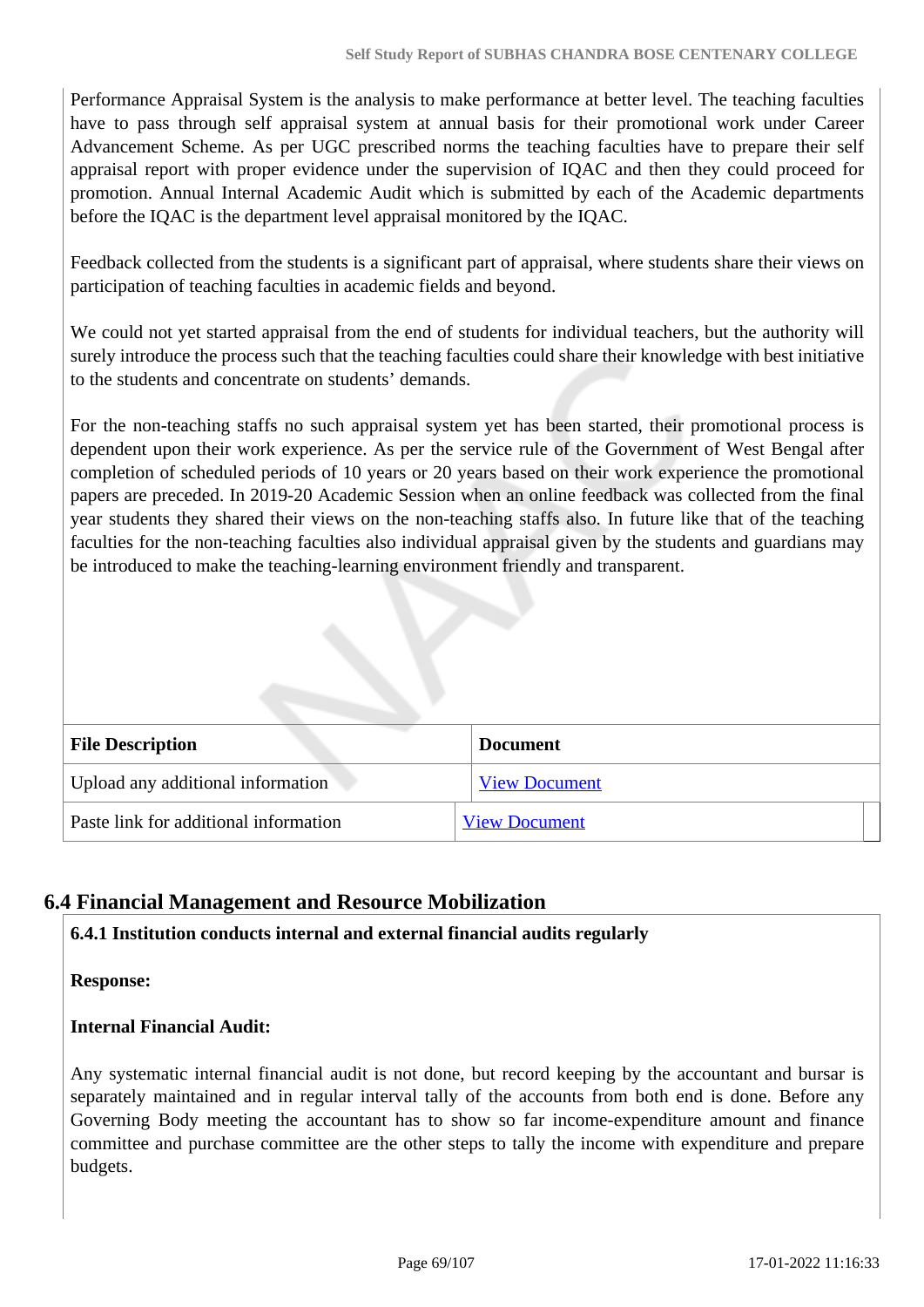Performance Appraisal System is the analysis to make performance at better level. The teaching faculties have to pass through self appraisal system at annual basis for their promotional work under Career Advancement Scheme. As per UGC prescribed norms the teaching faculties have to prepare their self appraisal report with proper evidence under the supervision of IQAC and then they could proceed for promotion. Annual Internal Academic Audit which is submitted by each of the Academic departments before the IQAC is the department level appraisal monitored by the IQAC.

Feedback collected from the students is a significant part of appraisal, where students share their views on participation of teaching faculties in academic fields and beyond.

We could not yet started appraisal from the end of students for individual teachers, but the authority will surely introduce the process such that the teaching faculties could share their knowledge with best initiative to the students and concentrate on students' demands.

For the non-teaching staffs no such appraisal system yet has been started, their promotional process is dependent upon their work experience. As per the service rule of the Government of West Bengal after completion of scheduled periods of 10 years or 20 years based on their work experience the promotional papers are preceded. In 2019-20 Academic Session when an online feedback was collected from the final year students they shared their views on the non-teaching staffs also. In future like that of the teaching faculties for the non-teaching faculties also individual appraisal given by the students and guardians may be introduced to make the teaching-learning environment friendly and transparent.

| File Description | Document |
|---|---|
| Upload any additional information | View Document |
| Paste link for additional information | View Document |

## 6.4 Financial Management and Resource Mobilization

**6.4.1 Institution conducts internal and external financial audits regularly**

**Response:**

**Internal Financial Audit:**

Any systematic internal financial audit is not done, but record keeping by the accountant and bursar is separately maintained and in regular interval tally of the accounts from both end is done. Before any Governing Body meeting the accountant has to show so far income-expenditure amount and finance committee and purchase committee are the other steps to tally the income with expenditure and prepare budgets.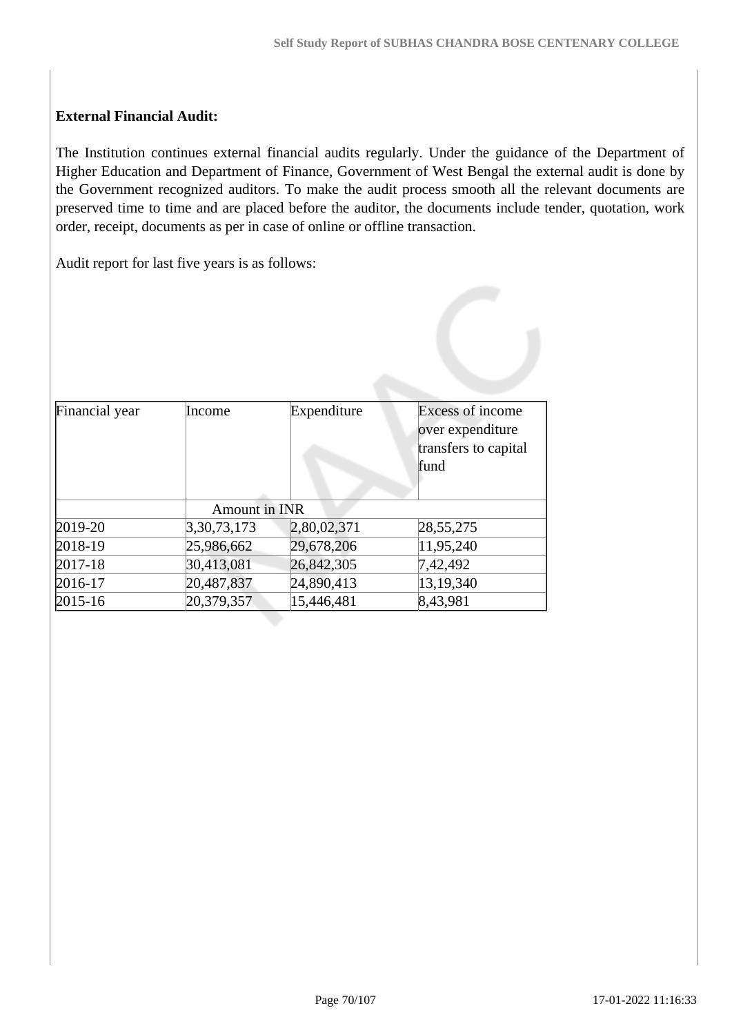**External Financial Audit:**

The Institution continues external financial audits regularly. Under the guidance of the Department of Higher Education and Department of Finance, Government of West Bengal the external audit is done by the Government recognized auditors. To make the audit process smooth all the relevant documents are preserved time to time and are placed before the auditor, the documents include tender, quotation, work order, receipt, documents as per in case of online or offline transaction.

Audit report for last five years is as follows:

| Financial year | Income | Expenditure | Excess of income over expenditure transfers to capital fund |
|---|---|---|---|
| | Amount in INR | | |
| 2019-20 | 3,30,73,173 | 2,80,02,371 | 28,55,275 |
| 2018-19 | 25,986,662 | 29,678,206 | 11,95,240 |
| 2017-18 | 30,413,081 | 26,842,305 | 7,42,492 |
| 2016-17 | 20,487,837 | 24,890,413 | 13,19,340 |
| 2015-16 | 20,379,357 | 15,446,481 | 8,43,981 |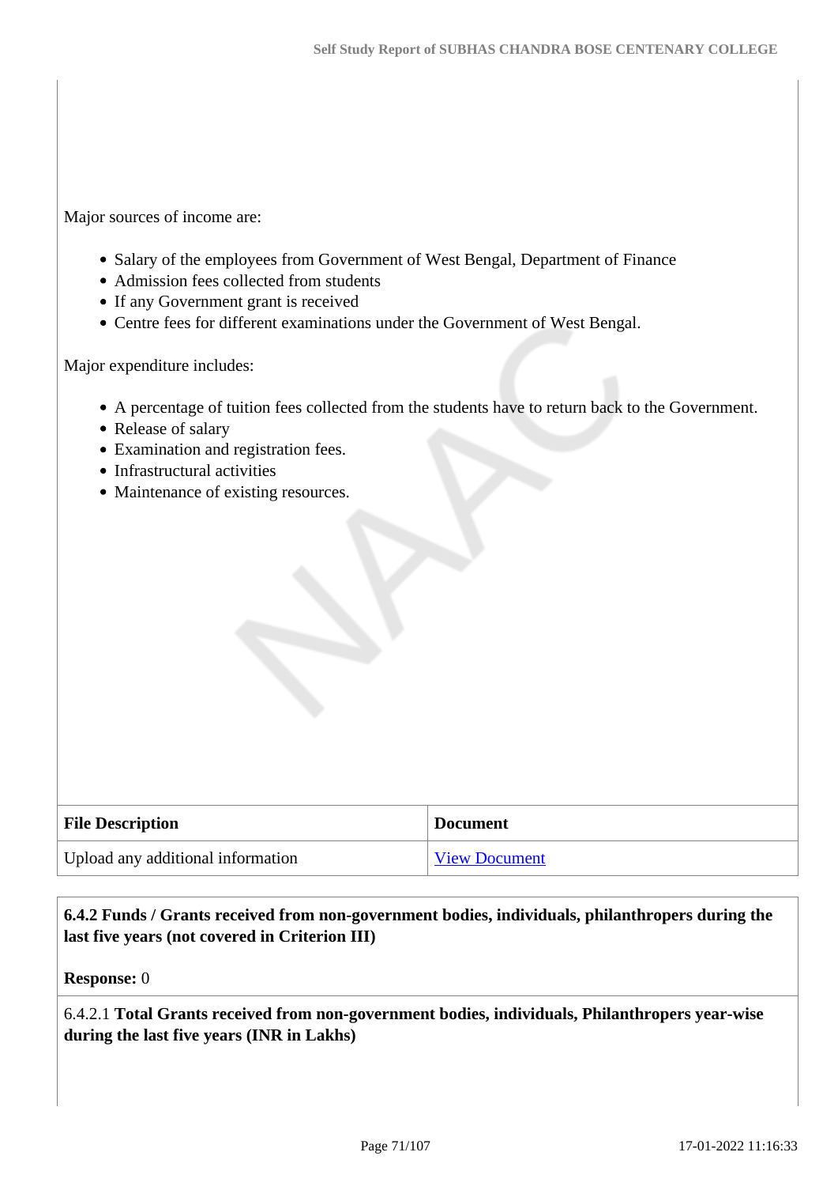Major sources of income are:

- Salary of the employees from Government of West Bengal, Department of Finance
- Admission fees collected from students
- If any Government grant is received
- Centre fees for different examinations under the Government of West Bengal.

Major expenditure includes:

- A percentage of tuition fees collected from the students have to return back to the Government.
- Release of salary
- Examination and registration fees.
- Infrastructural activities
- Maintenance of existing resources.

| File Description | Document |
|---|---|
| Upload any additional information | View Document |

**6.4.2 Funds / Grants received from non-government bodies, individuals, philanthropers during the last five years (not covered in Criterion III)**

**Response:** 0

6.4.2.1 **Total Grants received from non-government bodies, individuals, Philanthropers year-wise during the last five years (INR in Lakhs)**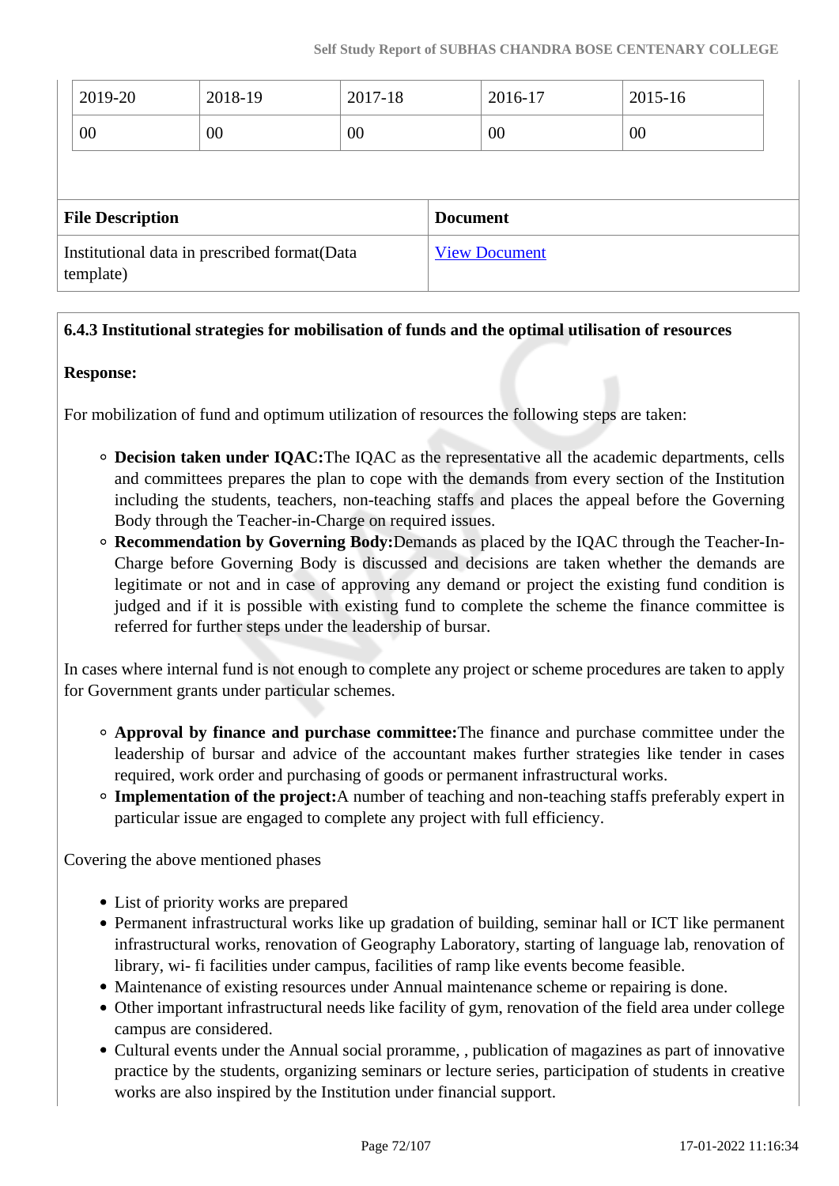| 2019-20 | 2018-19 | 2017-18 | 2016-17 | 2015-16 |
|---|---|---|---|---|
| 00 | 00 | 00 | 00 | 00 |

| File Description | Document |
|---|---|
| Institutional data in prescribed format(Data template) | View Document |

**6.4.3 Institutional strategies for mobilisation of funds and the optimal utilisation of resources**

**Response:**

For mobilization of fund and optimum utilization of resources the following steps are taken:

- **Decision taken under IQAC:**The IQAC as the representative all the academic departments, cells and committees prepares the plan to cope with the demands from every section of the Institution including the students, teachers, non-teaching staffs and places the appeal before the Governing Body through the Teacher-in-Charge on required issues.
- **Recommendation by Governing Body:**Demands as placed by the IQAC through the Teacher-In-Charge before Governing Body is discussed and decisions are taken whether the demands are legitimate or not and in case of approving any demand or project the existing fund condition is judged and if it is possible with existing fund to complete the scheme the finance committee is referred for further steps under the leadership of bursar.

In cases where internal fund is not enough to complete any project or scheme procedures are taken to apply for Government grants under particular schemes.

- **Approval by finance and purchase committee:**The finance and purchase committee under the leadership of bursar and advice of the accountant makes further strategies like tender in cases required, work order and purchasing of goods or permanent infrastructural works.
- **Implementation of the project:**A number of teaching and non-teaching staffs preferably expert in particular issue are engaged to complete any project with full efficiency.

Covering the above mentioned phases

- List of priority works are prepared
- Permanent infrastructural works like up gradation of building, seminar hall or ICT like permanent infrastructural works, renovation of Geography Laboratory, starting of language lab, renovation of library, wi- fi facilities under campus, facilities of ramp like events become feasible.
- Maintenance of existing resources under Annual maintenance scheme or repairing is done.
- Other important infrastructural needs like facility of gym, renovation of the field area under college campus are considered.
- Cultural events under the Annual social proramme, , publication of magazines as part of innovative practice by the students, organizing seminars or lecture series, participation of students in creative works are also inspired by the Institution under financial support.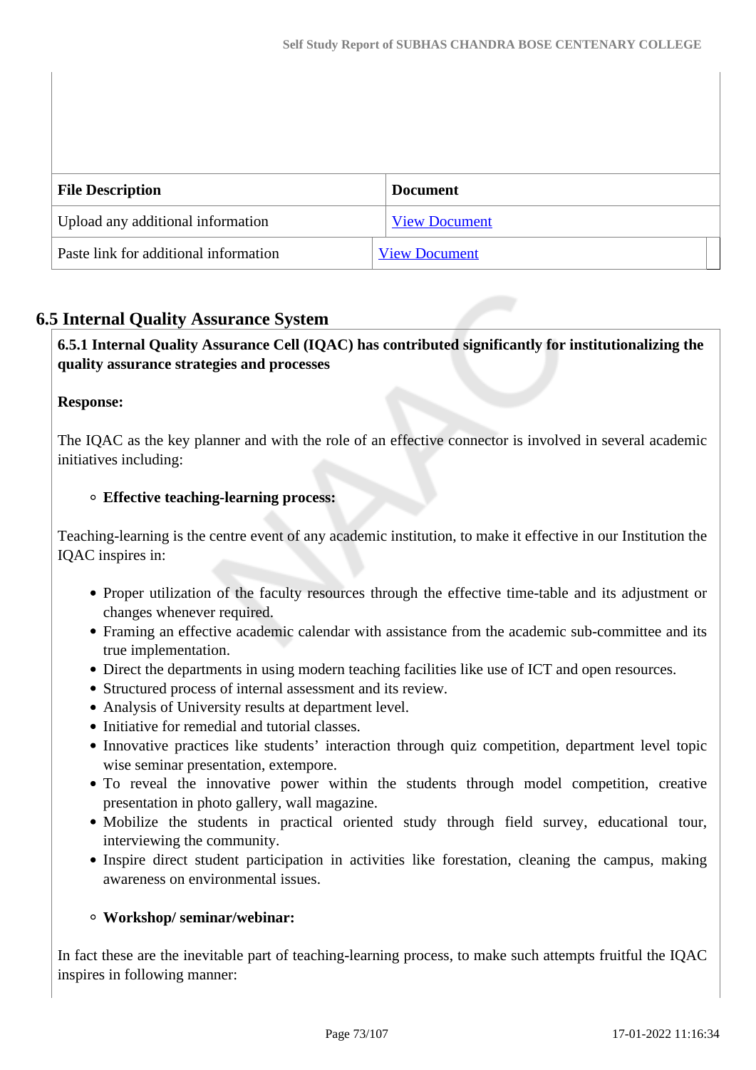| File Description | Document |
|---|---|
| Upload any additional information | View Document |
| Paste link for additional information | View Document |

## 6.5 Internal Quality Assurance System

**6.5.1 Internal Quality Assurance Cell (IQAC) has contributed significantly for institutionalizing the quality assurance strategies and processes**

**Response:**

The IQAC as the key planner and with the role of an effective connector is involved in several academic initiatives including:

- **Effective teaching-learning process:**

Teaching-learning is the centre event of any academic institution, to make it effective in our Institution the IQAC inspires in:

- Proper utilization of the faculty resources through the effective time-table and its adjustment or changes whenever required.
- Framing an effective academic calendar with assistance from the academic sub-committee and its true implementation.
- Direct the departments in using modern teaching facilities like use of ICT and open resources.
- Structured process of internal assessment and its review.
- Analysis of University results at department level.
- Initiative for remedial and tutorial classes.
- Innovative practices like students' interaction through quiz competition, department level topic wise seminar presentation, extempore.
- To reveal the innovative power within the students through model competition, creative presentation in photo gallery, wall magazine.
- Mobilize the students in practical oriented study through field survey, educational tour, interviewing the community.
- Inspire direct student participation in activities like forestation, cleaning the campus, making awareness on environmental issues.

- **Workshop/ seminar/webinar:**

In fact these are the inevitable part of teaching-learning process, to make such attempts fruitful the IQAC inspires in following manner: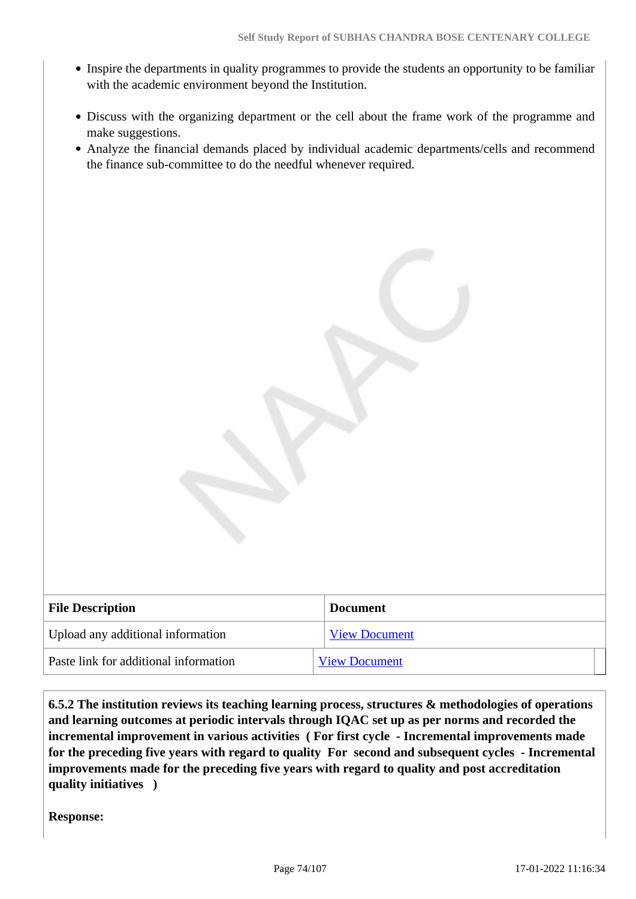- Inspire the departments in quality programmes to provide the students an opportunity to be familiar with the academic environment beyond the Institution.
- Discuss with the organizing department or the cell about the frame work of the programme and make suggestions.
- Analyze the financial demands placed by individual academic departments/cells and recommend the finance sub-committee to do the needful whenever required.

| File Description | Document |
|---|---|
| Upload any additional information | View Document |
| Paste link for additional information | View Document |

**6.5.2 The institution reviews its teaching learning process, structures & methodologies of operations and learning outcomes at periodic intervals through IQAC set up as per norms and recorded the incremental improvement in various activities ( For first cycle - Incremental improvements made for the preceding five years with regard to quality For second and subsequent cycles - Incremental improvements made for the preceding five years with regard to quality and post accreditation quality initiatives )**

**Response:**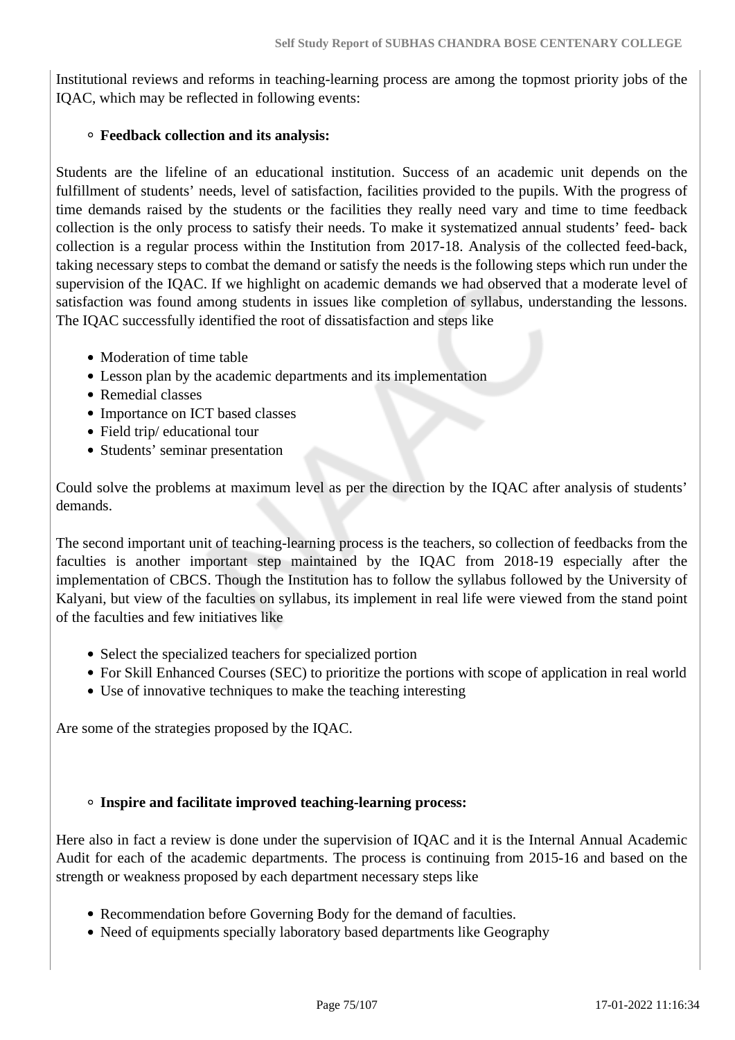Institutional reviews and reforms in teaching-learning process are among the topmost priority jobs of the IQAC, which may be reflected in following events:

- **Feedback collection and its analysis:**

Students are the lifeline of an educational institution. Success of an academic unit depends on the fulfillment of students' needs, level of satisfaction, facilities provided to the pupils. With the progress of time demands raised by the students or the facilities they really need vary and time to time feedback collection is the only process to satisfy their needs. To make it systematized annual students' feed- back collection is a regular process within the Institution from 2017-18. Analysis of the collected feed-back, taking necessary steps to combat the demand or satisfy the needs is the following steps which run under the supervision of the IQAC. If we highlight on academic demands we had observed that a moderate level of satisfaction was found among students in issues like completion of syllabus, understanding the lessons. The IQAC successfully identified the root of dissatisfaction and steps like

- Moderation of time table
- Lesson plan by the academic departments and its implementation
- Remedial classes
- Importance on ICT based classes
- Field trip/ educational tour
- Students' seminar presentation

Could solve the problems at maximum level as per the direction by the IQAC after analysis of students' demands.

The second important unit of teaching-learning process is the teachers, so collection of feedbacks from the faculties is another important step maintained by the IQAC from 2018-19 especially after the implementation of CBCS. Though the Institution has to follow the syllabus followed by the University of Kalyani, but view of the faculties on syllabus, its implement in real life were viewed from the stand point of the faculties and few initiatives like

- Select the specialized teachers for specialized portion
- For Skill Enhanced Courses (SEC) to prioritize the portions with scope of application in real world
- Use of innovative techniques to make the teaching interesting

Are some of the strategies proposed by the IQAC.

- **Inspire and facilitate improved teaching-learning process:**

Here also in fact a review is done under the supervision of IQAC and it is the Internal Annual Academic Audit for each of the academic departments. The process is continuing from 2015-16 and based on the strength or weakness proposed by each department necessary steps like

- Recommendation before Governing Body for the demand of faculties.
- Need of equipments specially laboratory based departments like Geography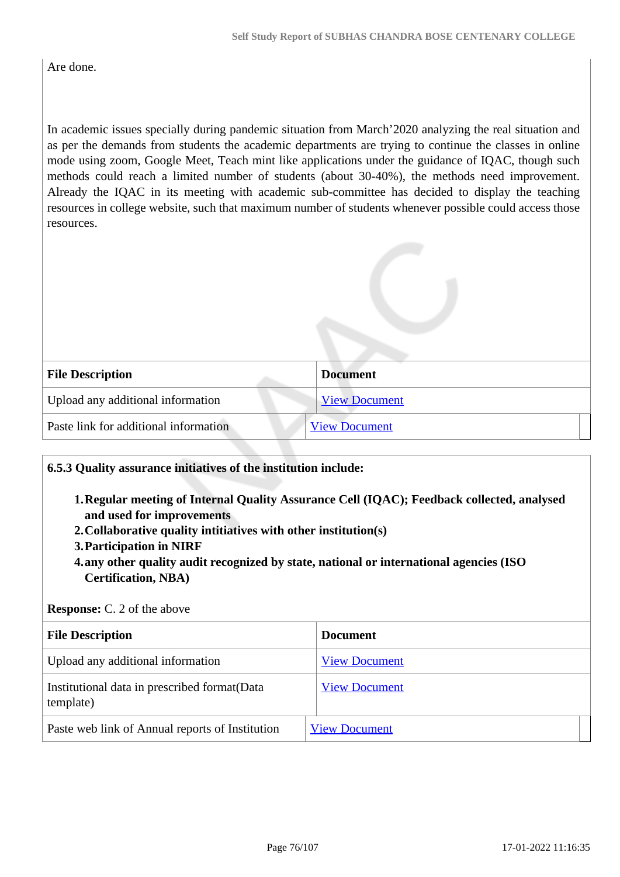Are done.

In academic issues specially during pandemic situation from March’2020 analyzing the real situation and as per the demands from students the academic departments are trying to continue the classes in online mode using zoom, Google Meet, Teach mint like applications under the guidance of IQAC, though such methods could reach a limited number of students (about 30-40%), the methods need improvement. Already the IQAC in its meeting with academic sub-committee has decided to display the teaching resources in college website, such that maximum number of students whenever possible could access those resources.

| File Description | Document |
| --- | --- |
| Upload any additional information | View Document |
| Paste link for additional information | View Document |

**6.5.3 Quality assurance initiatives of the institution include:**

1. **Regular meeting of Internal Quality Assurance Cell (IQAC); Feedback collected, analysed and used for improvements**
2. **Collaborative quality intitiatives with other institution(s)**
3. **Participation in NIRF**
4. **any other quality audit recognized by state, national or international agencies (ISO Certification, NBA)**

**Response:** C. 2 of the above

| File Description | Document |
| --- | --- |
| Upload any additional information | View Document |
| Institutional data in prescribed format(Data template) | View Document |
| Paste web link of Annual reports of Institution | View Document |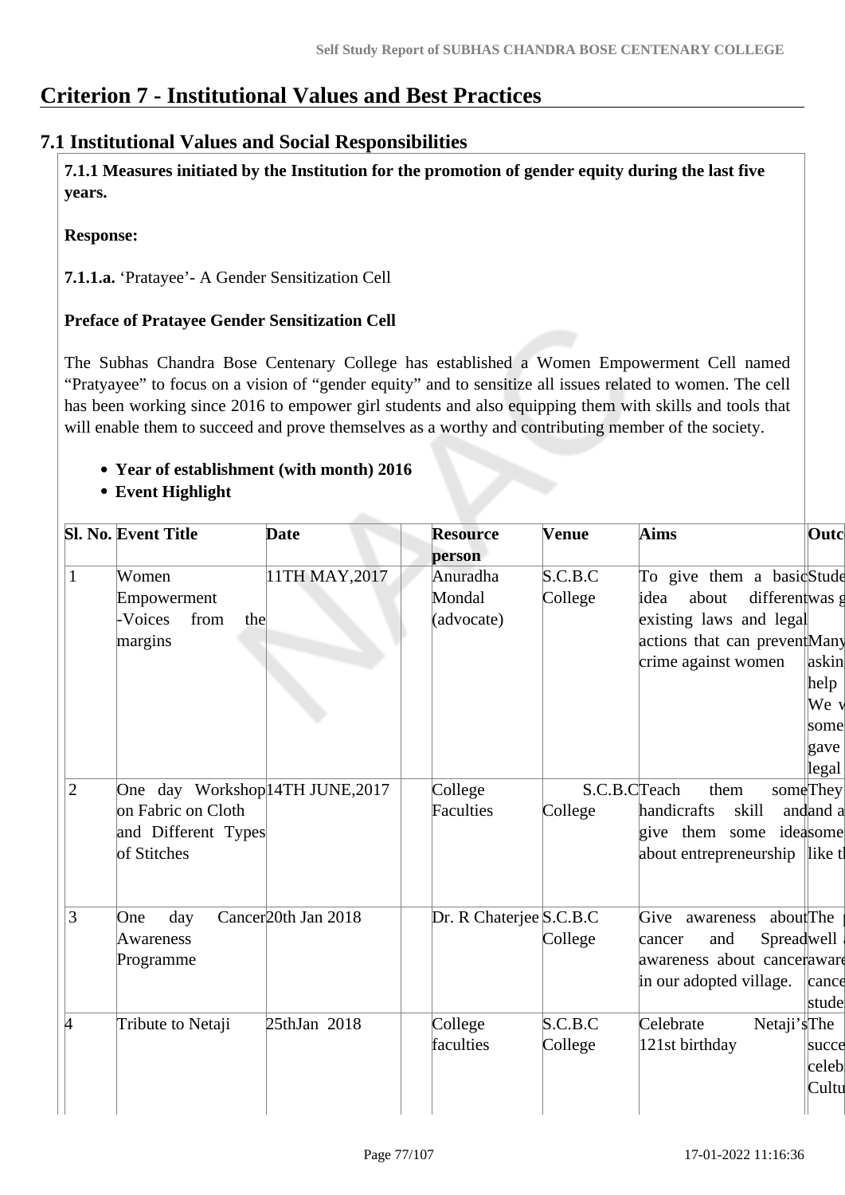# Criterion 7 - Institutional Values and Best Practices

## 7.1 Institutional Values and Social Responsibilities

**7.1.1 Measures initiated by the Institution for the promotion of gender equity during the last five years.**

**Response:**

**7.1.1.a.** 'Pratayee'- A Gender Sensitization Cell

**Preface of Pratayee Gender Sensitization Cell**

The Subhas Chandra Bose Centenary College has established a Women Empowerment Cell named "Pratyayee" to focus on a vision of "gender equity" and to sensitize all issues related to women. The cell has been working since 2016 to empower girl students and also equipping them with skills and tools that will enable them to succeed and prove themselves as a worthy and contributing member of the society.

- **Year of establishment (with month) 2016**
- **Event Highlight**

| Sl. No. | Event Title | Date | | Resource person | Venue | Aims | Outc |
|---|---|---|---|---|---|---|---|
| 1 | Women Empowerment -Voices from the margins | 11TH MAY,2017 | | Anuradha Mondal (advocate) | S.C.B.C College | To give them a basic idea about different existing laws and legal actions that can prevent crime against women | Stude was g Many askin help We v some gave legal |
| 2 | One day Workshop on Fabric on Cloth and Different Types of Stitches | 14TH JUNE,2017 | | College Faculties | S.C.B.C College | Teach them some handicrafts skill and give them some idea about entrepreneurship | They and a some like t |
| 3 | One day Cancer Awareness Programme | 20th Jan 2018 | | Dr. R Chaterjee | S.C.B.C College | Give awareness about cancer and Spread awareness about cancer in our adopted village. | The well aware cance stude |
| 4 | Tribute to Netaji | 25thJan 2018 | | College faculties | S.C.B.C College | Celebrate Netaji's 121st birthday | The succe celeb Cultu |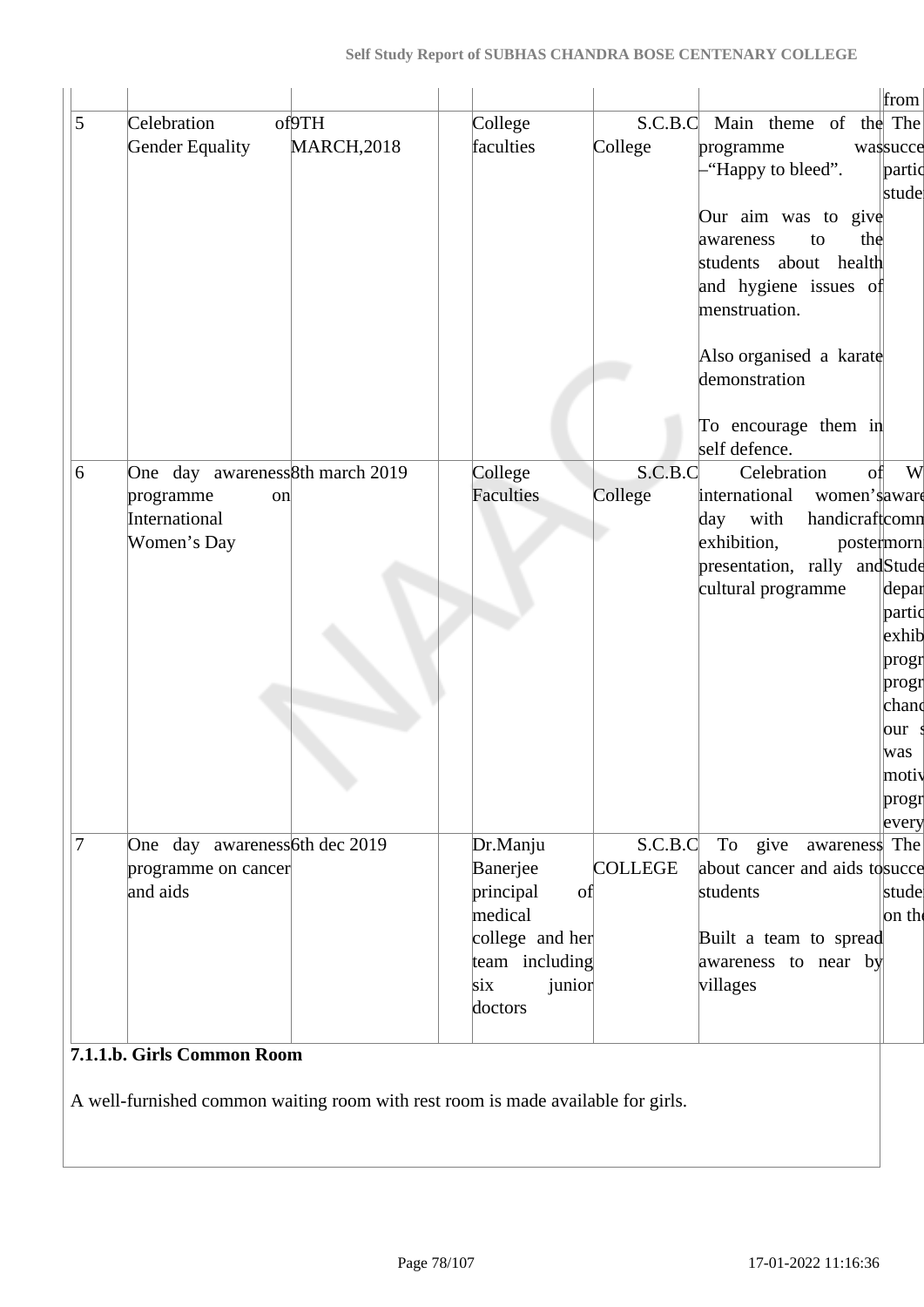|  |  |  |  |  |  |  | from |
|---|---|---|---|---|---|---|---|
| 5 | Celebration of Gender Equality | 9TH MARCH,2018 |  | College faculties | S.C.B.C College | Main theme of the programme was –"Happy to bleed".<br><br>Our aim was to give awareness to the students about health and hygiene issues of menstruation.<br><br>Also organised a karate demonstration<br><br>To encourage them in self defence. | The succe partic stude |
| 6 | One day awareness programme on International Women's Day | 8th march 2019 |  | College Faculties | S.C.B.C College | Celebration of international women's day with handicraft exhibition, poster presentation, rally and cultural programme | W aware comm morn Stude depar partic exhib progr progr chanc our s was motiv progr every |
| 7 | One day awareness programme on cancer and aids | 6th dec 2019 |  | Dr.Manju Banerjee principal of medical college and her team including six junior doctors | S.C.B.C COLLEGE | To give awareness about cancer and aids to students<br><br>Built a team to spread awareness to near by villages | The succe stude on th |

**7.1.1.b. Girls Common Room**

A well-furnished common waiting room with rest room is made available for girls.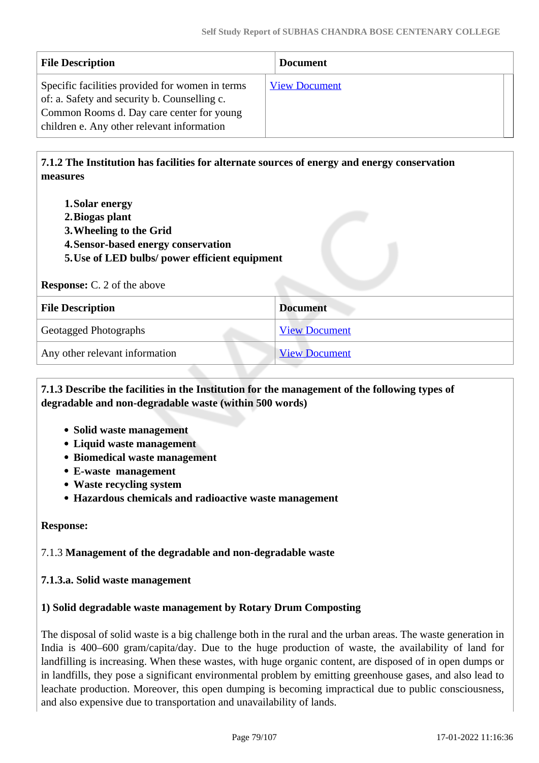| File Description | Document |
|---|---|
| Specific facilities provided for women in terms of: a. Safety and security b. Counselling c. Common Rooms d. Day care center for young children e. Any other relevant information | View Document |

**7.1.2 The Institution has facilities for alternate sources of energy and energy conservation measures**

1. **Solar energy**
2. **Biogas plant**
3. **Wheeling to the Grid**
4. **Sensor-based energy conservation**
5. **Use of LED bulbs/ power efficient equipment**

**Response:** C. 2 of the above

| File Description | Document |
|---|---|
| Geotagged Photographs | View Document |
| Any other relevant information | View Document |

**7.1.3 Describe the facilities in the Institution for the management of the following types of degradable and non-degradable waste (within 500 words)**

- **Solid waste management**
- **Liquid waste management**
- **Biomedical waste management**
- **E-waste management**
- **Waste recycling system**
- **Hazardous chemicals and radioactive waste management**

**Response:**

7.1.3 **Management of the degradable and non-degradable waste**

**7.1.3.a. Solid waste management**

**1) Solid degradable waste management by Rotary Drum Composting**

The disposal of solid waste is a big challenge both in the rural and the urban areas. The waste generation in India is 400–600 gram/capita/day. Due to the huge production of waste, the availability of land for landfilling is increasing. When these wastes, with huge organic content, are disposed of in open dumps or in landfills, they pose a significant environmental problem by emitting greenhouse gases, and also lead to leachate production. Moreover, this open dumping is becoming impractical due to public consciousness, and also expensive due to transportation and unavailability of lands.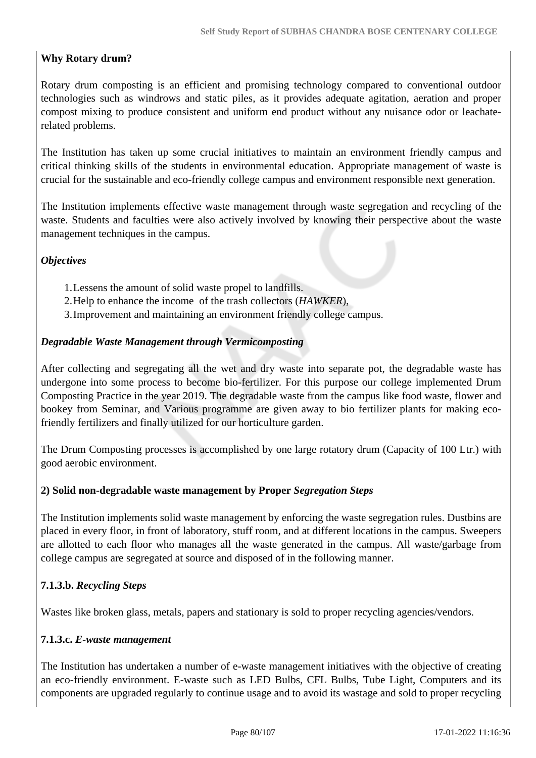**Why Rotary drum?**

Rotary drum composting is an efficient and promising technology compared to conventional outdoor technologies such as windrows and static piles, as it provides adequate agitation, aeration and proper compost mixing to produce consistent and uniform end product without any nuisance odor or leachate-related problems.

The Institution has taken up some crucial initiatives to maintain an environment friendly campus and critical thinking skills of the students in environmental education. Appropriate management of waste is crucial for the sustainable and eco-friendly college campus and environment responsible next generation.

The Institution implements effective waste management through waste segregation and recycling of the waste. Students and faculties were also actively involved by knowing their perspective about the waste management techniques in the campus.

***Objectives***

1. Lessens the amount of solid waste propel to landfills.
2. Help to enhance the income of the trash collectors (*HAWKER*),
3. Improvement and maintaining an environment friendly college campus.

***Degradable Waste Management through Vermicomposting***

After collecting and segregating all the wet and dry waste into separate pot, the degradable waste has undergone into some process to become bio-fertilizer. For this purpose our college implemented Drum Composting Practice in the year 2019. The degradable waste from the campus like food waste, flower and bookey from Seminar, and Various programme are given away to bio fertilizer plants for making eco-friendly fertilizers and finally utilized for our horticulture garden.

The Drum Composting processes is accomplished by one large rotatory drum (Capacity of 100 Ltr.) with good aerobic environment.

**2) Solid non-degradable waste management by Proper *Segregation Steps***

The Institution implements solid waste management by enforcing the waste segregation rules. Dustbins are placed in every floor, in front of laboratory, stuff room, and at different locations in the campus. Sweepers are allotted to each floor who manages all the waste generated in the campus. All waste/garbage from college campus are segregated at source and disposed of in the following manner.

**7.1.3.b. *Recycling Steps***

Wastes like broken glass, metals, papers and stationary is sold to proper recycling agencies/vendors.

**7.1.3.c. *E-waste management***

The Institution has undertaken a number of e-waste management initiatives with the objective of creating an eco-friendly environment. E-waste such as LED Bulbs, CFL Bulbs, Tube Light, Computers and its components are upgraded regularly to continue usage and to avoid its wastage and sold to proper recycling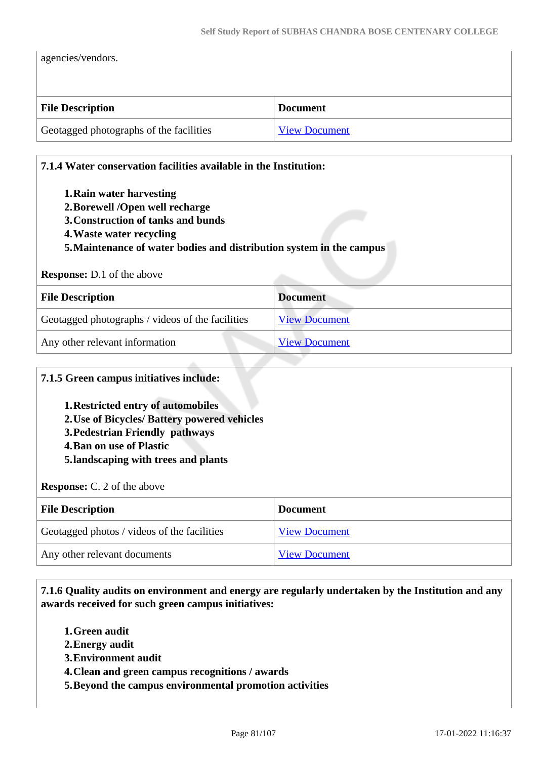agencies/vendors.

| File Description | Document |
|---|---|
| Geotagged photographs of the facilities | View Document |

**7.1.4 Water conservation facilities available in the Institution:**

1. **Rain water harvesting**
2. **Borewell /Open well recharge**
3. **Construction of tanks and bunds**
4. **Waste water recycling**
5. **Maintenance of water bodies and distribution system in the campus**

**Response:** D.1 of the above

| File Description | Document |
|---|---|
| Geotagged photographs / videos of the facilities | View Document |
| Any other relevant information | View Document |

**7.1.5 Green campus initiatives include:**

1. **Restricted entry of automobiles**
2. **Use of Bicycles/ Battery powered vehicles**
3. **Pedestrian Friendly pathways**
4. **Ban on use of Plastic**
5. **landscaping with trees and plants**

**Response:** C. 2 of the above

| File Description | Document |
|---|---|
| Geotagged photos / videos of the facilities | View Document |
| Any other relevant documents | View Document |

**7.1.6 Quality audits on environment and energy are regularly undertaken by the Institution and any awards received for such green campus initiatives:**

1. **Green audit**
2. **Energy audit**
3. **Environment audit**
4. **Clean and green campus recognitions / awards**
5. **Beyond the campus environmental promotion activities**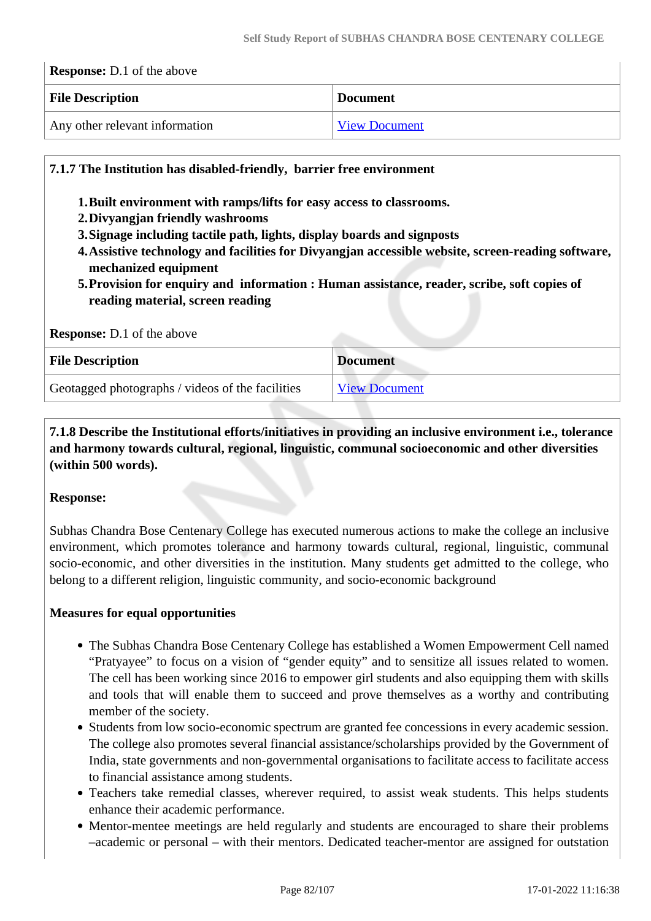**Response:** D.1 of the above

| File Description | Document |
|---|---|
| Any other relevant information | View Document |

**7.1.7 The Institution has disabled-friendly, barrier free environment**

1. **Built environment with ramps/lifts for easy access to classrooms.**
2. **Divyangjan friendly washrooms**
3. **Signage including tactile path, lights, display boards and signposts**
4. **Assistive technology and facilities for Divyangjan accessible website, screen-reading software, mechanized equipment**
5. **Provision for enquiry and information : Human assistance, reader, scribe, soft copies of reading material, screen reading**

**Response:** D.1 of the above

| File Description | Document |
|---|---|
| Geotagged photographs / videos of the facilities | View Document |

**7.1.8 Describe the Institutional efforts/initiatives in providing an inclusive environment i.e., tolerance and harmony towards cultural, regional, linguistic, communal socioeconomic and other diversities (within 500 words).**

**Response:**

Subhas Chandra Bose Centenary College has executed numerous actions to make the college an inclusive environment, which promotes tolerance and harmony towards cultural, regional, linguistic, communal socio-economic, and other diversities in the institution. Many students get admitted to the college, who belong to a different religion, linguistic community, and socio-economic background

**Measures for equal opportunities**

- The Subhas Chandra Bose Centenary College has established a Women Empowerment Cell named "Pratyayee" to focus on a vision of "gender equity" and to sensitize all issues related to women. The cell has been working since 2016 to empower girl students and also equipping them with skills and tools that will enable them to succeed and prove themselves as a worthy and contributing member of the society.
- Students from low socio-economic spectrum are granted fee concessions in every academic session. The college also promotes several financial assistance/scholarships provided by the Government of India, state governments and non-governmental organisations to facilitate access to facilitate access to financial assistance among students.
- Teachers take remedial classes, wherever required, to assist weak students. This helps students enhance their academic performance.
- Mentor-mentee meetings are held regularly and students are encouraged to share their problems –academic or personal – with their mentors. Dedicated teacher-mentor are assigned for outstation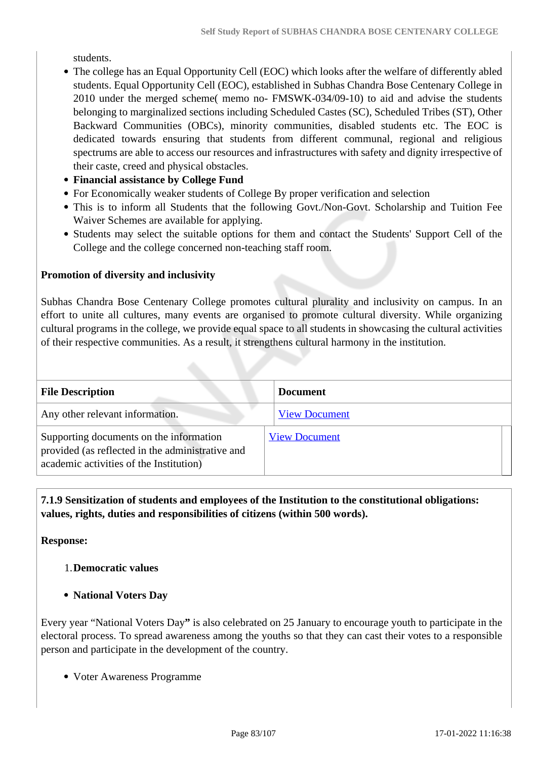students.

- The college has an Equal Opportunity Cell (EOC) which looks after the welfare of differently abled students. Equal Opportunity Cell (EOC), established in Subhas Chandra Bose Centenary College in 2010 under the merged scheme( memo no- FMSWK-034/09-10) to aid and advise the students belonging to marginalized sections including Scheduled Castes (SC), Scheduled Tribes (ST), Other Backward Communities (OBCs), minority communities, disabled students etc. The EOC is dedicated towards ensuring that students from different communal, regional and religious spectrums are able to access our resources and infrastructures with safety and dignity irrespective of their caste, creed and physical obstacles.
- **Financial assistance by College Fund**
- For Economically weaker students of College By proper verification and selection
- This is to inform all Students that the following Govt./Non-Govt. Scholarship and Tuition Fee Waiver Schemes are available for applying.
- Students may select the suitable options for them and contact the Students' Support Cell of the College and the college concerned non-teaching staff room.

**Promotion of diversity and inclusivity**

Subhas Chandra Bose Centenary College promotes cultural plurality and inclusivity on campus. In an effort to unite all cultures, many events are organised to promote cultural diversity. While organizing cultural programs in the college, we provide equal space to all students in showcasing the cultural activities of their respective communities. As a result, it strengthens cultural harmony in the institution.

| File Description | Document |
| --- | --- |
| Any other relevant information. | View Document |
| Supporting documents on the information provided (as reflected in the administrative and academic activities of the Institution) | View Document |

**7.1.9 Sensitization of students and employees of the Institution to the constitutional obligations: values, rights, duties and responsibilities of citizens (within 500 words).**

**Response:**

1. **Democratic values**

- **National Voters Day**

Every year "National Voters Day**"** is also celebrated on 25 January to encourage youth to participate in the electoral process. To spread awareness among the youths so that they can cast their votes to a responsible person and participate in the development of the country.

- Voter Awareness Programme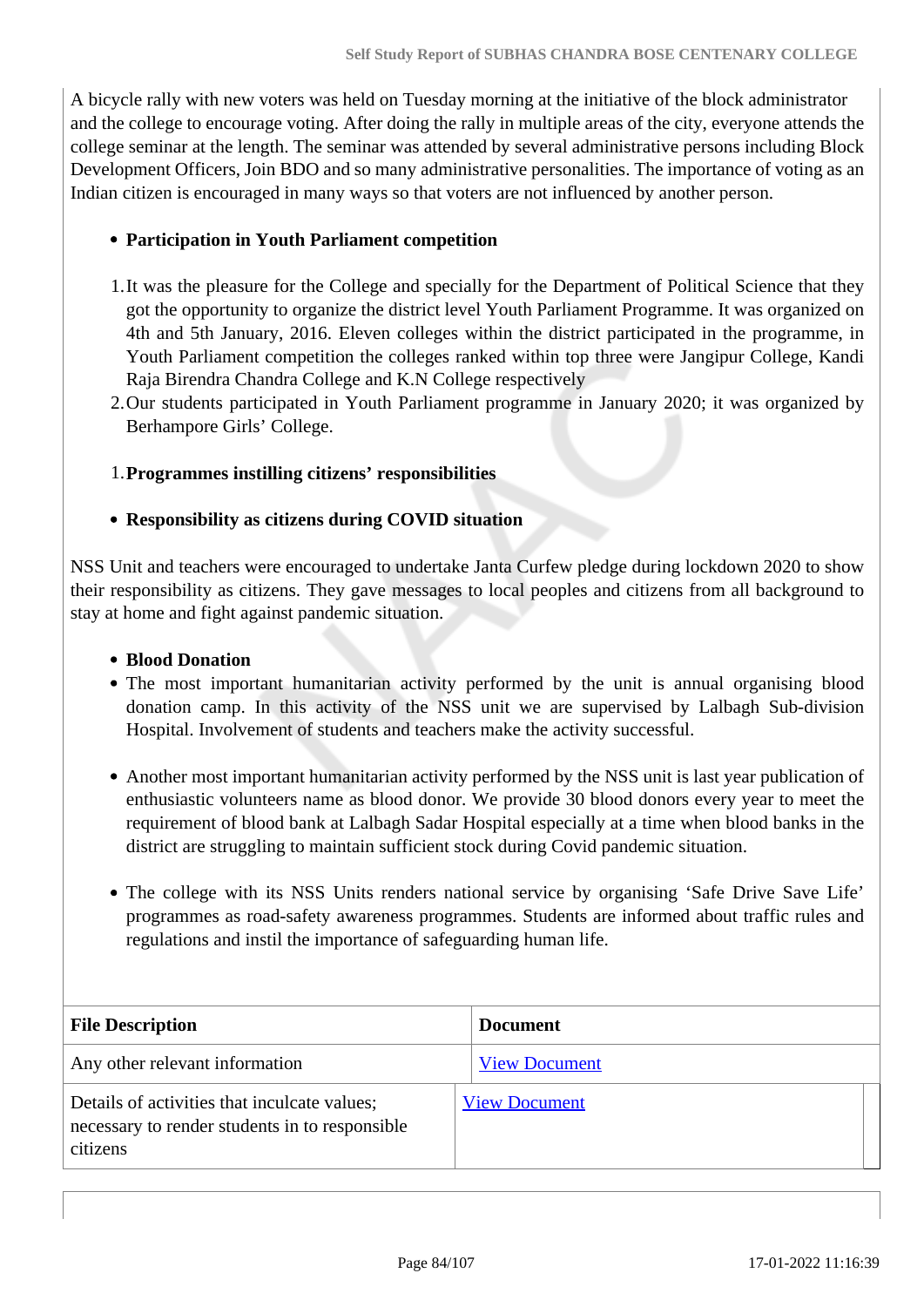A bicycle rally with new voters was held on Tuesday morning at the initiative of the block administrator and the college to encourage voting. After doing the rally in multiple areas of the city, everyone attends the college seminar at the length. The seminar was attended by several administrative persons including Block Development Officers, Join BDO and so many administrative personalities. The importance of voting as an Indian citizen is encouraged in many ways so that voters are not influenced by another person.

- **Participation in Youth Parliament competition**

1. It was the pleasure for the College and specially for the Department of Political Science that they got the opportunity to organize the district level Youth Parliament Programme. It was organized on 4th and 5th January, 2016. Eleven colleges within the district participated in the programme, in Youth Parliament competition the colleges ranked within top three were Jangipur College, Kandi Raja Birendra Chandra College and K.N College respectively
2. Our students participated in Youth Parliament programme in January 2020; it was organized by Berhampore Girls' College.

1. **Programmes instilling citizens' responsibilities**

- **Responsibility as citizens during COVID situation**

NSS Unit and teachers were encouraged to undertake Janta Curfew pledge during lockdown 2020 to show their responsibility as citizens. They gave messages to local peoples and citizens from all background to stay at home and fight against pandemic situation.

- **Blood Donation**
- The most important humanitarian activity performed by the unit is annual organising blood donation camp. In this activity of the NSS unit we are supervised by Lalbagh Sub-division Hospital. Involvement of students and teachers make the activity successful.

- Another most important humanitarian activity performed by the NSS unit is last year publication of enthusiastic volunteers name as blood donor. We provide 30 blood donors every year to meet the requirement of blood bank at Lalbagh Sadar Hospital especially at a time when blood banks in the district are struggling to maintain sufficient stock during Covid pandemic situation.

- The college with its NSS Units renders national service by organising 'Safe Drive Save Life' programmes as road-safety awareness programmes. Students are informed about traffic rules and regulations and instil the importance of safeguarding human life.

| File Description | Document |
|---|---|
| Any other relevant information | View Document |
| Details of activities that inculcate values; necessary to render students in to responsible citizens | View Document |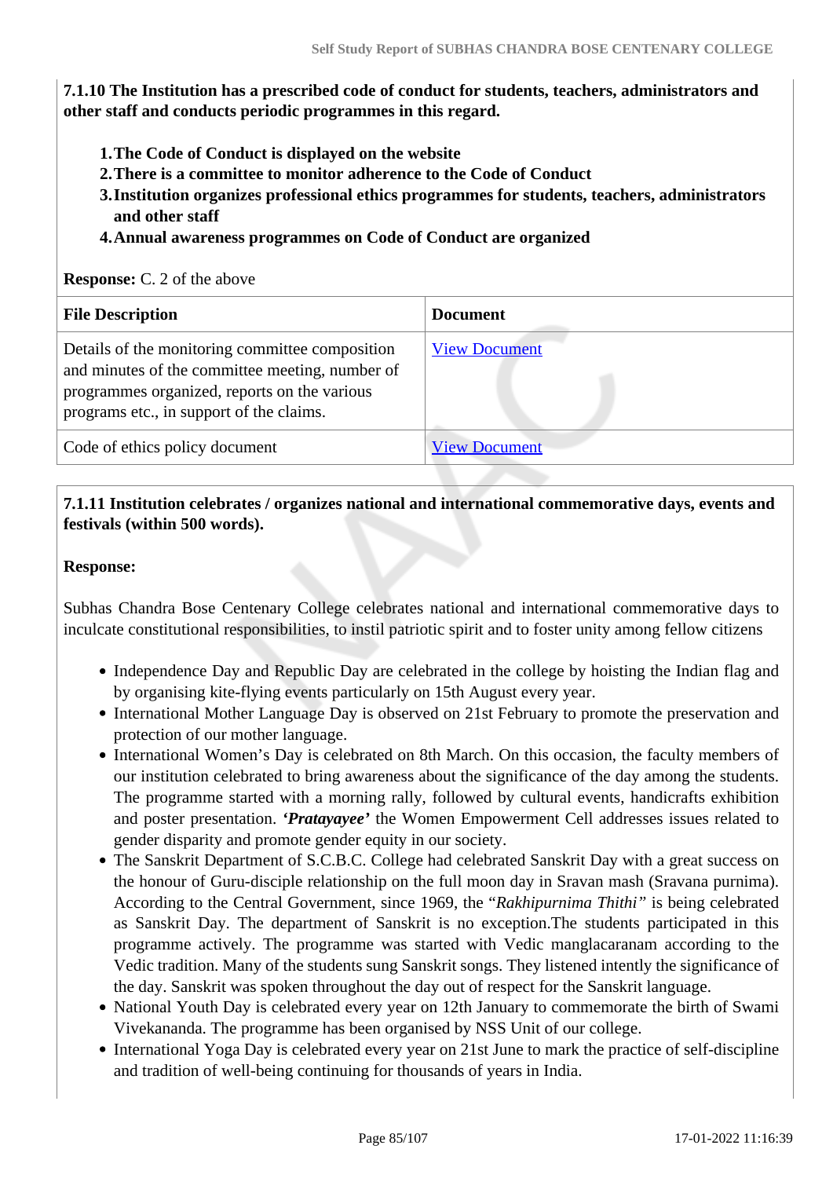**7.1.10 The Institution has a prescribed code of conduct for students, teachers, administrators and other staff and conducts periodic programmes in this regard.**

1. **The Code of Conduct is displayed on the website**
2. **There is a committee to monitor adherence to the Code of Conduct**
3. **Institution organizes professional ethics programmes for students, teachers, administrators and other staff**
4. **Annual awareness programmes on Code of Conduct are organized**

**Response:** C. 2 of the above

| File Description | Document |
|---|---|
| Details of the monitoring committee composition and minutes of the committee meeting, number of programmes organized, reports on the various programs etc., in support of the claims. | View Document |
| Code of ethics policy document | View Document |

**7.1.11 Institution celebrates / organizes national and international commemorative days, events and festivals (within 500 words).**

**Response:**

Subhas Chandra Bose Centenary College celebrates national and international commemorative days to inculcate constitutional responsibilities, to instil patriotic spirit and to foster unity among fellow citizens

- Independence Day and Republic Day are celebrated in the college by hoisting the Indian flag and by organising kite-flying events particularly on 15th August every year.
- International Mother Language Day is observed on 21st February to promote the preservation and protection of our mother language.
- International Women's Day is celebrated on 8th March. On this occasion, the faculty members of our institution celebrated to bring awareness about the significance of the day among the students. The programme started with a morning rally, followed by cultural events, handicrafts exhibition and poster presentation. ***'Pratayayee'*** the Women Empowerment Cell addresses issues related to gender disparity and promote gender equity in our society.
- The Sanskrit Department of S.C.B.C. College had celebrated Sanskrit Day with a great success on the honour of Guru-disciple relationship on the full moon day in Sravan mash (Sravana purnima). According to the Central Government, since 1969, the "*Rakhipurnima Thithi"* is being celebrated as Sanskrit Day. The department of Sanskrit is no exception.The students participated in this programme actively. The programme was started with Vedic manglacaranam according to the Vedic tradition. Many of the students sung Sanskrit songs. They listened intently the significance of the day. Sanskrit was spoken throughout the day out of respect for the Sanskrit language.
- National Youth Day is celebrated every year on 12th January to commemorate the birth of Swami Vivekananda. The programme has been organised by NSS Unit of our college.
- International Yoga Day is celebrated every year on 21st June to mark the practice of self-discipline and tradition of well-being continuing for thousands of years in India.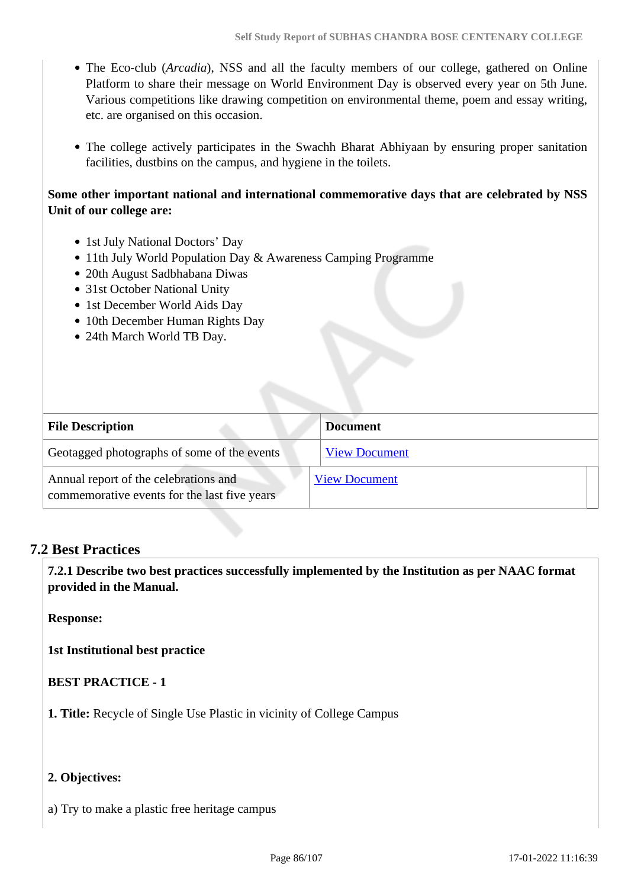- The Eco-club (*Arcadia*), NSS and all the faculty members of our college, gathered on Online Platform to share their message on World Environment Day is observed every year on 5th June. Various competitions like drawing competition on environmental theme, poem and essay writing, etc. are organised on this occasion.

- The college actively participates in the Swachh Bharat Abhiyaan by ensuring proper sanitation facilities, dustbins on the campus, and hygiene in the toilets.

**Some other important national and international commemorative days that are celebrated by NSS Unit of our college are:**

- 1st July National Doctors' Day
- 11th July World Population Day & Awareness Camping Programme
- 20th August Sadbhabana Diwas
- 31st October National Unity
- 1st December World Aids Day
- 10th December Human Rights Day
- 24th March World TB Day.

| File Description | Document |
|---|---|
| Geotagged photographs of some of the events | View Document |
| Annual report of the celebrations and commemorative events for the last five years | View Document |

## 7.2 Best Practices

**7.2.1 Describe two best practices successfully implemented by the Institution as per NAAC format provided in the Manual.**

**Response:**

**1st Institutional best practice**

**BEST PRACTICE - 1**

**1. Title:** Recycle of Single Use Plastic in vicinity of College Campus

**2. Objectives:**

a) Try to make a plastic free heritage campus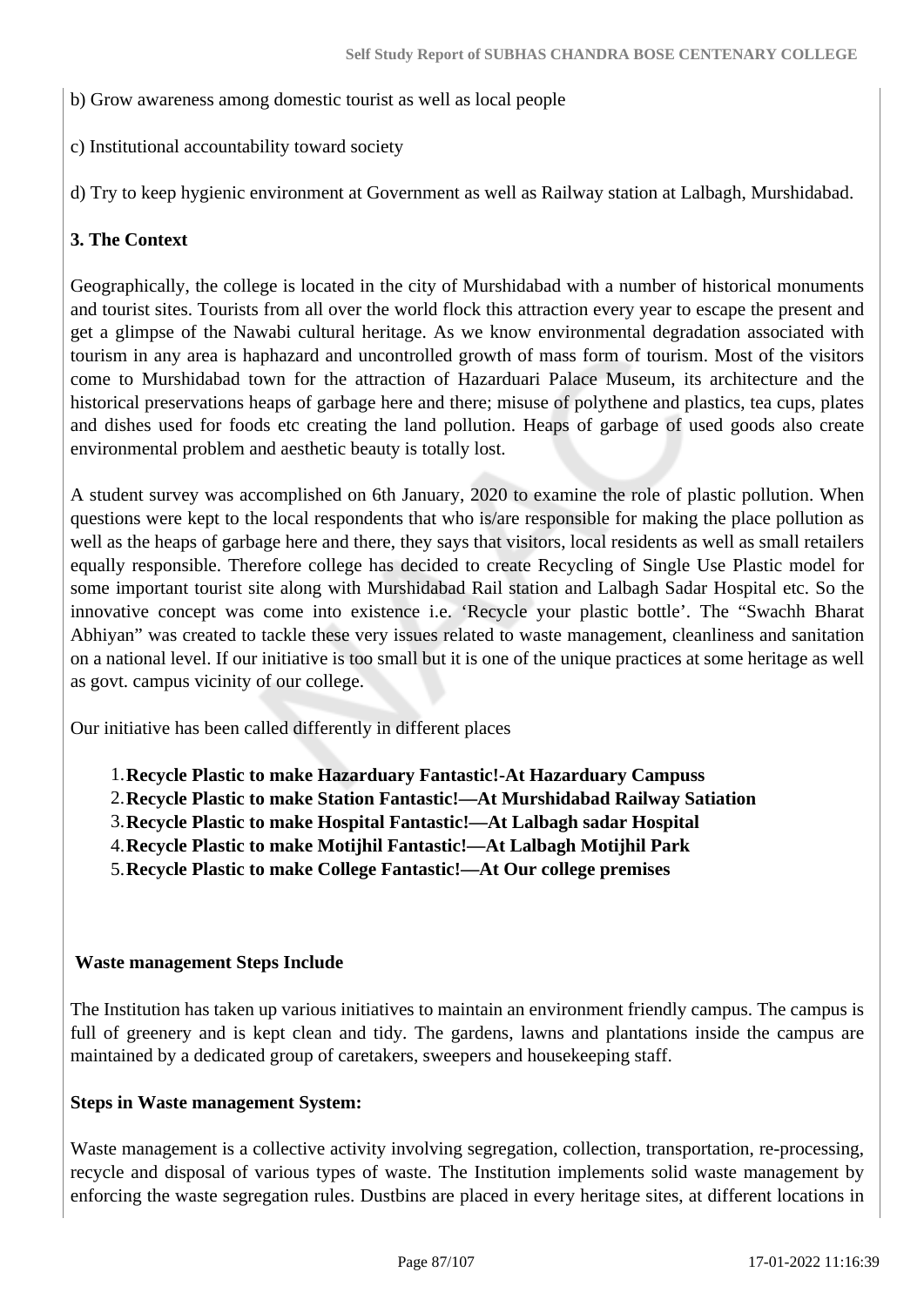b) Grow awareness among domestic tourist as well as local people

c) Institutional accountability toward society

d) Try to keep hygienic environment at Government as well as Railway station at Lalbagh, Murshidabad.

**3. The Context**

Geographically, the college is located in the city of Murshidabad with a number of historical monuments and tourist sites. Tourists from all over the world flock this attraction every year to escape the present and get a glimpse of the Nawabi cultural heritage. As we know environmental degradation associated with tourism in any area is haphazard and uncontrolled growth of mass form of tourism. Most of the visitors come to Murshidabad town for the attraction of Hazarduari Palace Museum, its architecture and the historical preservations heaps of garbage here and there; misuse of polythene and plastics, tea cups, plates and dishes used for foods etc creating the land pollution. Heaps of garbage of used goods also create environmental problem and aesthetic beauty is totally lost.

A student survey was accomplished on 6th January, 2020 to examine the role of plastic pollution. When questions were kept to the local respondents that who is/are responsible for making the place pollution as well as the heaps of garbage here and there, they says that visitors, local residents as well as small retailers equally responsible. Therefore college has decided to create Recycling of Single Use Plastic model for some important tourist site along with Murshidabad Rail station and Lalbagh Sadar Hospital etc. So the innovative concept was come into existence i.e. 'Recycle your plastic bottle'. The "Swachh Bharat Abhiyan" was created to tackle these very issues related to waste management, cleanliness and sanitation on a national level. If our initiative is too small but it is one of the unique practices at some heritage as well as govt. campus vicinity of our college.

Our initiative has been called differently in different places

1. **Recycle Plastic to make Hazarduary Fantastic!-At Hazarduary Campuss**
2. **Recycle Plastic to make Station Fantastic!—At Murshidabad Railway Satiation**
3. **Recycle Plastic to make Hospital Fantastic!—At Lalbagh sadar Hospital**
4. **Recycle Plastic to make Motijhil Fantastic!—At Lalbagh Motijhil Park**
5. **Recycle Plastic to make College Fantastic!—At Our college premises**

**Waste management Steps Include**

The Institution has taken up various initiatives to maintain an environment friendly campus. The campus is full of greenery and is kept clean and tidy. The gardens, lawns and plantations inside the campus are maintained by a dedicated group of caretakers, sweepers and housekeeping staff.

**Steps in Waste management System:**

Waste management is a collective activity involving segregation, collection, transportation, re-processing, recycle and disposal of various types of waste. The Institution implements solid waste management by enforcing the waste segregation rules. Dustbins are placed in every heritage sites, at different locations in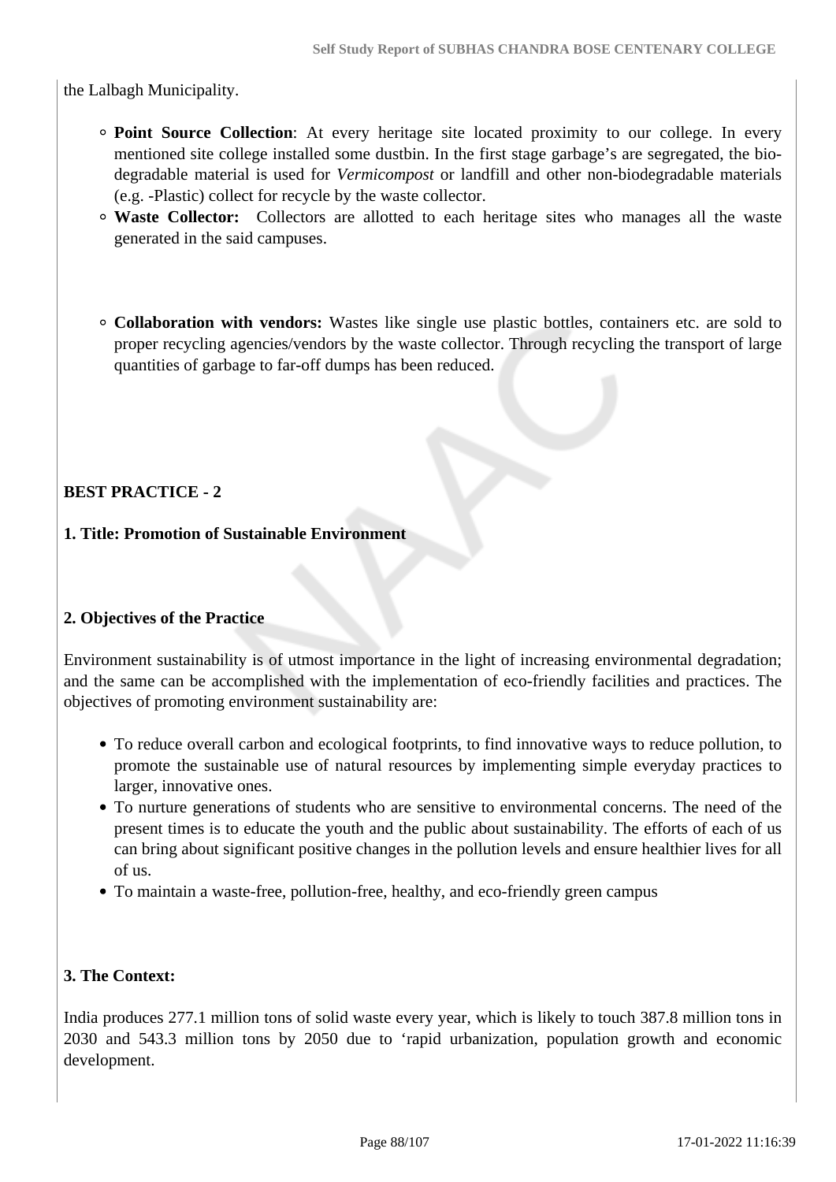the Lalbagh Municipality.

- **Point Source Collection**: At every heritage site located proximity to our college. In every mentioned site college installed some dustbin. In the first stage garbage's are segregated, the bio-degradable material is used for *Vermicompost* or landfill and other non-biodegradable materials (e.g. -Plastic) collect for recycle by the waste collector.
- **Waste Collector:** Collectors are allotted to each heritage sites who manages all the waste generated in the said campuses.

- **Collaboration with vendors:** Wastes like single use plastic bottles, containers etc. are sold to proper recycling agencies/vendors by the waste collector. Through recycling the transport of large quantities of garbage to far-off dumps has been reduced.

**BEST PRACTICE - 2**

**1. Title: Promotion of Sustainable Environment**

**2. Objectives of the Practice**

Environment sustainability is of utmost importance in the light of increasing environmental degradation; and the same can be accomplished with the implementation of eco-friendly facilities and practices. The objectives of promoting environment sustainability are:

- To reduce overall carbon and ecological footprints, to find innovative ways to reduce pollution, to promote the sustainable use of natural resources by implementing simple everyday practices to larger, innovative ones.
- To nurture generations of students who are sensitive to environmental concerns. The need of the present times is to educate the youth and the public about sustainability. The efforts of each of us can bring about significant positive changes in the pollution levels and ensure healthier lives for all of us.
- To maintain a waste-free, pollution-free, healthy, and eco-friendly green campus

**3. The Context:**

India produces 277.1 million tons of solid waste every year, which is likely to touch 387.8 million tons in 2030 and 543.3 million tons by 2050 due to 'rapid urbanization, population growth and economic development.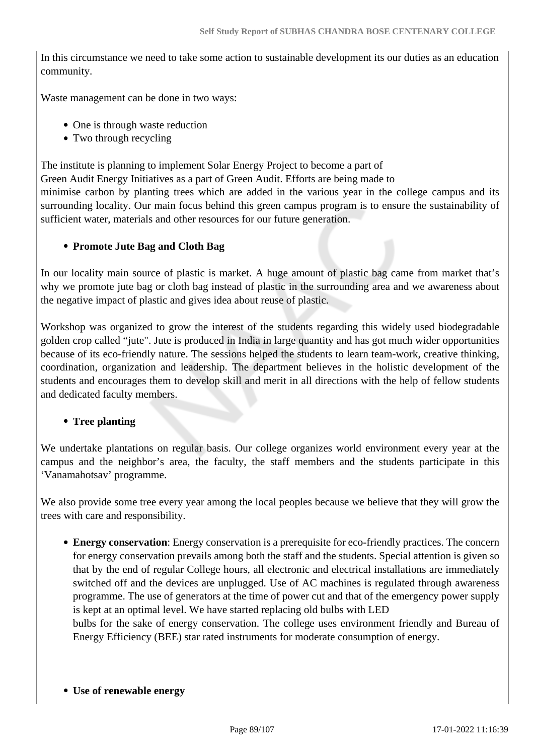In this circumstance we need to take some action to sustainable development its our duties as an education community.

Waste management can be done in two ways:

- One is through waste reduction
- Two through recycling

The institute is planning to implement Solar Energy Project to become a part of
Green Audit Energy Initiatives as a part of Green Audit. Efforts are being made to
minimise carbon by planting trees which are added in the various year in the college campus and its surrounding locality. Our main focus behind this green campus program is to ensure the sustainability of sufficient water, materials and other resources for our future generation.

- **Promote Jute Bag and Cloth Bag**

In our locality main source of plastic is market. A huge amount of plastic bag came from market that's why we promote jute bag or cloth bag instead of plastic in the surrounding area and we awareness about the negative impact of plastic and gives idea about reuse of plastic.

Workshop was organized to grow the interest of the students regarding this widely used biodegradable golden crop called "jute". Jute is produced in India in large quantity and has got much wider opportunities because of its eco-friendly nature. The sessions helped the students to learn team-work, creative thinking, coordination, organization and leadership. The department believes in the holistic development of the students and encourages them to develop skill and merit in all directions with the help of fellow students and dedicated faculty members.

- **Tree planting**

We undertake plantations on regular basis. Our college organizes world environment every year at the campus and the neighbor's area, the faculty, the staff members and the students participate in this 'Vanamahotsav' programme.

We also provide some tree every year among the local peoples because we believe that they will grow the trees with care and responsibility.

- **Energy conservation**: Energy conservation is a prerequisite for eco-friendly practices. The concern for energy conservation prevails among both the staff and the students. Special attention is given so that by the end of regular College hours, all electronic and electrical installations are immediately switched off and the devices are unplugged. Use of AC machines is regulated through awareness programme. The use of generators at the time of power cut and that of the emergency power supply is kept at an optimal level. We have started replacing old bulbs with LED
  bulbs for the sake of energy conservation. The college uses environment friendly and Bureau of Energy Efficiency (BEE) star rated instruments for moderate consumption of energy.

- **Use of renewable energy**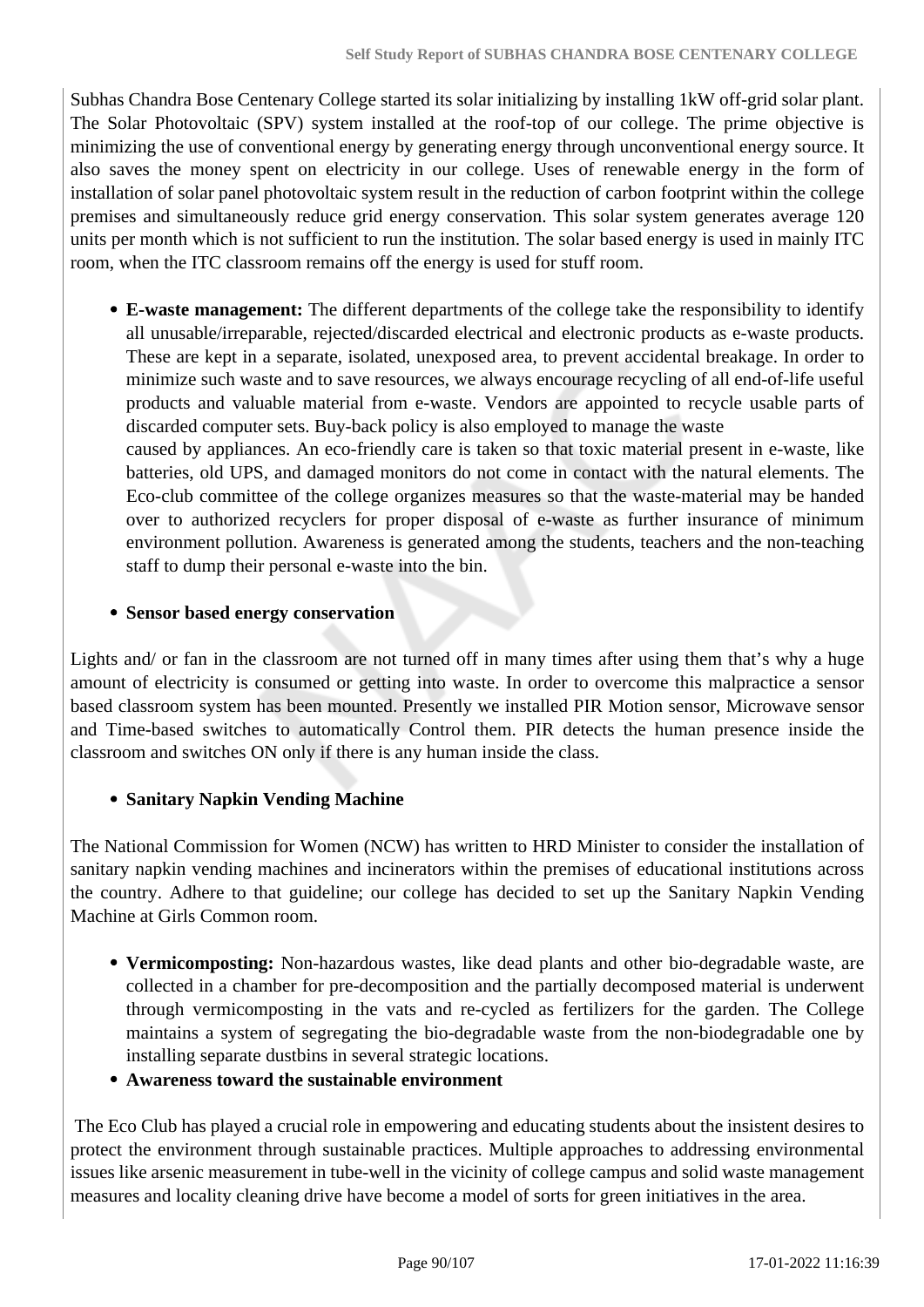Subhas Chandra Bose Centenary College started its solar initializing by installing 1kW off-grid solar plant. The Solar Photovoltaic (SPV) system installed at the roof-top of our college. The prime objective is minimizing the use of conventional energy by generating energy through unconventional energy source. It also saves the money spent on electricity in our college. Uses of renewable energy in the form of installation of solar panel photovoltaic system result in the reduction of carbon footprint within the college premises and simultaneously reduce grid energy conservation. This solar system generates average 120 units per month which is not sufficient to run the institution. The solar based energy is used in mainly ITC room, when the ITC classroom remains off the energy is used for stuff room.

- **E-waste management:** The different departments of the college take the responsibility to identify all unusable/irreparable, rejected/discarded electrical and electronic products as e-waste products. These are kept in a separate, isolated, unexposed area, to prevent accidental breakage. In order to minimize such waste and to save resources, we always encourage recycling of all end-of-life useful products and valuable material from e-waste. Vendors are appointed to recycle usable parts of discarded computer sets. Buy-back policy is also employed to manage the waste caused by appliances. An eco-friendly care is taken so that toxic material present in e-waste, like batteries, old UPS, and damaged monitors do not come in contact with the natural elements. The Eco-club committee of the college organizes measures so that the waste-material may be handed over to authorized recyclers for proper disposal of e-waste as further insurance of minimum environment pollution. Awareness is generated among the students, teachers and the non-teaching staff to dump their personal e-waste into the bin.

- **Sensor based energy conservation**

Lights and/ or fan in the classroom are not turned off in many times after using them that's why a huge amount of electricity is consumed or getting into waste. In order to overcome this malpractice a sensor based classroom system has been mounted. Presently we installed PIR Motion sensor, Microwave sensor and Time-based switches to automatically Control them. PIR detects the human presence inside the classroom and switches ON only if there is any human inside the class.

- **Sanitary Napkin Vending Machine**

The National Commission for Women (NCW) has written to HRD Minister to consider the installation of sanitary napkin vending machines and incinerators within the premises of educational institutions across the country. Adhere to that guideline; our college has decided to set up the Sanitary Napkin Vending Machine at Girls Common room.

- **Vermicomposting:** Non-hazardous wastes, like dead plants and other bio-degradable waste, are collected in a chamber for pre-decomposition and the partially decomposed material is underwent through vermicomposting in the vats and re-cycled as fertilizers for the garden. The College maintains a system of segregating the bio-degradable waste from the non-biodegradable one by installing separate dustbins in several strategic locations.
- **Awareness toward the sustainable environment**

The Eco Club has played a crucial role in empowering and educating students about the insistent desires to protect the environment through sustainable practices. Multiple approaches to addressing environmental issues like arsenic measurement in tube-well in the vicinity of college campus and solid waste management measures and locality cleaning drive have become a model of sorts for green initiatives in the area.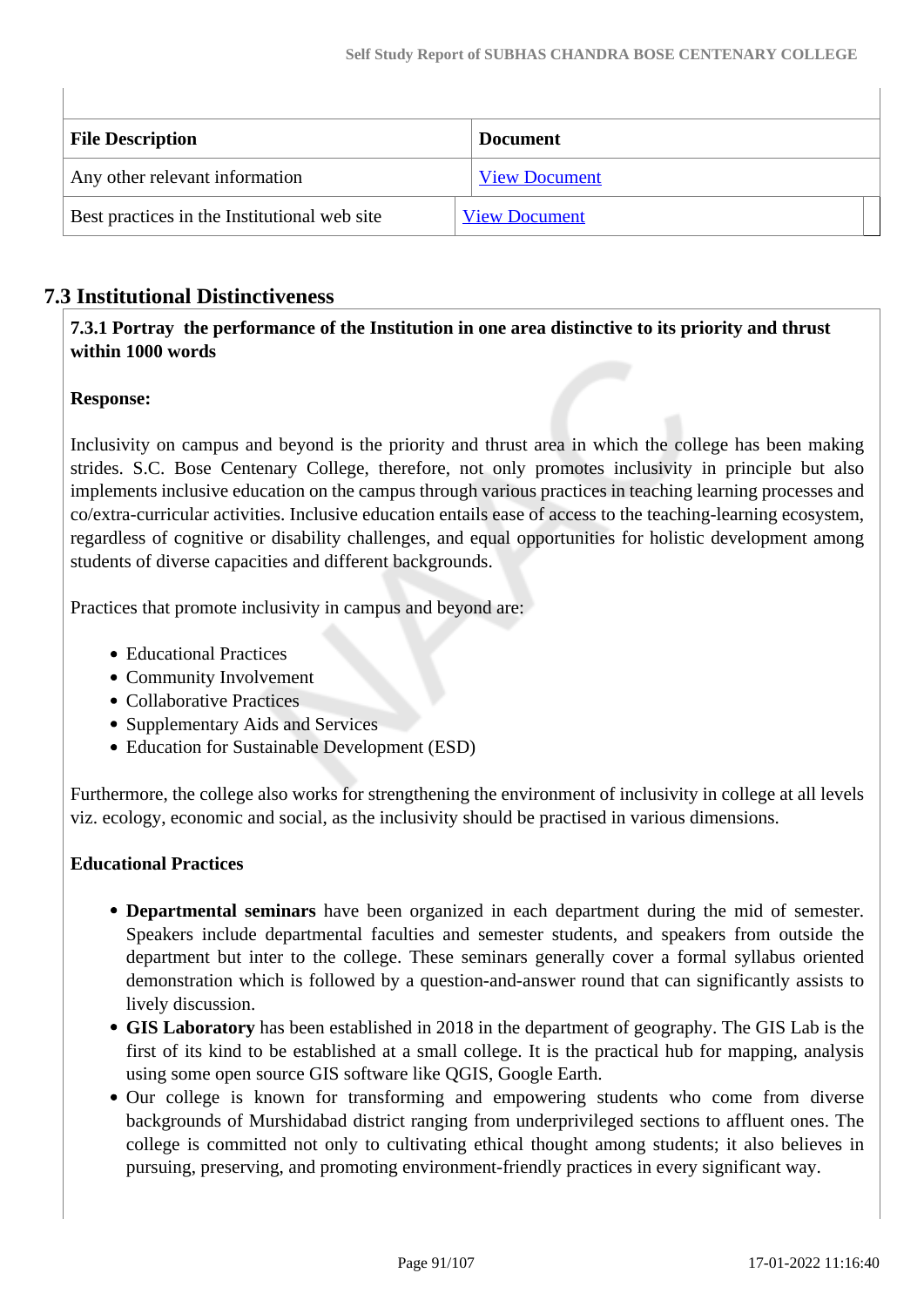| File Description | Document |
|---|---|
| Any other relevant information | View Document |
| Best practices in the Institutional web site | View Document |

## 7.3 Institutional Distinctiveness

**7.3.1 Portray the performance of the Institution in one area distinctive to its priority and thrust within 1000 words**

**Response:**

Inclusivity on campus and beyond is the priority and thrust area in which the college has been making strides. S.C. Bose Centenary College, therefore, not only promotes inclusivity in principle but also implements inclusive education on the campus through various practices in teaching learning processes and co/extra-curricular activities. Inclusive education entails ease of access to the teaching-learning ecosystem, regardless of cognitive or disability challenges, and equal opportunities for holistic development among students of diverse capacities and different backgrounds.

Practices that promote inclusivity in campus and beyond are:

- Educational Practices
- Community Involvement
- Collaborative Practices
- Supplementary Aids and Services
- Education for Sustainable Development (ESD)

Furthermore, the college also works for strengthening the environment of inclusivity in college at all levels viz. ecology, economic and social, as the inclusivity should be practised in various dimensions.

**Educational Practices**

- **Departmental seminars** have been organized in each department during the mid of semester. Speakers include departmental faculties and semester students, and speakers from outside the department but inter to the college. These seminars generally cover a formal syllabus oriented demonstration which is followed by a question-and-answer round that can significantly assists to lively discussion.
- **GIS Laboratory** has been established in 2018 in the department of geography. The GIS Lab is the first of its kind to be established at a small college. It is the practical hub for mapping, analysis using some open source GIS software like QGIS, Google Earth.
- Our college is known for transforming and empowering students who come from diverse backgrounds of Murshidabad district ranging from underprivileged sections to affluent ones. The college is committed not only to cultivating ethical thought among students; it also believes in pursuing, preserving, and promoting environment-friendly practices in every significant way.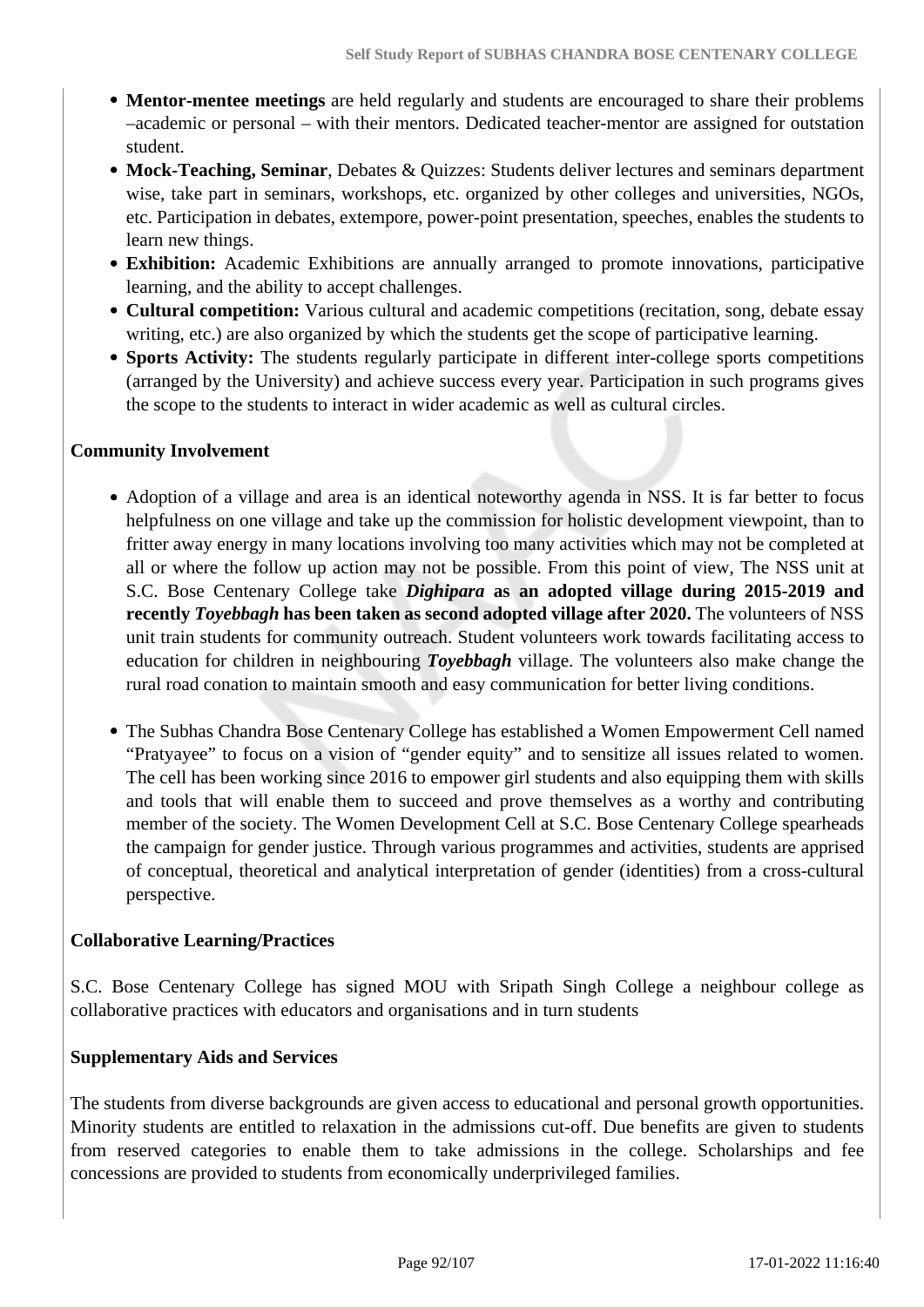- **Mentor-mentee meetings** are held regularly and students are encouraged to share their problems –academic or personal – with their mentors. Dedicated teacher-mentor are assigned for outstation student.
- **Mock-Teaching, Seminar**, Debates & Quizzes: Students deliver lectures and seminars department wise, take part in seminars, workshops, etc. organized by other colleges and universities, NGOs, etc. Participation in debates, extempore, power-point presentation, speeches, enables the students to learn new things.
- **Exhibition:** Academic Exhibitions are annually arranged to promote innovations, participative learning, and the ability to accept challenges.
- **Cultural competition:** Various cultural and academic competitions (recitation, song, debate essay writing, etc.) are also organized by which the students get the scope of participative learning.
- **Sports Activity:** The students regularly participate in different inter-college sports competitions (arranged by the University) and achieve success every year. Participation in such programs gives the scope to the students to interact in wider academic as well as cultural circles.

**Community Involvement**

- Adoption of a village and area is an identical noteworthy agenda in NSS. It is far better to focus helpfulness on one village and take up the commission for holistic development viewpoint, than to fritter away energy in many locations involving too many activities which may not be completed at all or where the follow up action may not be possible. From this point of view, The NSS unit at S.C. Bose Centenary College take ***Dighipara*** **as an adopted village during 2015-2019 and recently** ***Toyebbagh*** **has been taken as second adopted village after 2020.** The volunteers of NSS unit train students for community outreach. Student volunteers work towards facilitating access to education for children in neighbouring ***Toyebbagh*** village. The volunteers also make change the rural road conation to maintain smooth and easy communication for better living conditions.

- The Subhas Chandra Bose Centenary College has established a Women Empowerment Cell named "Pratyayee" to focus on a vision of "gender equity" and to sensitize all issues related to women. The cell has been working since 2016 to empower girl students and also equipping them with skills and tools that will enable them to succeed and prove themselves as a worthy and contributing member of the society. The Women Development Cell at S.C. Bose Centenary College spearheads the campaign for gender justice. Through various programmes and activities, students are apprised of conceptual, theoretical and analytical interpretation of gender (identities) from a cross-cultural perspective.

**Collaborative Learning/Practices**

S.C. Bose Centenary College has signed MOU with Sripath Singh College a neighbour college as collaborative practices with educators and organisations and in turn students

**Supplementary Aids and Services**

The students from diverse backgrounds are given access to educational and personal growth opportunities. Minority students are entitled to relaxation in the admissions cut-off. Due benefits are given to students from reserved categories to enable them to take admissions in the college. Scholarships and fee concessions are provided to students from economically underprivileged families.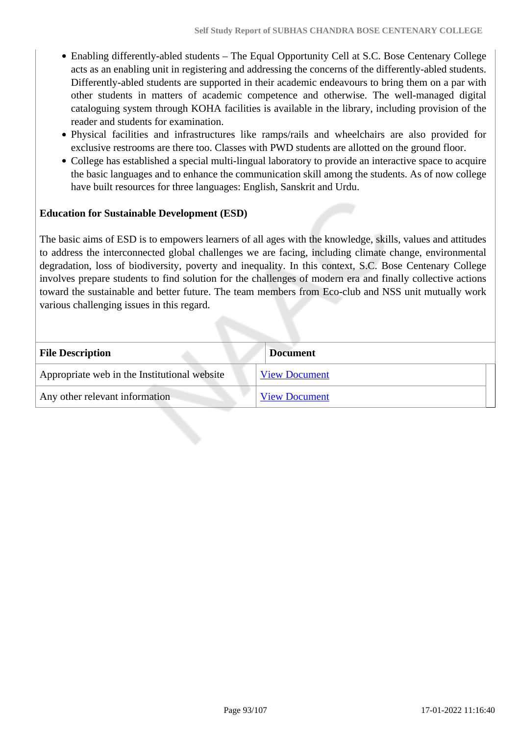- Enabling differently-abled students – The Equal Opportunity Cell at S.C. Bose Centenary College acts as an enabling unit in registering and addressing the concerns of the differently-abled students. Differently-abled students are supported in their academic endeavours to bring them on a par with other students in matters of academic competence and otherwise. The well-managed digital cataloguing system through KOHA facilities is available in the library, including provision of the reader and students for examination.
- Physical facilities and infrastructures like ramps/rails and wheelchairs are also provided for exclusive restrooms are there too. Classes with PWD students are allotted on the ground floor.
- College has established a special multi-lingual laboratory to provide an interactive space to acquire the basic languages and to enhance the communication skill among the students. As of now college have built resources for three languages: English, Sanskrit and Urdu.

**Education for Sustainable Development (ESD)**

The basic aims of ESD is to empowers learners of all ages with the knowledge, skills, values and attitudes to address the interconnected global challenges we are facing, including climate change, environmental degradation, loss of biodiversity, poverty and inequality. In this context, S.C. Bose Centenary College involves prepare students to find solution for the challenges of modern era and finally collective actions toward the sustainable and better future. The team members from Eco-club and NSS unit mutually work various challenging issues in this regard.

| File Description | Document |
|---|---|
| Appropriate web in the Institutional website | View Document |
| Any other relevant information | View Document |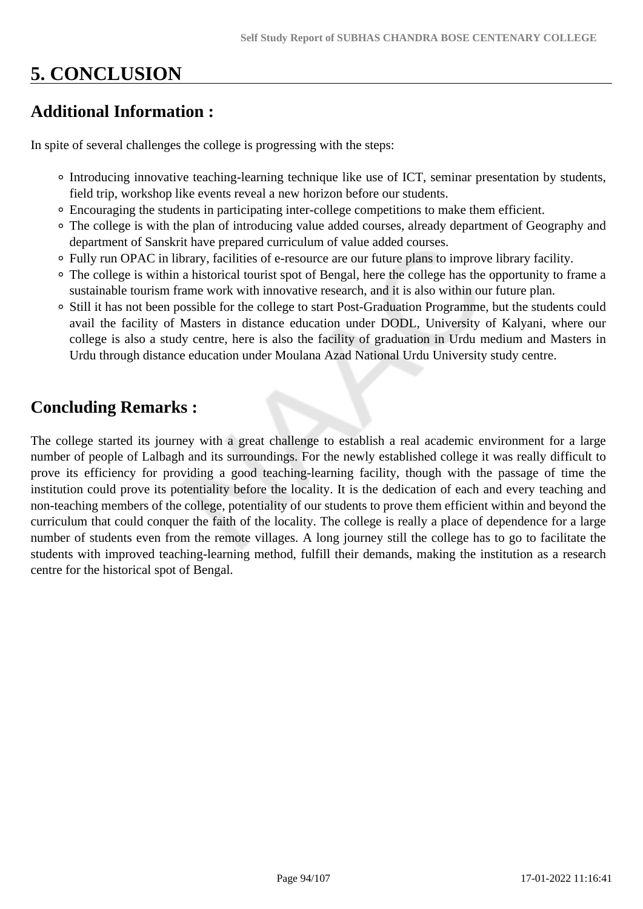# 5. CONCLUSION

## Additional Information :

In spite of several challenges the college is progressing with the steps:

- Introducing innovative teaching-learning technique like use of ICT, seminar presentation by students, field trip, workshop like events reveal a new horizon before our students.
- Encouraging the students in participating inter-college competitions to make them efficient.
- The college is with the plan of introducing value added courses, already department of Geography and department of Sanskrit have prepared curriculum of value added courses.
- Fully run OPAC in library, facilities of e-resource are our future plans to improve library facility.
- The college is within a historical tourist spot of Bengal, here the college has the opportunity to frame a sustainable tourism frame work with innovative research, and it is also within our future plan.
- Still it has not been possible for the college to start Post-Graduation Programme, but the students could avail the facility of Masters in distance education under DODL, University of Kalyani, where our college is also a study centre, here is also the facility of graduation in Urdu medium and Masters in Urdu through distance education under Moulana Azad National Urdu University study centre.

## Concluding Remarks :

The college started its journey with a great challenge to establish a real academic environment for a large number of people of Lalbagh and its surroundings. For the newly established college it was really difficult to prove its efficiency for providing a good teaching-learning facility, though with the passage of time the institution could prove its potentiality before the locality. It is the dedication of each and every teaching and non-teaching members of the college, potentiality of our students to prove them efficient within and beyond the curriculum that could conquer the faith of the locality. The college is really a place of dependence for a large number of students even from the remote villages. A long journey still the college has to go to facilitate the students with improved teaching-learning method, fulfill their demands, making the institution as a research centre for the historical spot of Bengal.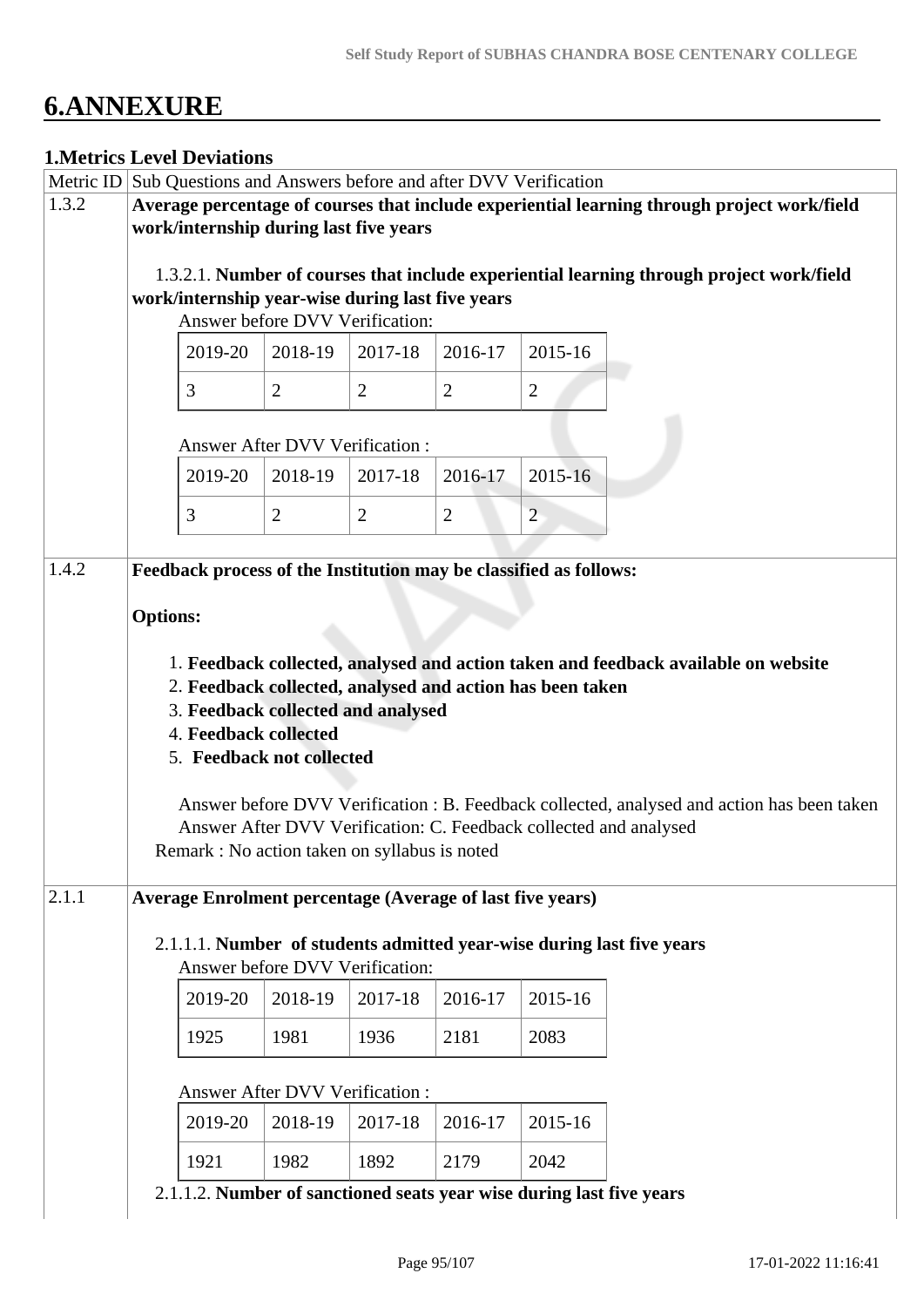# 6.ANNEXURE

## 1.Metrics Level Deviations

| Metric ID | Sub Questions and Answers before and after DVV Verification |
|---|---|
| 1.3.2 | **Average percentage of courses that include experiential learning through project work/field work/internship during last five years** |

1.3.2.1. **Number of courses that include experiential learning through project work/field work/internship year-wise during last five years**

Answer before DVV Verification:

| 2019-20 | 2018-19 | 2017-18 | 2016-17 | 2015-16 |
|---|---|---|---|---|
| 3 | 2 | 2 | 2 | 2 |

Answer After DVV Verification :

| 2019-20 | 2018-19 | 2017-18 | 2016-17 | 2015-16 |
|---|---|---|---|---|
| 3 | 2 | 2 | 2 | 2 |

**1.4.2** **Feedback process of the Institution may be classified as follows:**

**Options:**

1. **Feedback collected, analysed and action taken and feedback available on website**
2. **Feedback collected, analysed and action has been taken**
3. **Feedback collected and analysed**
4. **Feedback collected**
5. **Feedback not collected**

Answer before DVV Verification : B. Feedback collected, analysed and action has been taken
Answer After DVV Verification: C. Feedback collected and analysed
Remark : No action taken on syllabus is noted

**2.1.1** **Average Enrolment percentage (Average of last five years)**

2.1.1.1. **Number of students admitted year-wise during last five years**

Answer before DVV Verification:

| 2019-20 | 2018-19 | 2017-18 | 2016-17 | 2015-16 |
|---|---|---|---|---|
| 1925 | 1981 | 1936 | 2181 | 2083 |

Answer After DVV Verification :

| 2019-20 | 2018-19 | 2017-18 | 2016-17 | 2015-16 |
|---|---|---|---|---|
| 1921 | 1982 | 1892 | 2179 | 2042 |

2.1.1.2. **Number of sanctioned seats year wise during last five years**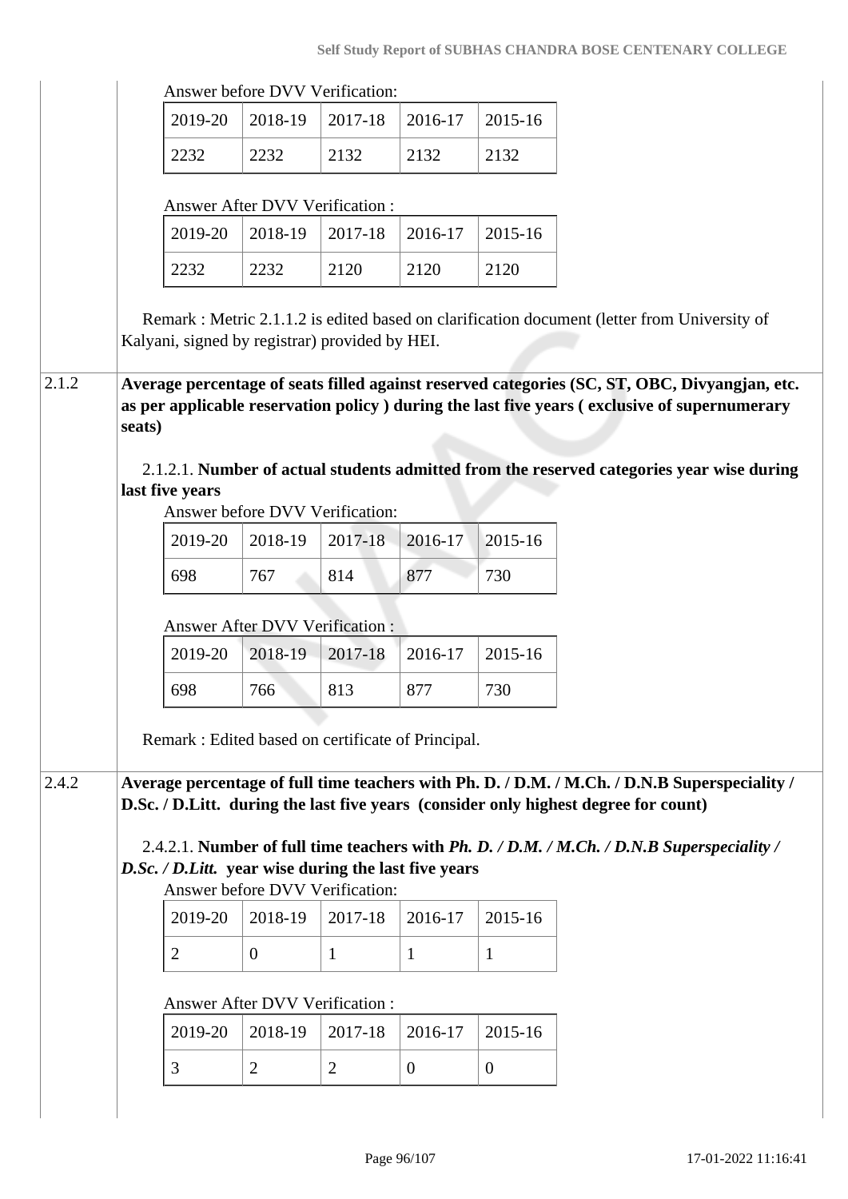Answer before DVV Verification:

| 2019-20 | 2018-19 | 2017-18 | 2016-17 | 2015-16 |
|---|---|---|---|---|
| 2232 | 2232 | 2132 | 2132 | 2132 |

Answer After DVV Verification :

| 2019-20 | 2018-19 | 2017-18 | 2016-17 | 2015-16 |
|---|---|---|---|---|
| 2232 | 2232 | 2120 | 2120 | 2120 |

Remark : Metric 2.1.1.2 is edited based on clarification document (letter from University of Kalyani, signed by registrar) provided by HEI.

**2.1.2 Average percentage of seats filled against reserved categories (SC, ST, OBC, Divyangjan, etc. as per applicable reservation policy ) during the last five years ( exclusive of supernumerary seats)**

2.1.2.1. **Number of actual students admitted from the reserved categories year wise during last five years**

Answer before DVV Verification:

| 2019-20 | 2018-19 | 2017-18 | 2016-17 | 2015-16 |
|---|---|---|---|---|
| 698 | 767 | 814 | 877 | 730 |

Answer After DVV Verification :

| 2019-20 | 2018-19 | 2017-18 | 2016-17 | 2015-16 |
|---|---|---|---|---|
| 698 | 766 | 813 | 877 | 730 |

Remark : Edited based on certificate of Principal.

**2.4.2 Average percentage of full time teachers with Ph. D. / D.M. / M.Ch. / D.N.B Superspeciality / D.Sc. / D.Litt. during the last five years (consider only highest degree for count)**

2.4.2.1. **Number of full time teachers with *Ph. D. / D.M. / M.Ch. / D.N.B Superspeciality / D.Sc. / D.Litt.* year wise during the last five years**

Answer before DVV Verification:

| 2019-20 | 2018-19 | 2017-18 | 2016-17 | 2015-16 |
|---|---|---|---|---|
| 2 | 0 | 1 | 1 | 1 |

Answer After DVV Verification :

| 2019-20 | 2018-19 | 2017-18 | 2016-17 | 2015-16 |
|---|---|---|---|---|
| 3 | 2 | 2 | 0 | 0 |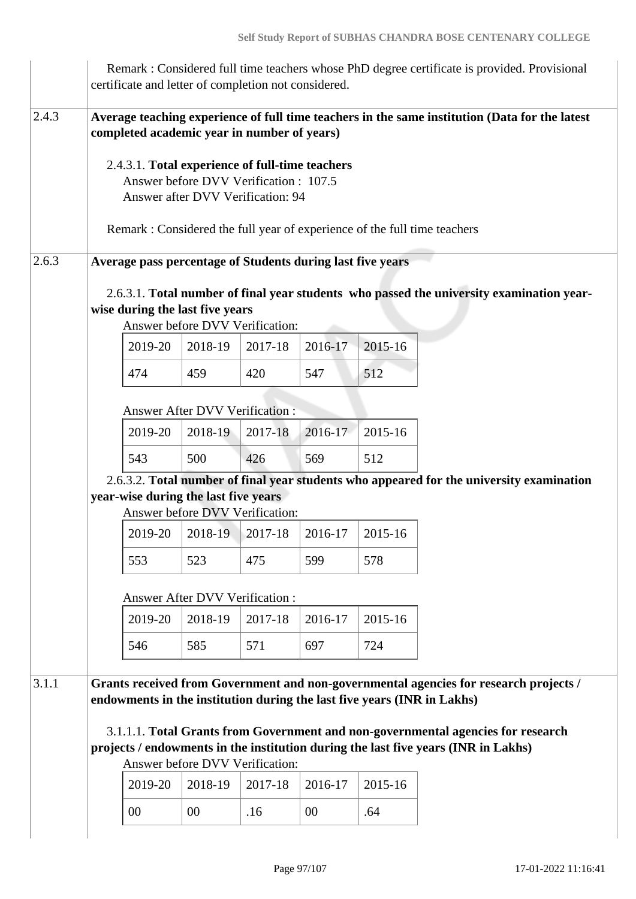Remark : Considered full time teachers whose PhD degree certificate is provided. Provisional certificate and letter of completion not considered.

## 2.4.3 Average teaching experience of full time teachers in the same institution (Data for the latest completed academic year in number of years)

2.4.3.1. **Total experience of full-time teachers**

Answer before DVV Verification : 107.5
Answer after DVV Verification: 94

Remark : Considered the full year of experience of the full time teachers

## 2.6.3 Average pass percentage of Students during last five years

2.6.3.1. **Total number of final year students who passed the university examination year-wise during the last five years**

Answer before DVV Verification:

| 2019-20 | 2018-19 | 2017-18 | 2016-17 | 2015-16 |
|---|---|---|---|---|
| 474 | 459 | 420 | 547 | 512 |

Answer After DVV Verification :

| 2019-20 | 2018-19 | 2017-18 | 2016-17 | 2015-16 |
|---|---|---|---|---|
| 543 | 500 | 426 | 569 | 512 |

2.6.3.2. **Total number of final year students who appeared for the university examination year-wise during the last five years**

Answer before DVV Verification:

| 2019-20 | 2018-19 | 2017-18 | 2016-17 | 2015-16 |
|---|---|---|---|---|
| 553 | 523 | 475 | 599 | 578 |

Answer After DVV Verification :

| 2019-20 | 2018-19 | 2017-18 | 2016-17 | 2015-16 |
|---|---|---|---|---|
| 546 | 585 | 571 | 697 | 724 |

## 3.1.1 Grants received from Government and non-governmental agencies for research projects / endowments in the institution during the last five years (INR in Lakhs)

3.1.1.1. **Total Grants from Government and non-governmental agencies for research projects / endowments in the institution during the last five years (INR in Lakhs)**

Answer before DVV Verification:

| 2019-20 | 2018-19 | 2017-18 | 2016-17 | 2015-16 |
|---|---|---|---|---|
| 00 | 00 | .16 | 00 | .64 |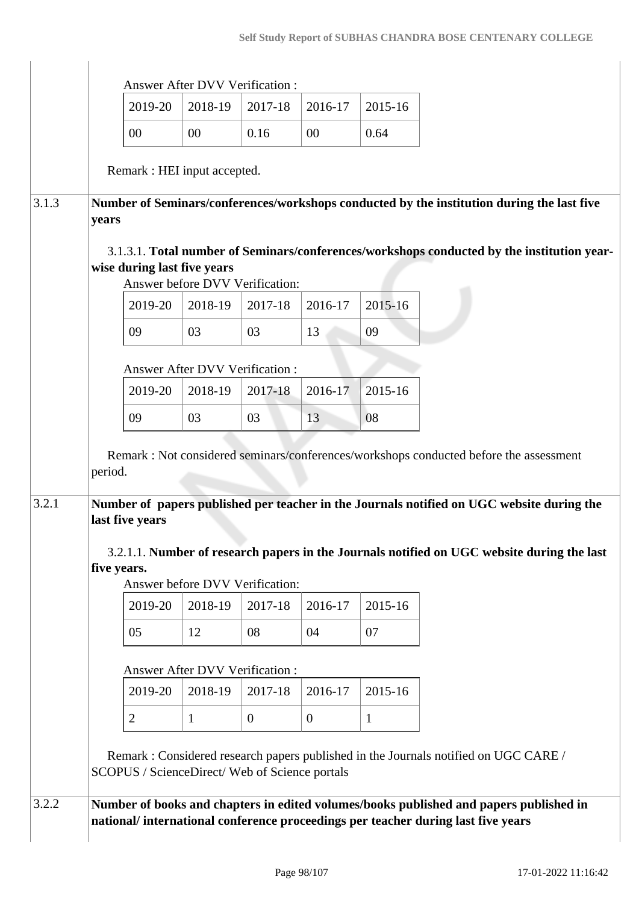Answer After DVV Verification :

| 2019-20 | 2018-19 | 2017-18 | 2016-17 | 2015-16 |
|---|---|---|---|---|
| 00 | 00 | 0.16 | 00 | 0.64 |

Remark : HEI input accepted.

**3.1.3 Number of Seminars/conferences/workshops conducted by the institution during the last five years**

3.1.3.1. **Total number of Seminars/conferences/workshops conducted by the institution year-wise during last five years**

Answer before DVV Verification:

| 2019-20 | 2018-19 | 2017-18 | 2016-17 | 2015-16 |
|---|---|---|---|---|
| 09 | 03 | 03 | 13 | 09 |

Answer After DVV Verification :

| 2019-20 | 2018-19 | 2017-18 | 2016-17 | 2015-16 |
|---|---|---|---|---|
| 09 | 03 | 03 | 13 | 08 |

Remark : Not considered seminars/conferences/workshops conducted before the assessment period.

**3.2.1 Number of papers published per teacher in the Journals notified on UGC website during the last five years**

3.2.1.1. **Number of research papers in the Journals notified on UGC website during the last five years.**

Answer before DVV Verification:

| 2019-20 | 2018-19 | 2017-18 | 2016-17 | 2015-16 |
|---|---|---|---|---|
| 05 | 12 | 08 | 04 | 07 |

Answer After DVV Verification :

| 2019-20 | 2018-19 | 2017-18 | 2016-17 | 2015-16 |
|---|---|---|---|---|
| 2 | 1 | 0 | 0 | 1 |

Remark : Considered research papers published in the Journals notified on UGC CARE / SCOPUS / ScienceDirect/ Web of Science portals

**3.2.2 Number of books and chapters in edited volumes/books published and papers published in national/ international conference proceedings per teacher during last five years**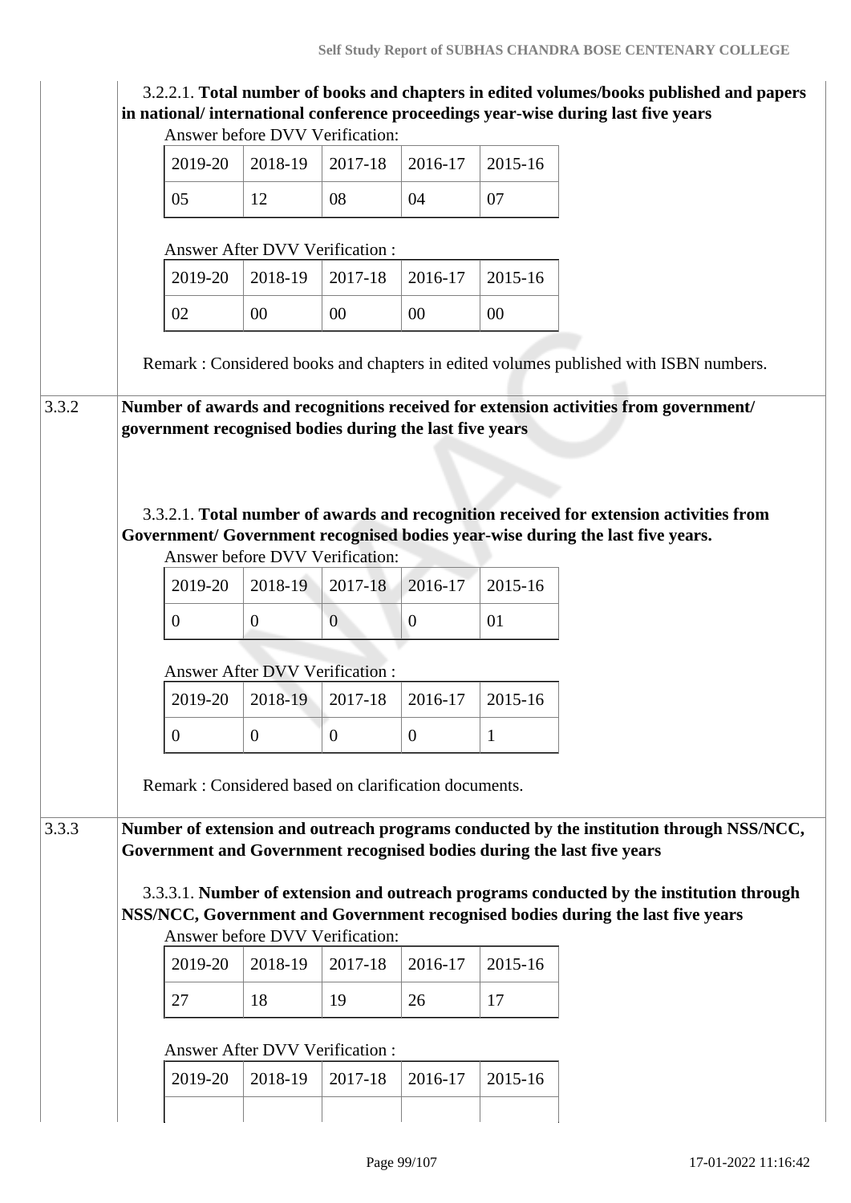3.2.2.1. **Total number of books and chapters in edited volumes/books published and papers in national/ international conference proceedings year-wise during last five years**

Answer before DVV Verification:

| 2019-20 | 2018-19 | 2017-18 | 2016-17 | 2015-16 |
|---|---|---|---|---|
| 05 | 12 | 08 | 04 | 07 |

Answer After DVV Verification :

| 2019-20 | 2018-19 | 2017-18 | 2016-17 | 2015-16 |
|---|---|---|---|---|
| 02 | 00 | 00 | 00 | 00 |

Remark : Considered books and chapters in edited volumes published with ISBN numbers.

3.3.2 **Number of awards and recognitions received for extension activities from government/ government recognised bodies during the last five years**

3.3.2.1. **Total number of awards and recognition received for extension activities from Government/ Government recognised bodies year-wise during the last five years.**

Answer before DVV Verification:

| 2019-20 | 2018-19 | 2017-18 | 2016-17 | 2015-16 |
|---|---|---|---|---|
| 0 | 0 | 0 | 0 | 01 |

Answer After DVV Verification :

| 2019-20 | 2018-19 | 2017-18 | 2016-17 | 2015-16 |
|---|---|---|---|---|
| 0 | 0 | 0 | 0 | 1 |

Remark : Considered based on clarification documents.

3.3.3 **Number of extension and outreach programs conducted by the institution through NSS/NCC, Government and Government recognised bodies during the last five years**

3.3.3.1. **Number of extension and outreach programs conducted by the institution through NSS/NCC, Government and Government recognised bodies during the last five years**

Answer before DVV Verification:

| 2019-20 | 2018-19 | 2017-18 | 2016-17 | 2015-16 |
|---|---|---|---|---|
| 27 | 18 | 19 | 26 | 17 |

Answer After DVV Verification :

| 2019-20 | 2018-19 | 2017-18 | 2016-17 | 2015-16 |
|---|---|---|---|---|
| | | | | |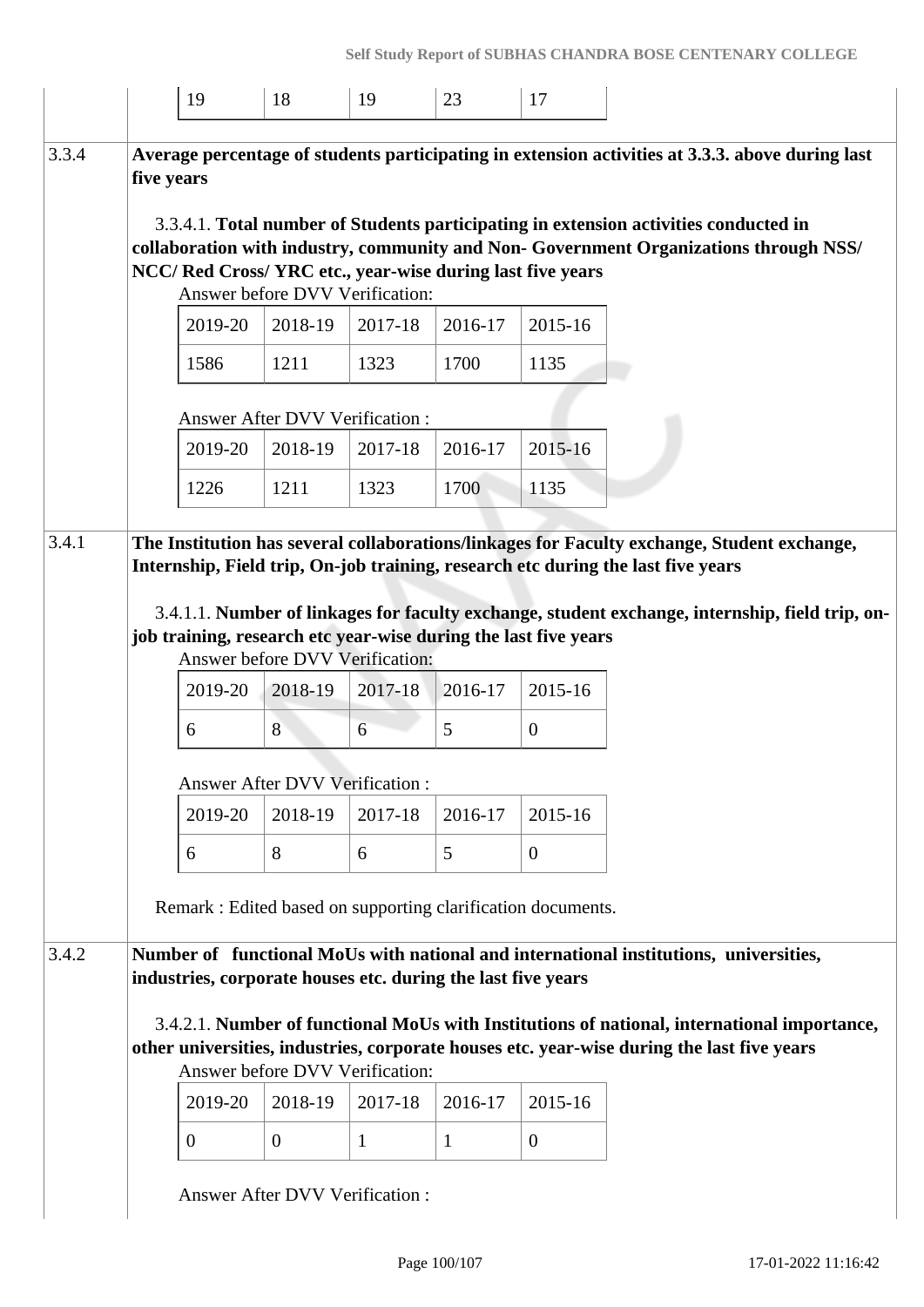| 19 | 18 | 19 | 23 | 17 |
|---|---|---|---|---|

**3.3.4** **Average percentage of students participating in extension activities at 3.3.3. above during last five years**

3.3.4.1. **Total number of Students participating in extension activities conducted in collaboration with industry, community and Non- Government Organizations through NSS/ NCC/ Red Cross/ YRC etc., year-wise during last five years**

Answer before DVV Verification:

| 2019-20 | 2018-19 | 2017-18 | 2016-17 | 2015-16 |
|---|---|---|---|---|
| 1586 | 1211 | 1323 | 1700 | 1135 |

Answer After DVV Verification :

| 2019-20 | 2018-19 | 2017-18 | 2016-17 | 2015-16 |
|---|---|---|---|---|
| 1226 | 1211 | 1323 | 1700 | 1135 |

**3.4.1** **The Institution has several collaborations/linkages for Faculty exchange, Student exchange, Internship, Field trip, On-job training, research etc during the last five years**

3.4.1.1. **Number of linkages for faculty exchange, student exchange, internship, field trip, on-job training, research etc year-wise during the last five years**

Answer before DVV Verification:

| 2019-20 | 2018-19 | 2017-18 | 2016-17 | 2015-16 |
|---|---|---|---|---|
| 6 | 8 | 6 | 5 | 0 |

Answer After DVV Verification :

| 2019-20 | 2018-19 | 2017-18 | 2016-17 | 2015-16 |
|---|---|---|---|---|
| 6 | 8 | 6 | 5 | 0 |

Remark : Edited based on supporting clarification documents.

**3.4.2** **Number of functional MoUs with national and international institutions, universities, industries, corporate houses etc. during the last five years**

3.4.2.1. **Number of functional MoUs with Institutions of national, international importance, other universities, industries, corporate houses etc. year-wise during the last five years**

Answer before DVV Verification:

| 2019-20 | 2018-19 | 2017-18 | 2016-17 | 2015-16 |
|---|---|---|---|---|
| 0 | 0 | 1 | 1 | 0 |

Answer After DVV Verification :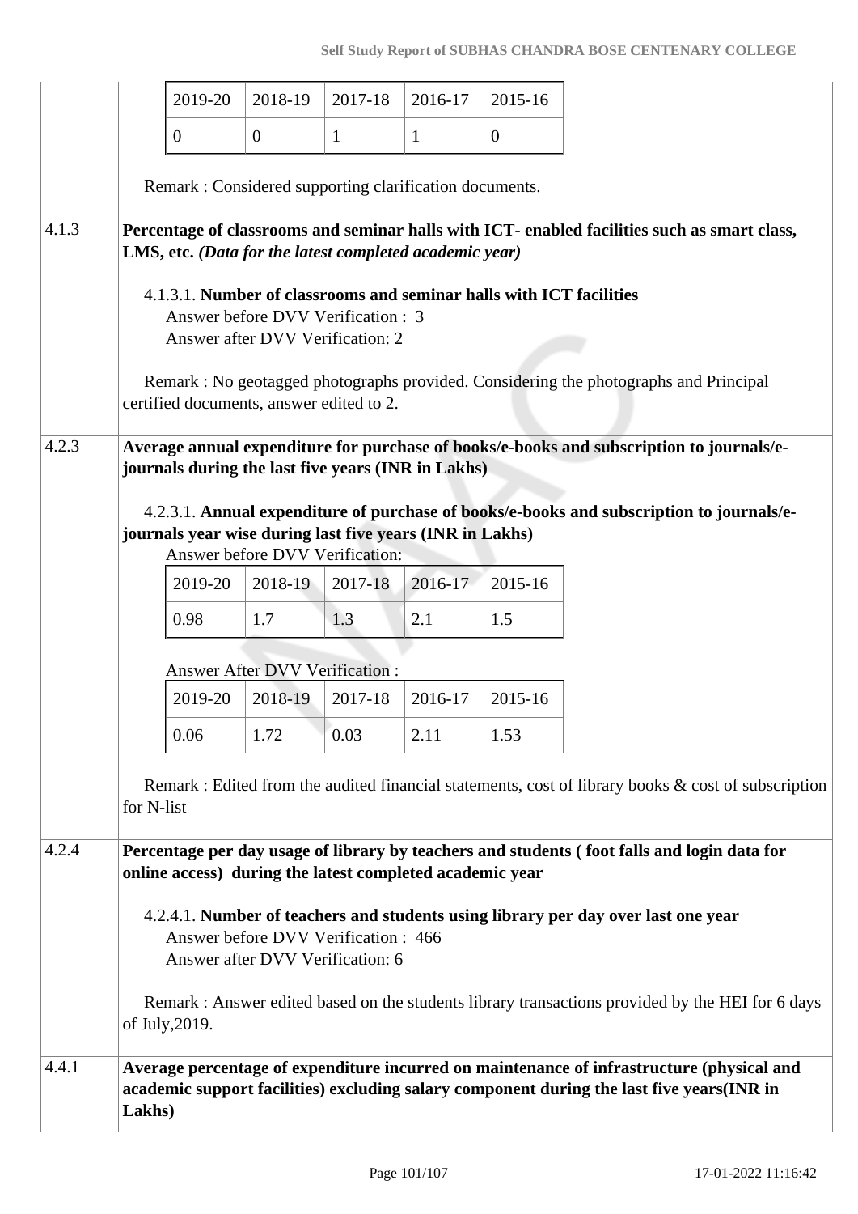| 2019-20 | 2018-19 | 2017-18 | 2016-17 | 2015-16 |
|---|---|---|---|---|
| 0 | 0 | 1 | 1 | 0 |

Remark : Considered supporting clarification documents.

**4.1.3 Percentage of classrooms and seminar halls with ICT- enabled facilities such as smart class, LMS, etc. *(Data for the latest completed academic year)***

4.1.3.1. **Number of classrooms and seminar halls with ICT facilities**
Answer before DVV Verification : 3
Answer after DVV Verification: 2

Remark : No geotagged photographs provided. Considering the photographs and Principal certified documents, answer edited to 2.

**4.2.3 Average annual expenditure for purchase of books/e-books and subscription to journals/e-journals during the last five years (INR in Lakhs)**

4.2.3.1. **Annual expenditure of purchase of books/e-books and subscription to journals/e-journals year wise during last five years (INR in Lakhs)**

Answer before DVV Verification:

| 2019-20 | 2018-19 | 2017-18 | 2016-17 | 2015-16 |
|---|---|---|---|---|
| 0.98 | 1.7 | 1.3 | 2.1 | 1.5 |

Answer After DVV Verification :

| 2019-20 | 2018-19 | 2017-18 | 2016-17 | 2015-16 |
|---|---|---|---|---|
| 0.06 | 1.72 | 0.03 | 2.11 | 1.53 |

Remark : Edited from the audited financial statements, cost of library books & cost of subscription for N-list

**4.2.4 Percentage per day usage of library by teachers and students ( foot falls and login data for online access) during the latest completed academic year**

4.2.4.1. **Number of teachers and students using library per day over last one year**
Answer before DVV Verification : 466
Answer after DVV Verification: 6

Remark : Answer edited based on the students library transactions provided by the HEI for 6 days of July,2019.

**4.4.1 Average percentage of expenditure incurred on maintenance of infrastructure (physical and academic support facilities) excluding salary component during the last five years(INR in Lakhs)**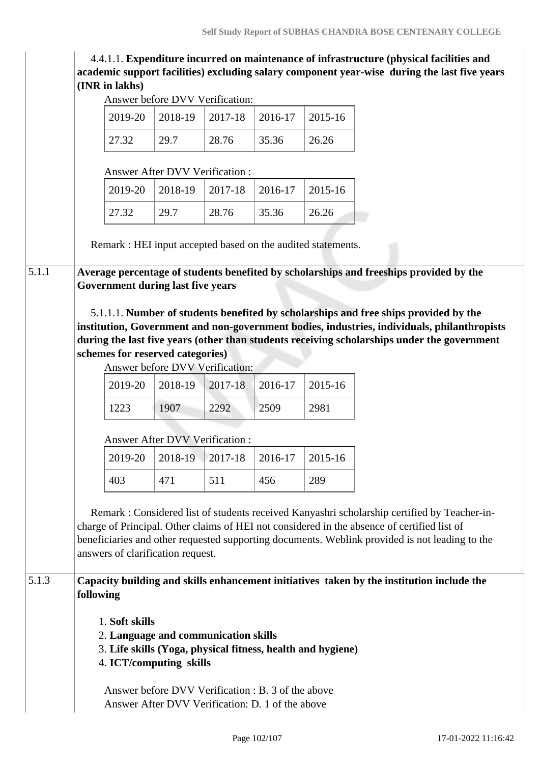4.4.1.1. **Expenditure incurred on maintenance of infrastructure (physical facilities and academic support facilities) excluding salary component year-wise during the last five years (INR in lakhs)**

Answer before DVV Verification:

| 2019-20 | 2018-19 | 2017-18 | 2016-17 | 2015-16 |
|---|---|---|---|---|
| 27.32 | 29.7 | 28.76 | 35.36 | 26.26 |

Answer After DVV Verification :

| 2019-20 | 2018-19 | 2017-18 | 2016-17 | 2015-16 |
|---|---|---|---|---|
| 27.32 | 29.7 | 28.76 | 35.36 | 26.26 |

Remark : HEI input accepted based on the audited statements.

**5.1.1 Average percentage of students benefited by scholarships and freeships provided by the Government during last five years**

5.1.1.1. **Number of students benefited by scholarships and free ships provided by the institution, Government and non-government bodies, industries, individuals, philanthropists during the last five years (other than students receiving scholarships under the government schemes for reserved categories)**

Answer before DVV Verification:

| 2019-20 | 2018-19 | 2017-18 | 2016-17 | 2015-16 |
|---|---|---|---|---|
| 1223 | 1907 | 2292 | 2509 | 2981 |

Answer After DVV Verification :

| 2019-20 | 2018-19 | 2017-18 | 2016-17 | 2015-16 |
|---|---|---|---|---|
| 403 | 471 | 511 | 456 | 289 |

Remark : Considered list of students received Kanyashri scholarship certified by Teacher-in-charge of Principal. Other claims of HEI not considered in the absence of certified list of beneficiaries and other requested supporting documents. Weblink provided is not leading to the answers of clarification request.

**5.1.3 Capacity building and skills enhancement initiatives taken by the institution include the following**

1. **Soft skills**
2. **Language and communication skills**
3. **Life skills (Yoga, physical fitness, health and hygiene)**
4. **ICT/computing skills**

Answer before DVV Verification : B. 3 of the above
Answer After DVV Verification: D. 1 of the above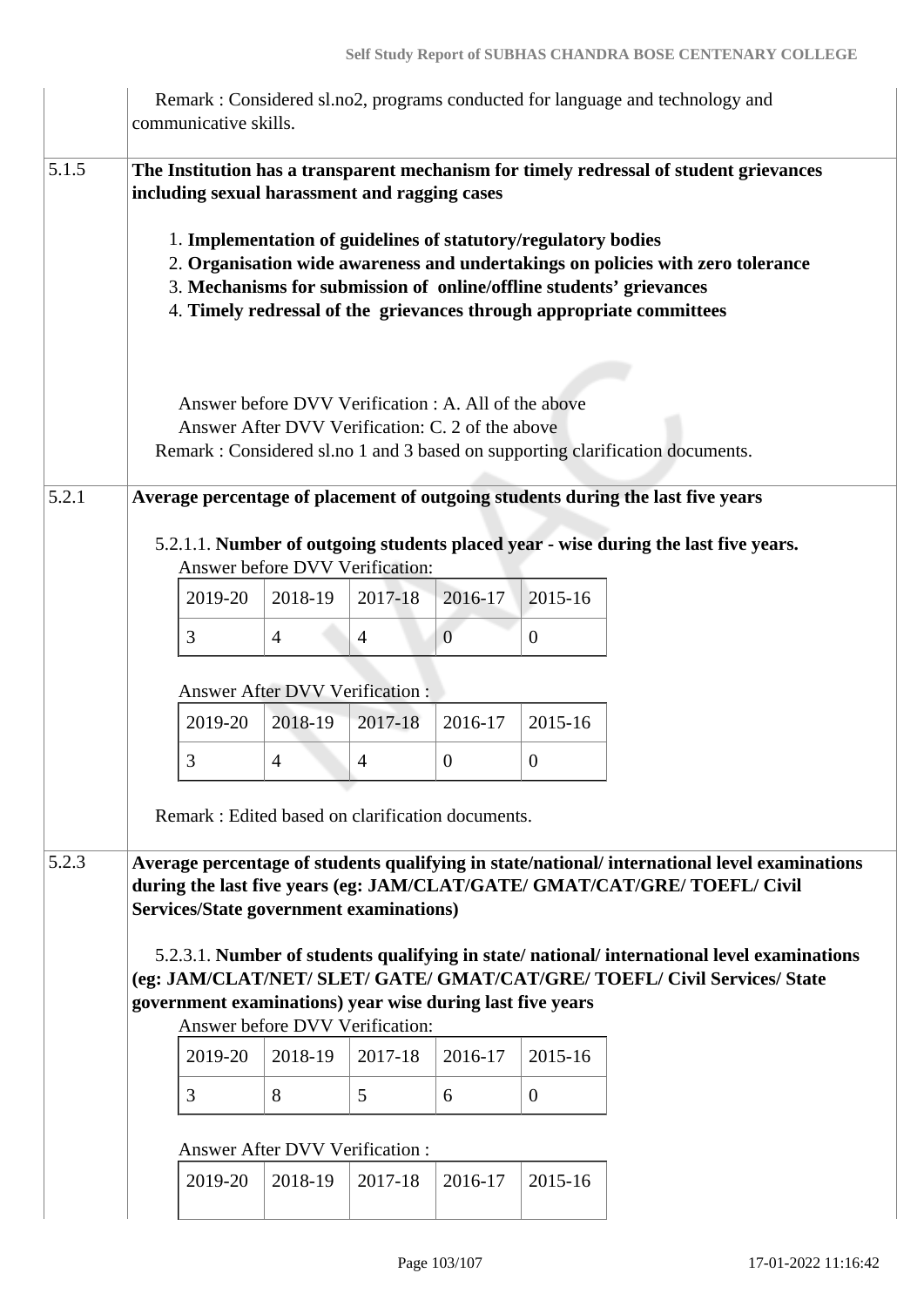Remark : Considered sl.no2, programs conducted for language and technology and communicative skills.

**5.1.5** **The Institution has a transparent mechanism for timely redressal of student grievances including sexual harassment and ragging cases**

1. **Implementation of guidelines of statutory/regulatory bodies**
2. **Organisation wide awareness and undertakings on policies with zero tolerance**
3. **Mechanisms for submission of online/offline students' grievances**
4. **Timely redressal of the grievances through appropriate committees**

Answer before DVV Verification : A. All of the above
Answer After DVV Verification: C. 2 of the above
Remark : Considered sl.no 1 and 3 based on supporting clarification documents.

**5.2.1** **Average percentage of placement of outgoing students during the last five years**

5.2.1.1. **Number of outgoing students placed year - wise during the last five years.**

Answer before DVV Verification:

| 2019-20 | 2018-19 | 2017-18 | 2016-17 | 2015-16 |
|---|---|---|---|---|
| 3 | 4 | 4 | 0 | 0 |

Answer After DVV Verification :

| 2019-20 | 2018-19 | 2017-18 | 2016-17 | 2015-16 |
|---|---|---|---|---|
| 3 | 4 | 4 | 0 | 0 |

Remark : Edited based on clarification documents.

**5.2.3** **Average percentage of students qualifying in state/national/ international level examinations during the last five years (eg: JAM/CLAT/GATE/ GMAT/CAT/GRE/ TOEFL/ Civil Services/State government examinations)**

5.2.3.1. **Number of students qualifying in state/ national/ international level examinations (eg: JAM/CLAT/NET/ SLET/ GATE/ GMAT/CAT/GRE/ TOEFL/ Civil Services/ State government examinations) year wise during last five years**

Answer before DVV Verification:

| 2019-20 | 2018-19 | 2017-18 | 2016-17 | 2015-16 |
|---|---|---|---|---|
| 3 | 8 | 5 | 6 | 0 |

Answer After DVV Verification :

| 2019-20 | 2018-19 | 2017-18 | 2016-17 | 2015-16 |
|---|---|---|---|---|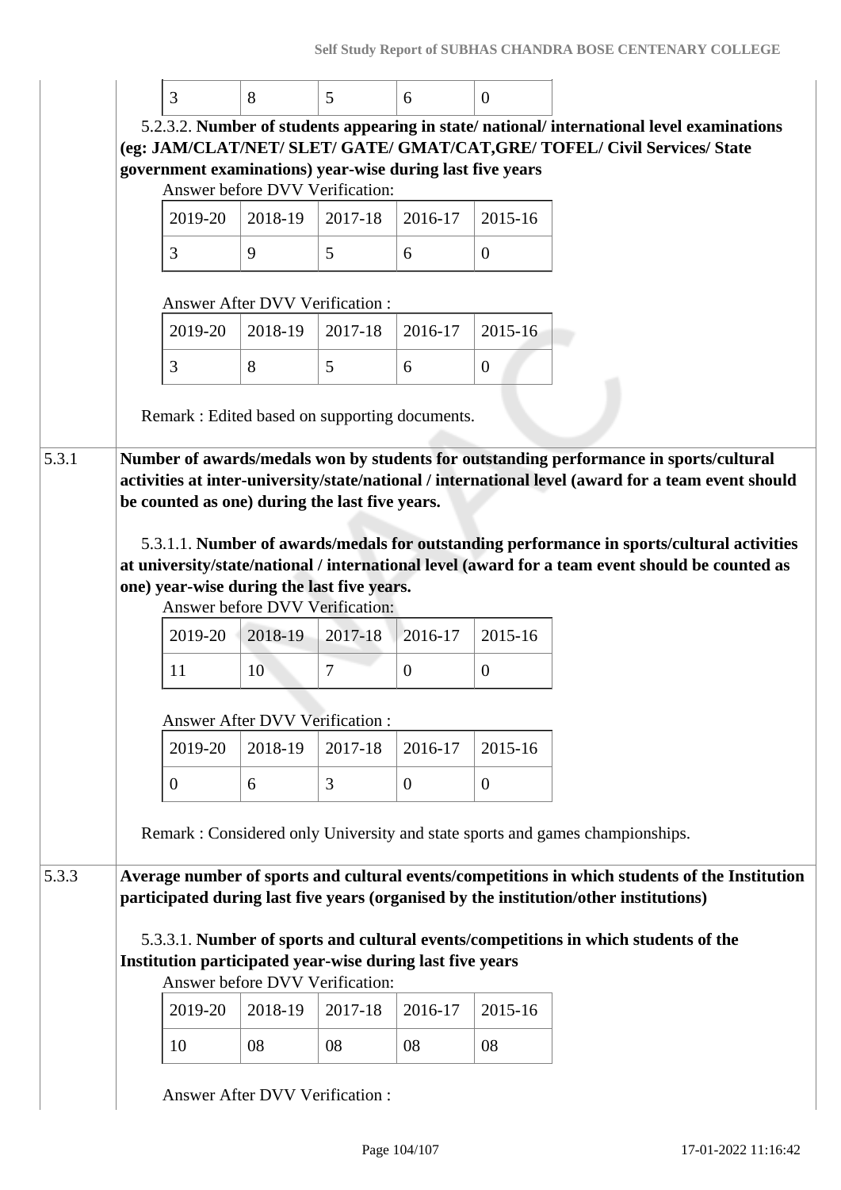| 3 | 8 | 5 | 6 | 0 |
|---|---|---|---|---|

5.2.3.2. **Number of students appearing in state/ national/ international level examinations (eg: JAM/CLAT/NET/ SLET/ GATE/ GMAT/CAT,GRE/ TOFEL/ Civil Services/ State government examinations) year-wise during last five years**

Answer before DVV Verification:

| 2019-20 | 2018-19 | 2017-18 | 2016-17 | 2015-16 |
|---|---|---|---|---|
| 3 | 9 | 5 | 6 | 0 |

Answer After DVV Verification :

| 2019-20 | 2018-19 | 2017-18 | 2016-17 | 2015-16 |
|---|---|---|---|---|
| 3 | 8 | 5 | 6 | 0 |

Remark : Edited based on supporting documents.

**5.3.1 Number of awards/medals won by students for outstanding performance in sports/cultural activities at inter-university/state/national / international level (award for a team event should be counted as one) during the last five years.**

5.3.1.1. **Number of awards/medals for outstanding performance in sports/cultural activities at university/state/national / international level (award for a team event should be counted as one) year-wise during the last five years.**

Answer before DVV Verification:

| 2019-20 | 2018-19 | 2017-18 | 2016-17 | 2015-16 |
|---|---|---|---|---|
| 11 | 10 | 7 | 0 | 0 |

Answer After DVV Verification :

| 2019-20 | 2018-19 | 2017-18 | 2016-17 | 2015-16 |
|---|---|---|---|---|
| 0 | 6 | 3 | 0 | 0 |

Remark : Considered only University and state sports and games championships.

**5.3.3 Average number of sports and cultural events/competitions in which students of the Institution participated during last five years (organised by the institution/other institutions)**

5.3.3.1. **Number of sports and cultural events/competitions in which students of the Institution participated year-wise during last five years**

Answer before DVV Verification:

| 2019-20 | 2018-19 | 2017-18 | 2016-17 | 2015-16 |
|---|---|---|---|---|
| 10 | 08 | 08 | 08 | 08 |

Answer After DVV Verification :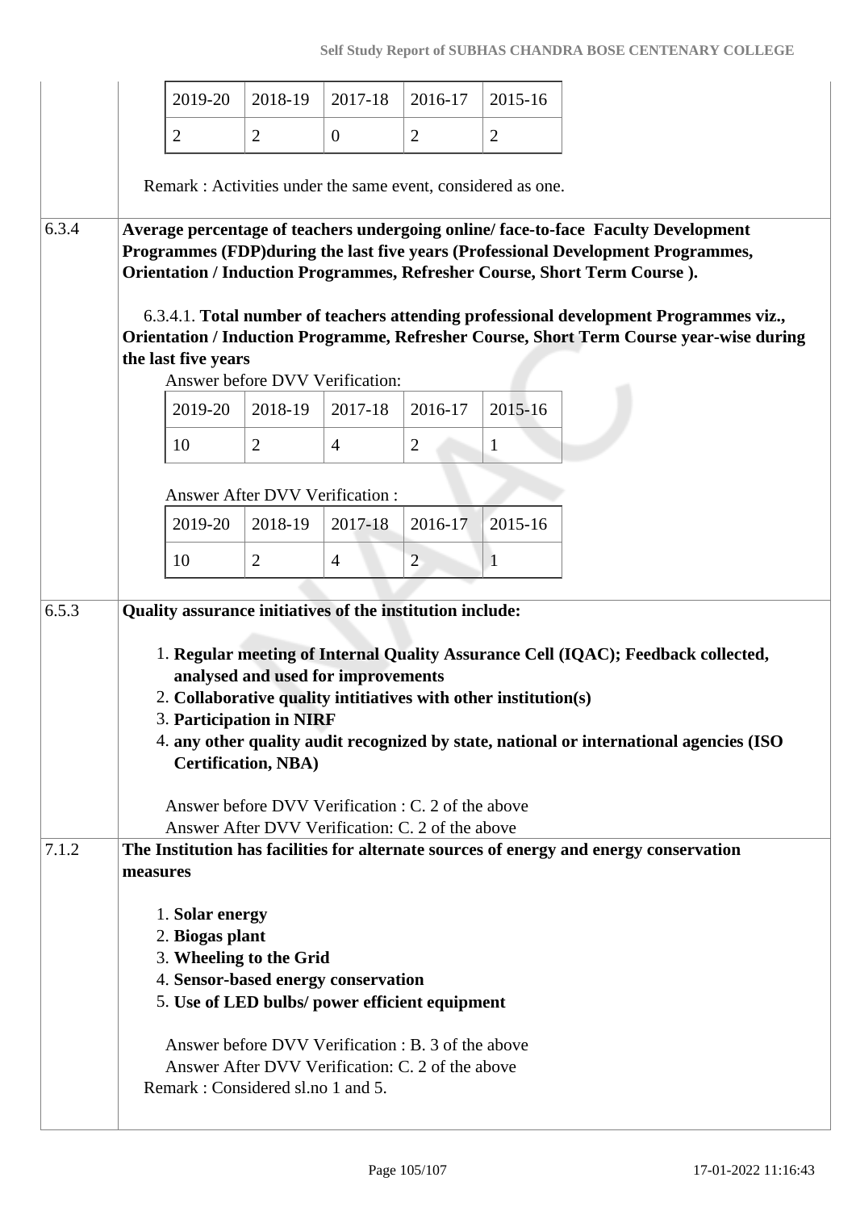| 2019-20 | 2018-19 | 2017-18 | 2016-17 | 2015-16 |
|---|---|---|---|---|
| 2 | 2 | 0 | 2 | 2 |

Remark : Activities under the same event, considered as one.

6.3.4 **Average percentage of teachers undergoing online/ face-to-face Faculty Development Programmes (FDP)during the last five years (Professional Development Programmes, Orientation / Induction Programmes, Refresher Course, Short Term Course ).**

6.3.4.1. **Total number of teachers attending professional development Programmes viz., Orientation / Induction Programme, Refresher Course, Short Term Course year-wise during the last five years**

Answer before DVV Verification:

| 2019-20 | 2018-19 | 2017-18 | 2016-17 | 2015-16 |
|---|---|---|---|---|
| 10 | 2 | 4 | 2 | 1 |

Answer After DVV Verification :

| 2019-20 | 2018-19 | 2017-18 | 2016-17 | 2015-16 |
|---|---|---|---|---|
| 10 | 2 | 4 | 2 | 1 |

6.5.3 **Quality assurance initiatives of the institution include:**

1. **Regular meeting of Internal Quality Assurance Cell (IQAC); Feedback collected, analysed and used for improvements**
2. **Collaborative quality intitiatives with other institution(s)**
3. **Participation in NIRF**
4. **any other quality audit recognized by state, national or international agencies (ISO Certification, NBA)**

Answer before DVV Verification : C. 2 of the above
Answer After DVV Verification: C. 2 of the above

7.1.2 **The Institution has facilities for alternate sources of energy and energy conservation measures**

1. **Solar energy**
2. **Biogas plant**
3. **Wheeling to the Grid**
4. **Sensor-based energy conservation**
5. **Use of LED bulbs/ power efficient equipment**

Answer before DVV Verification : B. 3 of the above
Answer After DVV Verification: C. 2 of the above
Remark : Considered sl.no 1 and 5.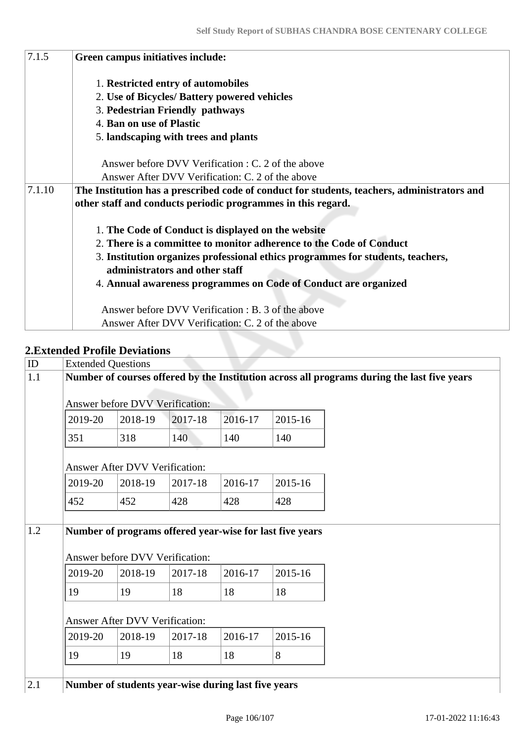| | |
|---|---|
| 7.1.5 | **Green campus initiatives include:**<br><br>1. **Restricted entry of automobiles**<br>2. **Use of Bicycles/ Battery powered vehicles**<br>3. **Pedestrian Friendly pathways**<br>4. **Ban on use of Plastic**<br>5. **landscaping with trees and plants**<br><br>Answer before DVV Verification : C. 2 of the above<br>Answer After DVV Verification: C. 2 of the above |
| 7.1.10 | **The Institution has a prescribed code of conduct for students, teachers, administrators and other staff and conducts periodic programmes in this regard.**<br><br>1. **The Code of Conduct is displayed on the website**<br>2. **There is a committee to monitor adherence to the Code of Conduct**<br>3. **Institution organizes professional ethics programmes for students, teachers, administrators and other staff**<br>4. **Annual awareness programmes on Code of Conduct are organized**<br><br>Answer before DVV Verification : B. 3 of the above<br>Answer After DVV Verification: C. 2 of the above |

## 2.Extended Profile Deviations

| ID | Extended Questions |
|---|---|
| 1.1 | **Number of courses offered by the Institution across all programs during the last five years** |
| 1.2 | **Number of programs offered year-wise for last five years** |
| 2.1 | **Number of students year-wise during last five years** |

**1.1** Answer before DVV Verification:

| 2019-20 | 2018-19 | 2017-18 | 2016-17 | 2015-16 |
|---|---|---|---|---|
| 351 | 318 | 140 | 140 | 140 |

Answer After DVV Verification:

| 2019-20 | 2018-19 | 2017-18 | 2016-17 | 2015-16 |
|---|---|---|---|---|
| 452 | 452 | 428 | 428 | 428 |

**1.2** Answer before DVV Verification:

| 2019-20 | 2018-19 | 2017-18 | 2016-17 | 2015-16 |
|---|---|---|---|---|
| 19 | 19 | 18 | 18 | 18 |

Answer After DVV Verification:

| 2019-20 | 2018-19 | 2017-18 | 2016-17 | 2015-16 |
|---|---|---|---|---|
| 19 | 19 | 18 | 18 | 8 |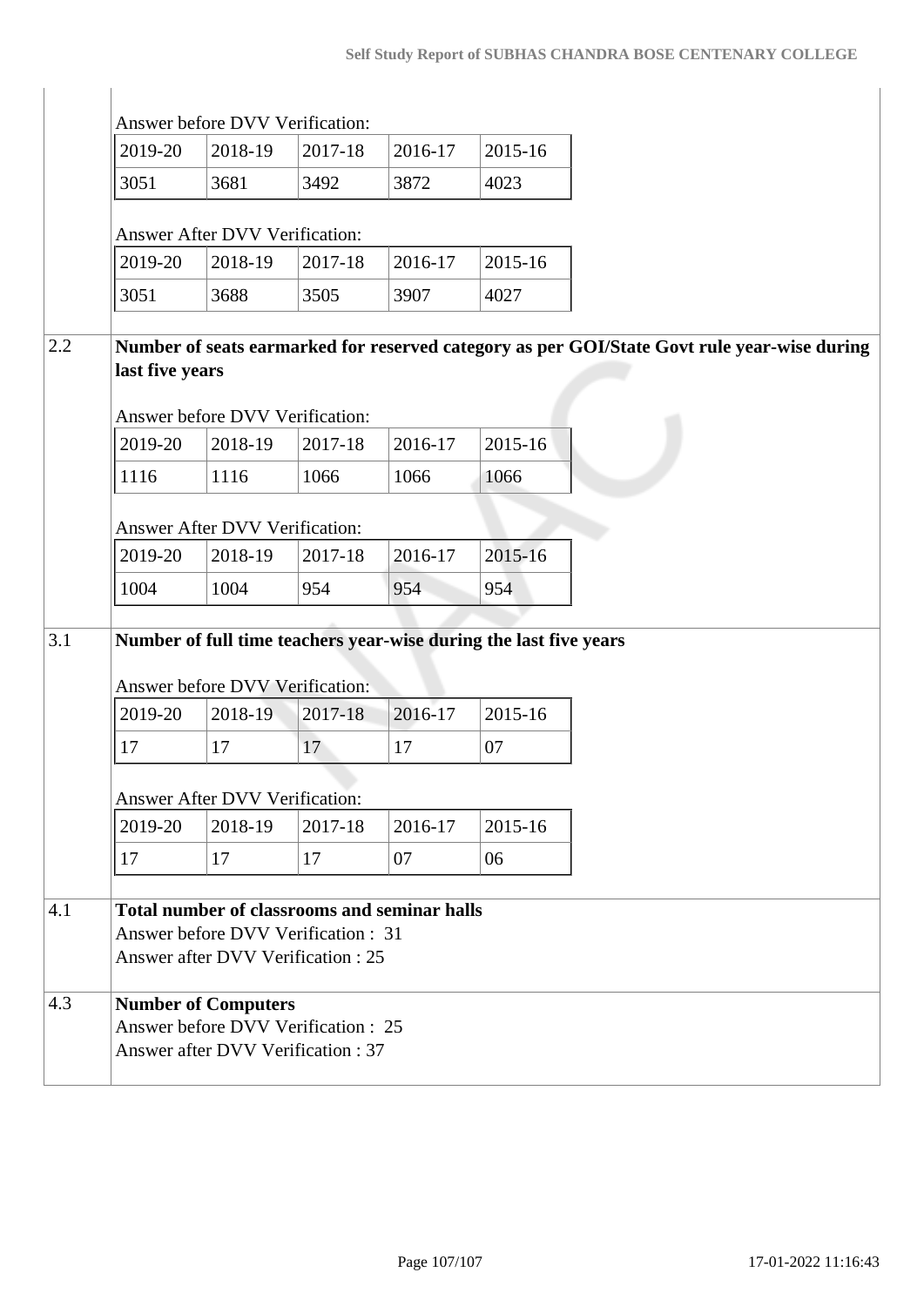Answer before DVV Verification:

| 2019-20 | 2018-19 | 2017-18 | 2016-17 | 2015-16 |
|---|---|---|---|---|
| 3051 | 3681 | 3492 | 3872 | 4023 |

Answer After DVV Verification:

| 2019-20 | 2018-19 | 2017-18 | 2016-17 | 2015-16 |
|---|---|---|---|---|
| 3051 | 3688 | 3505 | 3907 | 4027 |

**2.2 Number of seats earmarked for reserved category as per GOI/State Govt rule year-wise during last five years**

Answer before DVV Verification:

| 2019-20 | 2018-19 | 2017-18 | 2016-17 | 2015-16 |
|---|---|---|---|---|
| 1116 | 1116 | 1066 | 1066 | 1066 |

Answer After DVV Verification:

| 2019-20 | 2018-19 | 2017-18 | 2016-17 | 2015-16 |
|---|---|---|---|---|
| 1004 | 1004 | 954 | 954 | 954 |

**3.1 Number of full time teachers year-wise during the last five years**

Answer before DVV Verification:

| 2019-20 | 2018-19 | 2017-18 | 2016-17 | 2015-16 |
|---|---|---|---|---|
| 17 | 17 | 17 | 17 | 07 |

Answer After DVV Verification:

| 2019-20 | 2018-19 | 2017-18 | 2016-17 | 2015-16 |
|---|---|---|---|---|
| 17 | 17 | 17 | 07 | 06 |

**4.1 Total number of classrooms and seminar halls**

Answer before DVV Verification : 31

Answer after DVV Verification : 25

**4.3 Number of Computers**

Answer before DVV Verification : 25

Answer after DVV Verification : 37